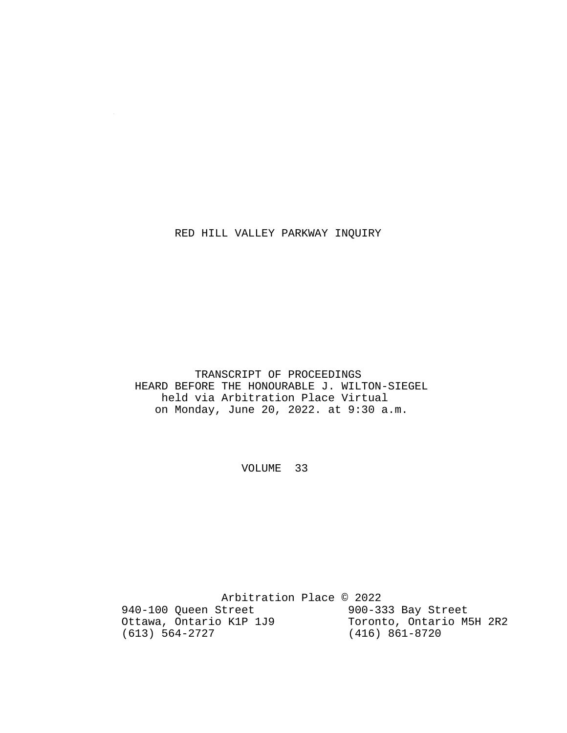# RED HILL VALLEY PARKWAY INQUIRY

TRANSCRIPT OF PROCEEDINGS
HEARD BEFORE THE HONOURABLE J. WILTON-SIEGEL
held via Arbitration Place Virtual
on Monday, June 20, 2022. at 9:30 a.m.

VOLUME 33

Arbitration Place © 2022

940-100 Queen Street
Ottawa, Ontario K1P 1J9
(613) 564-2727

900-333 Bay Street
Toronto, Ontario M5H 2R2
(416) 861-8720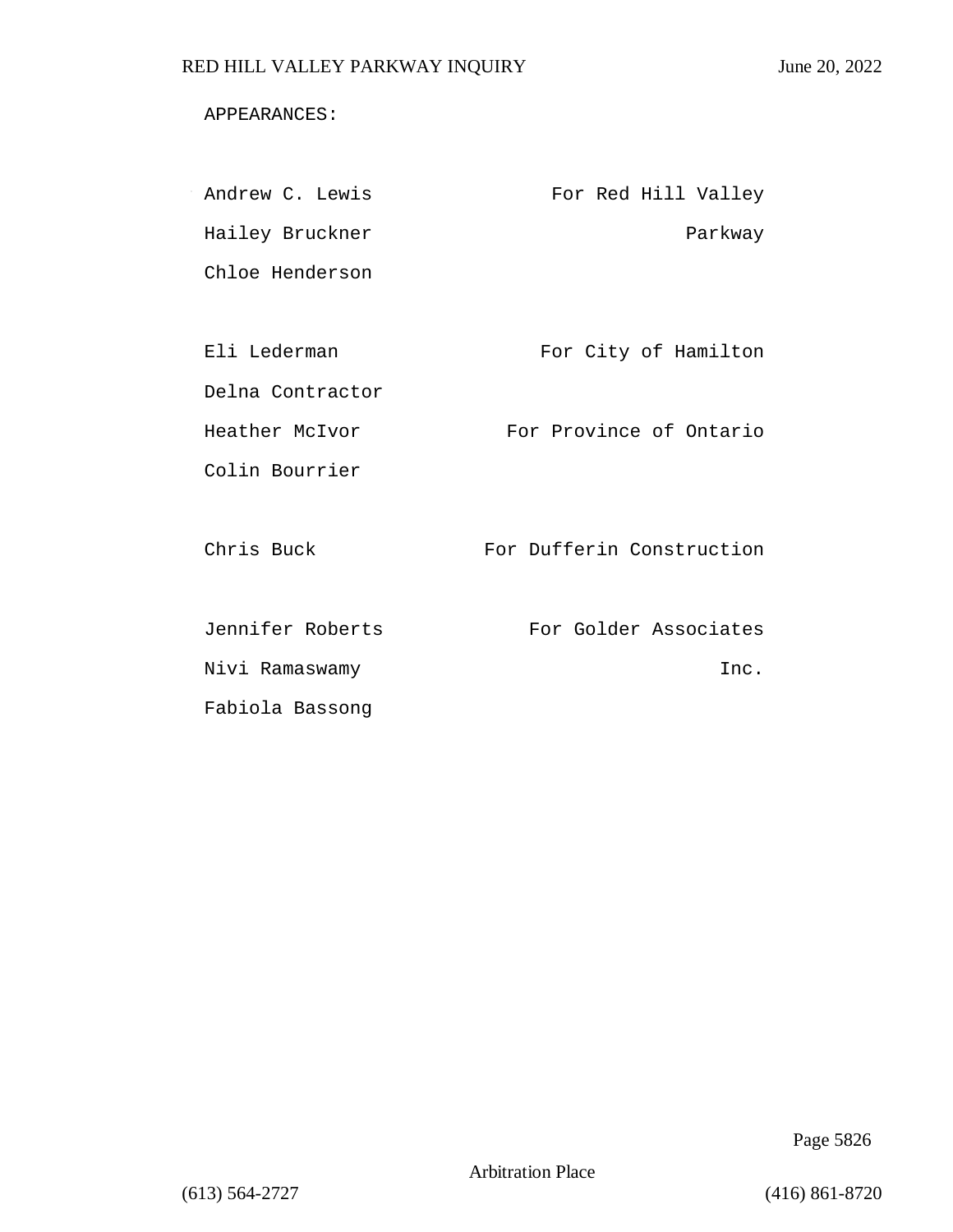APPEARANCES:

| | |
|---|---|
| Andrew C. Lewis | For Red Hill Valley Parkway |
| Hailey Bruckner | |
| Chloe Henderson | |
| | |
| Eli Lederman | For City of Hamilton |
| Delna Contractor | |
| Heather McIvor | For Province of Ontario |
| Colin Bourrier | |
| | |
| Chris Buck | For Dufferin Construction |
| | |
| Jennifer Roberts | For Golder Associates Inc. |
| Nivi Ramaswamy | |
| Fabiola Bassong | |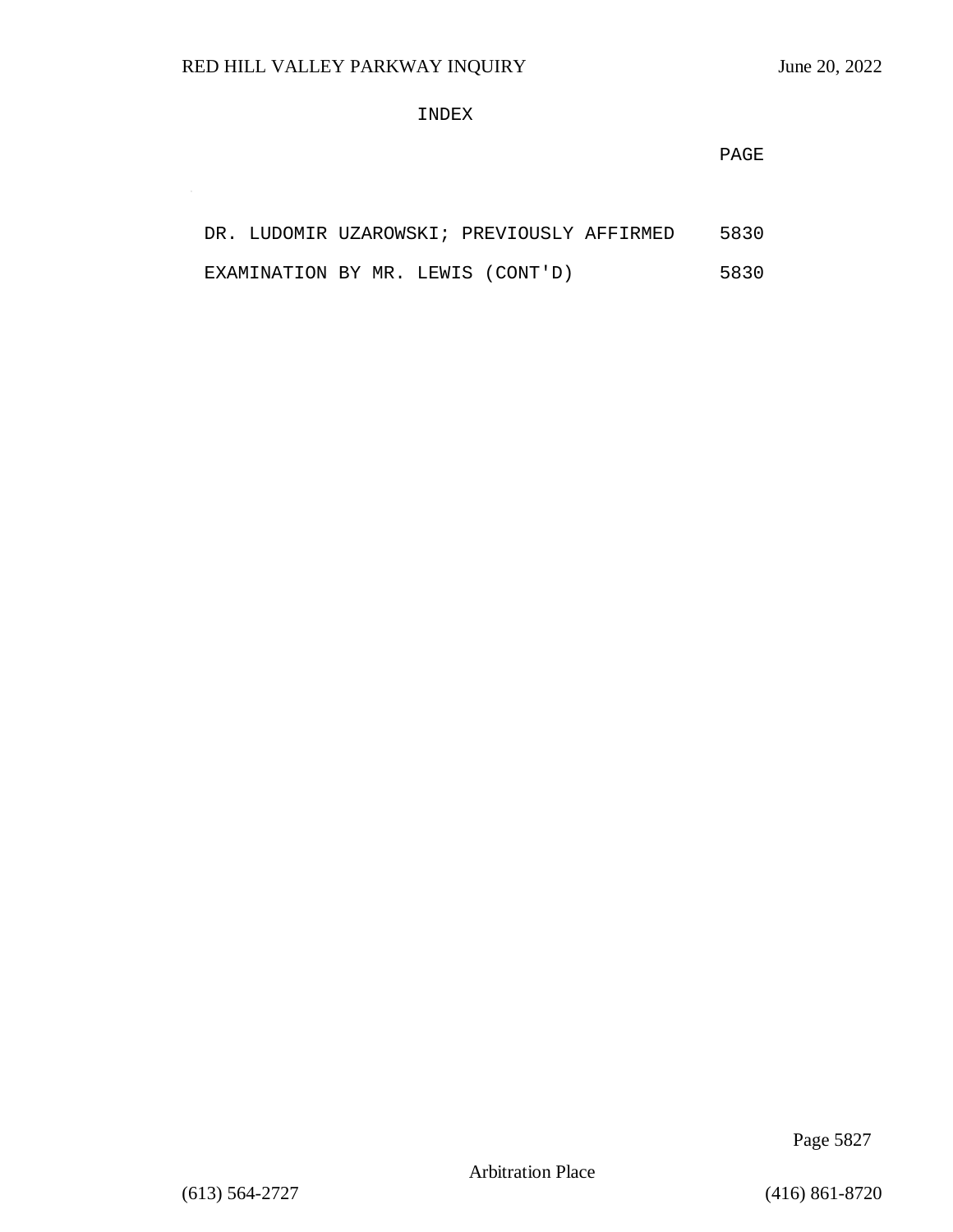INDEX

| | PAGE |
|---|---|
| DR. LUDOMIR UZAROWSKI; PREVIOUSLY AFFIRMED | 5830 |
| EXAMINATION BY MR. LEWIS (CONT'D) | 5830 |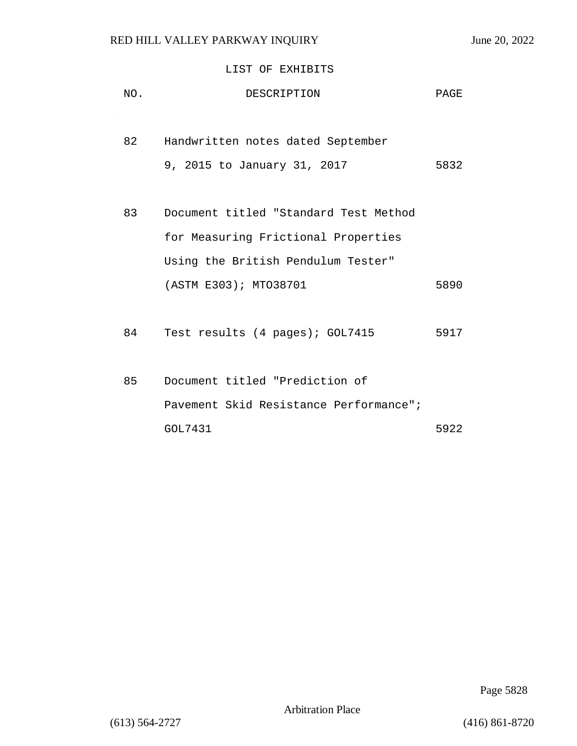## LIST OF EXHIBITS

| NO. | DESCRIPTION | PAGE |
| --- | --- | --- |
| 82 | Handwritten notes dated September 9, 2015 to January 31, 2017 | 5832 |
| 83 | Document titled "Standard Test Method for Measuring Frictional Properties Using the British Pendulum Tester" (ASTM E303); MTO38701 | 5890 |
| 84 | Test results (4 pages); GOL7415 | 5917 |
| 85 | Document titled "Prediction of Pavement Skid Resistance Performance"; GOL7431 | 5922 |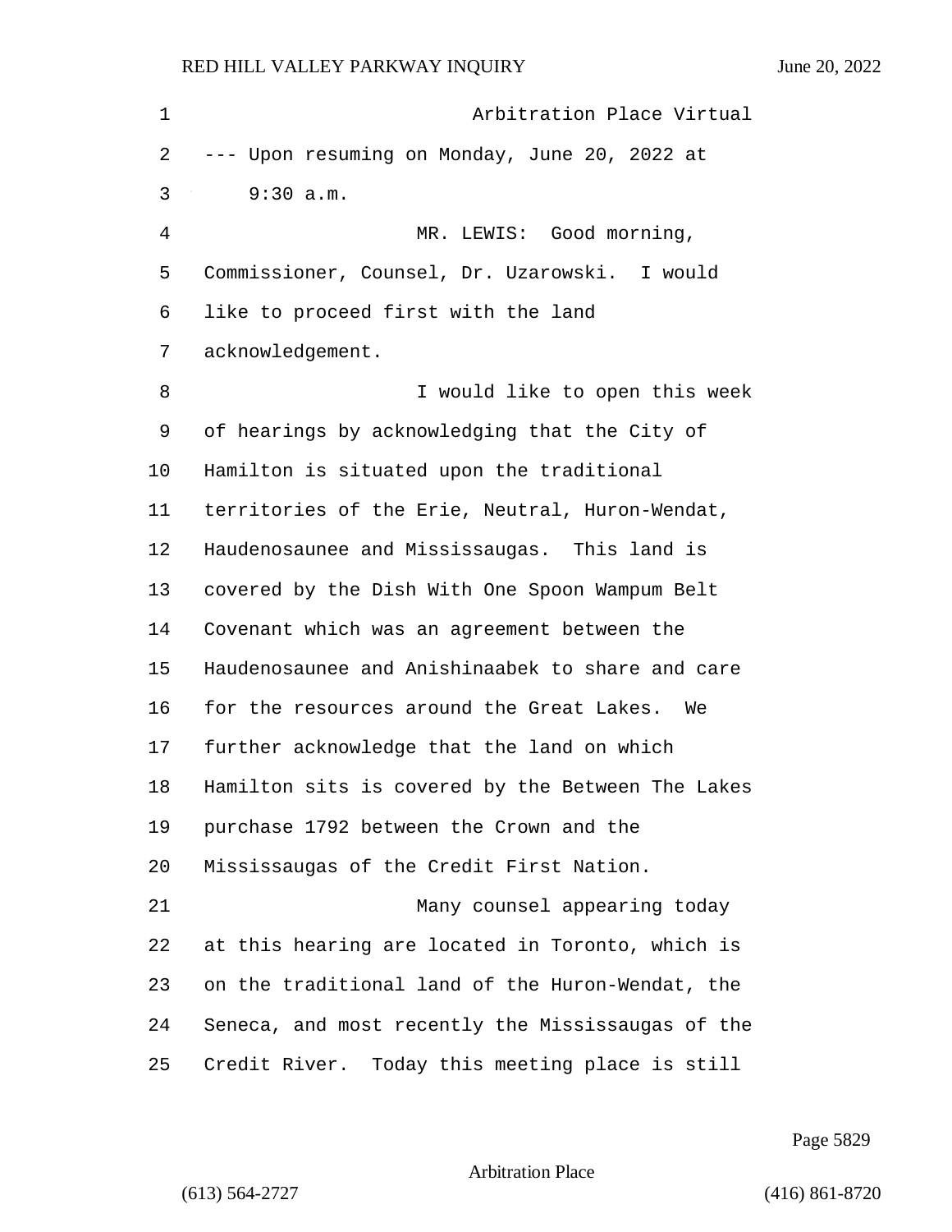Arbitration Place Virtual

--- Upon resuming on Monday, June 20, 2022 at 9:30 a.m.

MR. LEWIS: Good morning, Commissioner, Counsel, Dr. Uzarowski. I would like to proceed first with the land acknowledgement.

I would like to open this week of hearings by acknowledging that the City of Hamilton is situated upon the traditional territories of the Erie, Neutral, Huron-Wendat, Haudenosaunee and Mississaugas. This land is covered by the Dish With One Spoon Wampum Belt Covenant which was an agreement between the Haudenosaunee and Anishinaabek to share and care for the resources around the Great Lakes. We further acknowledge that the land on which Hamilton sits is covered by the Between The Lakes purchase 1792 between the Crown and the Mississaugas of the Credit First Nation.

Many counsel appearing today at this hearing are located in Toronto, which is on the traditional land of the Huron-Wendat, the Seneca, and most recently the Mississaugas of the Credit River. Today this meeting place is still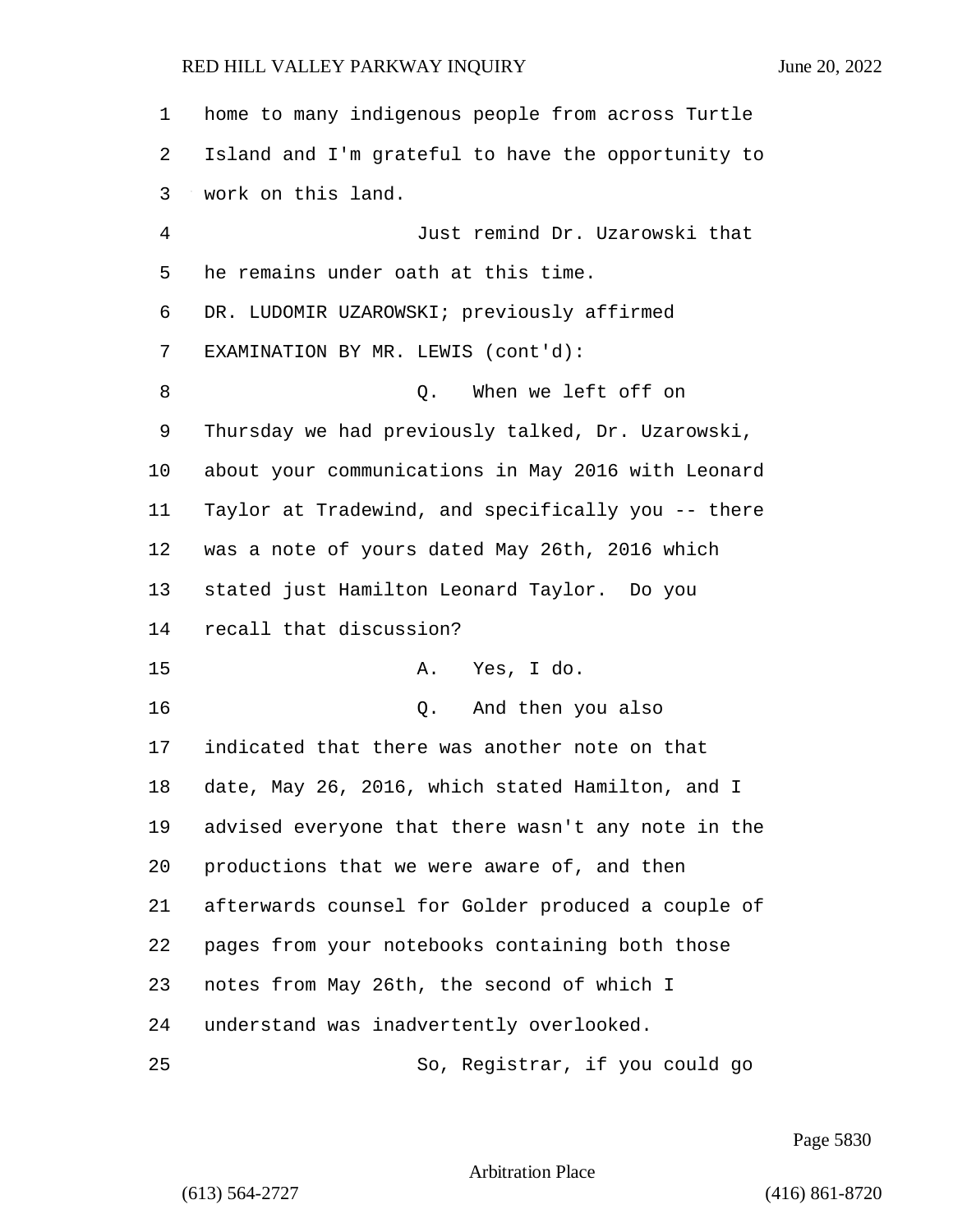home to many indigenous people from across Turtle Island and I'm grateful to have the opportunity to work on this land.

Just remind Dr. Uzarowski that he remains under oath at this time.

DR. LUDOMIR UZAROWSKI; previously affirmed

EXAMINATION BY MR. LEWIS (cont'd):

Q. When we left off on Thursday we had previously talked, Dr. Uzarowski, about your communications in May 2016 with Leonard Taylor at Tradewind, and specifically you -- there was a note of yours dated May 26th, 2016 which stated just Hamilton Leonard Taylor. Do you recall that discussion?

A. Yes, I do.

Q. And then you also indicated that there was another note on that date, May 26, 2016, which stated Hamilton, and I advised everyone that there wasn't any note in the productions that we were aware of, and then afterwards counsel for Golder produced a couple of pages from your notebooks containing both those notes from May 26th, the second of which I understand was inadvertently overlooked.

So, Registrar, if you could go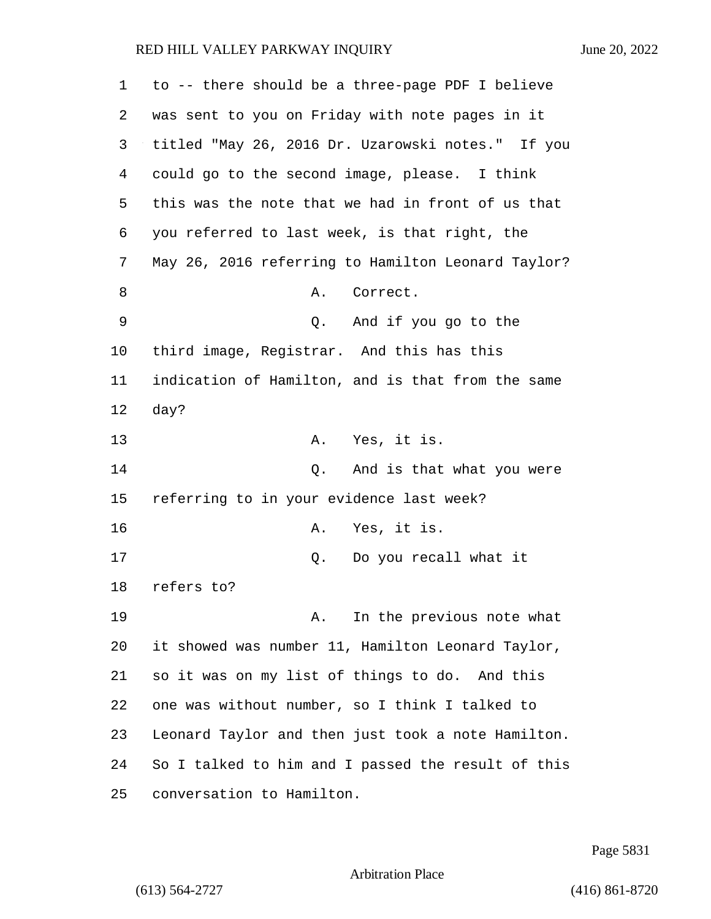to -- there should be a three-page PDF I believe was sent to you on Friday with note pages in it titled "May 26, 2016 Dr. Uzarowski notes." If you could go to the second image, please. I think this was the note that we had in front of us that you referred to last week, is that right, the May 26, 2016 referring to Hamilton Leonard Taylor?

A. Correct.

Q. And if you go to the third image, Registrar. And this has this indication of Hamilton, and is that from the same day?

A. Yes, it is.

Q. And is that what you were referring to in your evidence last week?

A. Yes, it is.

Q. Do you recall what it refers to?

A. In the previous note what it showed was number 11, Hamilton Leonard Taylor, so it was on my list of things to do. And this one was without number, so I think I talked to Leonard Taylor and then just took a note Hamilton. So I talked to him and I passed the result of this conversation to Hamilton.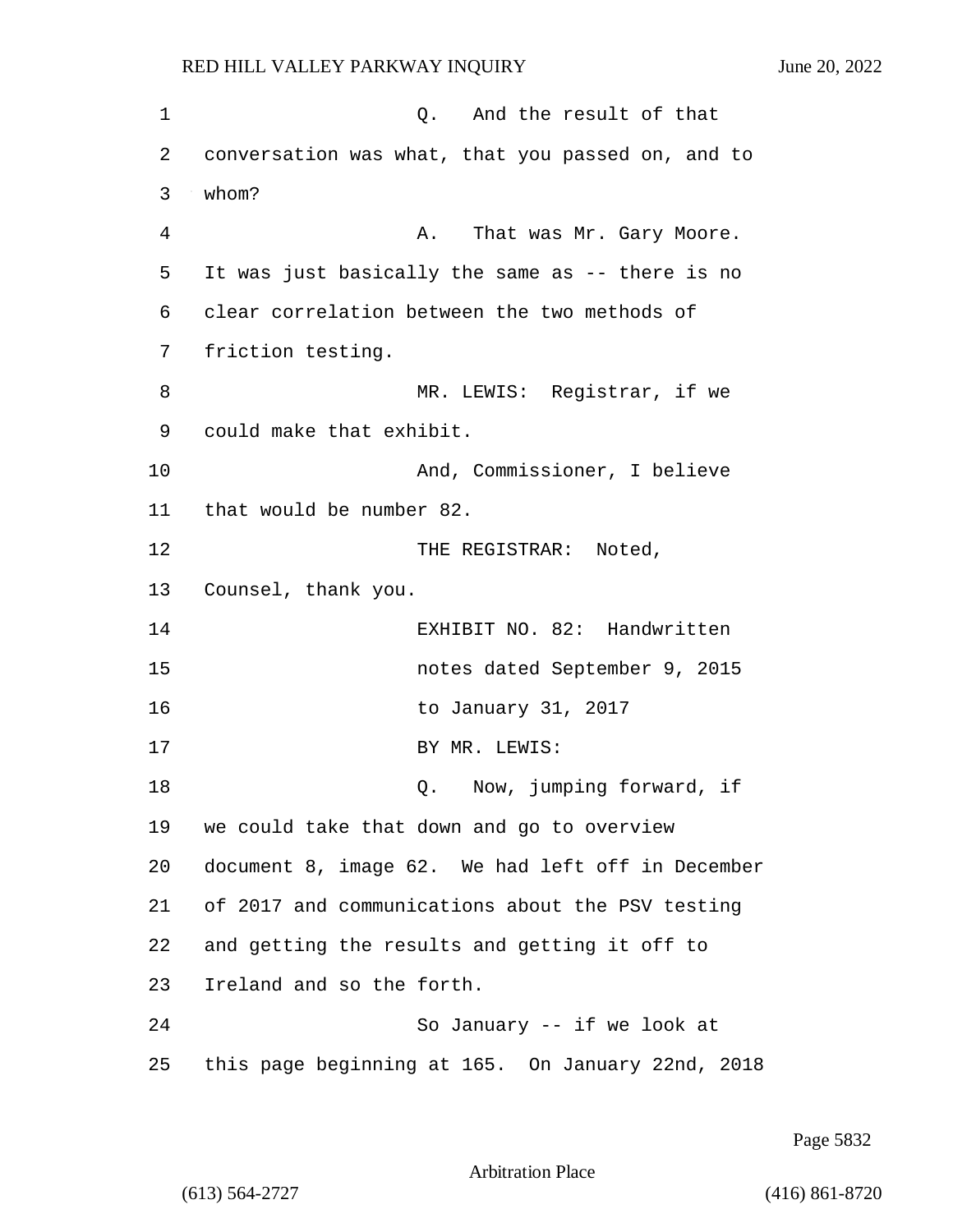Q. And the result of that conversation was what, that you passed on, and to whom?

A. That was Mr. Gary Moore. It was just basically the same as -- there is no clear correlation between the two methods of friction testing.

MR. LEWIS: Registrar, if we could make that exhibit.

And, Commissioner, I believe that would be number 82.

THE REGISTRAR: Noted, Counsel, thank you.

EXHIBIT NO. 82: Handwritten notes dated September 9, 2015 to January 31, 2017

BY MR. LEWIS:

Q. Now, jumping forward, if we could take that down and go to overview document 8, image 62. We had left off in December of 2017 and communications about the PSV testing and getting the results and getting it off to Ireland and so the forth.

So January -- if we look at this page beginning at 165. On January 22nd, 2018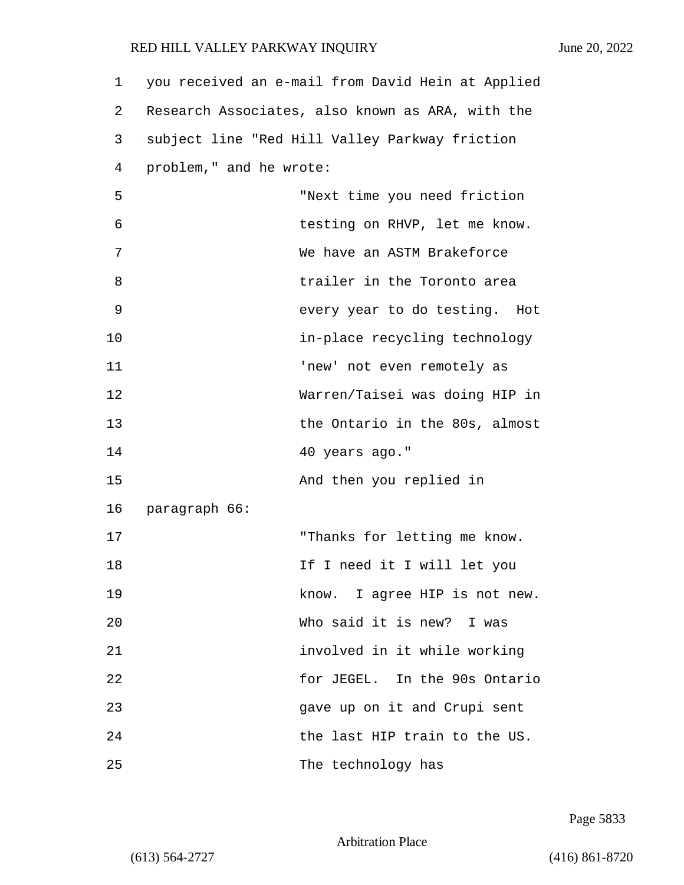you received an e-mail from David Hein at Applied Research Associates, also known as ARA, with the subject line "Red Hill Valley Parkway friction problem," and he wrote:

> "Next time you need friction testing on RHVP, let me know. We have an ASTM Brakeforce trailer in the Toronto area every year to do testing. Hot in-place recycling technology 'new' not even remotely as Warren/Taisei was doing HIP in the Ontario in the 80s, almost 40 years ago."

And then you replied in paragraph 66:

> "Thanks for letting me know. If I need it I will let you know. I agree HIP is not new. Who said it is new? I was involved in it while working for JEGEL. In the 90s Ontario gave up on it and Crupi sent the last HIP train to the US. The technology has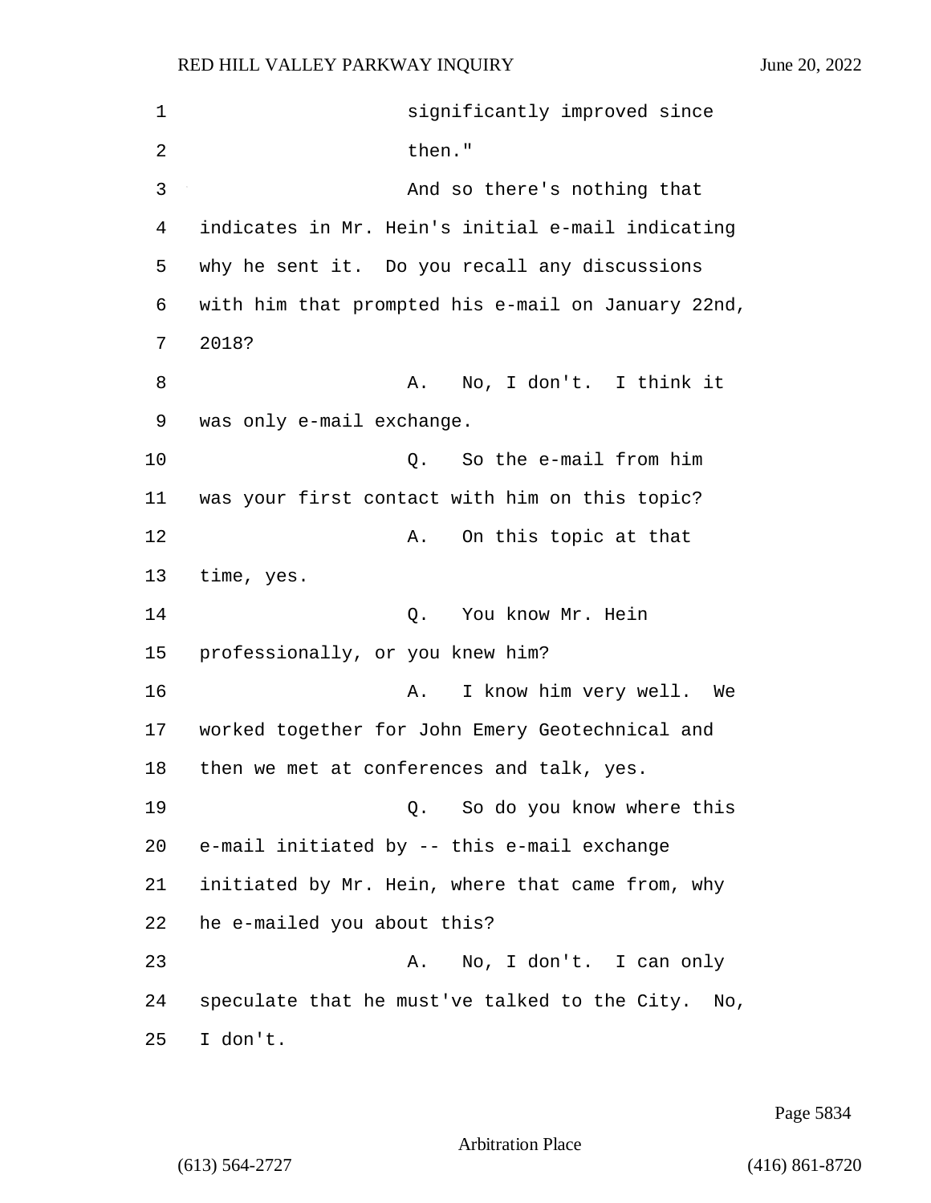significantly improved since then."

And so there's nothing that indicates in Mr. Hein's initial e-mail indicating why he sent it. Do you recall any discussions with him that prompted his e-mail on January 22nd, 2018?

A. No, I don't. I think it was only e-mail exchange.

Q. So the e-mail from him was your first contact with him on this topic?

A. On this topic at that time, yes.

Q. You know Mr. Hein professionally, or you knew him?

A. I know him very well. We worked together for John Emery Geotechnical and then we met at conferences and talk, yes.

Q. So do you know where this e-mail initiated by -- this e-mail exchange initiated by Mr. Hein, where that came from, why he e-mailed you about this?

A. No, I don't. I can only speculate that he must've talked to the City. No, I don't.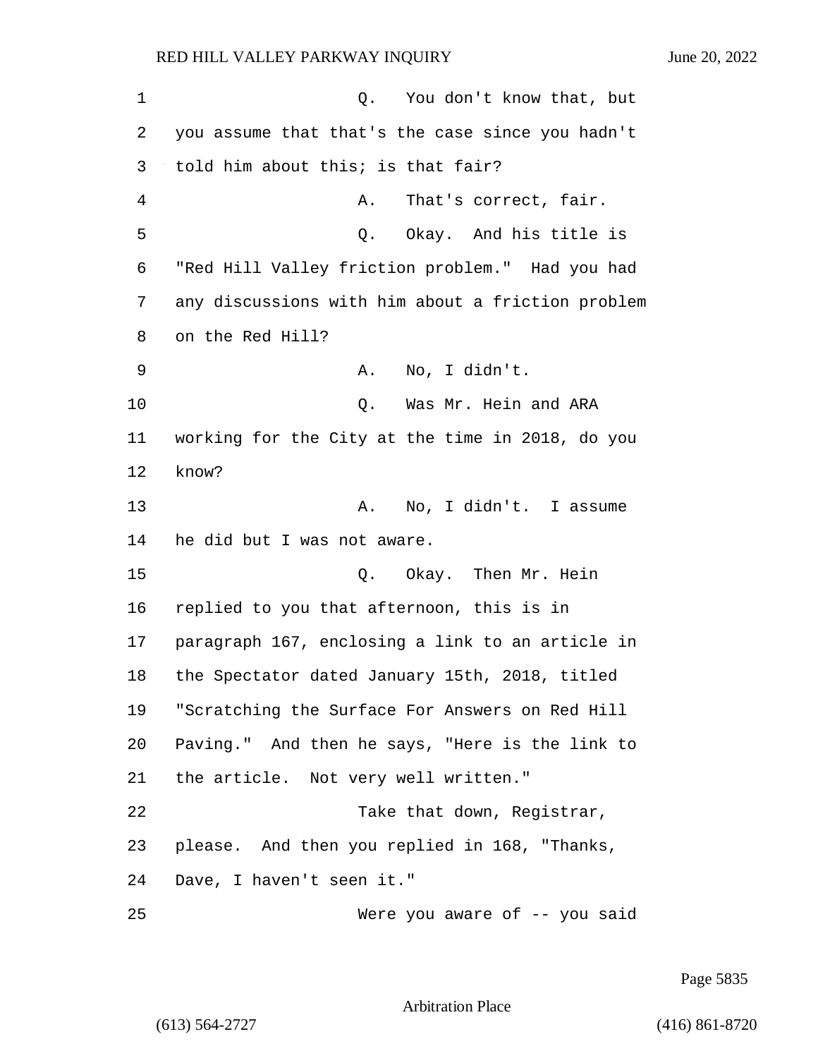Q. You don't know that, but you assume that that's the case since you hadn't told him about this; is that fair?

A. That's correct, fair.

Q. Okay. And his title is "Red Hill Valley friction problem." Had you had any discussions with him about a friction problem on the Red Hill?

A. No, I didn't.

Q. Was Mr. Hein and ARA working for the City at the time in 2018, do you know?

A. No, I didn't. I assume he did but I was not aware.

Q. Okay. Then Mr. Hein replied to you that afternoon, this is in paragraph 167, enclosing a link to an article in the Spectator dated January 15th, 2018, titled "Scratching the Surface For Answers on Red Hill Paving." And then he says, "Here is the link to the article. Not very well written."

Take that down, Registrar, please. And then you replied in 168, "Thanks, Dave, I haven't seen it."

Were you aware of -- you said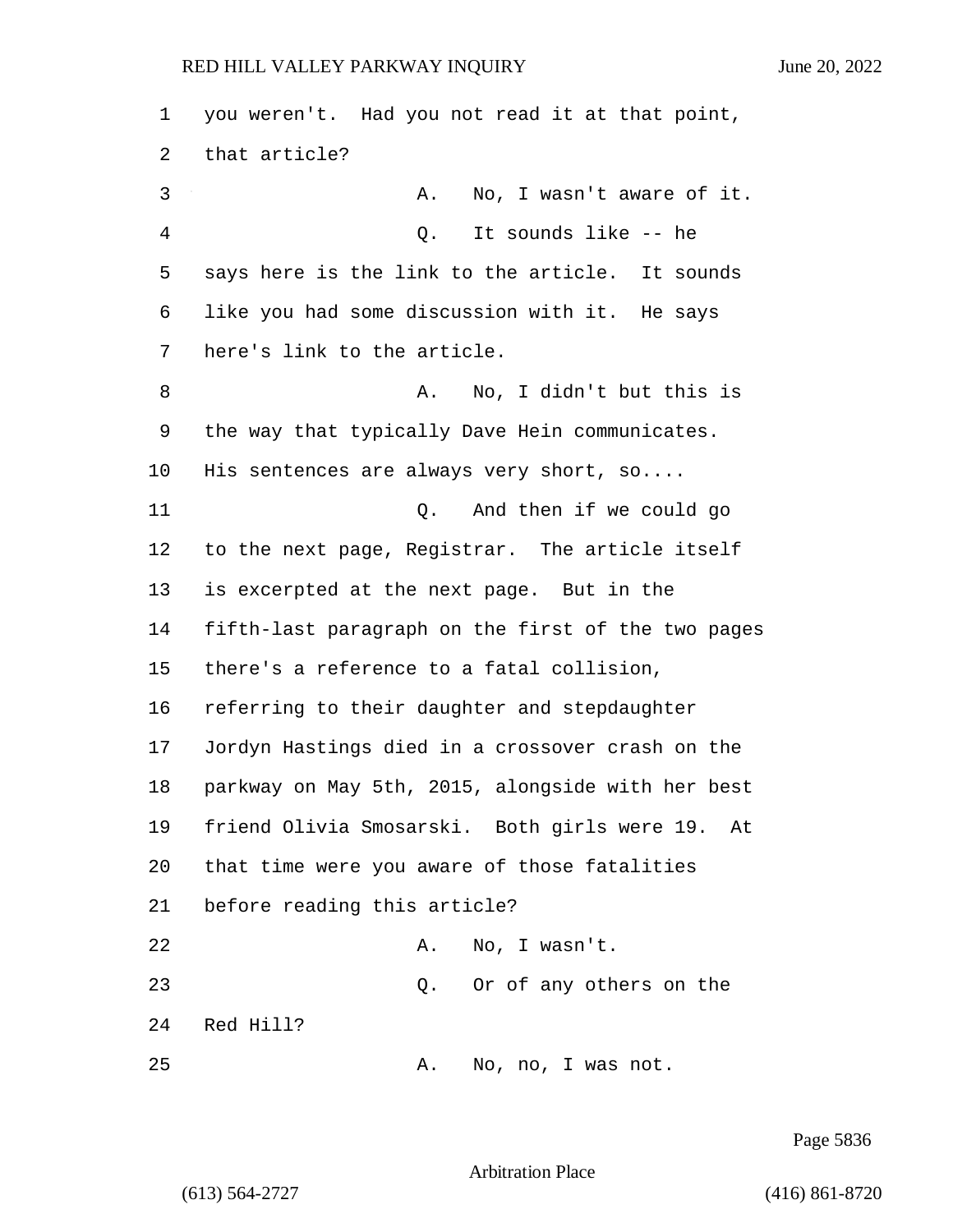you weren't. Had you not read it at that point, that article?

A. No, I wasn't aware of it.

Q. It sounds like -- he says here is the link to the article. It sounds like you had some discussion with it. He says here's link to the article.

A. No, I didn't but this is the way that typically Dave Hein communicates. His sentences are always very short, so....

Q. And then if we could go to the next page, Registrar. The article itself is excerpted at the next page. But in the fifth-last paragraph on the first of the two pages there's a reference to a fatal collision, referring to their daughter and stepdaughter Jordyn Hastings died in a crossover crash on the parkway on May 5th, 2015, alongside with her best friend Olivia Smosarski. Both girls were 19. At that time were you aware of those fatalities before reading this article?

A. No, I wasn't.

Q. Or of any others on the Red Hill?

A. No, no, I was not.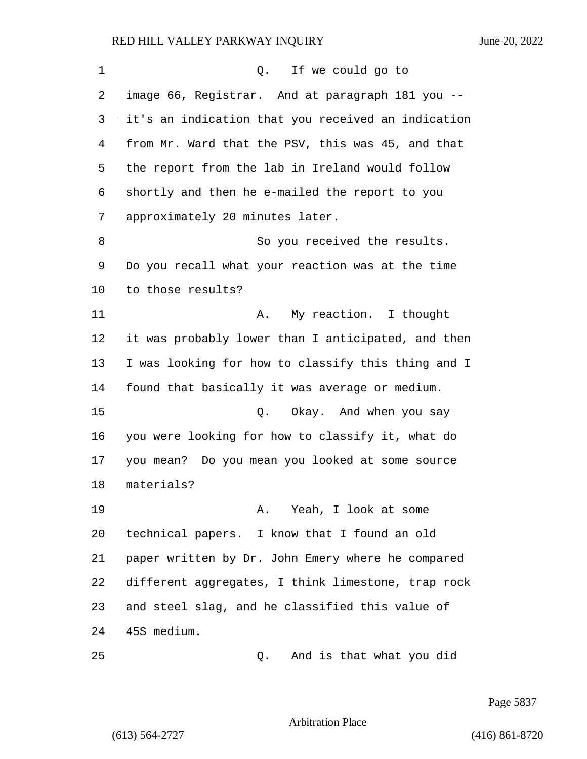Q. If we could go to image 66, Registrar. And at paragraph 181 you -- it's an indication that you received an indication from Mr. Ward that the PSV, this was 45, and that the report from the lab in Ireland would follow shortly and then he e-mailed the report to you approximately 20 minutes later.

So you received the results. Do you recall what your reaction was at the time to those results?

A. My reaction. I thought it was probably lower than I anticipated, and then I was looking for how to classify this thing and I found that basically it was average or medium.

Q. Okay. And when you say you were looking for how to classify it, what do you mean? Do you mean you looked at some source materials?

A. Yeah, I look at some technical papers. I know that I found an old paper written by Dr. John Emery where he compared different aggregates, I think limestone, trap rock and steel slag, and he classified this value of 45S medium.

Q. And is that what you did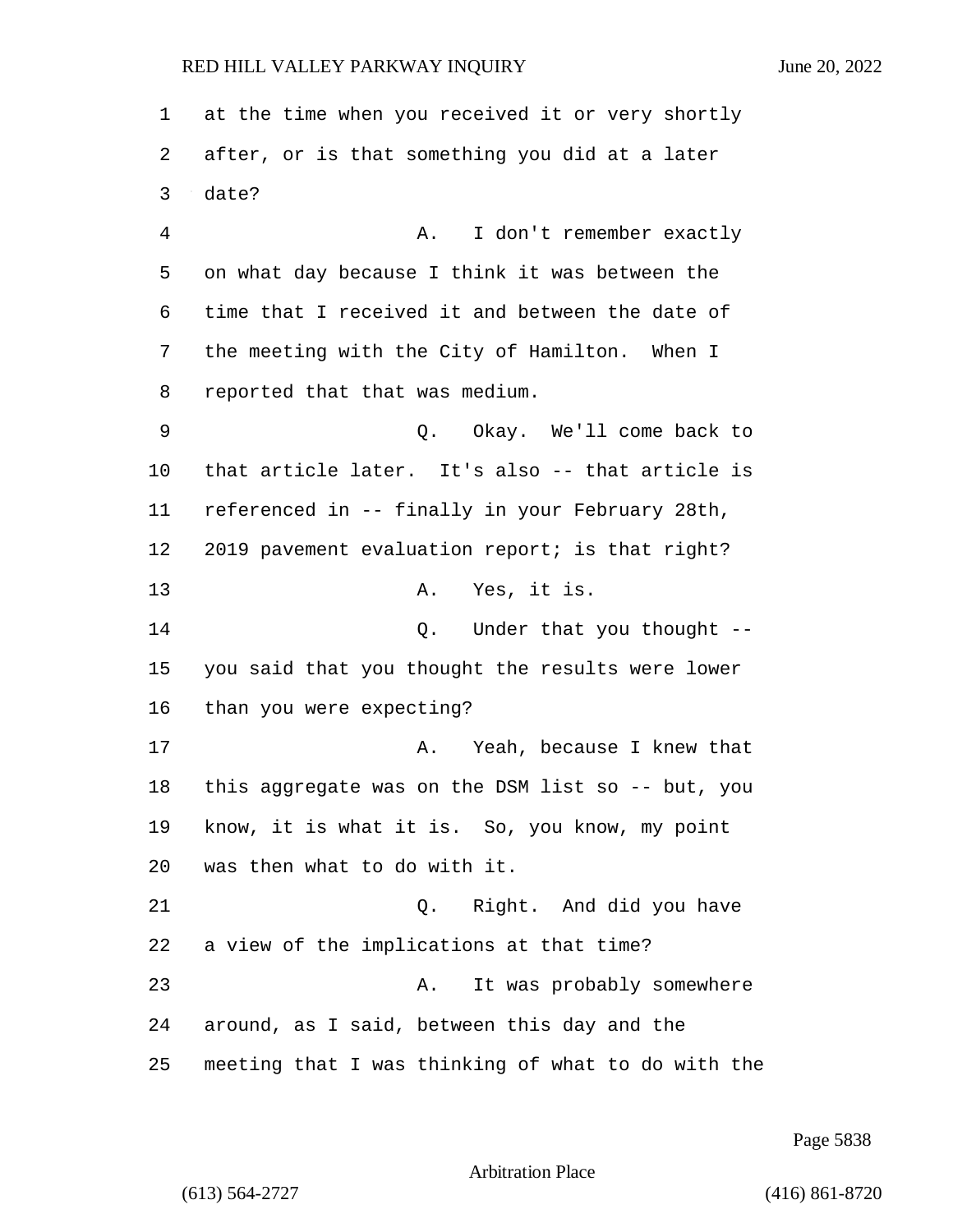at the time when you received it or very shortly after, or is that something you did at a later date?

A. I don't remember exactly on what day because I think it was between the time that I received it and between the date of the meeting with the City of Hamilton. When I reported that that was medium.

Q. Okay. We'll come back to that article later. It's also -- that article is referenced in -- finally in your February 28th, 2019 pavement evaluation report; is that right?

A. Yes, it is.

Q. Under that you thought -- you said that you thought the results were lower than you were expecting?

A. Yeah, because I knew that this aggregate was on the DSM list so -- but, you know, it is what it is. So, you know, my point was then what to do with it.

Q. Right. And did you have a view of the implications at that time?

A. It was probably somewhere around, as I said, between this day and the meeting that I was thinking of what to do with the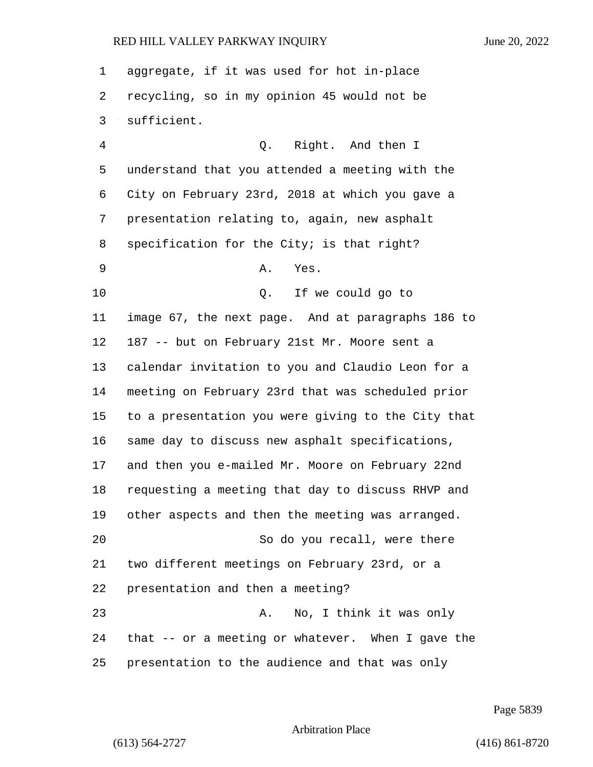1 aggregate, if it was used for hot in-place
2 recycling, so in my opinion 45 would not be
3 sufficient.
4 Q. Right. And then I
5 understand that you attended a meeting with the
6 City on February 23rd, 2018 at which you gave a
7 presentation relating to, again, new asphalt
8 specification for the City; is that right?
9 A. Yes.
10 Q. If we could go to
11 image 67, the next page. And at paragraphs 186 to
12 187 -- but on February 21st Mr. Moore sent a
13 calendar invitation to you and Claudio Leon for a
14 meeting on February 23rd that was scheduled prior
15 to a presentation you were giving to the City that
16 same day to discuss new asphalt specifications,
17 and then you e-mailed Mr. Moore on February 22nd
18 requesting a meeting that day to discuss RHVP and
19 other aspects and then the meeting was arranged.
20 So do you recall, were there
21 two different meetings on February 23rd, or a
22 presentation and then a meeting?
23 A. No, I think it was only
24 that -- or a meeting or whatever. When I gave the
25 presentation to the audience and that was only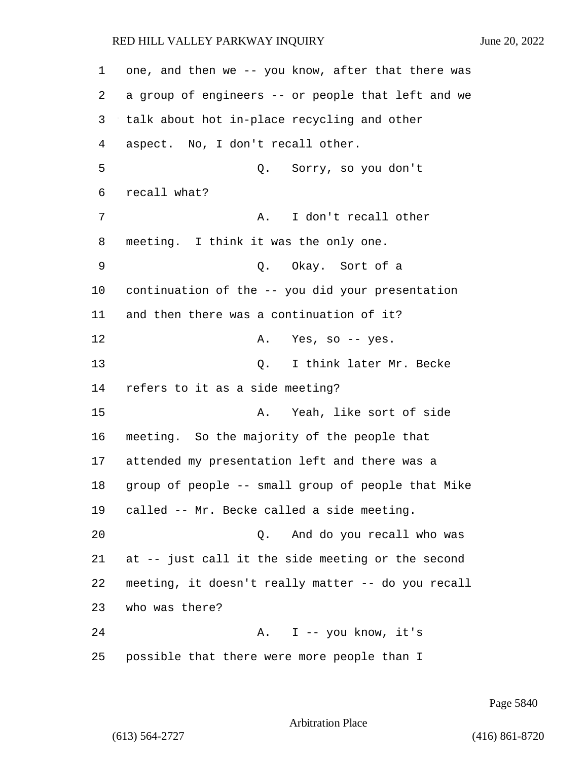one, and then we -- you know, after that there was a group of engineers -- or people that left and we talk about hot in-place recycling and other aspect. No, I don't recall other.

Q. Sorry, so you don't recall what?

A. I don't recall other meeting. I think it was the only one.

Q. Okay. Sort of a continuation of the -- you did your presentation and then there was a continuation of it?

A. Yes, so -- yes.

Q. I think later Mr. Becke refers to it as a side meeting?

A. Yeah, like sort of side meeting. So the majority of the people that attended my presentation left and there was a group of people -- small group of people that Mike called -- Mr. Becke called a side meeting.

Q. And do you recall who was at -- just call it the side meeting or the second meeting, it doesn't really matter -- do you recall who was there?

A. I -- you know, it's possible that there were more people than I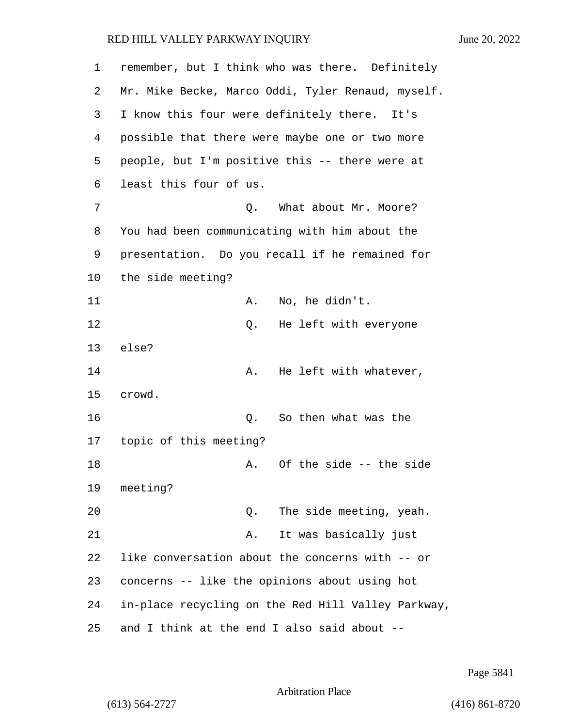remember, but I think who was there. Definitely Mr. Mike Becke, Marco Oddi, Tyler Renaud, myself. I know this four were definitely there. It's possible that there were maybe one or two more people, but I'm positive this -- there were at least this four of us.

Q. What about Mr. Moore? You had been communicating with him about the presentation. Do you recall if he remained for the side meeting?

A. No, he didn't.

Q. He left with everyone else?

A. He left with whatever, crowd.

Q. So then what was the topic of this meeting?

A. Of the side -- the side meeting?

Q. The side meeting, yeah.

A. It was basically just like conversation about the concerns with -- or concerns -- like the opinions about using hot in-place recycling on the Red Hill Valley Parkway, and I think at the end I also said about --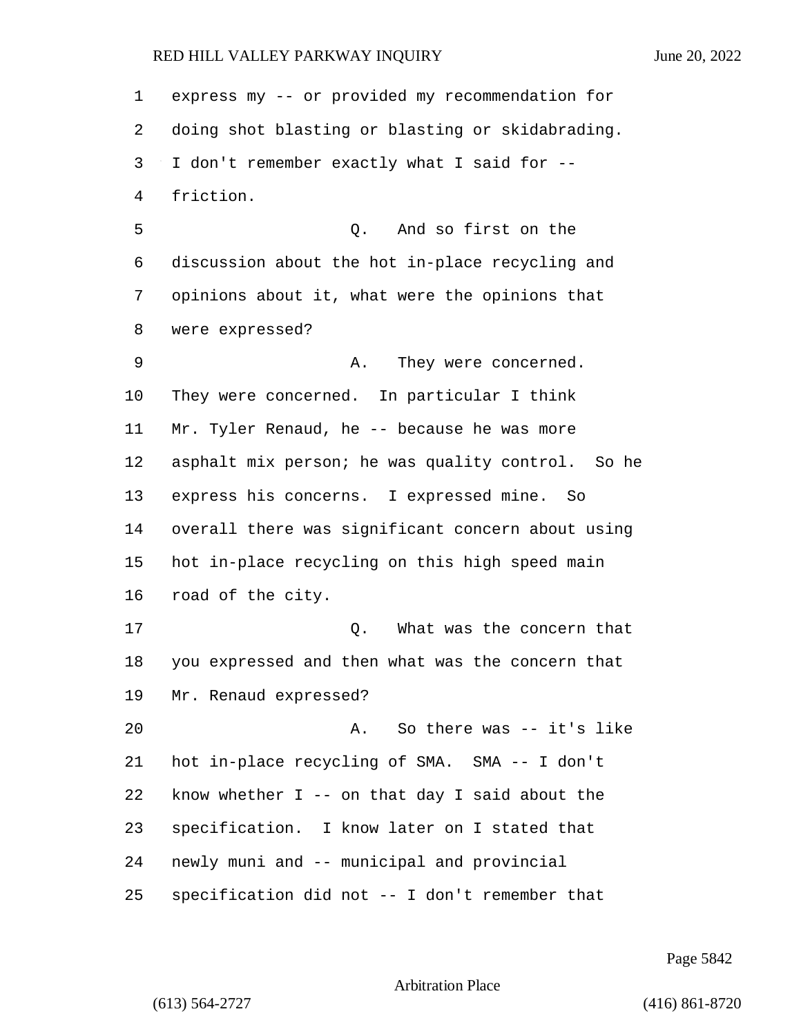express my -- or provided my recommendation for doing shot blasting or blasting or skidabrading. I don't remember exactly what I said for -- friction.

Q. And so first on the discussion about the hot in-place recycling and opinions about it, what were the opinions that were expressed?

A. They were concerned. They were concerned. In particular I think Mr. Tyler Renaud, he -- because he was more asphalt mix person; he was quality control. So he express his concerns. I expressed mine. So overall there was significant concern about using hot in-place recycling on this high speed main road of the city.

Q. What was the concern that you expressed and then what was the concern that Mr. Renaud expressed?

A. So there was -- it's like hot in-place recycling of SMA. SMA -- I don't know whether I -- on that day I said about the specification. I know later on I stated that newly muni and -- municipal and provincial specification did not -- I don't remember that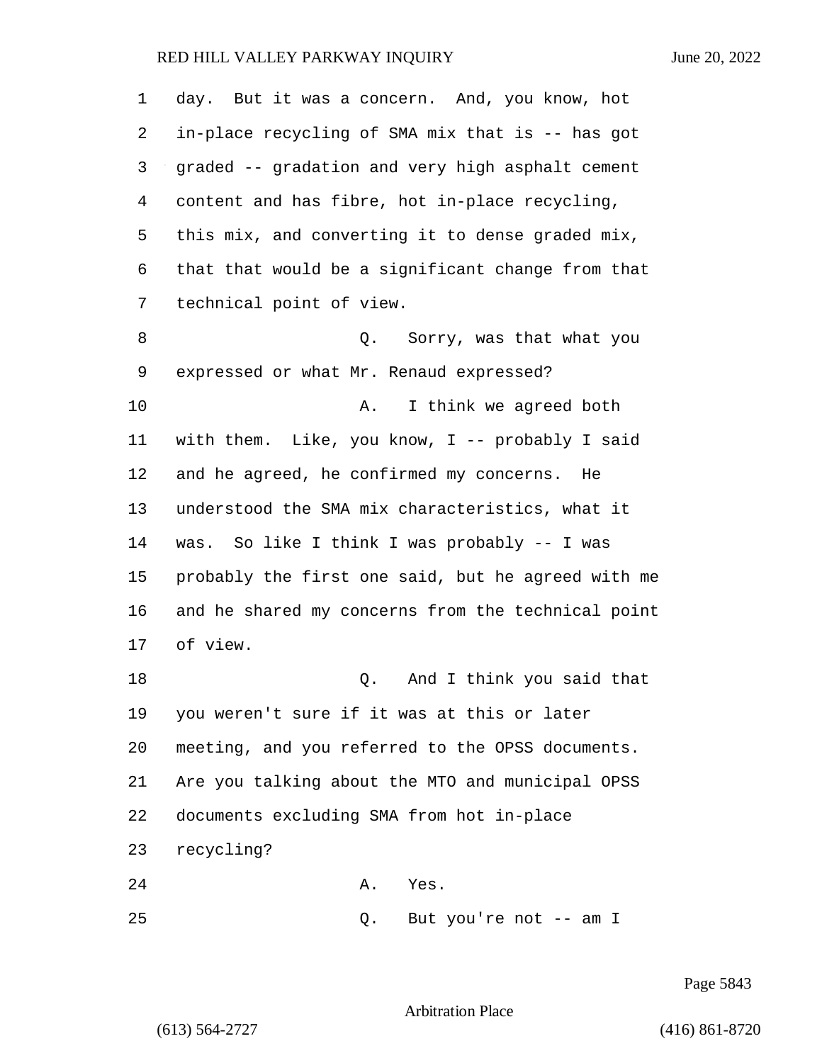day. But it was a concern. And, you know, hot in-place recycling of SMA mix that is -- has got graded -- gradation and very high asphalt cement content and has fibre, hot in-place recycling, this mix, and converting it to dense graded mix, that that would be a significant change from that technical point of view.

Q. Sorry, was that what you expressed or what Mr. Renaud expressed?

A. I think we agreed both with them. Like, you know, I -- probably I said and he agreed, he confirmed my concerns. He understood the SMA mix characteristics, what it was. So like I think I was probably -- I was probably the first one said, but he agreed with me and he shared my concerns from the technical point of view.

Q. And I think you said that you weren't sure if it was at this or later meeting, and you referred to the OPSS documents. Are you talking about the MTO and municipal OPSS documents excluding SMA from hot in-place recycling?

A. Yes.

Q. But you're not -- am I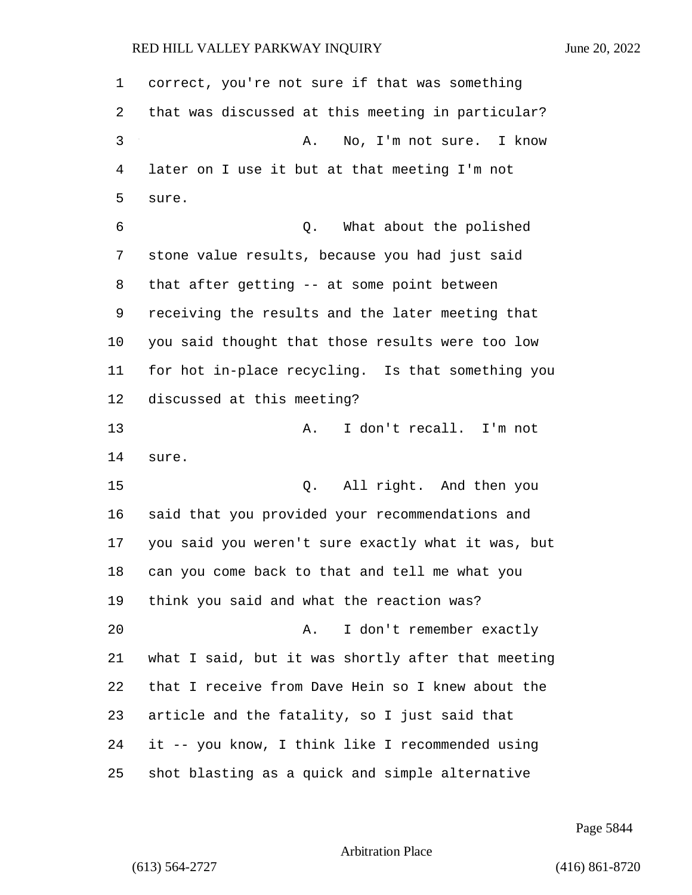correct, you're not sure if that was something that was discussed at this meeting in particular?

A. No, I'm not sure. I know later on I use it but at that meeting I'm not sure.

Q. What about the polished stone value results, because you had just said that after getting -- at some point between receiving the results and the later meeting that you said thought that those results were too low for hot in-place recycling. Is that something you discussed at this meeting?

A. I don't recall. I'm not sure.

Q. All right. And then you said that you provided your recommendations and you said you weren't sure exactly what it was, but can you come back to that and tell me what you think you said and what the reaction was?

A. I don't remember exactly what I said, but it was shortly after that meeting that I receive from Dave Hein so I knew about the article and the fatality, so I just said that it -- you know, I think like I recommended using shot blasting as a quick and simple alternative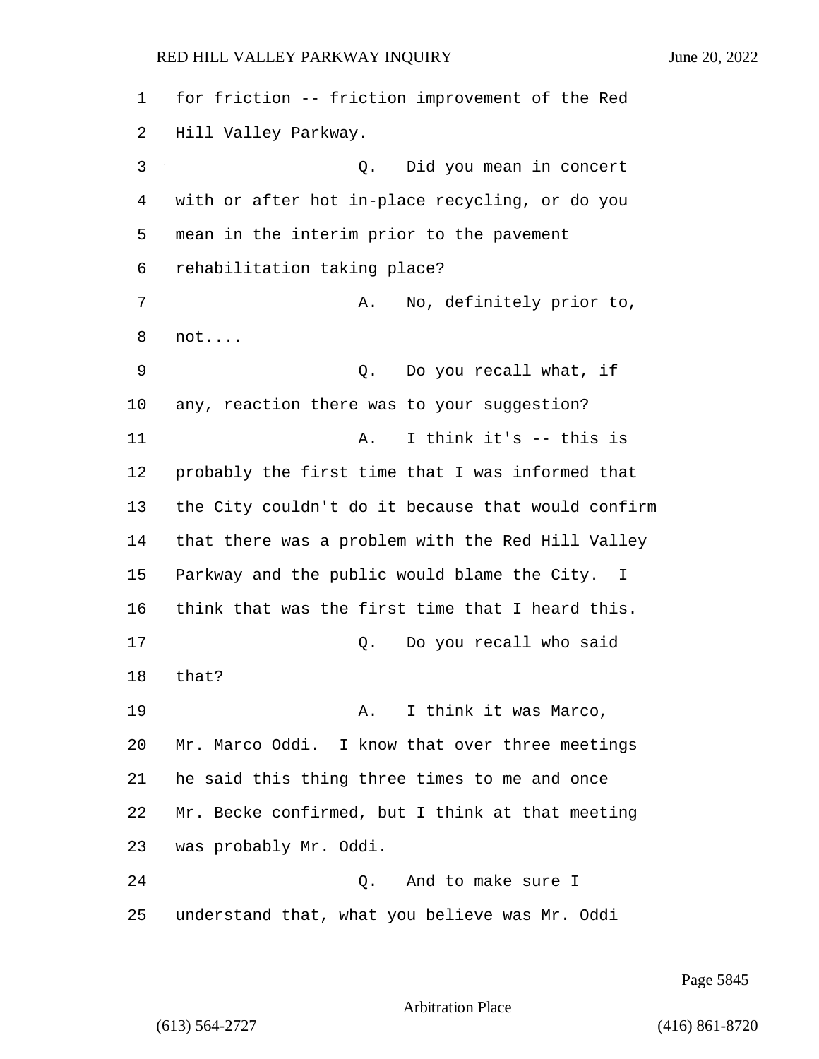for friction -- friction improvement of the Red Hill Valley Parkway.

Q. Did you mean in concert with or after hot in-place recycling, or do you mean in the interim prior to the pavement rehabilitation taking place?

A. No, definitely prior to, not....

Q. Do you recall what, if any, reaction there was to your suggestion?

A. I think it's -- this is probably the first time that I was informed that the City couldn't do it because that would confirm that there was a problem with the Red Hill Valley Parkway and the public would blame the City. I think that was the first time that I heard this.

Q. Do you recall who said that?

A. I think it was Marco, Mr. Marco Oddi. I know that over three meetings he said this thing three times to me and once Mr. Becke confirmed, but I think at that meeting was probably Mr. Oddi.

Q. And to make sure I understand that, what you believe was Mr. Oddi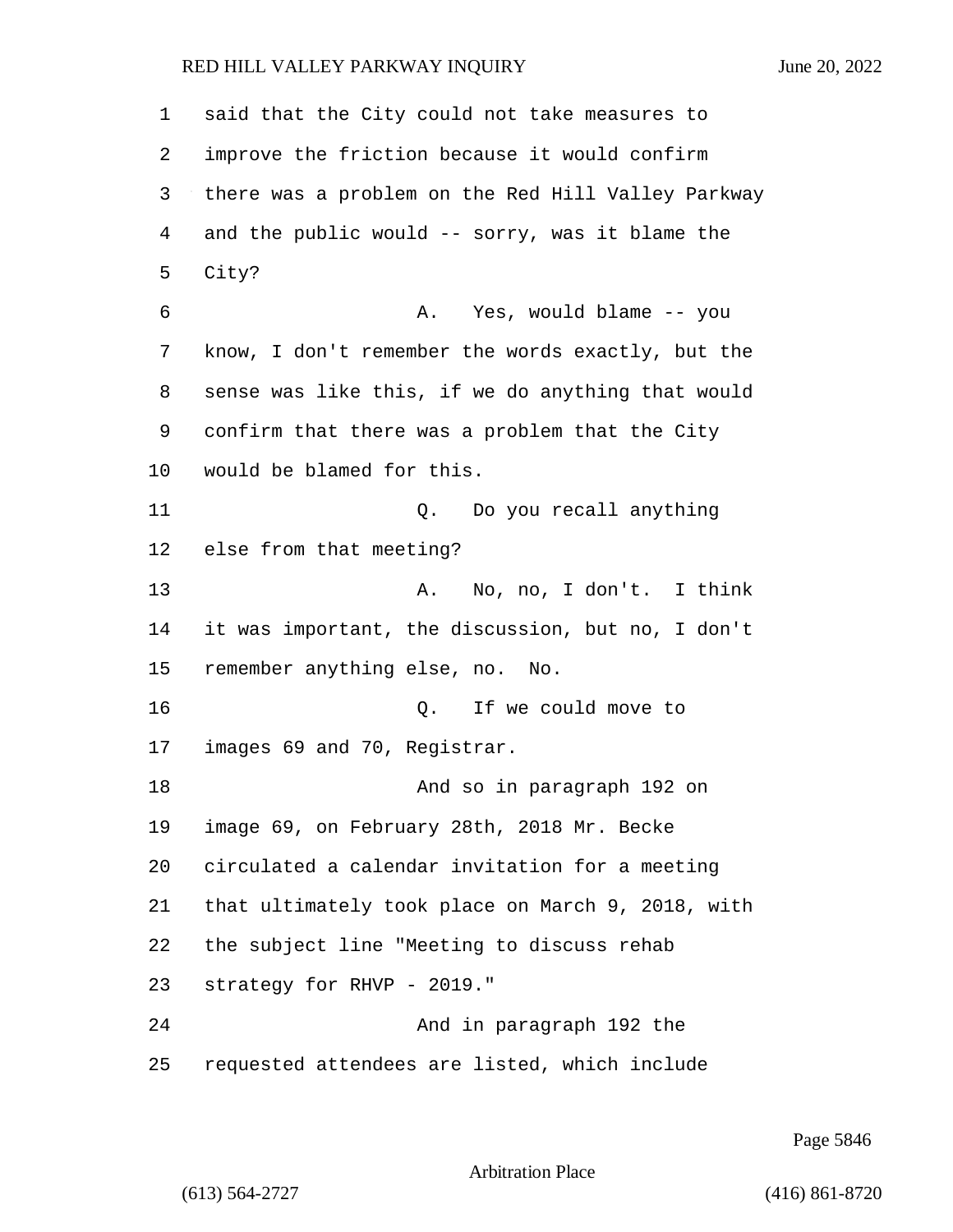said that the City could not take measures to improve the friction because it would confirm there was a problem on the Red Hill Valley Parkway and the public would -- sorry, was it blame the City?

A. Yes, would blame -- you know, I don't remember the words exactly, but the sense was like this, if we do anything that would confirm that there was a problem that the City would be blamed for this.

Q. Do you recall anything else from that meeting?

A. No, no, I don't. I think it was important, the discussion, but no, I don't remember anything else, no. No.

Q. If we could move to images 69 and 70, Registrar.

And so in paragraph 192 on image 69, on February 28th, 2018 Mr. Becke circulated a calendar invitation for a meeting that ultimately took place on March 9, 2018, with the subject line "Meeting to discuss rehab strategy for RHVP - 2019."

And in paragraph 192 the requested attendees are listed, which include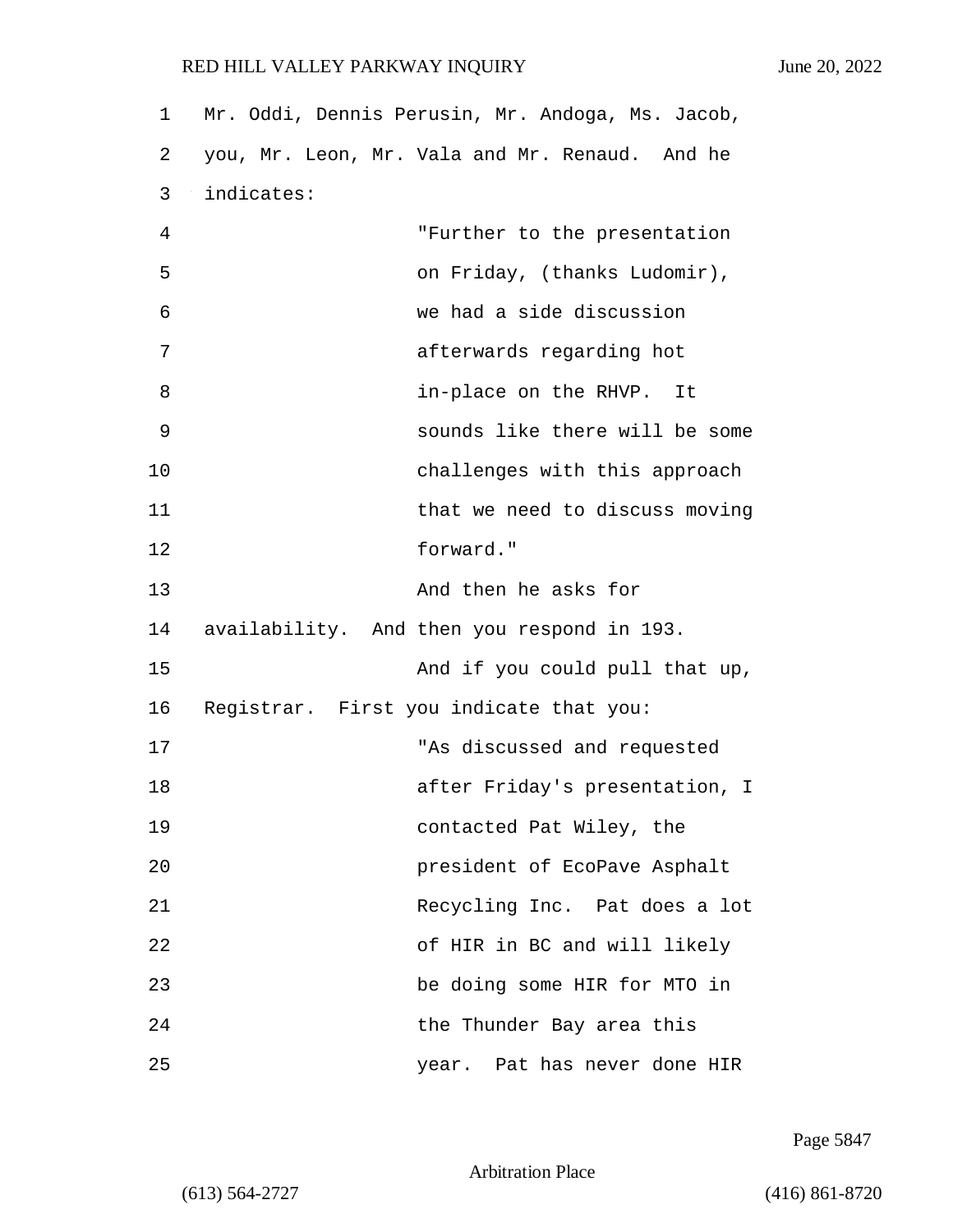Mr. Oddi, Dennis Perusin, Mr. Andoga, Ms. Jacob, you, Mr. Leon, Mr. Vala and Mr. Renaud. And he indicates:

> "Further to the presentation on Friday, (thanks Ludomir), we had a side discussion afterwards regarding hot in-place on the RHVP. It sounds like there will be some challenges with this approach that we need to discuss moving forward."

And then he asks for availability. And then you respond in 193.

And if you could pull that up, Registrar. First you indicate that you:

> "As discussed and requested after Friday's presentation, I contacted Pat Wiley, the president of EcoPave Asphalt Recycling Inc. Pat does a lot of HIR in BC and will likely be doing some HIR for MTO in the Thunder Bay area this year. Pat has never done HIR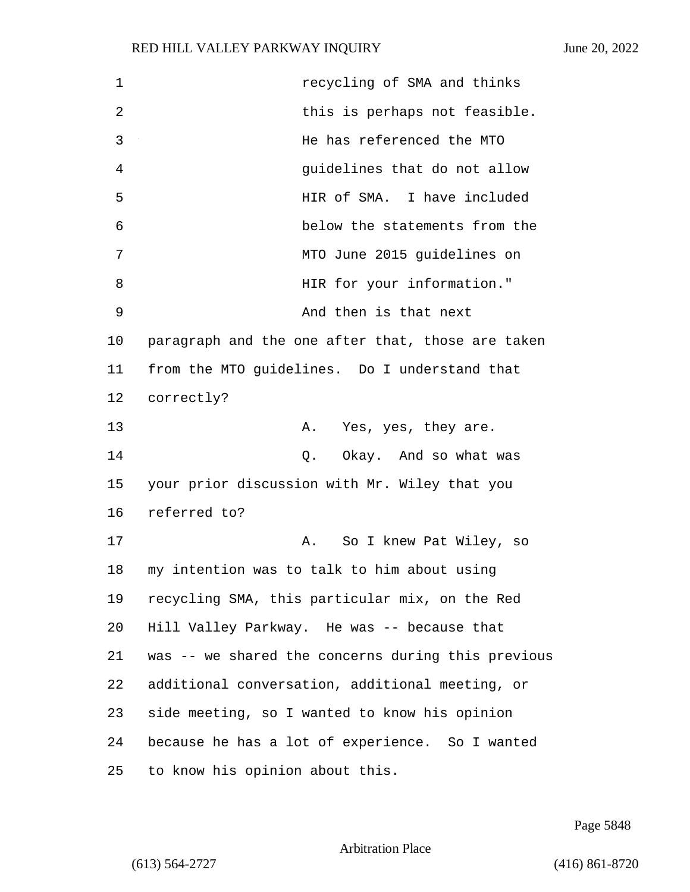recycling of SMA and thinks this is perhaps not feasible. He has referenced the MTO guidelines that do not allow HIR of SMA. I have included below the statements from the MTO June 2015 guidelines on HIR for your information."

And then is that next paragraph and the one after that, those are taken from the MTO guidelines. Do I understand that correctly?

A. Yes, yes, they are.

Q. Okay. And so what was your prior discussion with Mr. Wiley that you referred to?

A. So I knew Pat Wiley, so my intention was to talk to him about using recycling SMA, this particular mix, on the Red Hill Valley Parkway. He was -- because that was -- we shared the concerns during this previous additional conversation, additional meeting, or side meeting, so I wanted to know his opinion because he has a lot of experience. So I wanted to know his opinion about this.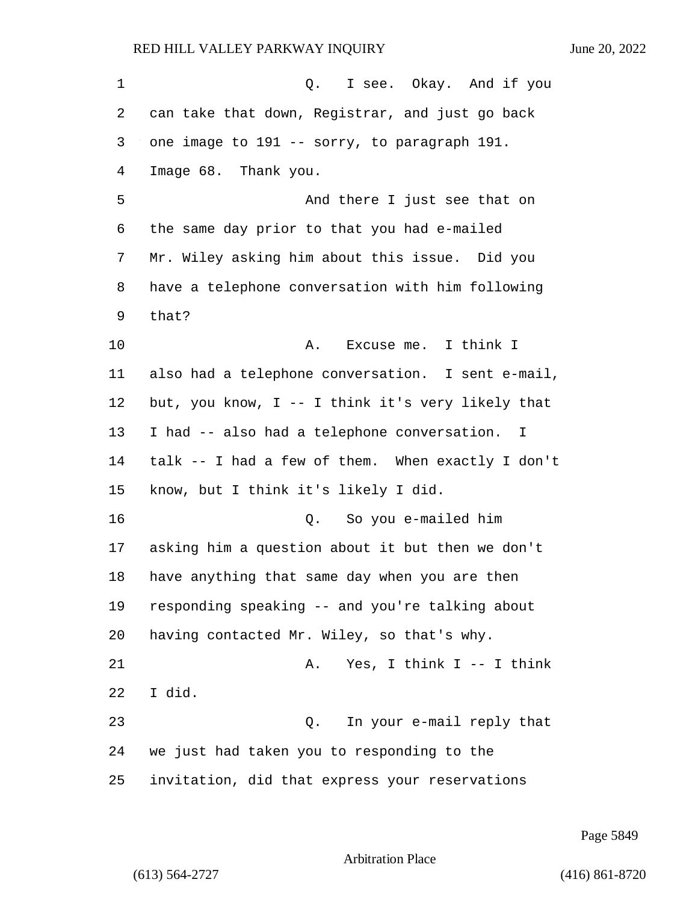Q. I see. Okay. And if you can take that down, Registrar, and just go back one image to 191 -- sorry, to paragraph 191. Image 68. Thank you.

And there I just see that on the same day prior to that you had e-mailed Mr. Wiley asking him about this issue. Did you have a telephone conversation with him following that?

A. Excuse me. I think I also had a telephone conversation. I sent e-mail, but, you know, I -- I think it's very likely that I had -- also had a telephone conversation. I talk -- I had a few of them. When exactly I don't know, but I think it's likely I did.

Q. So you e-mailed him asking him a question about it but then we don't have anything that same day when you are then responding speaking -- and you're talking about having contacted Mr. Wiley, so that's why.

A. Yes, I think I -- I think I did.

Q. In your e-mail reply that we just had taken you to responding to the invitation, did that express your reservations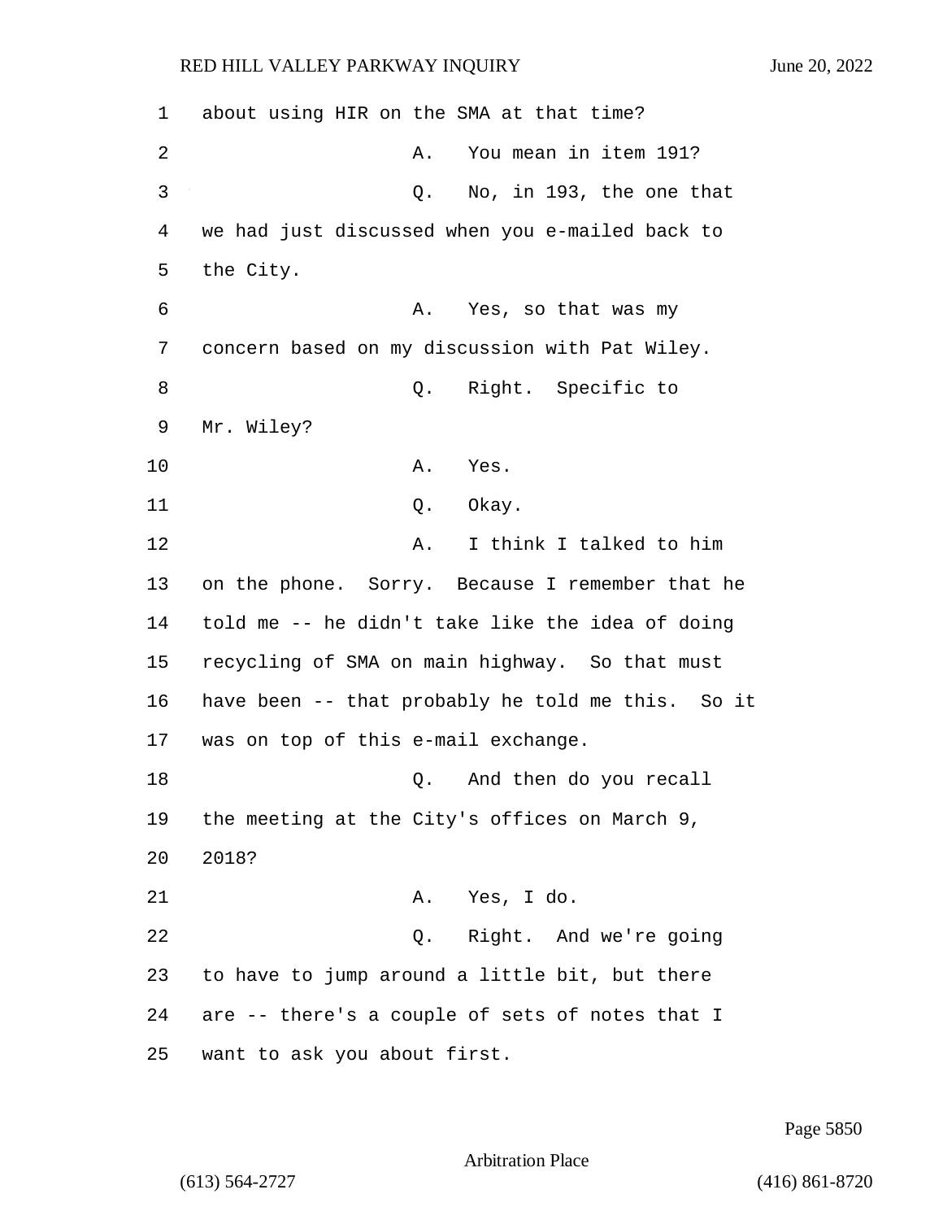about using HIR on the SMA at that time?

A. You mean in item 191?

Q. No, in 193, the one that we had just discussed when you e-mailed back to the City.

A. Yes, so that was my concern based on my discussion with Pat Wiley.

Q. Right. Specific to Mr. Wiley?

A. Yes.

Q. Okay.

A. I think I talked to him on the phone. Sorry. Because I remember that he told me -- he didn't take like the idea of doing recycling of SMA on main highway. So that must have been -- that probably he told me this. So it was on top of this e-mail exchange.

Q. And then do you recall the meeting at the City's offices on March 9, 2018?

A. Yes, I do.

Q. Right. And we're going to have to jump around a little bit, but there are -- there's a couple of sets of notes that I want to ask you about first.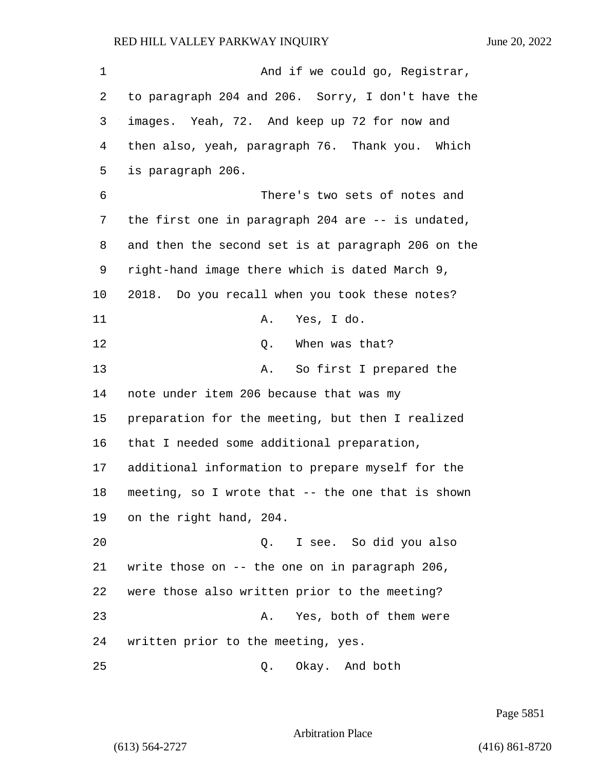1 And if we could go, Registrar,
2 to paragraph 204 and 206. Sorry, I don't have the
3 images. Yeah, 72. And keep up 72 for now and
4 then also, yeah, paragraph 76. Thank you. Which
5 is paragraph 206.
6 There's two sets of notes and
7 the first one in paragraph 204 are -- is undated,
8 and then the second set is at paragraph 206 on the
9 right-hand image there which is dated March 9,
10 2018. Do you recall when you took these notes?
11 A. Yes, I do.
12 Q. When was that?
13 A. So first I prepared the
14 note under item 206 because that was my
15 preparation for the meeting, but then I realized
16 that I needed some additional preparation,
17 additional information to prepare myself for the
18 meeting, so I wrote that -- the one that is shown
19 on the right hand, 204.
20 Q. I see. So did you also
21 write those on -- the one on in paragraph 206,
22 were those also written prior to the meeting?
23 A. Yes, both of them were
24 written prior to the meeting, yes.
25 Q. Okay. And both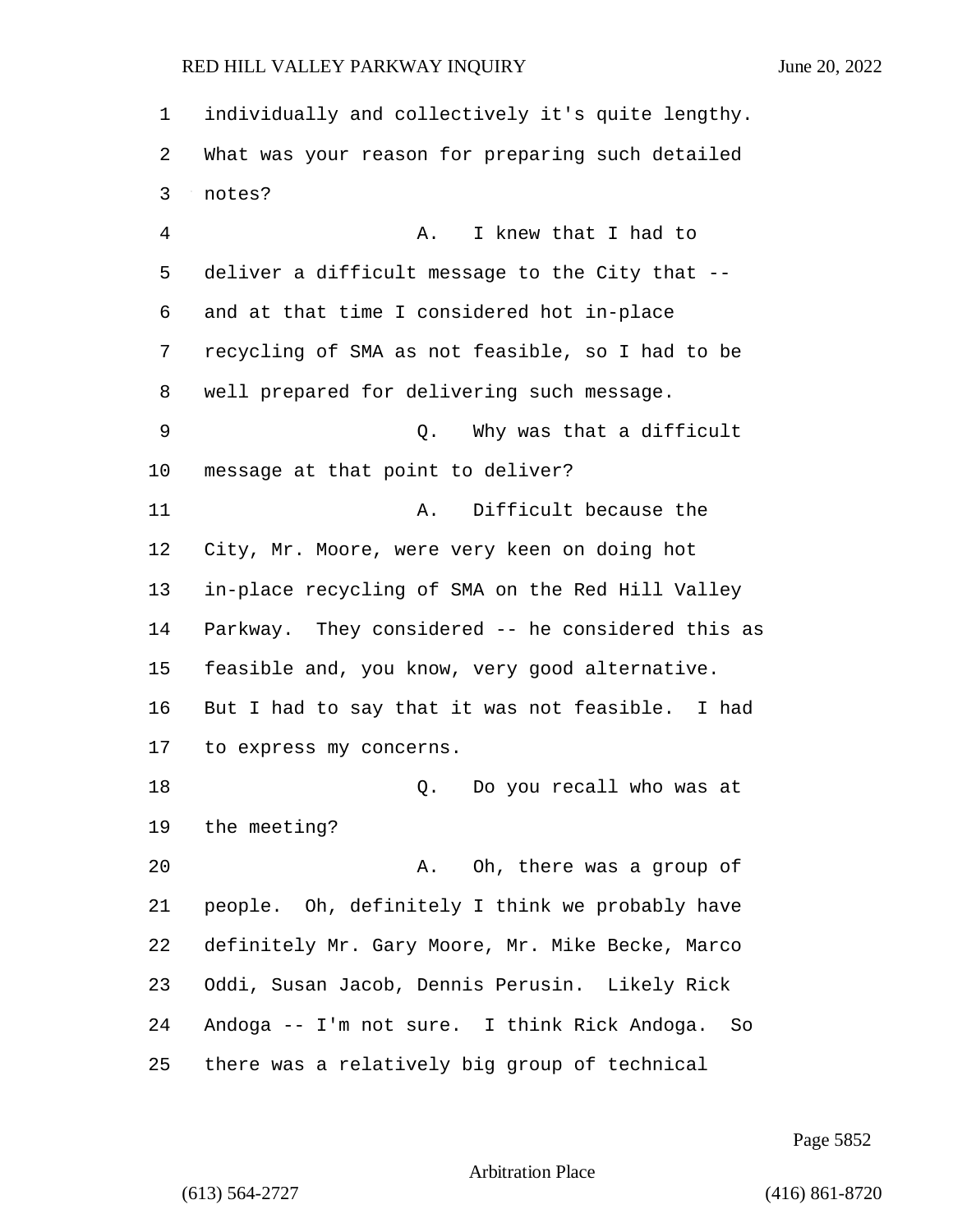individually and collectively it's quite lengthy. What was your reason for preparing such detailed notes?

A. I knew that I had to deliver a difficult message to the City that -- and at that time I considered hot in-place recycling of SMA as not feasible, so I had to be well prepared for delivering such message.

Q. Why was that a difficult message at that point to deliver?

A. Difficult because the City, Mr. Moore, were very keen on doing hot in-place recycling of SMA on the Red Hill Valley Parkway. They considered -- he considered this as feasible and, you know, very good alternative. But I had to say that it was not feasible. I had to express my concerns.

Q. Do you recall who was at the meeting?

A. Oh, there was a group of people. Oh, definitely I think we probably have definitely Mr. Gary Moore, Mr. Mike Becke, Marco Oddi, Susan Jacob, Dennis Perusin. Likely Rick Andoga -- I'm not sure. I think Rick Andoga. So there was a relatively big group of technical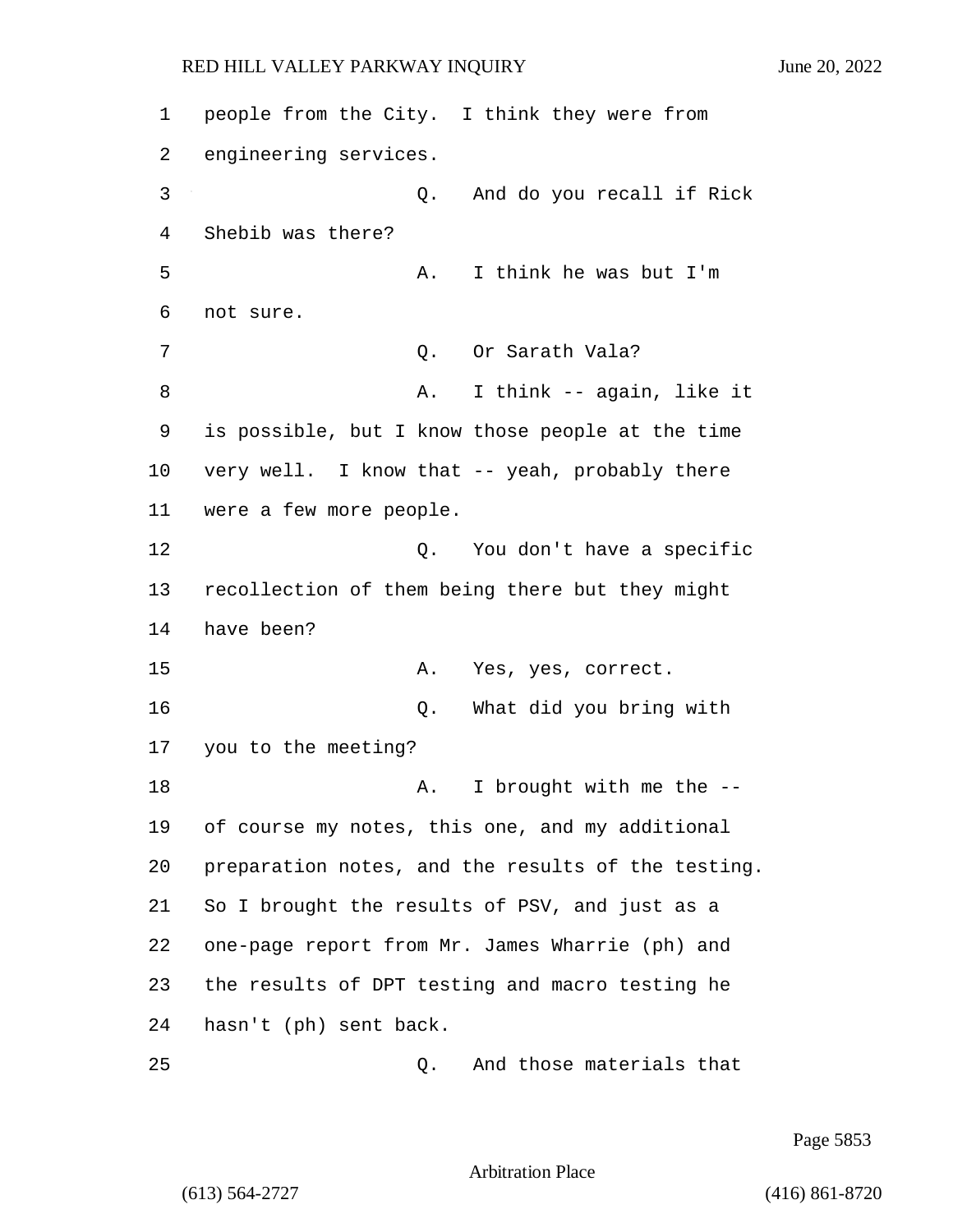people from the City. I think they were from engineering services.

Q. And do you recall if Rick Shebib was there?

A. I think he was but I'm not sure.

Q. Or Sarath Vala?

A. I think -- again, like it is possible, but I know those people at the time very well. I know that -- yeah, probably there were a few more people.

Q. You don't have a specific recollection of them being there but they might have been?

A. Yes, yes, correct.

Q. What did you bring with you to the meeting?

A. I brought with me the -- of course my notes, this one, and my additional preparation notes, and the results of the testing. So I brought the results of PSV, and just as a one-page report from Mr. James Wharrie (ph) and the results of DPT testing and macro testing he hasn't (ph) sent back.

Q. And those materials that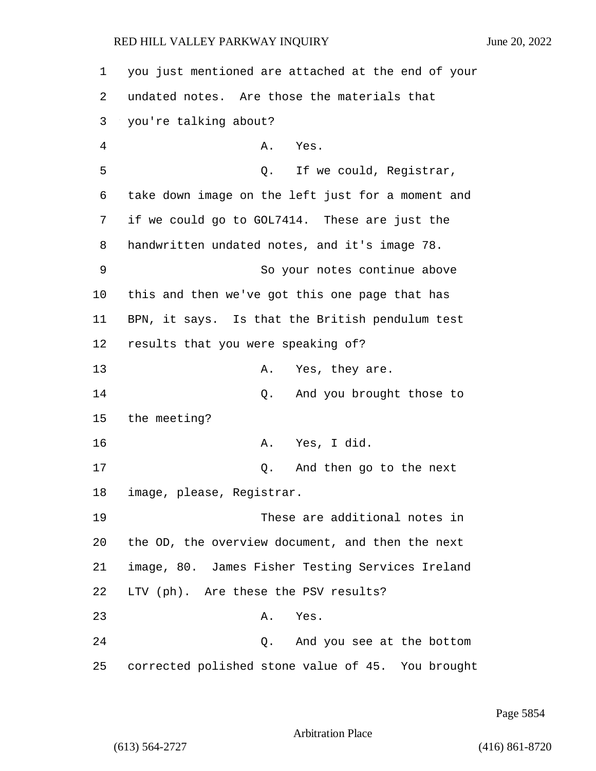you just mentioned are attached at the end of your undated notes. Are those the materials that you're talking about?

A. Yes.

Q. If we could, Registrar, take down image on the left just for a moment and if we could go to GOL7414. These are just the handwritten undated notes, and it's image 78.

So your notes continue above this and then we've got this one page that has BPN, it says. Is that the British pendulum test results that you were speaking of?

A. Yes, they are.

Q. And you brought those to the meeting?

A. Yes, I did.

Q. And then go to the next image, please, Registrar.

These are additional notes in the OD, the overview document, and then the next image, 80. James Fisher Testing Services Ireland LTV (ph). Are these the PSV results?

A. Yes.

Q. And you see at the bottom corrected polished stone value of 45. You brought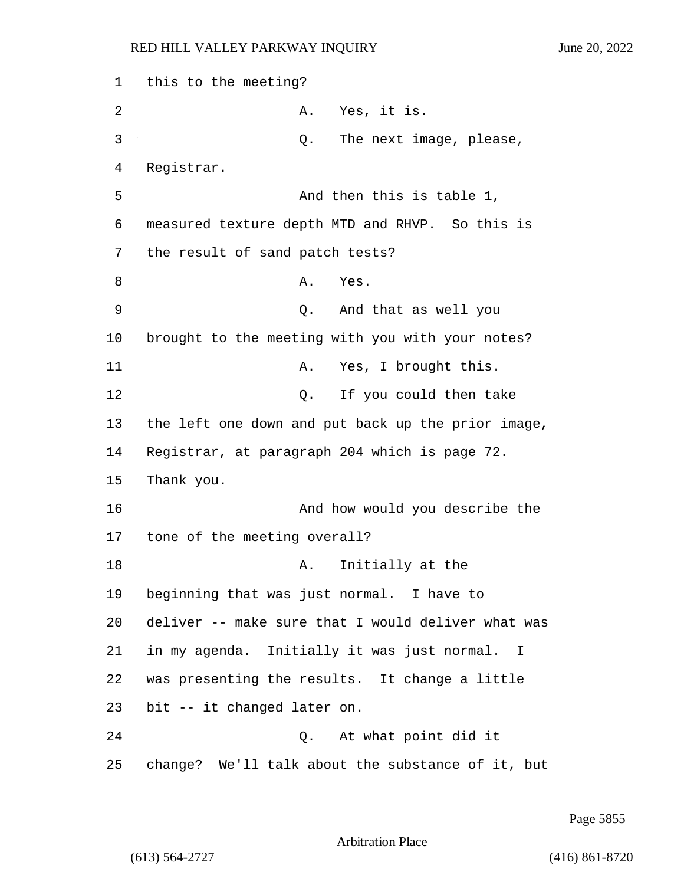this to the meeting?

A. Yes, it is.

Q. The next image, please, Registrar.

And then this is table 1, measured texture depth MTD and RHVP. So this is the result of sand patch tests?

A. Yes.

Q. And that as well you brought to the meeting with you with your notes?

A. Yes, I brought this.

Q. If you could then take the left one down and put back up the prior image, Registrar, at paragraph 204 which is page 72. Thank you.

And how would you describe the tone of the meeting overall?

A. Initially at the beginning that was just normal. I have to deliver -- make sure that I would deliver what was in my agenda. Initially it was just normal. I was presenting the results. It change a little bit -- it changed later on.

Q. At what point did it change? We'll talk about the substance of it, but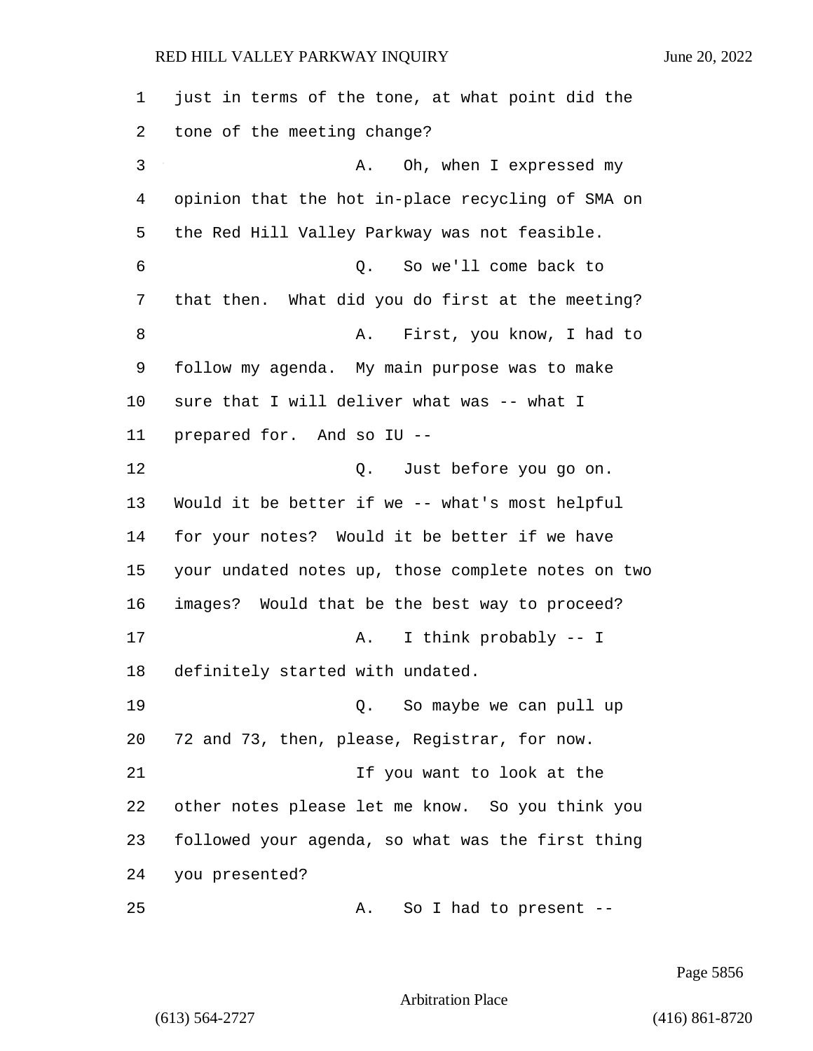just in terms of the tone, at what point did the tone of the meeting change?

A. Oh, when I expressed my opinion that the hot in-place recycling of SMA on the Red Hill Valley Parkway was not feasible.

Q. So we'll come back to that then. What did you do first at the meeting?

A. First, you know, I had to follow my agenda. My main purpose was to make sure that I will deliver what was -- what I prepared for. And so IU --

Q. Just before you go on. Would it be better if we -- what's most helpful for your notes? Would it be better if we have your undated notes up, those complete notes on two images? Would that be the best way to proceed?

A. I think probably -- I definitely started with undated.

Q. So maybe we can pull up 72 and 73, then, please, Registrar, for now.

If you want to look at the other notes please let me know. So you think you followed your agenda, so what was the first thing you presented?

A. So I had to present --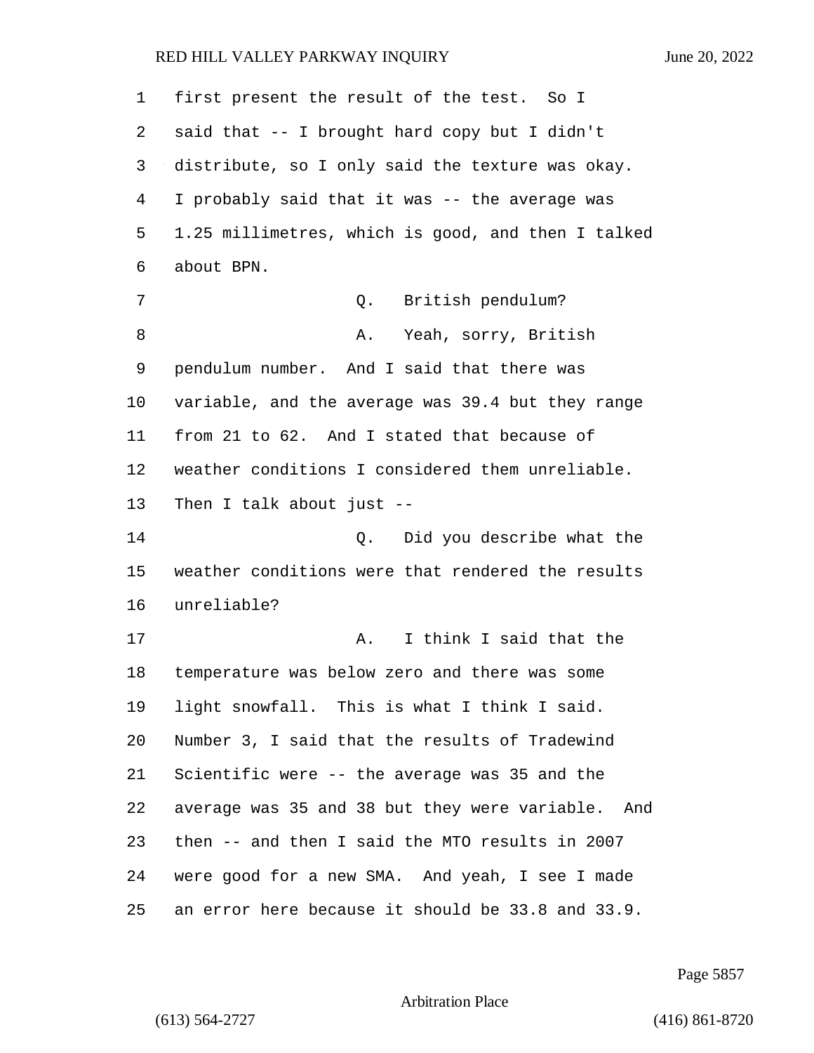first present the result of the test. So I said that -- I brought hard copy but I didn't distribute, so I only said the texture was okay. I probably said that it was -- the average was 1.25 millimetres, which is good, and then I talked about BPN.

Q. British pendulum?

A. Yeah, sorry, British pendulum number. And I said that there was variable, and the average was 39.4 but they range from 21 to 62. And I stated that because of weather conditions I considered them unreliable. Then I talk about just --

Q. Did you describe what the weather conditions were that rendered the results unreliable?

A. I think I said that the temperature was below zero and there was some light snowfall. This is what I think I said. Number 3, I said that the results of Tradewind Scientific were -- the average was 35 and the average was 35 and 38 but they were variable. And then -- and then I said the MTO results in 2007 were good for a new SMA. And yeah, I see I made an error here because it should be 33.8 and 33.9.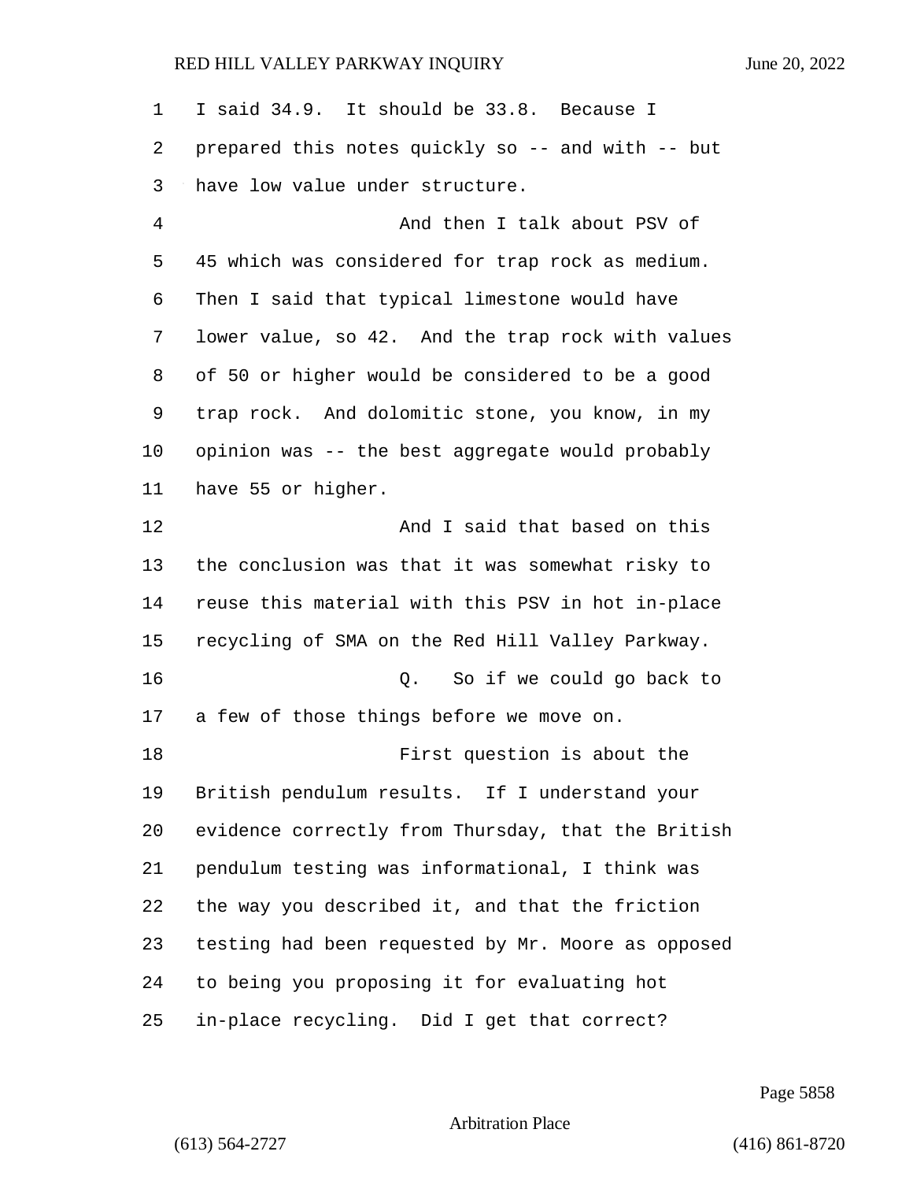I said 34.9. It should be 33.8. Because I prepared this notes quickly so -- and with -- but have low value under structure.

And then I talk about PSV of 45 which was considered for trap rock as medium. Then I said that typical limestone would have lower value, so 42. And the trap rock with values of 50 or higher would be considered to be a good trap rock. And dolomitic stone, you know, in my opinion was -- the best aggregate would probably have 55 or higher.

And I said that based on this the conclusion was that it was somewhat risky to reuse this material with this PSV in hot in-place recycling of SMA on the Red Hill Valley Parkway.

Q. So if we could go back to a few of those things before we move on.

First question is about the British pendulum results. If I understand your evidence correctly from Thursday, that the British pendulum testing was informational, I think was the way you described it, and that the friction testing had been requested by Mr. Moore as opposed to being you proposing it for evaluating hot in-place recycling. Did I get that correct?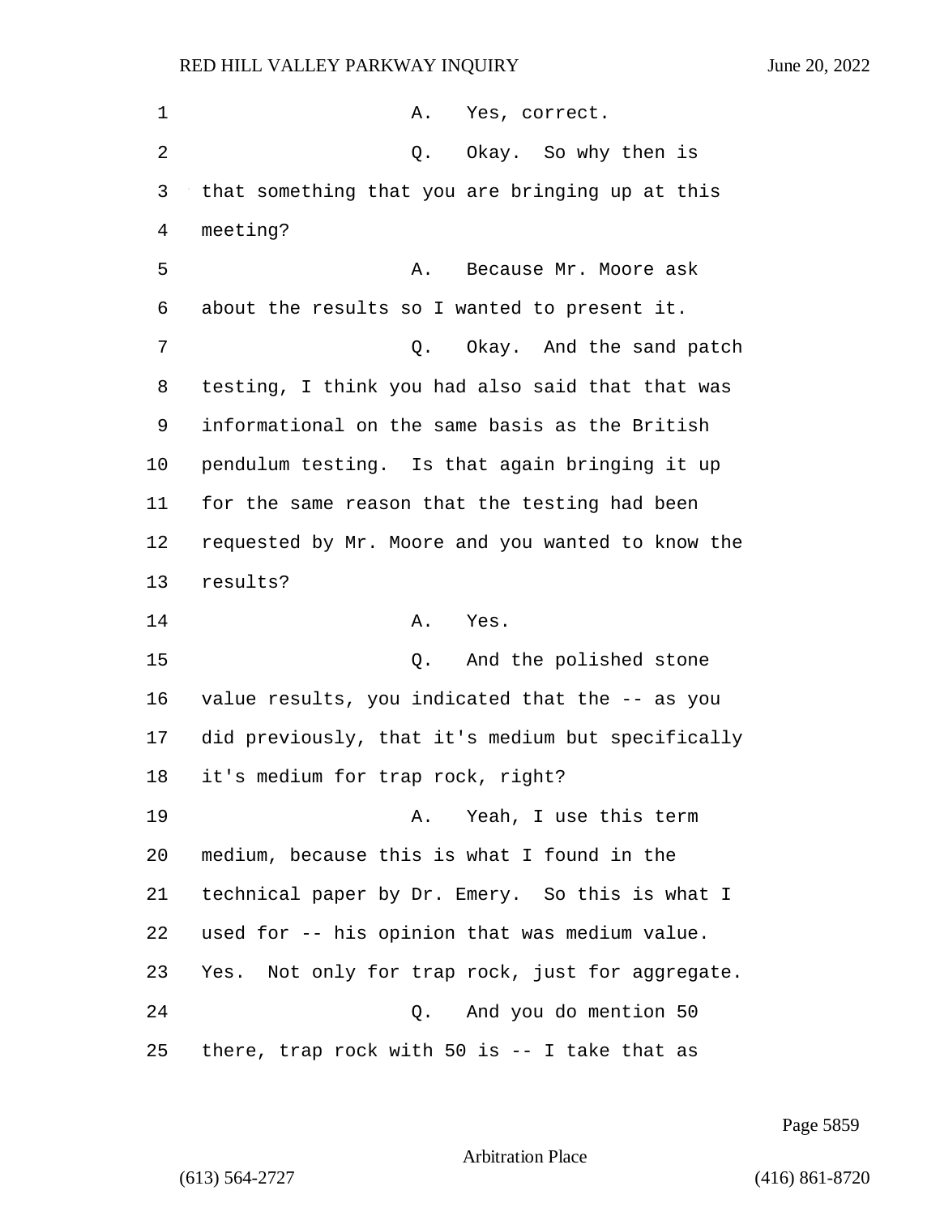A. Yes, correct.

Q. Okay. So why then is that something that you are bringing up at this meeting?

A. Because Mr. Moore ask about the results so I wanted to present it.

Q. Okay. And the sand patch testing, I think you had also said that that was informational on the same basis as the British pendulum testing. Is that again bringing it up for the same reason that the testing had been requested by Mr. Moore and you wanted to know the results?

A. Yes.

Q. And the polished stone value results, you indicated that the -- as you did previously, that it's medium but specifically it's medium for trap rock, right?

A. Yeah, I use this term medium, because this is what I found in the technical paper by Dr. Emery. So this is what I used for -- his opinion that was medium value. Yes. Not only for trap rock, just for aggregate.

Q. And you do mention 50 there, trap rock with 50 is -- I take that as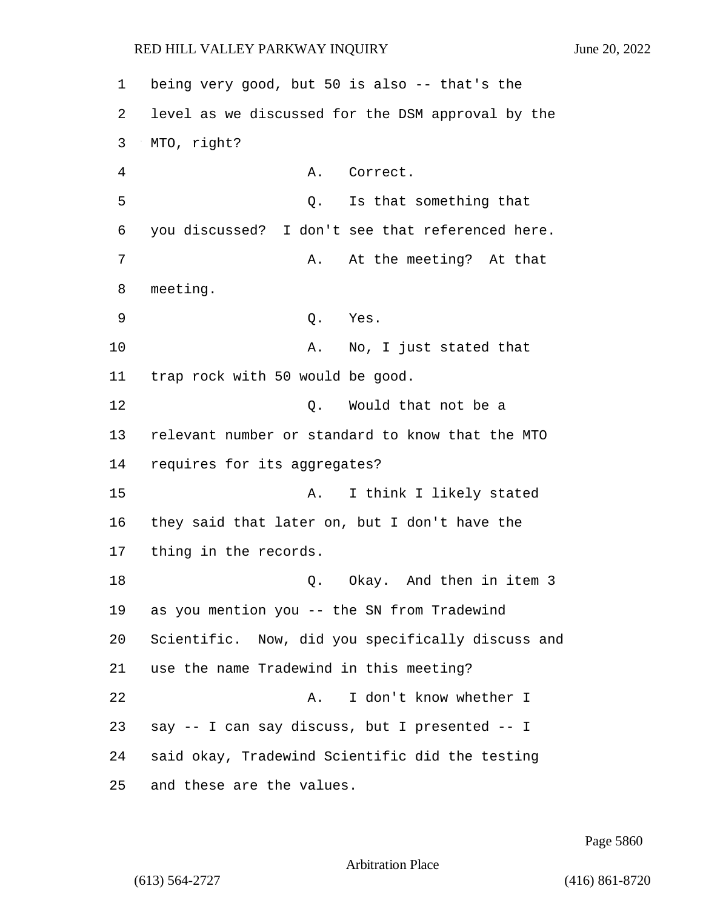being very good, but 50 is also -- that's the level as we discussed for the DSM approval by the MTO, right?

A. Correct.

Q. Is that something that you discussed? I don't see that referenced here.

A. At the meeting? At that meeting.

Q. Yes.

A. No, I just stated that trap rock with 50 would be good.

Q. Would that not be a relevant number or standard to know that the MTO requires for its aggregates?

A. I think I likely stated they said that later on, but I don't have the thing in the records.

Q. Okay. And then in item 3 as you mention you -- the SN from Tradewind Scientific. Now, did you specifically discuss and use the name Tradewind in this meeting?

A. I don't know whether I say -- I can say discuss, but I presented -- I said okay, Tradewind Scientific did the testing and these are the values.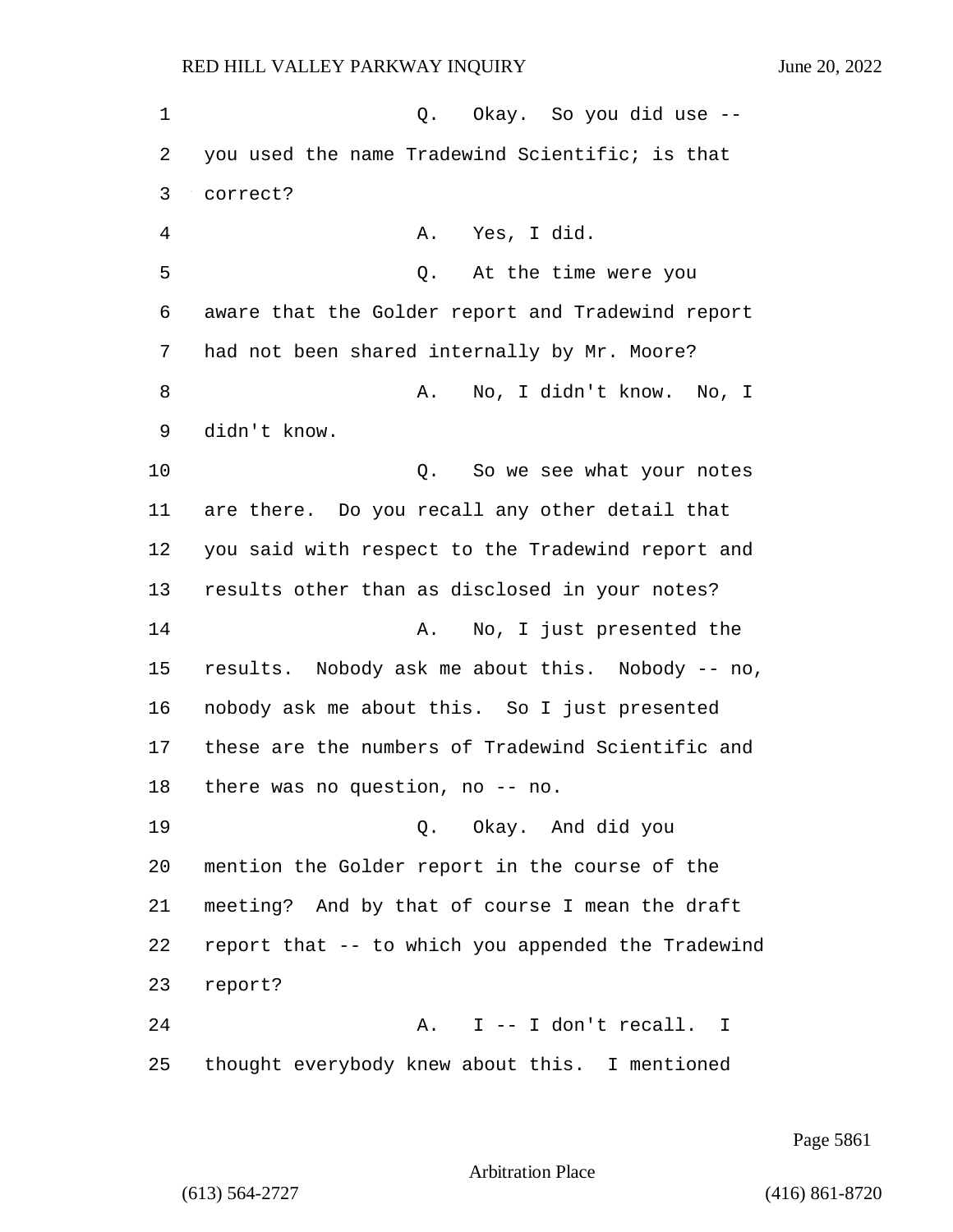Q. Okay. So you did use -- you used the name Tradewind Scientific; is that correct?

A. Yes, I did.

Q. At the time were you aware that the Golder report and Tradewind report had not been shared internally by Mr. Moore?

A. No, I didn't know. No, I didn't know.

Q. So we see what your notes are there. Do you recall any other detail that you said with respect to the Tradewind report and results other than as disclosed in your notes?

A. No, I just presented the results. Nobody ask me about this. Nobody -- no, nobody ask me about this. So I just presented these are the numbers of Tradewind Scientific and there was no question, no -- no.

Q. Okay. And did you mention the Golder report in the course of the meeting? And by that of course I mean the draft report that -- to which you appended the Tradewind report?

A. I -- I don't recall. I thought everybody knew about this. I mentioned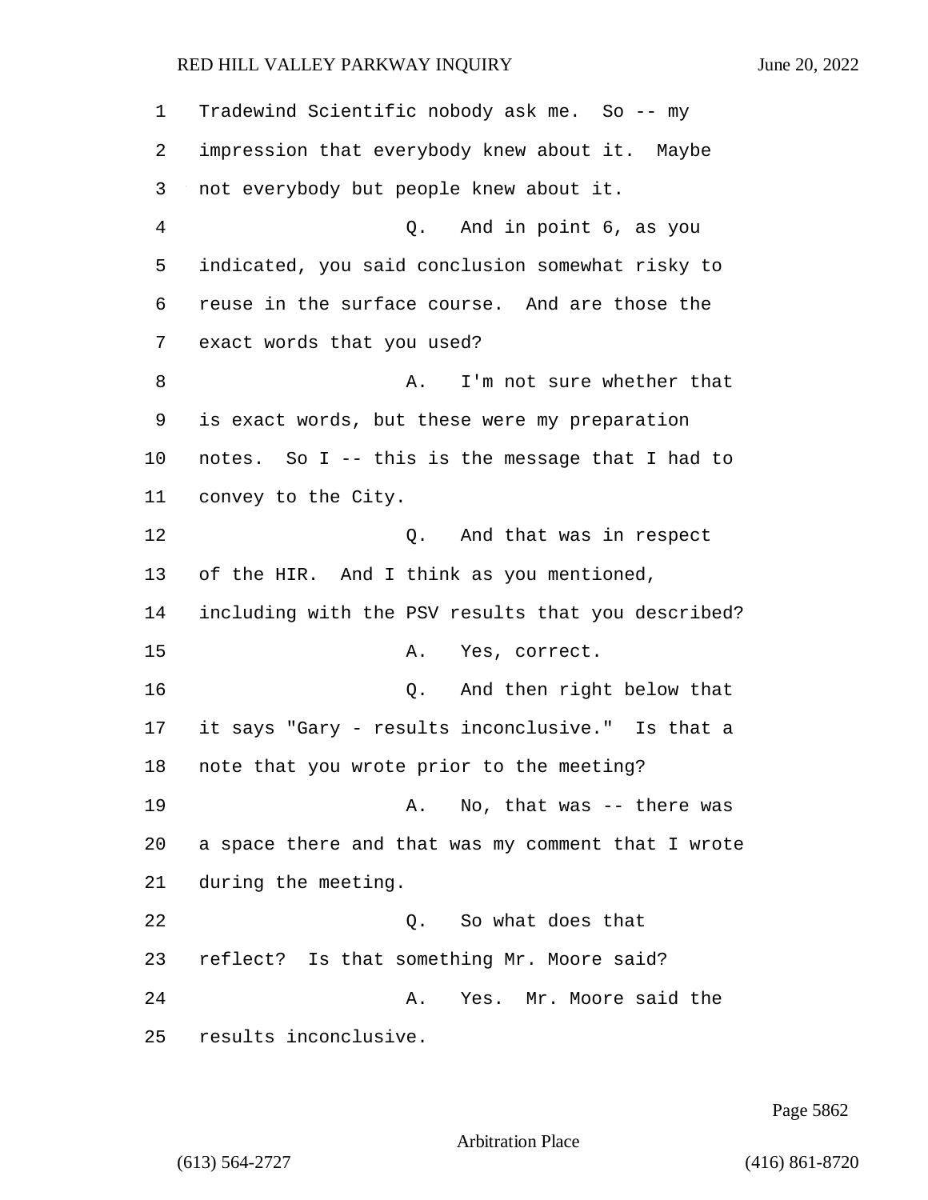Tradewind Scientific nobody ask me. So -- my impression that everybody knew about it. Maybe not everybody but people knew about it.

Q. And in point 6, as you indicated, you said conclusion somewhat risky to reuse in the surface course. And are those the exact words that you used?

A. I'm not sure whether that is exact words, but these were my preparation notes. So I -- this is the message that I had to convey to the City.

Q. And that was in respect of the HIR. And I think as you mentioned, including with the PSV results that you described?

A. Yes, correct.

Q. And then right below that it says "Gary - results inconclusive." Is that a note that you wrote prior to the meeting?

A. No, that was -- there was a space there and that was my comment that I wrote during the meeting.

Q. So what does that reflect? Is that something Mr. Moore said?

A. Yes. Mr. Moore said the results inconclusive.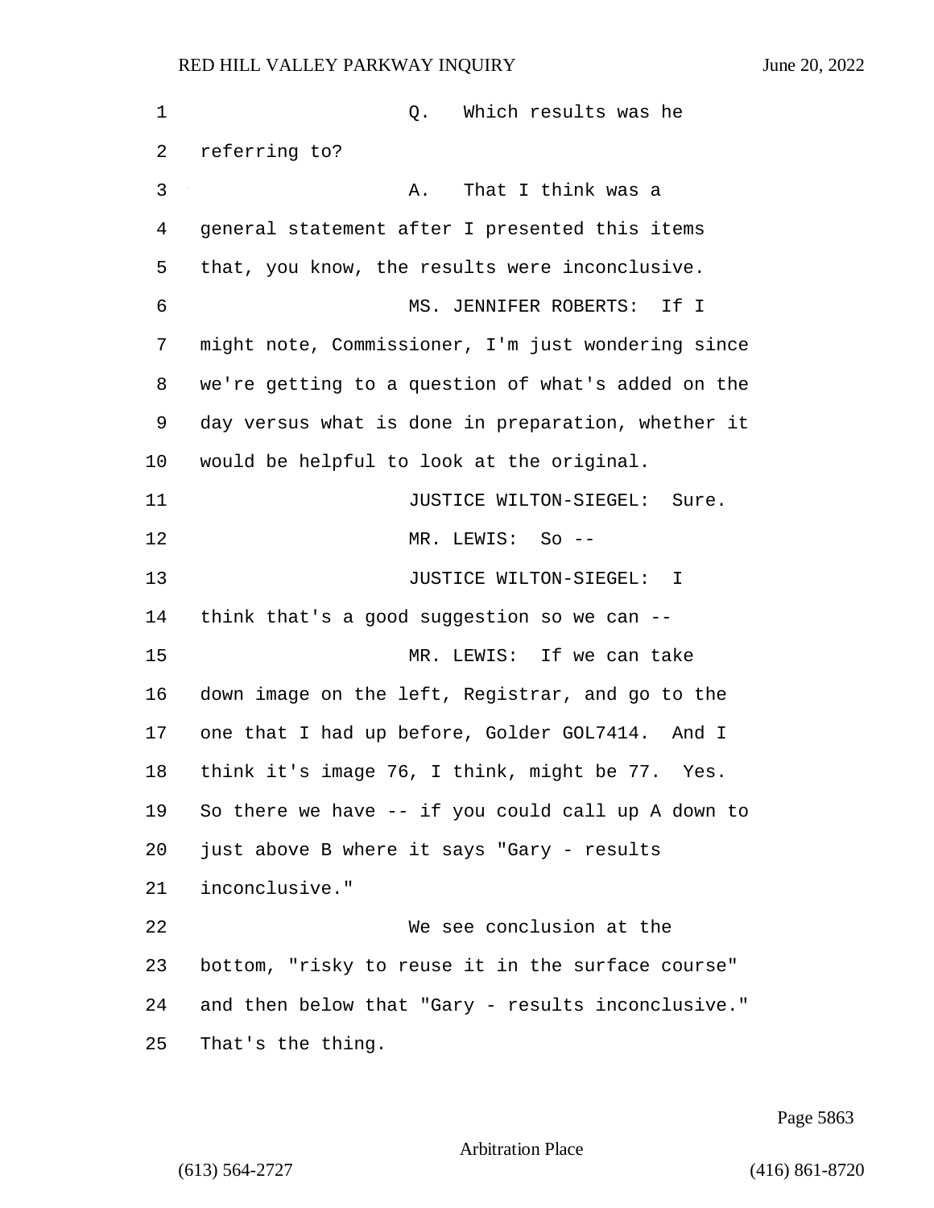Q. Which results was he referring to?

A. That I think was a general statement after I presented this items that, you know, the results were inconclusive.

MS. JENNIFER ROBERTS: If I might note, Commissioner, I'm just wondering since we're getting to a question of what's added on the day versus what is done in preparation, whether it would be helpful to look at the original.

JUSTICE WILTON-SIEGEL: Sure.

MR. LEWIS: So --

JUSTICE WILTON-SIEGEL: I think that's a good suggestion so we can --

MR. LEWIS: If we can take down image on the left, Registrar, and go to the one that I had up before, Golder GOL7414. And I think it's image 76, I think, might be 77. Yes. So there we have -- if you could call up A down to just above B where it says "Gary - results inconclusive."

We see conclusion at the bottom, "risky to reuse it in the surface course" and then below that "Gary - results inconclusive." That's the thing.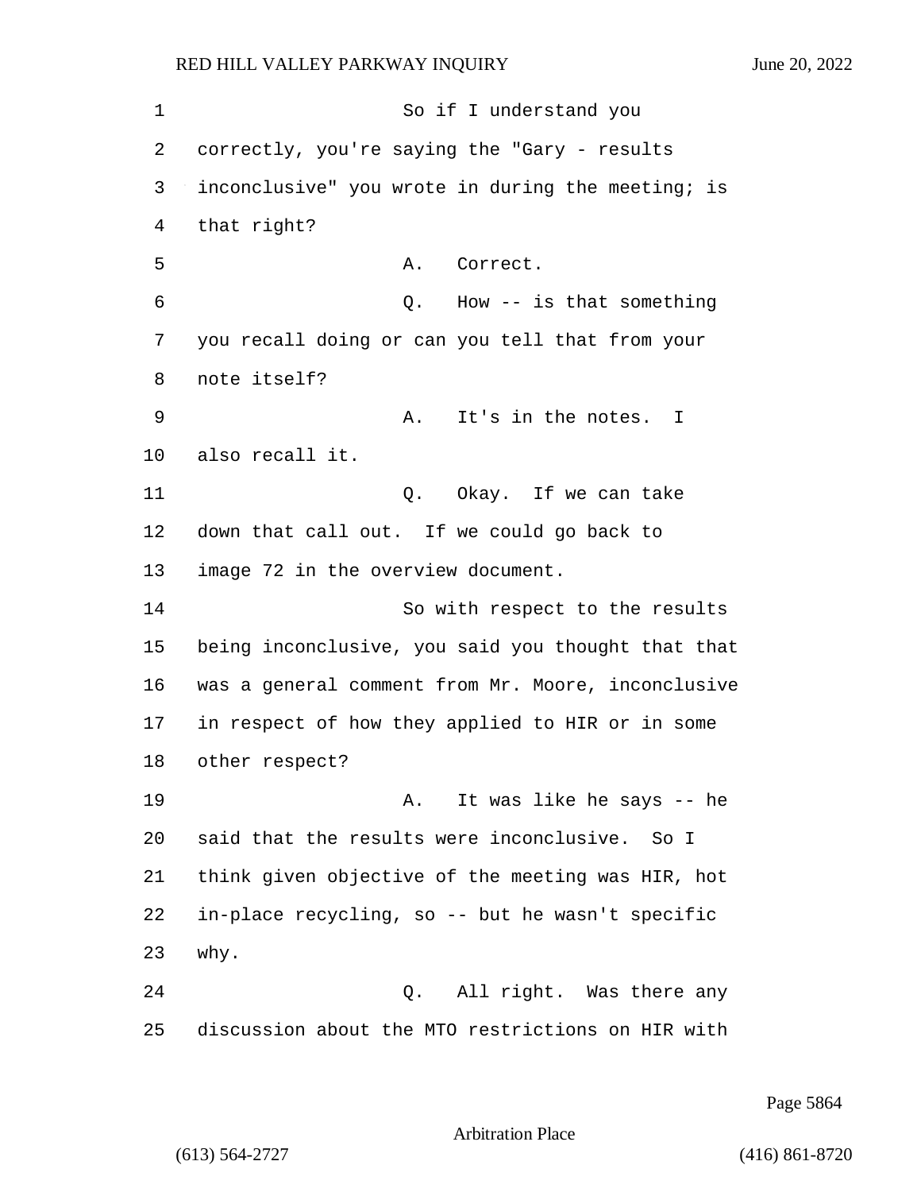So if I understand you correctly, you're saying the "Gary - results inconclusive" you wrote in during the meeting; is that right?

A. Correct.

Q. How -- is that something you recall doing or can you tell that from your note itself?

A. It's in the notes. I also recall it.

Q. Okay. If we can take down that call out. If we could go back to image 72 in the overview document.

So with respect to the results being inconclusive, you said you thought that that was a general comment from Mr. Moore, inconclusive in respect of how they applied to HIR or in some other respect?

A. It was like he says -- he said that the results were inconclusive. So I think given objective of the meeting was HIR, hot in-place recycling, so -- but he wasn't specific why.

Q. All right. Was there any discussion about the MTO restrictions on HIR with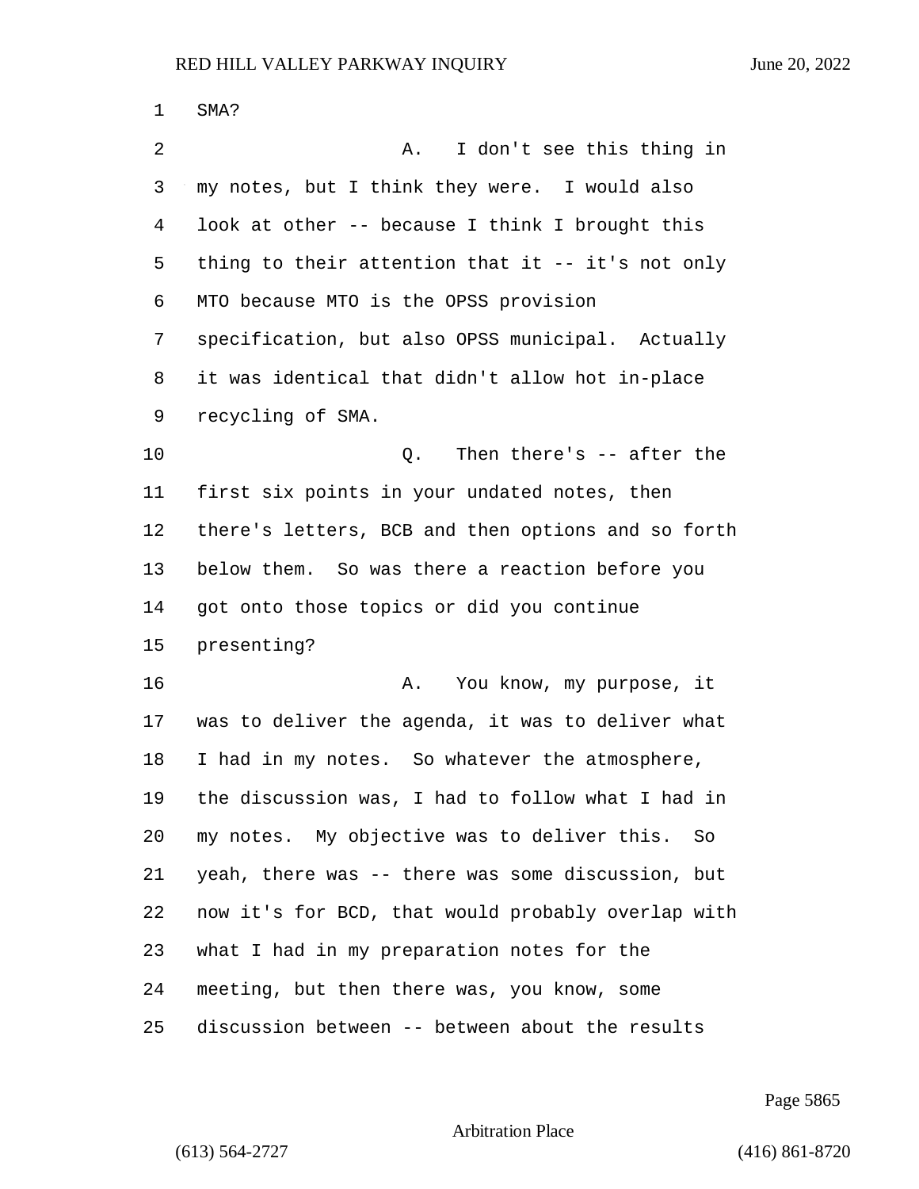SMA?

A. I don't see this thing in my notes, but I think they were. I would also look at other -- because I think I brought this thing to their attention that it -- it's not only MTO because MTO is the OPSS provision specification, but also OPSS municipal. Actually it was identical that didn't allow hot in-place recycling of SMA.

Q. Then there's -- after the first six points in your undated notes, then there's letters, BCB and then options and so forth below them. So was there a reaction before you got onto those topics or did you continue presenting?

A. You know, my purpose, it was to deliver the agenda, it was to deliver what I had in my notes. So whatever the atmosphere, the discussion was, I had to follow what I had in my notes. My objective was to deliver this. So yeah, there was -- there was some discussion, but now it's for BCD, that would probably overlap with what I had in my preparation notes for the meeting, but then there was, you know, some discussion between -- between about the results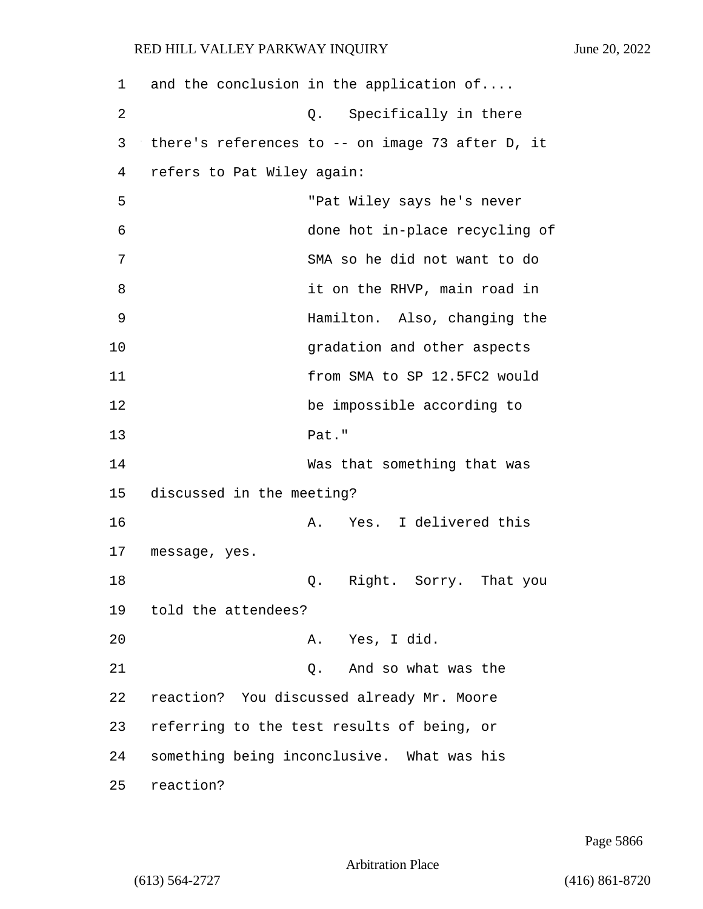and the conclusion in the application of....

Q. Specifically in there there's references to -- on image 73 after D, it refers to Pat Wiley again:

"Pat Wiley says he's never done hot in-place recycling of SMA so he did not want to do it on the RHVP, main road in Hamilton. Also, changing the gradation and other aspects from SMA to SP 12.5FC2 would be impossible according to Pat."

Was that something that was discussed in the meeting?

A. Yes. I delivered this message, yes.

Q. Right. Sorry. That you told the attendees?

A. Yes, I did.

Q. And so what was the reaction? You discussed already Mr. Moore referring to the test results of being, or something being inconclusive. What was his reaction?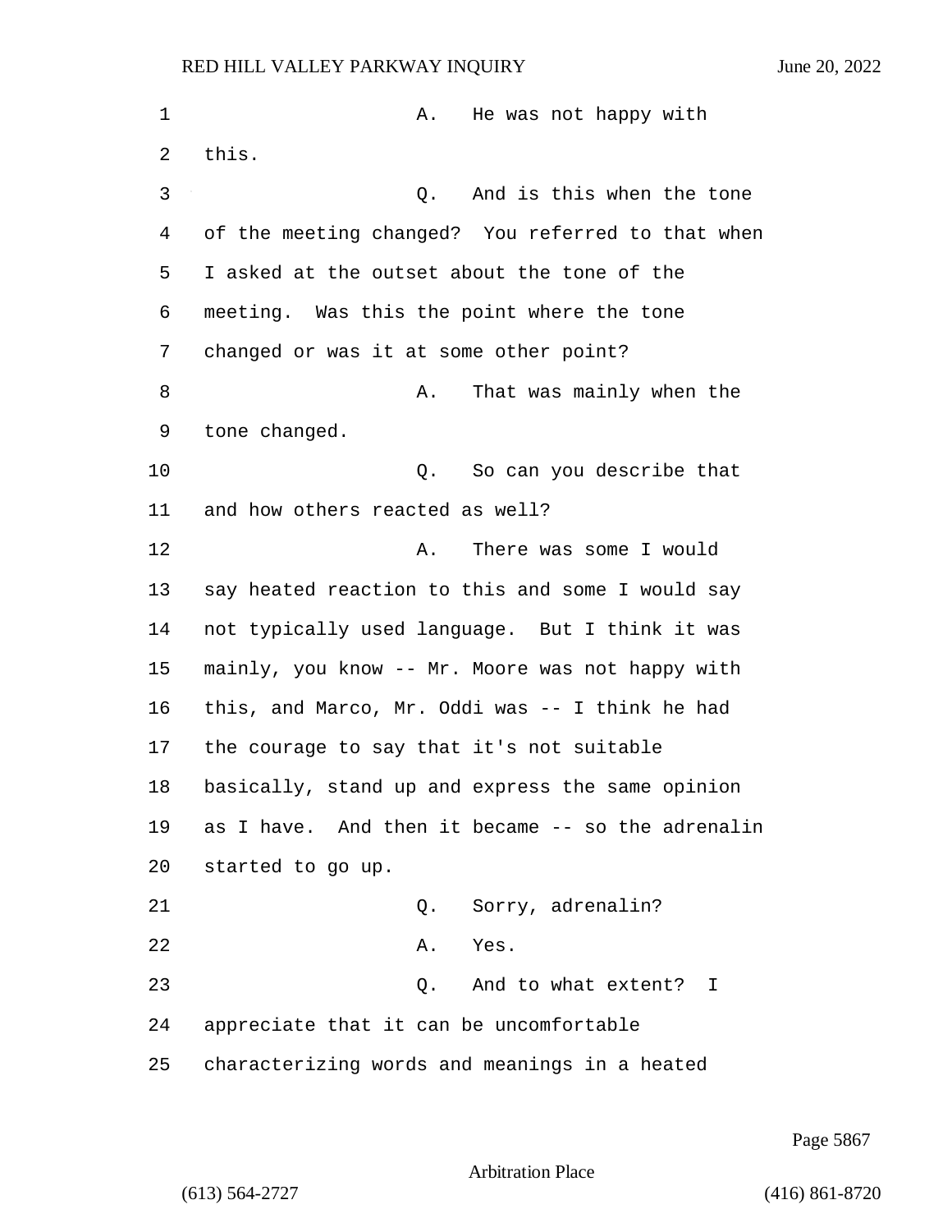A. He was not happy with this.

Q. And is this when the tone of the meeting changed? You referred to that when I asked at the outset about the tone of the meeting. Was this the point where the tone changed or was it at some other point?

A. That was mainly when the tone changed.

Q. So can you describe that and how others reacted as well?

A. There was some I would say heated reaction to this and some I would say not typically used language. But I think it was mainly, you know -- Mr. Moore was not happy with this, and Marco, Mr. Oddi was -- I think he had the courage to say that it's not suitable basically, stand up and express the same opinion as I have. And then it became -- so the adrenalin started to go up.

Q. Sorry, adrenalin?

A. Yes.

Q. And to what extent? I appreciate that it can be uncomfortable characterizing words and meanings in a heated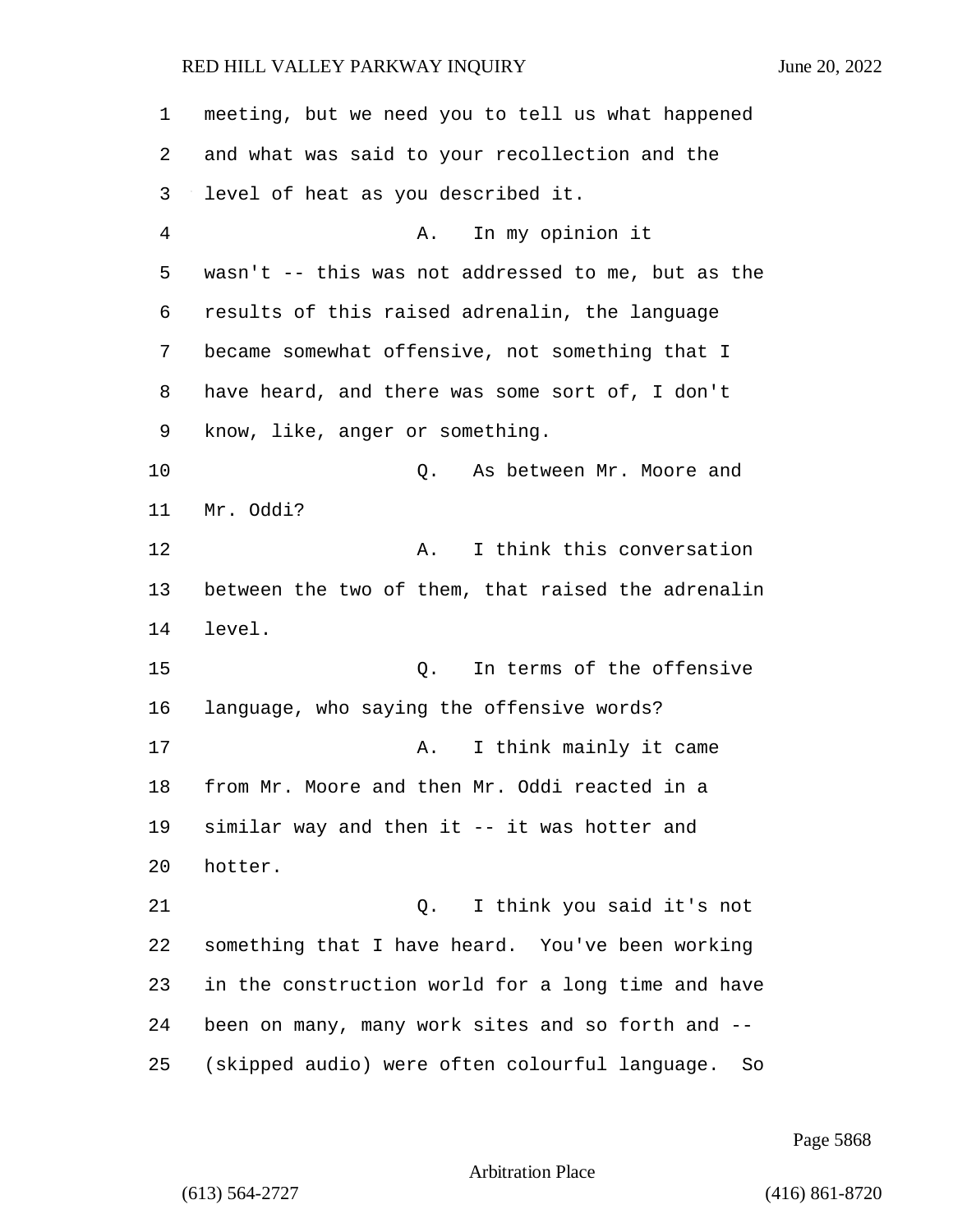meeting, but we need you to tell us what happened and what was said to your recollection and the level of heat as you described it.

A. In my opinion it wasn't -- this was not addressed to me, but as the results of this raised adrenalin, the language became somewhat offensive, not something that I have heard, and there was some sort of, I don't know, like, anger or something.

Q. As between Mr. Moore and Mr. Oddi?

A. I think this conversation between the two of them, that raised the adrenalin level.

Q. In terms of the offensive language, who saying the offensive words?

A. I think mainly it came from Mr. Moore and then Mr. Oddi reacted in a similar way and then it -- it was hotter and hotter.

Q. I think you said it's not something that I have heard. You've been working in the construction world for a long time and have been on many, many work sites and so forth and -- (skipped audio) were often colourful language. So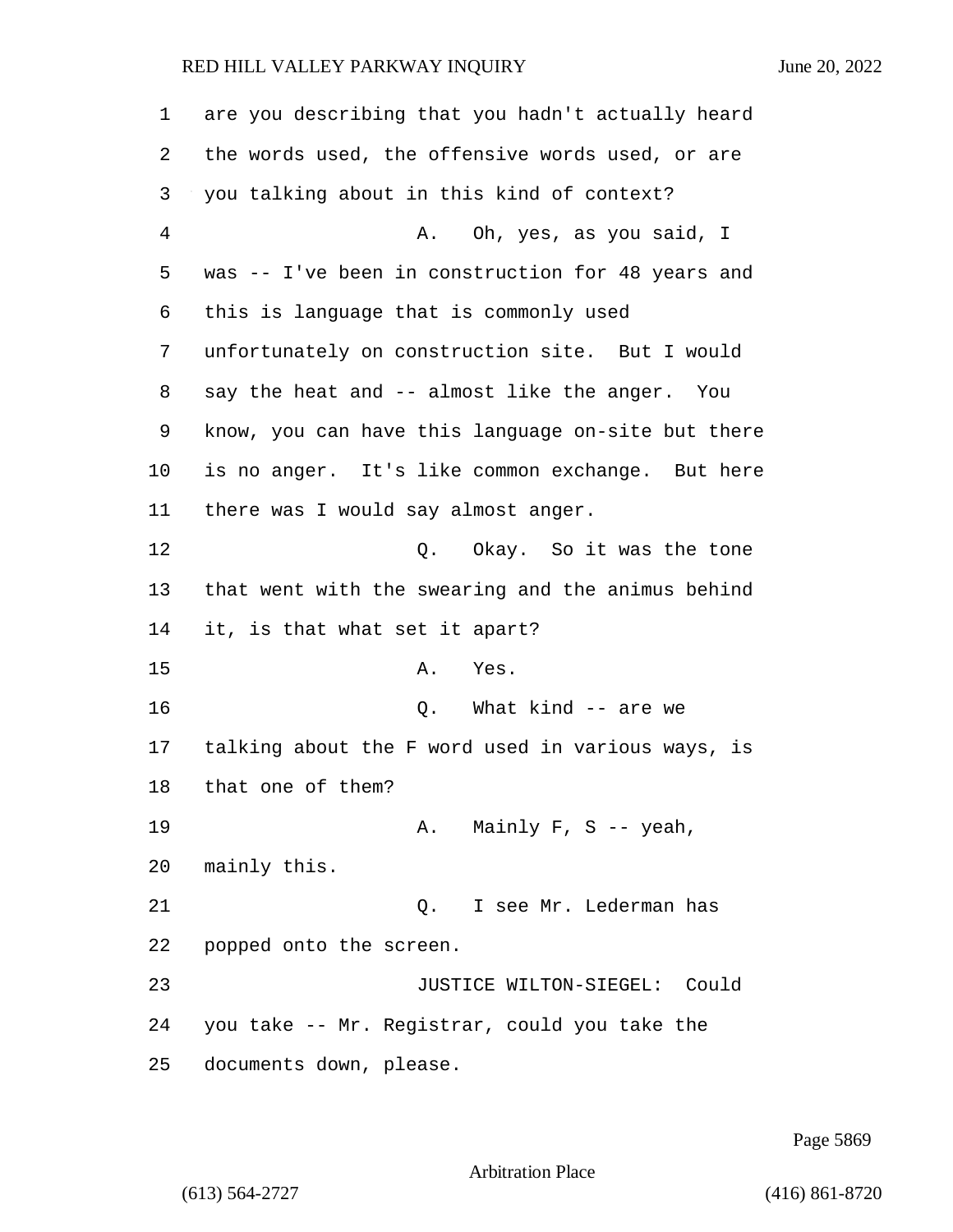are you describing that you hadn't actually heard the words used, the offensive words used, or are you talking about in this kind of context?

A. Oh, yes, as you said, I was -- I've been in construction for 48 years and this is language that is commonly used unfortunately on construction site. But I would say the heat and -- almost like the anger. You know, you can have this language on-site but there is no anger. It's like common exchange. But here there was I would say almost anger.

Q. Okay. So it was the tone that went with the swearing and the animus behind it, is that what set it apart?

A. Yes.

Q. What kind -- are we talking about the F word used in various ways, is that one of them?

A. Mainly F, S -- yeah, mainly this.

Q. I see Mr. Lederman has popped onto the screen.

JUSTICE WILTON-SIEGEL: Could you take -- Mr. Registrar, could you take the documents down, please.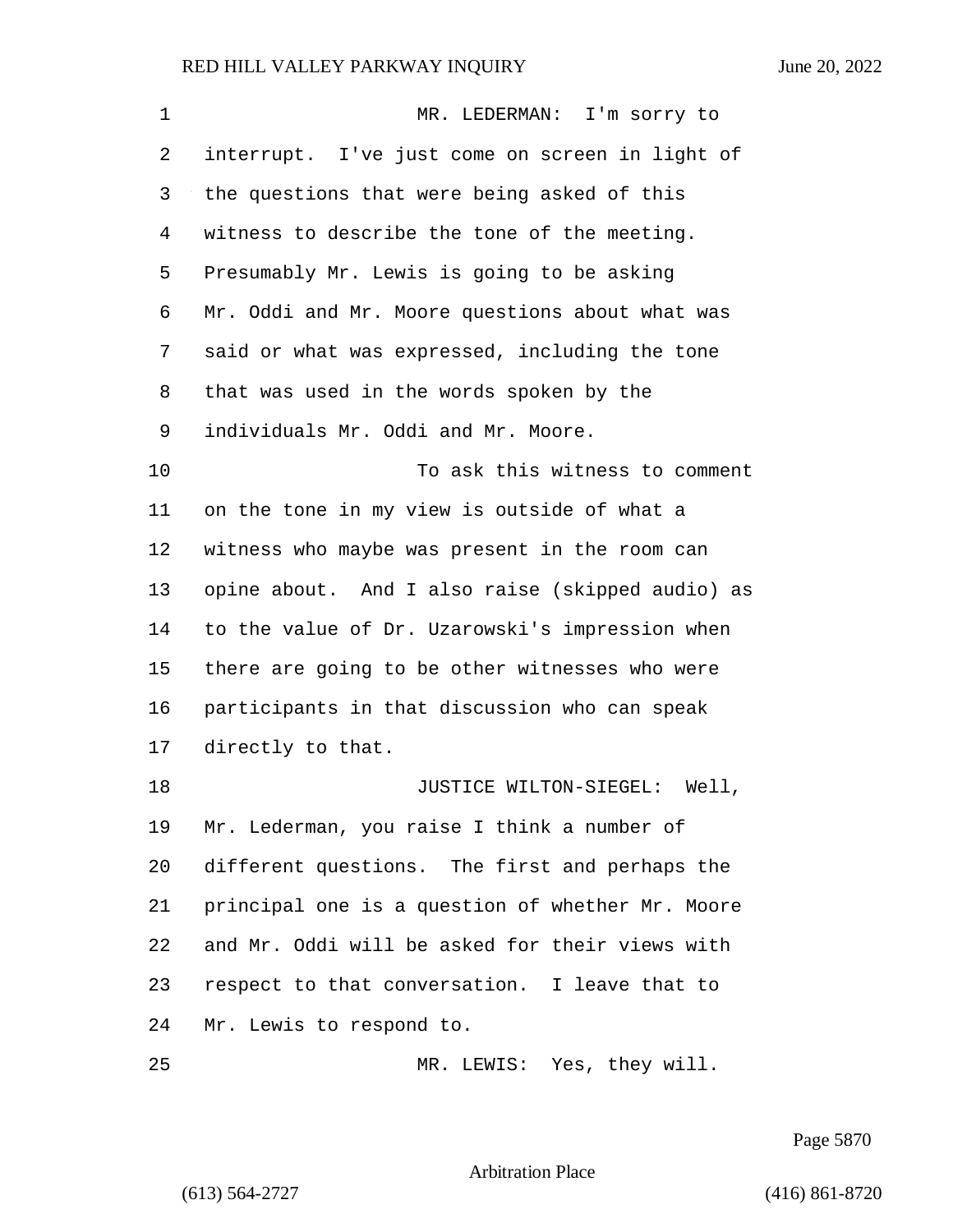MR. LEDERMAN: I'm sorry to interrupt. I've just come on screen in light of the questions that were being asked of this witness to describe the tone of the meeting. Presumably Mr. Lewis is going to be asking Mr. Oddi and Mr. Moore questions about what was said or what was expressed, including the tone that was used in the words spoken by the individuals Mr. Oddi and Mr. Moore.

To ask this witness to comment on the tone in my view is outside of what a witness who maybe was present in the room can opine about. And I also raise (skipped audio) as to the value of Dr. Uzarowski's impression when there are going to be other witnesses who were participants in that discussion who can speak directly to that.

JUSTICE WILTON-SIEGEL: Well, Mr. Lederman, you raise I think a number of different questions. The first and perhaps the principal one is a question of whether Mr. Moore and Mr. Oddi will be asked for their views with respect to that conversation. I leave that to Mr. Lewis to respond to.

MR. LEWIS: Yes, they will.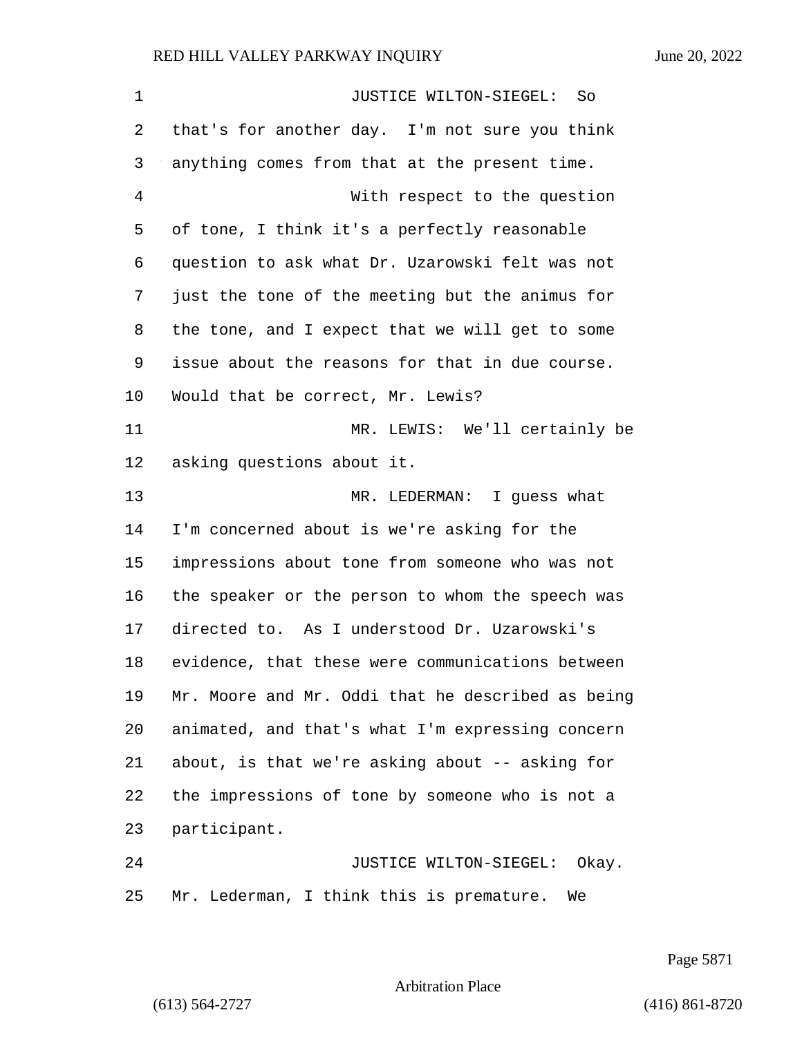JUSTICE WILTON-SIEGEL: So that's for another day. I'm not sure you think anything comes from that at the present time.

With respect to the question of tone, I think it's a perfectly reasonable question to ask what Dr. Uzarowski felt was not just the tone of the meeting but the animus for the tone, and I expect that we will get to some issue about the reasons for that in due course. Would that be correct, Mr. Lewis?

MR. LEWIS: We'll certainly be asking questions about it.

MR. LEDERMAN: I guess what I'm concerned about is we're asking for the impressions about tone from someone who was not the speaker or the person to whom the speech was directed to. As I understood Dr. Uzarowski's evidence, that these were communications between Mr. Moore and Mr. Oddi that he described as being animated, and that's what I'm expressing concern about, is that we're asking about -- asking for the impressions of tone by someone who is not a participant.

JUSTICE WILTON-SIEGEL: Okay. Mr. Lederman, I think this is premature. We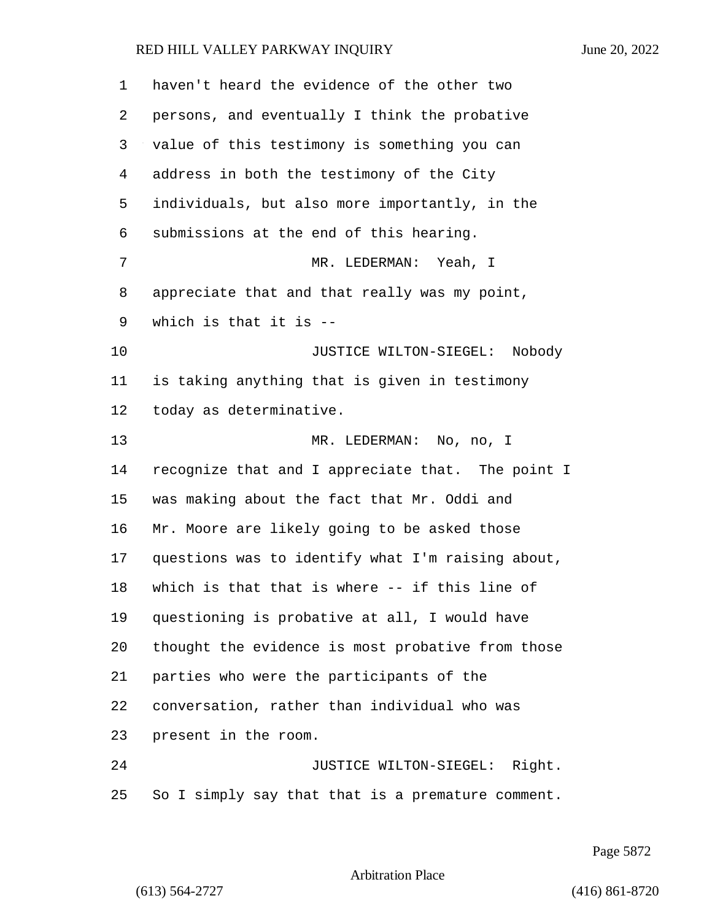haven't heard the evidence of the other two persons, and eventually I think the probative value of this testimony is something you can address in both the testimony of the City individuals, but also more importantly, in the submissions at the end of this hearing.

MR. LEDERMAN: Yeah, I appreciate that and that really was my point, which is that it is --

JUSTICE WILTON-SIEGEL: Nobody is taking anything that is given in testimony today as determinative.

MR. LEDERMAN: No, no, I recognize that and I appreciate that. The point I was making about the fact that Mr. Oddi and Mr. Moore are likely going to be asked those questions was to identify what I'm raising about, which is that that is where -- if this line of questioning is probative at all, I would have thought the evidence is most probative from those parties who were the participants of the conversation, rather than individual who was present in the room.

JUSTICE WILTON-SIEGEL: Right. So I simply say that that is a premature comment.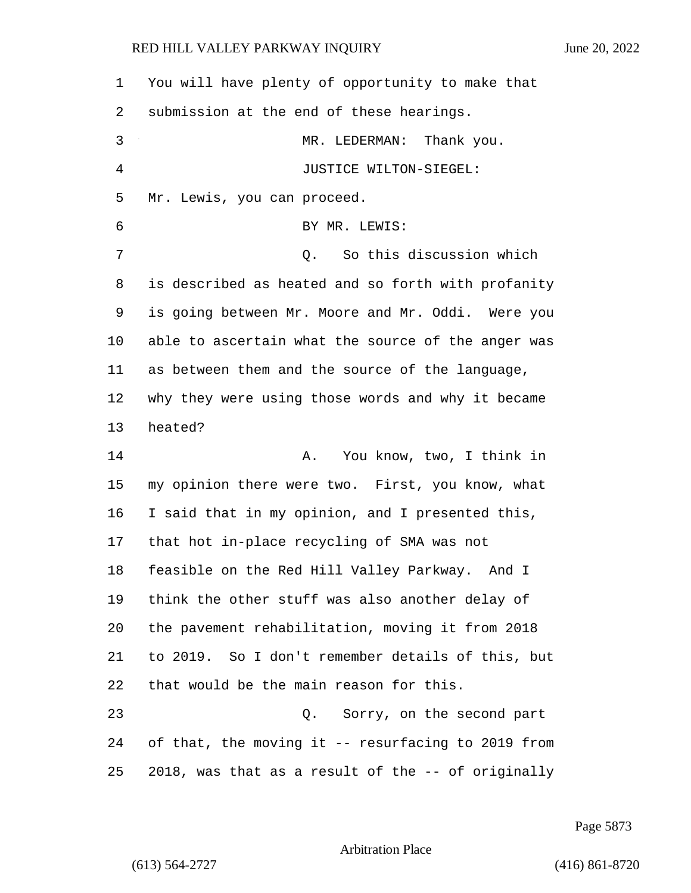You will have plenty of opportunity to make that submission at the end of these hearings.

MR. LEDERMAN: Thank you.

JUSTICE WILTON-SIEGEL: Mr. Lewis, you can proceed.

BY MR. LEWIS:

Q. So this discussion which is described as heated and so forth with profanity is going between Mr. Moore and Mr. Oddi. Were you able to ascertain what the source of the anger was as between them and the source of the language, why they were using those words and why it became heated?

A. You know, two, I think in my opinion there were two. First, you know, what I said that in my opinion, and I presented this, that hot in-place recycling of SMA was not feasible on the Red Hill Valley Parkway. And I think the other stuff was also another delay of the pavement rehabilitation, moving it from 2018 to 2019. So I don't remember details of this, but that would be the main reason for this.

Q. Sorry, on the second part of that, the moving it -- resurfacing to 2019 from 2018, was that as a result of the -- of originally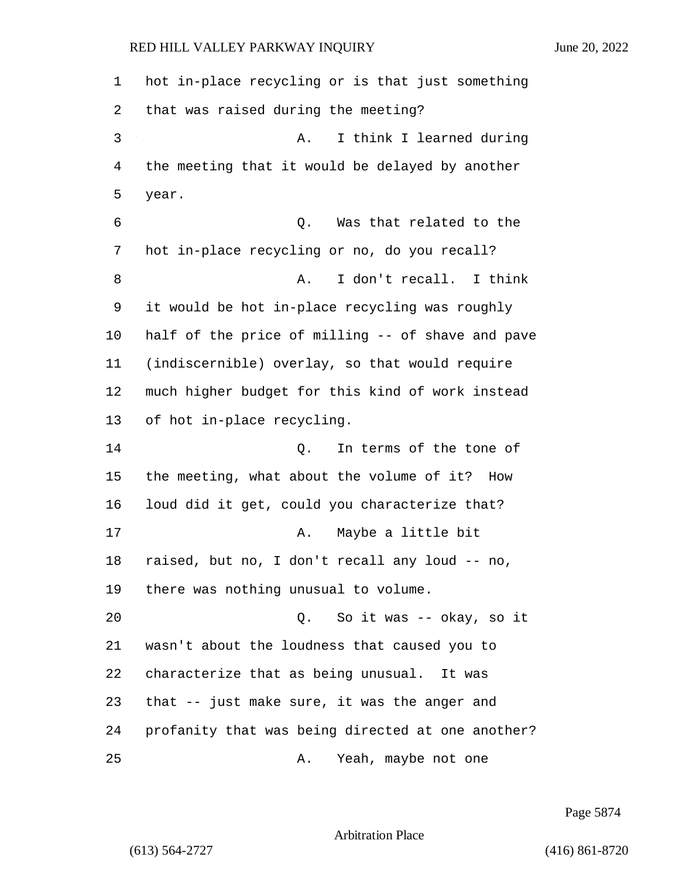hot in-place recycling or is that just something that was raised during the meeting?

A. I think I learned during the meeting that it would be delayed by another year.

Q. Was that related to the hot in-place recycling or no, do you recall?

A. I don't recall. I think it would be hot in-place recycling was roughly half of the price of milling -- of shave and pave (indiscernible) overlay, so that would require much higher budget for this kind of work instead of hot in-place recycling.

Q. In terms of the tone of the meeting, what about the volume of it? How loud did it get, could you characterize that?

A. Maybe a little bit raised, but no, I don't recall any loud -- no, there was nothing unusual to volume.

Q. So it was -- okay, so it wasn't about the loudness that caused you to characterize that as being unusual. It was that -- just make sure, it was the anger and profanity that was being directed at one another?

A. Yeah, maybe not one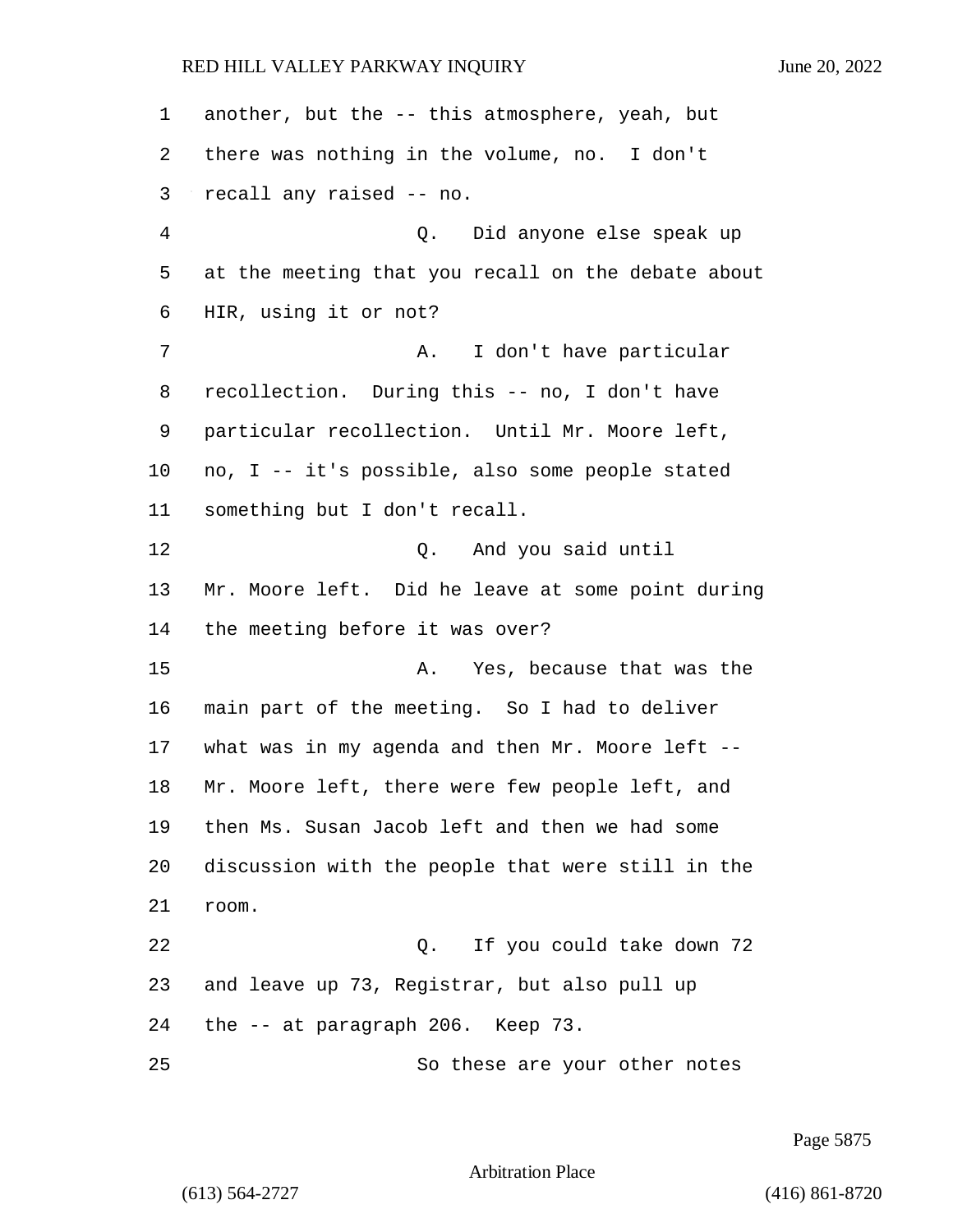another, but the -- this atmosphere, yeah, but there was nothing in the volume, no. I don't recall any raised -- no.

Q. Did anyone else speak up at the meeting that you recall on the debate about HIR, using it or not?

A. I don't have particular recollection. During this -- no, I don't have particular recollection. Until Mr. Moore left, no, I -- it's possible, also some people stated something but I don't recall.

Q. And you said until Mr. Moore left. Did he leave at some point during the meeting before it was over?

A. Yes, because that was the main part of the meeting. So I had to deliver what was in my agenda and then Mr. Moore left -- Mr. Moore left, there were few people left, and then Ms. Susan Jacob left and then we had some discussion with the people that were still in the room.

Q. If you could take down 72 and leave up 73, Registrar, but also pull up the -- at paragraph 206. Keep 73.

So these are your other notes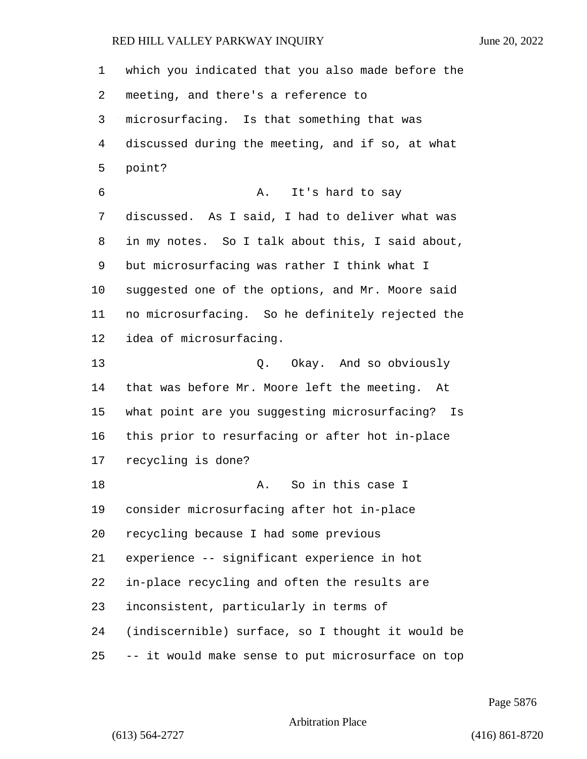which you indicated that you also made before the meeting, and there's a reference to microsurfacing. Is that something that was discussed during the meeting, and if so, at what point?

A. It's hard to say discussed. As I said, I had to deliver what was in my notes. So I talk about this, I said about, but microsurfacing was rather I think what I suggested one of the options, and Mr. Moore said no microsurfacing. So he definitely rejected the idea of microsurfacing.

Q. Okay. And so obviously that was before Mr. Moore left the meeting. At what point are you suggesting microsurfacing? Is this prior to resurfacing or after hot in-place recycling is done?

A. So in this case I consider microsurfacing after hot in-place recycling because I had some previous experience -- significant experience in hot in-place recycling and often the results are inconsistent, particularly in terms of (indiscernible) surface, so I thought it would be -- it would make sense to put microsurface on top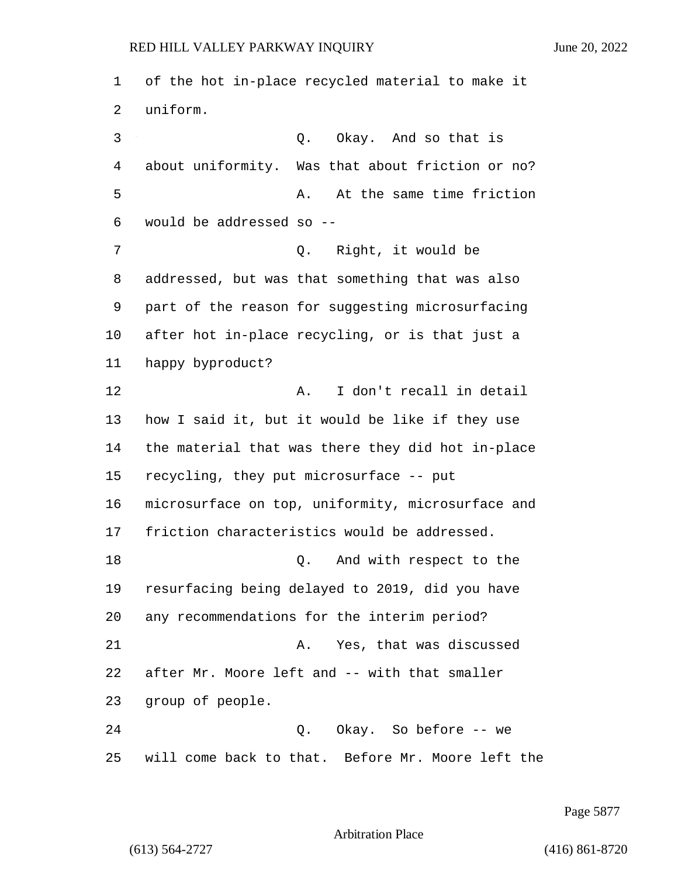of the hot in-place recycled material to make it uniform.

Q. Okay. And so that is about uniformity. Was that about friction or no?

A. At the same time friction would be addressed so --

Q. Right, it would be addressed, but was that something that was also part of the reason for suggesting microsurfacing after hot in-place recycling, or is that just a happy byproduct?

A. I don't recall in detail how I said it, but it would be like if they use the material that was there they did hot in-place recycling, they put microsurface -- put microsurface on top, uniformity, microsurface and friction characteristics would be addressed.

Q. And with respect to the resurfacing being delayed to 2019, did you have any recommendations for the interim period?

A. Yes, that was discussed after Mr. Moore left and -- with that smaller group of people.

Q. Okay. So before -- we will come back to that. Before Mr. Moore left the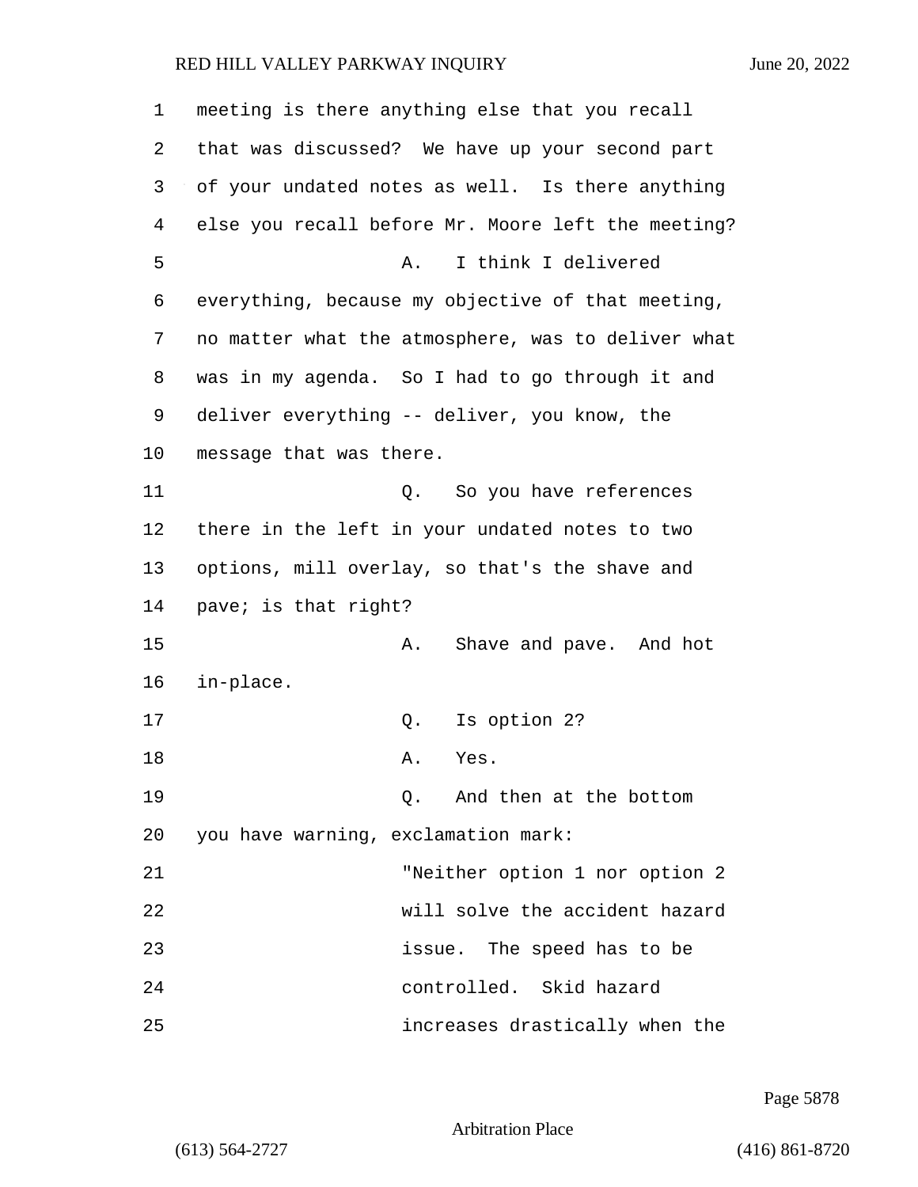meeting is there anything else that you recall that was discussed? We have up your second part of your undated notes as well. Is there anything else you recall before Mr. Moore left the meeting?

A. I think I delivered everything, because my objective of that meeting, no matter what the atmosphere, was to deliver what was in my agenda. So I had to go through it and deliver everything -- deliver, you know, the message that was there.

Q. So you have references there in the left in your undated notes to two options, mill overlay, so that's the shave and pave; is that right?

A. Shave and pave. And hot in-place.

Q. Is option 2?

A. Yes.

Q. And then at the bottom you have warning, exclamation mark:

"Neither option 1 nor option 2 will solve the accident hazard issue. The speed has to be controlled. Skid hazard increases drastically when the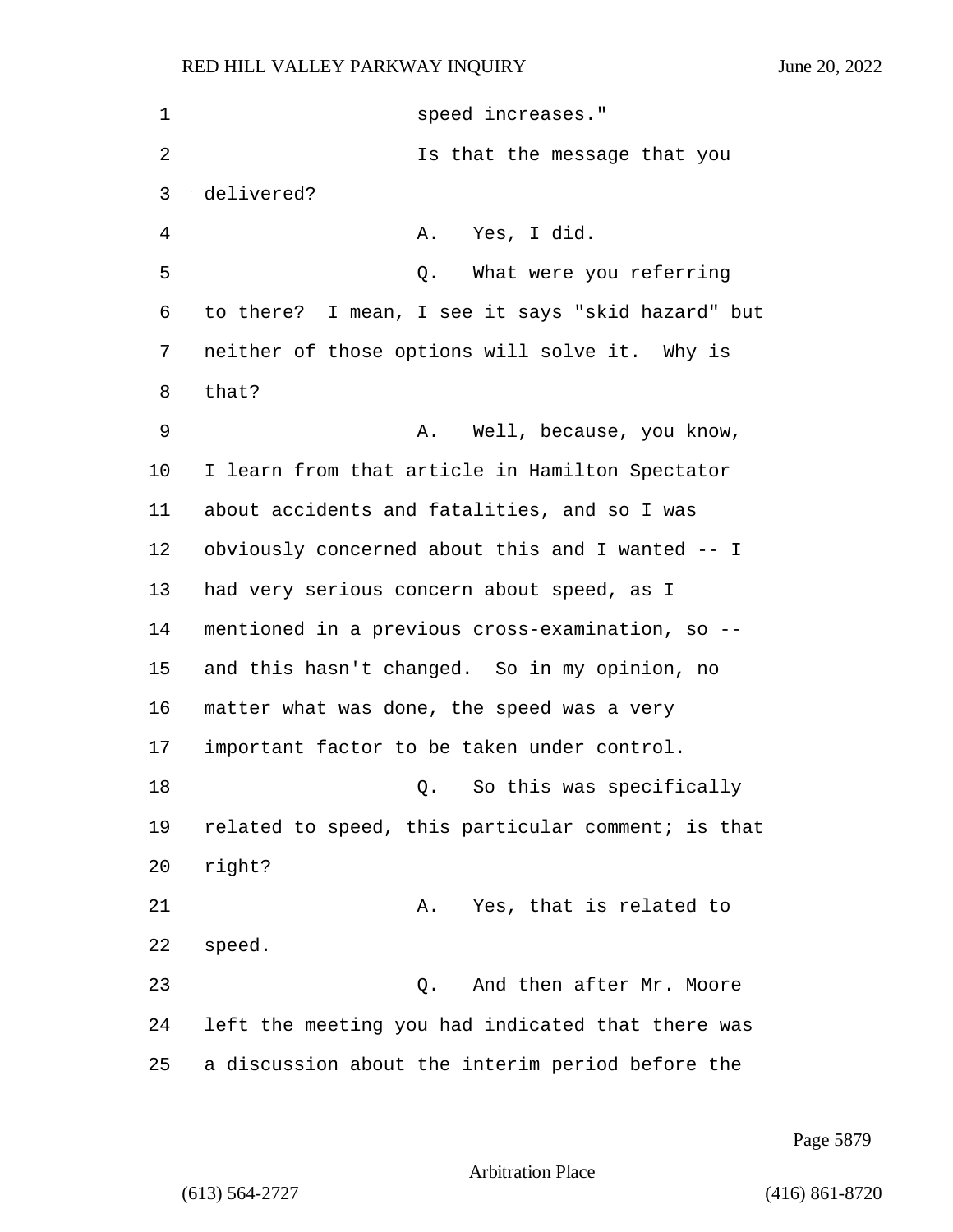speed increases."

Is that the message that you delivered?

A. Yes, I did.

Q. What were you referring to there? I mean, I see it says "skid hazard" but neither of those options will solve it. Why is that?

A. Well, because, you know, I learn from that article in Hamilton Spectator about accidents and fatalities, and so I was obviously concerned about this and I wanted -- I had very serious concern about speed, as I mentioned in a previous cross-examination, so -- and this hasn't changed. So in my opinion, no matter what was done, the speed was a very important factor to be taken under control.

Q. So this was specifically related to speed, this particular comment; is that right?

A. Yes, that is related to speed.

Q. And then after Mr. Moore left the meeting you had indicated that there was a discussion about the interim period before the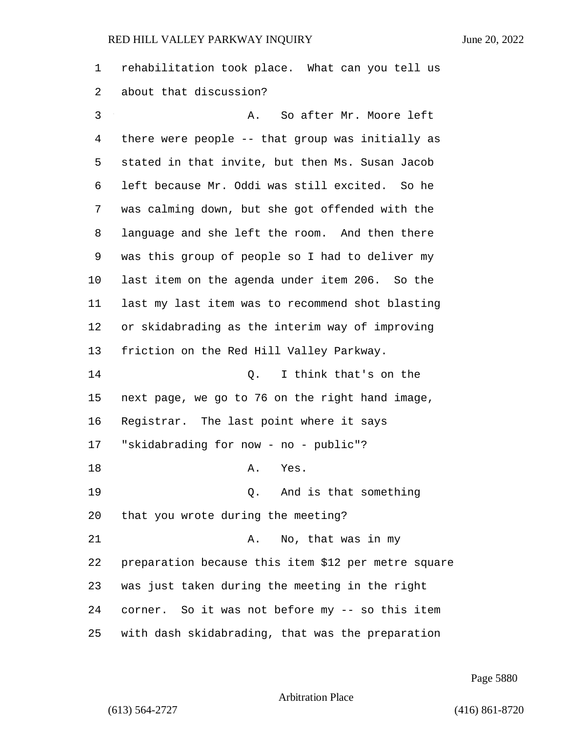rehabilitation took place. What can you tell us about that discussion?

A. So after Mr. Moore left there were people -- that group was initially as stated in that invite, but then Ms. Susan Jacob left because Mr. Oddi was still excited. So he was calming down, but she got offended with the language and she left the room. And then there was this group of people so I had to deliver my last item on the agenda under item 206. So the last my last item was to recommend shot blasting or skidabrading as the interim way of improving friction on the Red Hill Valley Parkway.

Q. I think that's on the next page, we go to 76 on the right hand image, Registrar. The last point where it says "skidabrading for now - no - public"?

A. Yes.

Q. And is that something that you wrote during the meeting?

A. No, that was in my preparation because this item $12 per metre square was just taken during the meeting in the right corner. So it was not before my -- so this item with dash skidabrading, that was the preparation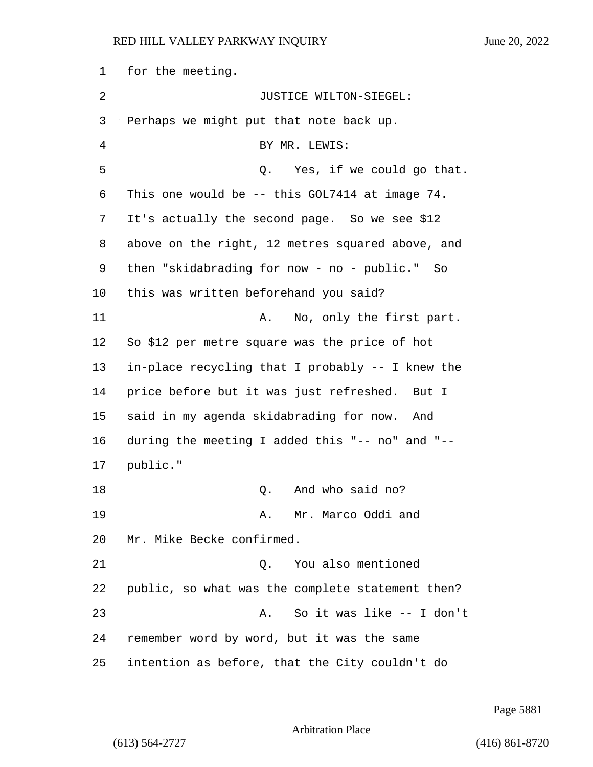for the meeting.

JUSTICE WILTON-SIEGEL: Perhaps we might put that note back up.

BY MR. LEWIS:

Q. Yes, if we could go that. This one would be -- this GOL7414 at image 74. It's actually the second page. So we see $12 above on the right, 12 metres squared above, and then "skidabrading for now - no - public." So this was written beforehand you said?

A. No, only the first part. So $12 per metre square was the price of hot in-place recycling that I probably -- I knew the price before but it was just refreshed. But I said in my agenda skidabrading for now. And during the meeting I added this "-- no" and "-- public."

Q. And who said no?

A. Mr. Marco Oddi and Mr. Mike Becke confirmed.

Q. You also mentioned public, so what was the complete statement then?

A. So it was like -- I don't remember word by word, but it was the same intention as before, that the City couldn't do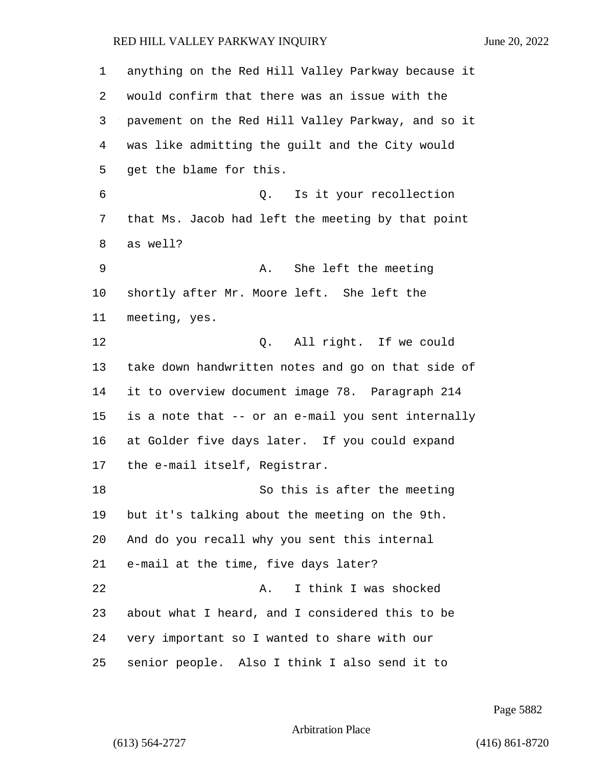anything on the Red Hill Valley Parkway because it would confirm that there was an issue with the pavement on the Red Hill Valley Parkway, and so it was like admitting the guilt and the City would get the blame for this.

Q. Is it your recollection that Ms. Jacob had left the meeting by that point as well?

A. She left the meeting shortly after Mr. Moore left. She left the meeting, yes.

Q. All right. If we could take down handwritten notes and go on that side of it to overview document image 78. Paragraph 214 is a note that -- or an e-mail you sent internally at Golder five days later. If you could expand the e-mail itself, Registrar.

So this is after the meeting but it's talking about the meeting on the 9th. And do you recall why you sent this internal e-mail at the time, five days later?

A. I think I was shocked about what I heard, and I considered this to be very important so I wanted to share with our senior people. Also I think I also send it to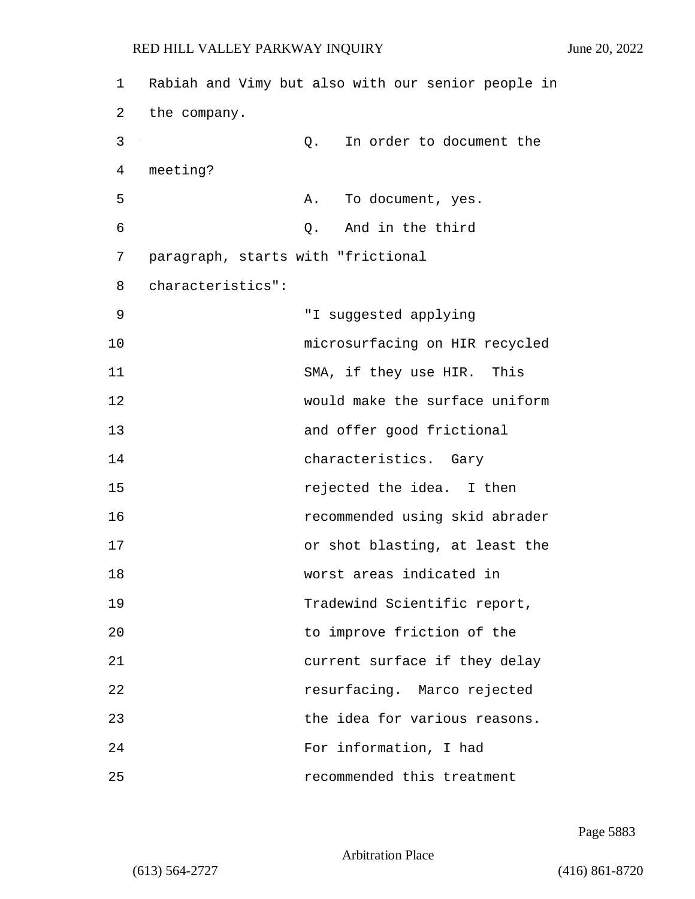Rabiah and Vimy but also with our senior people in the company.

Q. In order to document the meeting?

A. To document, yes.

Q. And in the third paragraph, starts with "frictional characteristics":

> "I suggested applying microsurfacing on HIR recycled SMA, if they use HIR. This would make the surface uniform and offer good frictional characteristics. Gary rejected the idea. I then recommended using skid abrader or shot blasting, at least the worst areas indicated in Tradewind Scientific report, to improve friction of the current surface if they delay resurfacing. Marco rejected the idea for various reasons. For information, I had recommended this treatment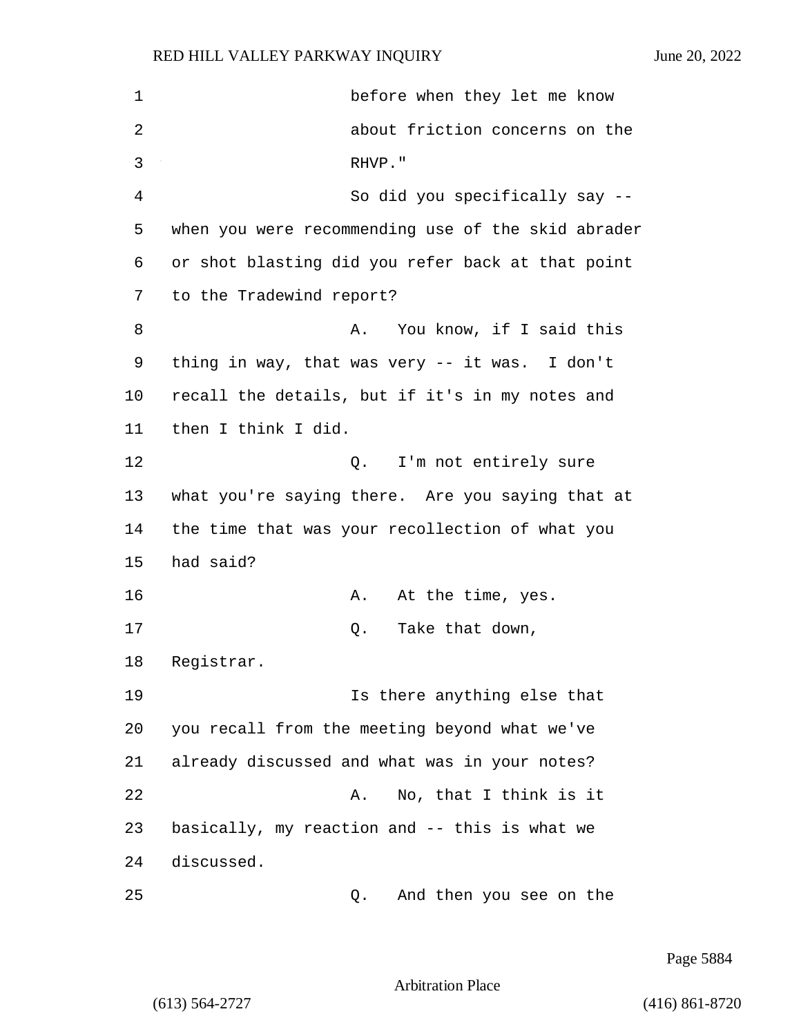before when they let me know about friction concerns on the RHVP."

So did you specifically say -- when you were recommending use of the skid abrader or shot blasting did you refer back at that point to the Tradewind report?

A. You know, if I said this thing in way, that was very -- it was. I don't recall the details, but if it's in my notes and then I think I did.

Q. I'm not entirely sure what you're saying there. Are you saying that at the time that was your recollection of what you had said?

A. At the time, yes.

Q. Take that down, Registrar.

Is there anything else that you recall from the meeting beyond what we've already discussed and what was in your notes?

A. No, that I think is it basically, my reaction and -- this is what we discussed.

Q. And then you see on the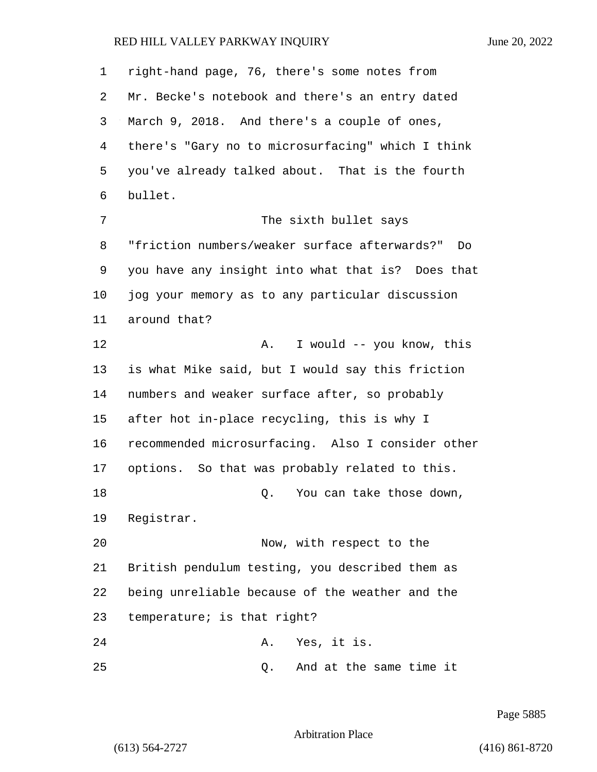right-hand page, 76, there's some notes from Mr. Becke's notebook and there's an entry dated March 9, 2018. And there's a couple of ones, there's "Gary no to microsurfacing" which I think you've already talked about. That is the fourth bullet.

The sixth bullet says "friction numbers/weaker surface afterwards?" Do you have any insight into what that is? Does that jog your memory as to any particular discussion around that?

A. I would -- you know, this is what Mike said, but I would say this friction numbers and weaker surface after, so probably after hot in-place recycling, this is why I recommended microsurfacing. Also I consider other options. So that was probably related to this.

Q. You can take those down, Registrar.

Now, with respect to the British pendulum testing, you described them as being unreliable because of the weather and the temperature; is that right?

A. Yes, it is.

Q. And at the same time it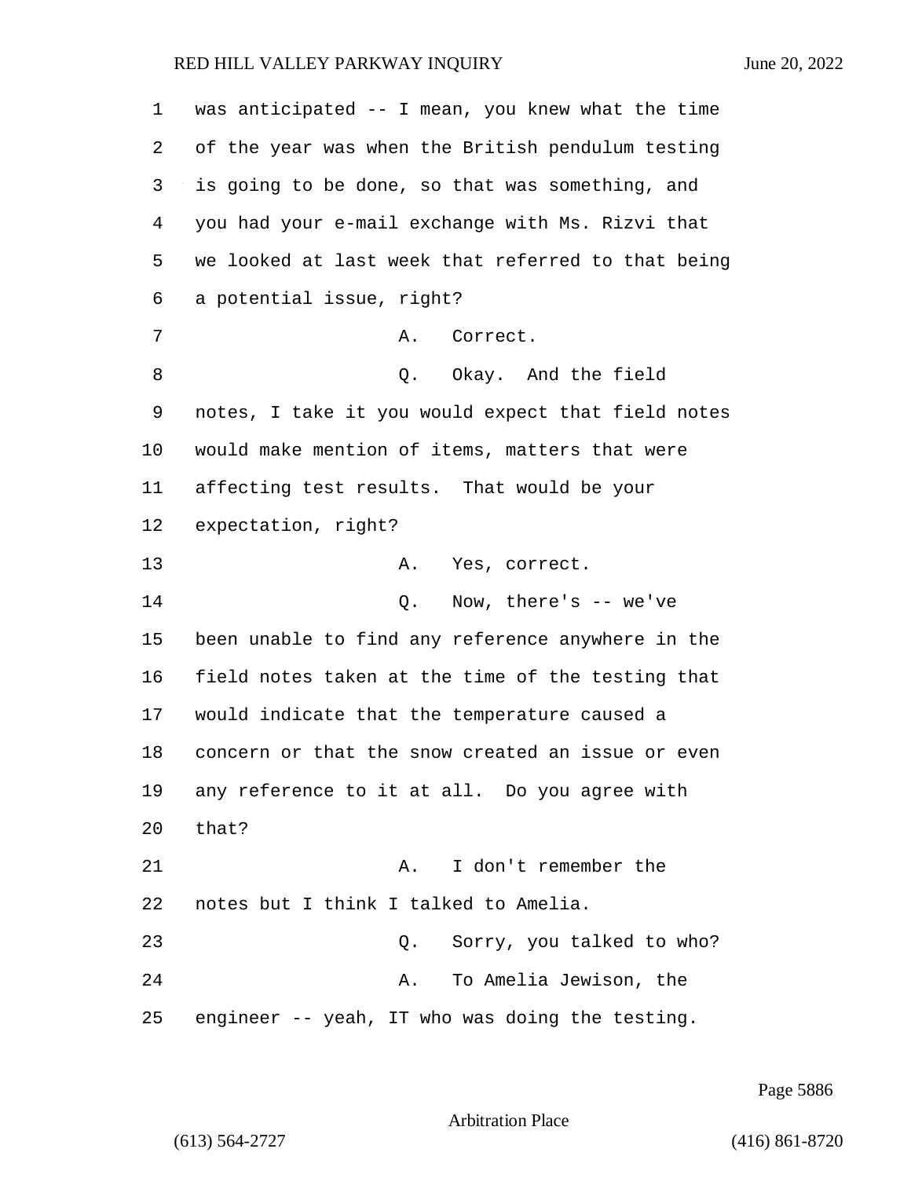was anticipated -- I mean, you knew what the time of the year was when the British pendulum testing is going to be done, so that was something, and you had your e-mail exchange with Ms. Rizvi that we looked at last week that referred to that being a potential issue, right?

A. Correct.

Q. Okay. And the field notes, I take it you would expect that field notes would make mention of items, matters that were affecting test results. That would be your expectation, right?

A. Yes, correct.

Q. Now, there's -- we've been unable to find any reference anywhere in the field notes taken at the time of the testing that would indicate that the temperature caused a concern or that the snow created an issue or even any reference to it at all. Do you agree with that?

A. I don't remember the notes but I think I talked to Amelia.

Q. Sorry, you talked to who?

A. To Amelia Jewison, the engineer -- yeah, IT who was doing the testing.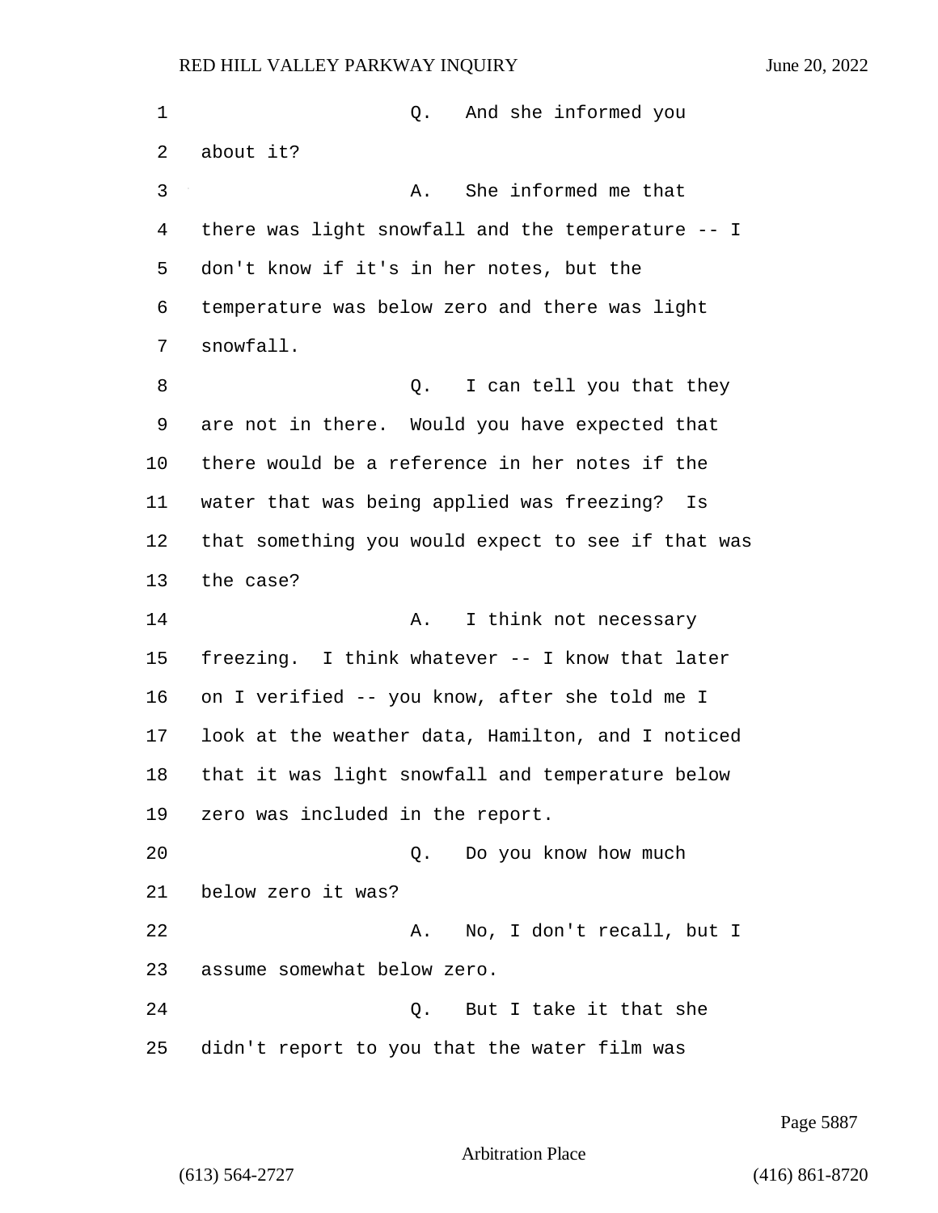Q. And she informed you about it?

A. She informed me that there was light snowfall and the temperature -- I don't know if it's in her notes, but the temperature was below zero and there was light snowfall.

Q. I can tell you that they are not in there. Would you have expected that there would be a reference in her notes if the water that was being applied was freezing? Is that something you would expect to see if that was the case?

A. I think not necessary freezing. I think whatever -- I know that later on I verified -- you know, after she told me I look at the weather data, Hamilton, and I noticed that it was light snowfall and temperature below zero was included in the report.

Q. Do you know how much below zero it was?

A. No, I don't recall, but I assume somewhat below zero.

Q. But I take it that she didn't report to you that the water film was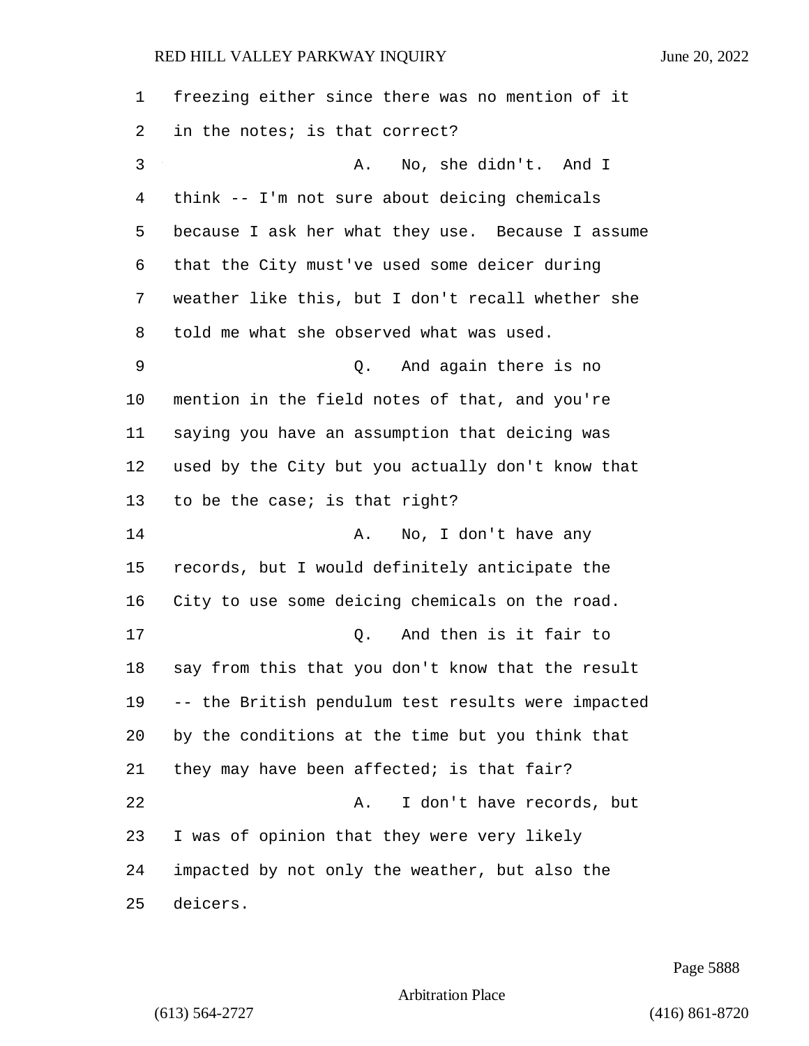freezing either since there was no mention of it in the notes; is that correct?

A. No, she didn't. And I think -- I'm not sure about deicing chemicals because I ask her what they use. Because I assume that the City must've used some deicer during weather like this, but I don't recall whether she told me what she observed what was used.

Q. And again there is no mention in the field notes of that, and you're saying you have an assumption that deicing was used by the City but you actually don't know that to be the case; is that right?

A. No, I don't have any records, but I would definitely anticipate the City to use some deicing chemicals on the road.

Q. And then is it fair to say from this that you don't know that the result -- the British pendulum test results were impacted by the conditions at the time but you think that they may have been affected; is that fair?

A. I don't have records, but I was of opinion that they were very likely impacted by not only the weather, but also the deicers.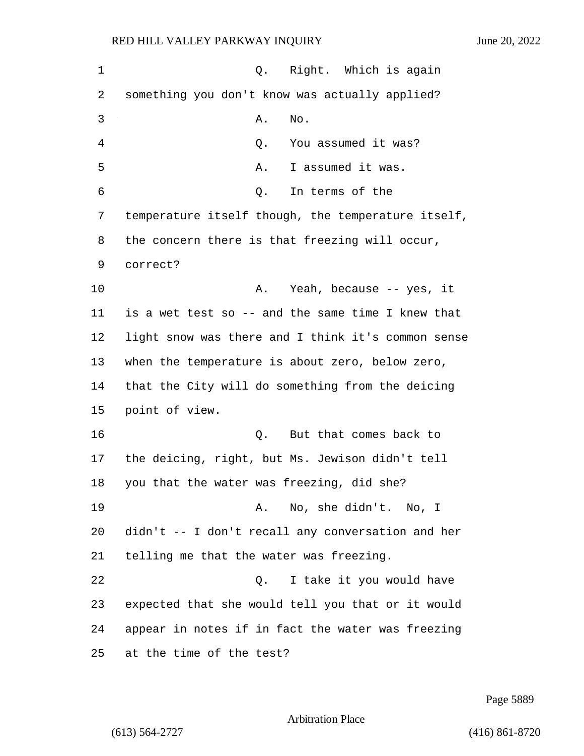Q. Right. Which is again something you don't know was actually applied?

A. No.

Q. You assumed it was?

A. I assumed it was.

Q. In terms of the temperature itself though, the temperature itself, the concern there is that freezing will occur, correct?

A. Yeah, because -- yes, it is a wet test so -- and the same time I knew that light snow was there and I think it's common sense when the temperature is about zero, below zero, that the City will do something from the deicing point of view.

Q. But that comes back to the deicing, right, but Ms. Jewison didn't tell you that the water was freezing, did she?

A. No, she didn't. No, I didn't -- I don't recall any conversation and her telling me that the water was freezing.

Q. I take it you would have expected that she would tell you that or it would appear in notes if in fact the water was freezing at the time of the test?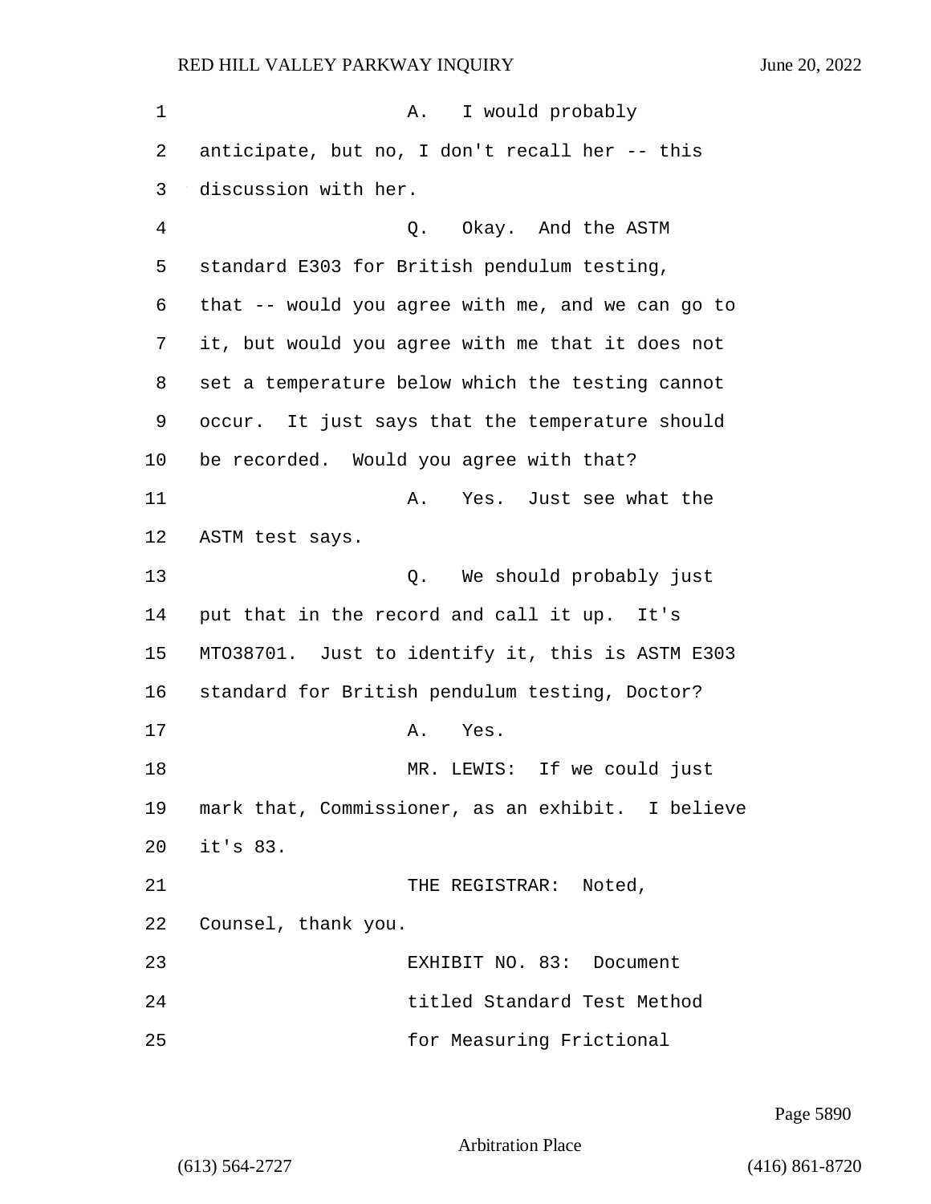A. I would probably anticipate, but no, I don't recall her -- this discussion with her.

Q. Okay. And the ASTM standard E303 for British pendulum testing, that -- would you agree with me, and we can go to it, but would you agree with me that it does not set a temperature below which the testing cannot occur. It just says that the temperature should be recorded. Would you agree with that?

A. Yes. Just see what the ASTM test says.

Q. We should probably just put that in the record and call it up. It's MTO38701. Just to identify it, this is ASTM E303 standard for British pendulum testing, Doctor?

A. Yes.

MR. LEWIS: If we could just mark that, Commissioner, as an exhibit. I believe it's 83.

THE REGISTRAR: Noted, Counsel, thank you.

EXHIBIT NO. 83: Document titled Standard Test Method for Measuring Frictional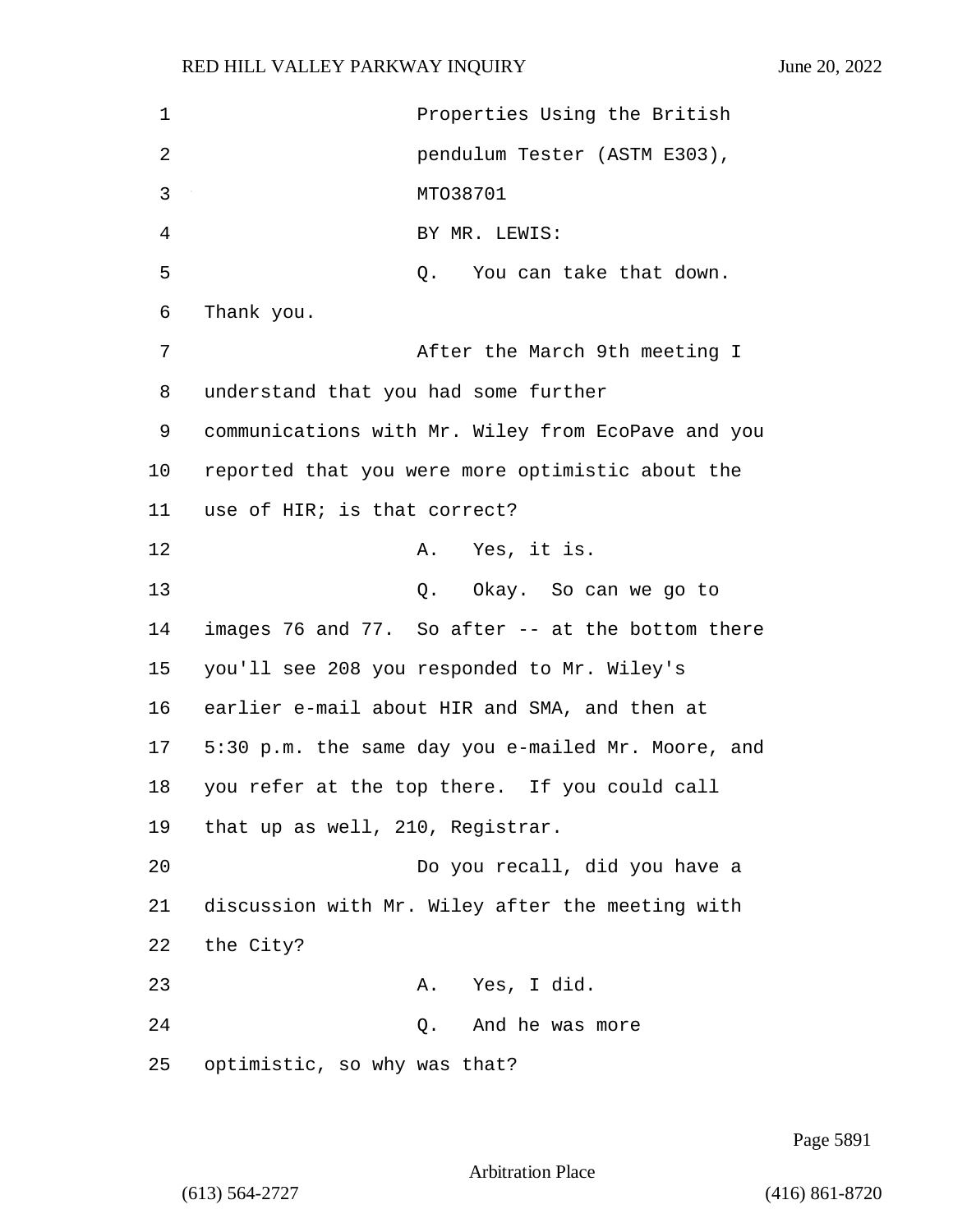Properties Using the British pendulum Tester (ASTM E303), MTO38701

BY MR. LEWIS:

Q. You can take that down. Thank you.

After the March 9th meeting I understand that you had some further communications with Mr. Wiley from EcoPave and you reported that you were more optimistic about the use of HIR; is that correct?

A. Yes, it is.

Q. Okay. So can we go to images 76 and 77. So after -- at the bottom there you'll see 208 you responded to Mr. Wiley's earlier e-mail about HIR and SMA, and then at 5:30 p.m. the same day you e-mailed Mr. Moore, and you refer at the top there. If you could call that up as well, 210, Registrar.

Do you recall, did you have a discussion with Mr. Wiley after the meeting with the City?

A. Yes, I did.

Q. And he was more optimistic, so why was that?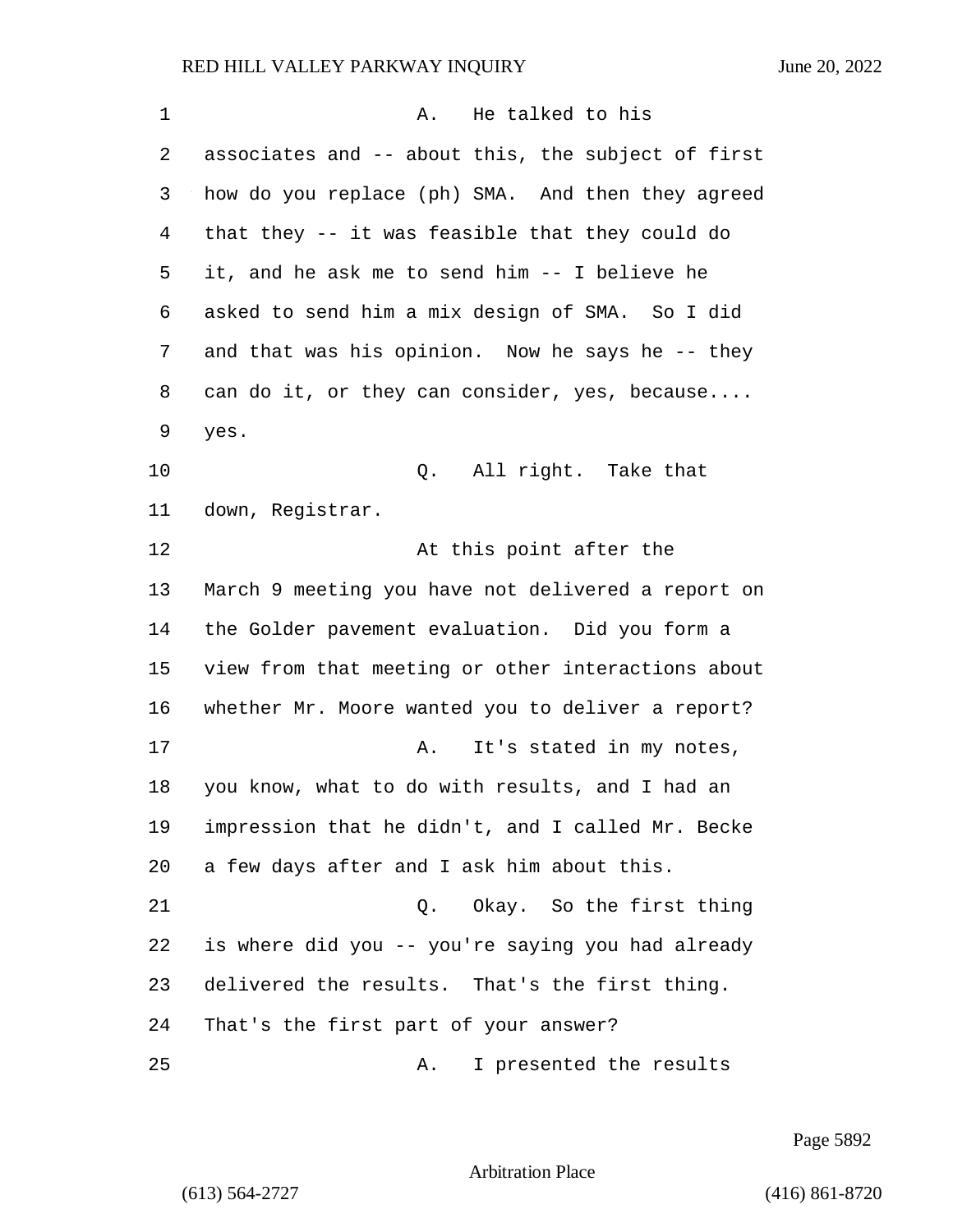A. He talked to his associates and -- about this, the subject of first how do you replace (ph) SMA. And then they agreed that they -- it was feasible that they could do it, and he ask me to send him -- I believe he asked to send him a mix design of SMA. So I did and that was his opinion. Now he says he -- they can do it, or they can consider, yes, because.... yes.

Q. All right. Take that down, Registrar.

At this point after the March 9 meeting you have not delivered a report on the Golder pavement evaluation. Did you form a view from that meeting or other interactions about whether Mr. Moore wanted you to deliver a report?

A. It's stated in my notes, you know, what to do with results, and I had an impression that he didn't, and I called Mr. Becke a few days after and I ask him about this.

Q. Okay. So the first thing is where did you -- you're saying you had already delivered the results. That's the first thing. That's the first part of your answer?

A. I presented the results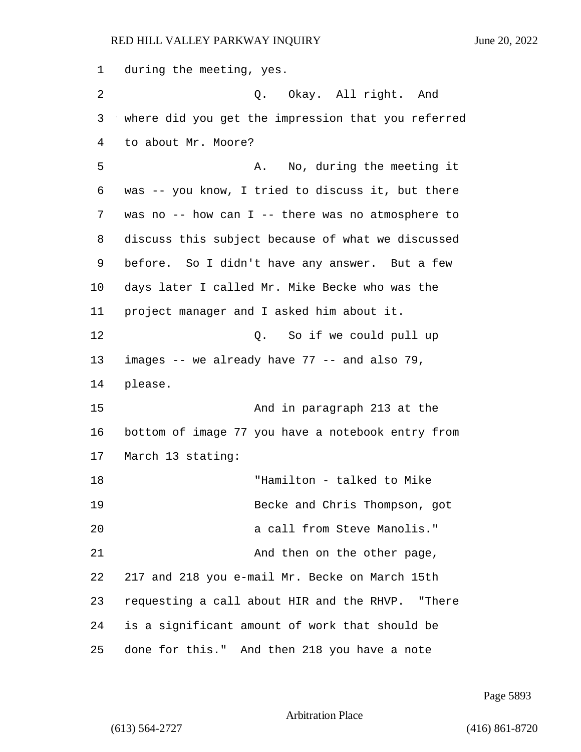during the meeting, yes.

Q. Okay. All right. And where did you get the impression that you referred to about Mr. Moore?

A. No, during the meeting it was -- you know, I tried to discuss it, but there was no -- how can I -- there was no atmosphere to discuss this subject because of what we discussed before. So I didn't have any answer. But a few days later I called Mr. Mike Becke who was the project manager and I asked him about it.

Q. So if we could pull up images -- we already have 77 -- and also 79, please.

And in paragraph 213 at the bottom of image 77 you have a notebook entry from March 13 stating:

"Hamilton - talked to Mike Becke and Chris Thompson, got a call from Steve Manolis."

And then on the other page, 217 and 218 you e-mail Mr. Becke on March 15th requesting a call about HIR and the RHVP. "There is a significant amount of work that should be done for this." And then 218 you have a note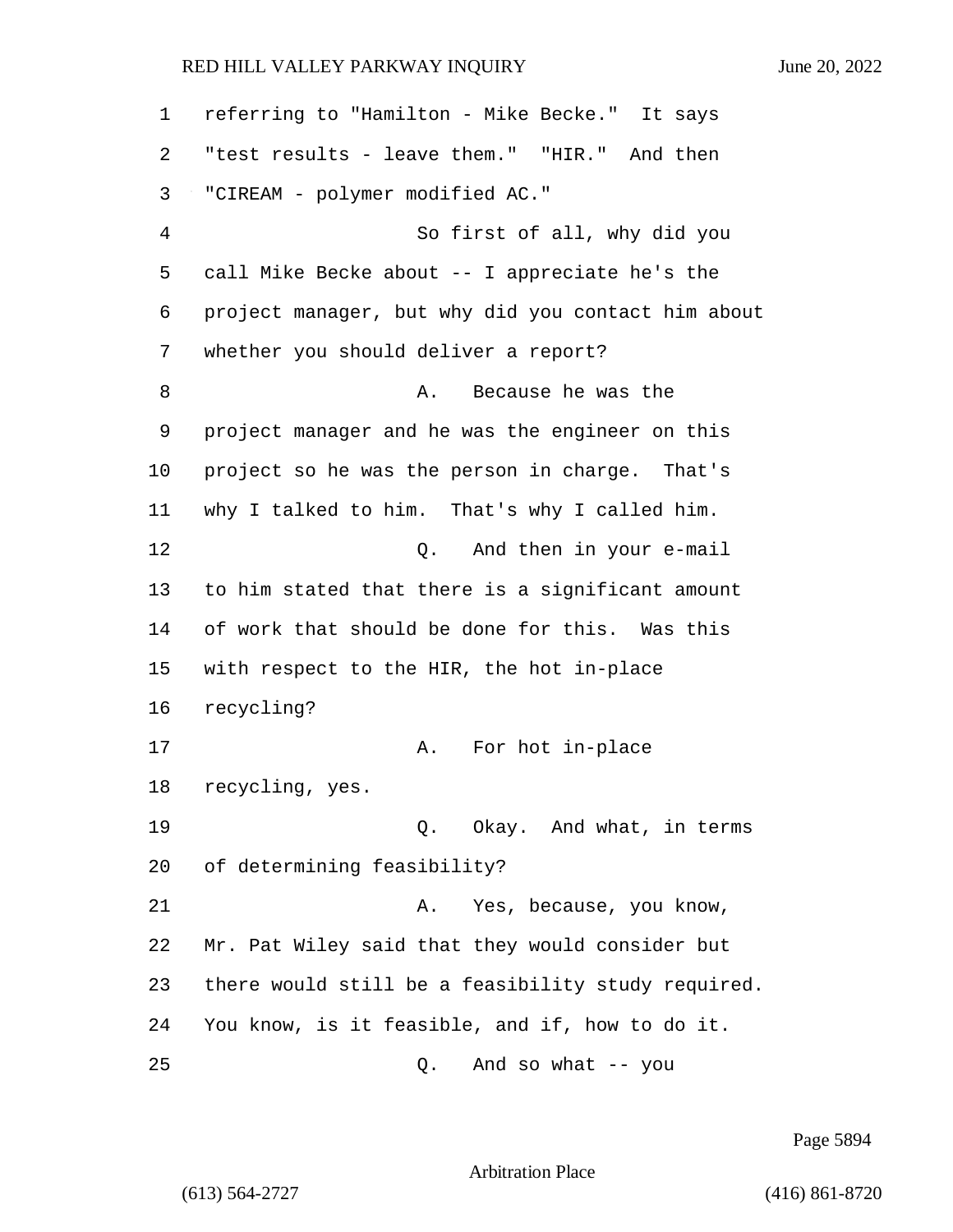referring to "Hamilton - Mike Becke." It says "test results - leave them." "HIR." And then "CIREAM - polymer modified AC."

So first of all, why did you call Mike Becke about -- I appreciate he's the project manager, but why did you contact him about whether you should deliver a report?

A. Because he was the project manager and he was the engineer on this project so he was the person in charge. That's why I talked to him. That's why I called him.

Q. And then in your e-mail to him stated that there is a significant amount of work that should be done for this. Was this with respect to the HIR, the hot in-place recycling?

A. For hot in-place recycling, yes.

Q. Okay. And what, in terms of determining feasibility?

A. Yes, because, you know, Mr. Pat Wiley said that they would consider but there would still be a feasibility study required. You know, is it feasible, and if, how to do it.

Q. And so what -- you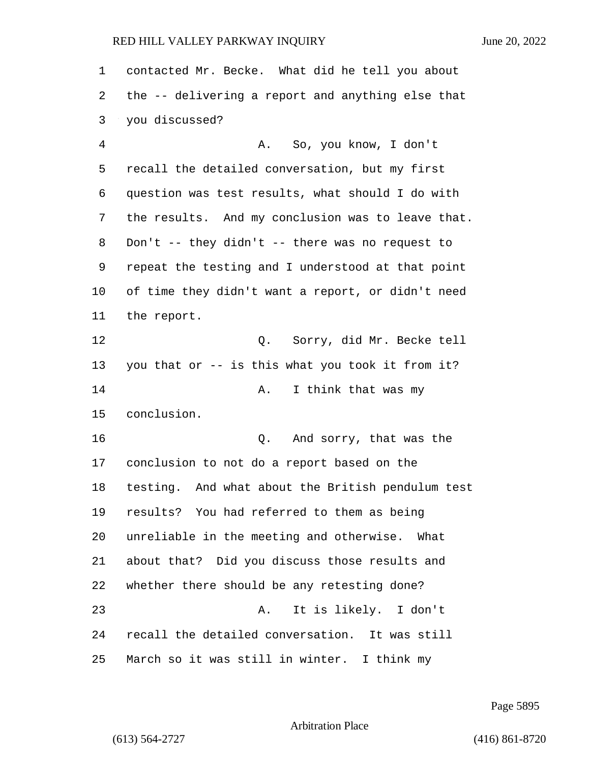contacted Mr. Becke. What did he tell you about the -- delivering a report and anything else that you discussed?

A. So, you know, I don't recall the detailed conversation, but my first question was test results, what should I do with the results. And my conclusion was to leave that. Don't -- they didn't -- there was no request to repeat the testing and I understood at that point of time they didn't want a report, or didn't need the report.

Q. Sorry, did Mr. Becke tell you that or -- is this what you took it from it?

A. I think that was my conclusion.

Q. And sorry, that was the conclusion to not do a report based on the testing. And what about the British pendulum test results? You had referred to them as being unreliable in the meeting and otherwise. What about that? Did you discuss those results and whether there should be any retesting done?

A. It is likely. I don't recall the detailed conversation. It was still March so it was still in winter. I think my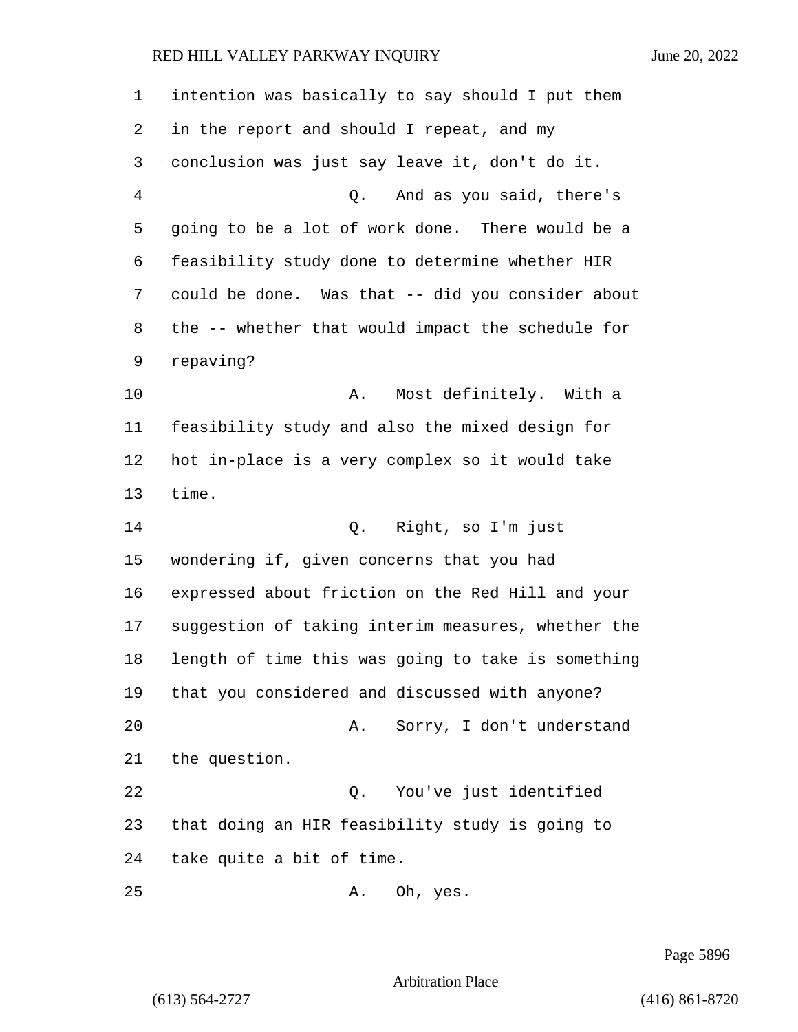intention was basically to say should I put them in the report and should I repeat, and my conclusion was just say leave it, don't do it.

Q. And as you said, there's going to be a lot of work done. There would be a feasibility study done to determine whether HIR could be done. Was that -- did you consider about the -- whether that would impact the schedule for repaving?

A. Most definitely. With a feasibility study and also the mixed design for hot in-place is a very complex so it would take time.

Q. Right, so I'm just wondering if, given concerns that you had expressed about friction on the Red Hill and your suggestion of taking interim measures, whether the length of time this was going to take is something that you considered and discussed with anyone?

A. Sorry, I don't understand the question.

Q. You've just identified that doing an HIR feasibility study is going to take quite a bit of time.

A. Oh, yes.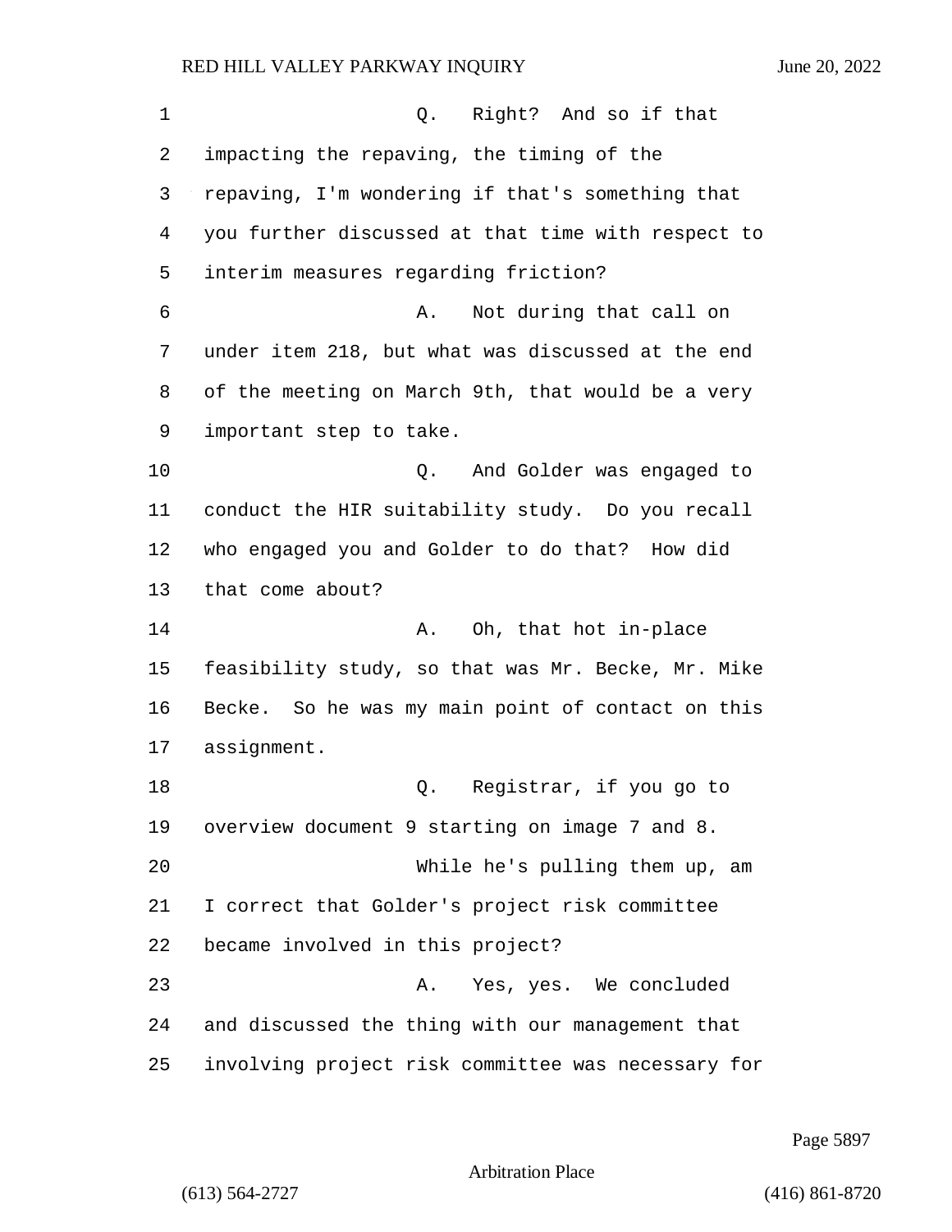Q. Right? And so if that impacting the repaving, the timing of the repaving, I'm wondering if that's something that you further discussed at that time with respect to interim measures regarding friction?

A. Not during that call on under item 218, but what was discussed at the end of the meeting on March 9th, that would be a very important step to take.

Q. And Golder was engaged to conduct the HIR suitability study. Do you recall who engaged you and Golder to do that? How did that come about?

A. Oh, that hot in-place feasibility study, so that was Mr. Becke, Mr. Mike Becke. So he was my main point of contact on this assignment.

Q. Registrar, if you go to overview document 9 starting on image 7 and 8.

While he's pulling them up, am I correct that Golder's project risk committee became involved in this project?

A. Yes, yes. We concluded and discussed the thing with our management that involving project risk committee was necessary for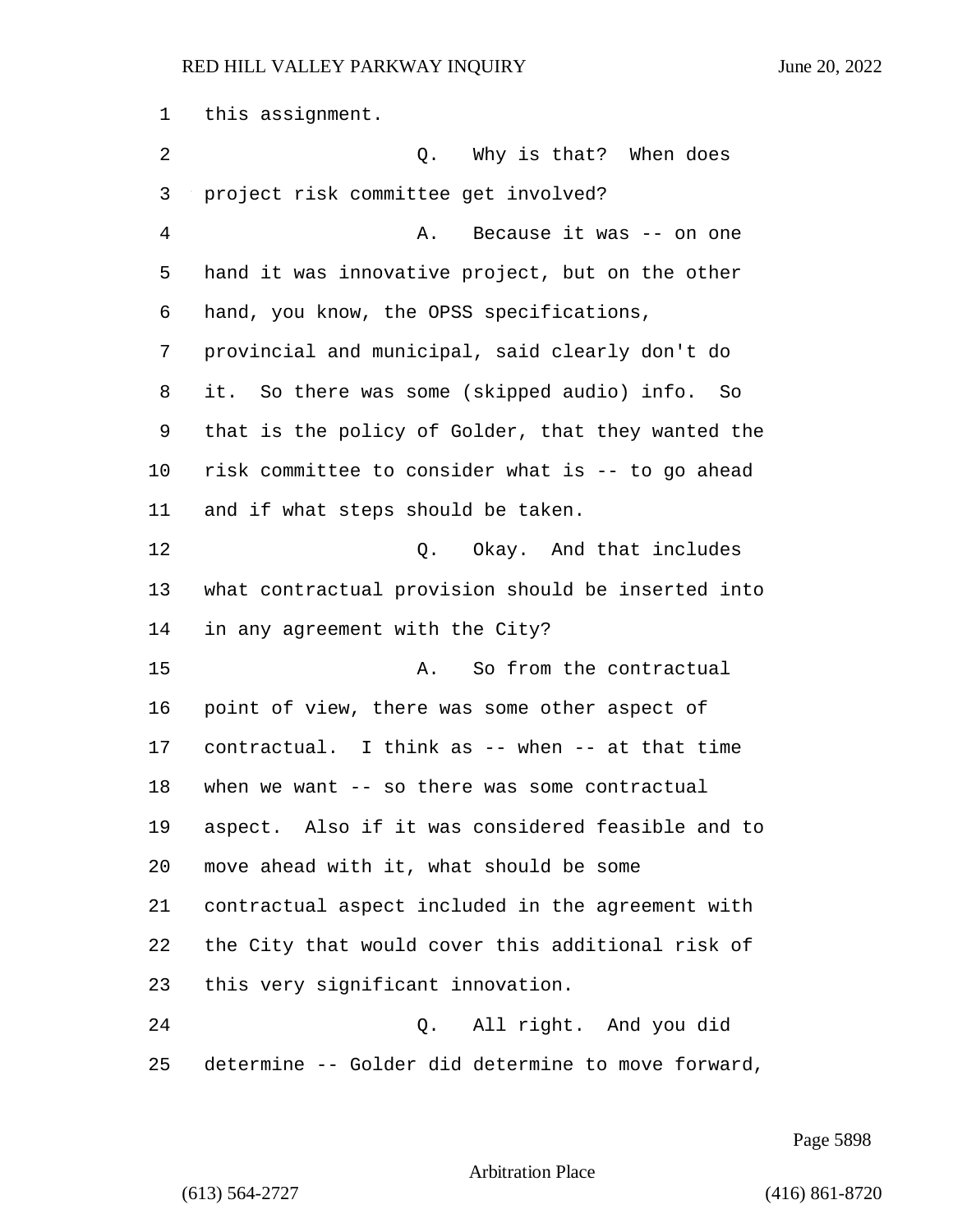1 this assignment.

2 Q. Why is that? When does

3 project risk committee get involved?

4 A. Because it was -- on one

5 hand it was innovative project, but on the other

6 hand, you know, the OPSS specifications,

7 provincial and municipal, said clearly don't do

8 it. So there was some (skipped audio) info. So

9 that is the policy of Golder, that they wanted the

10 risk committee to consider what is -- to go ahead

11 and if what steps should be taken.

12 Q. Okay. And that includes

13 what contractual provision should be inserted into

14 in any agreement with the City?

15 A. So from the contractual

16 point of view, there was some other aspect of

17 contractual. I think as -- when -- at that time

18 when we want -- so there was some contractual

19 aspect. Also if it was considered feasible and to

20 move ahead with it, what should be some

21 contractual aspect included in the agreement with

22 the City that would cover this additional risk of

23 this very significant innovation.

24 Q. All right. And you did

25 determine -- Golder did determine to move forward,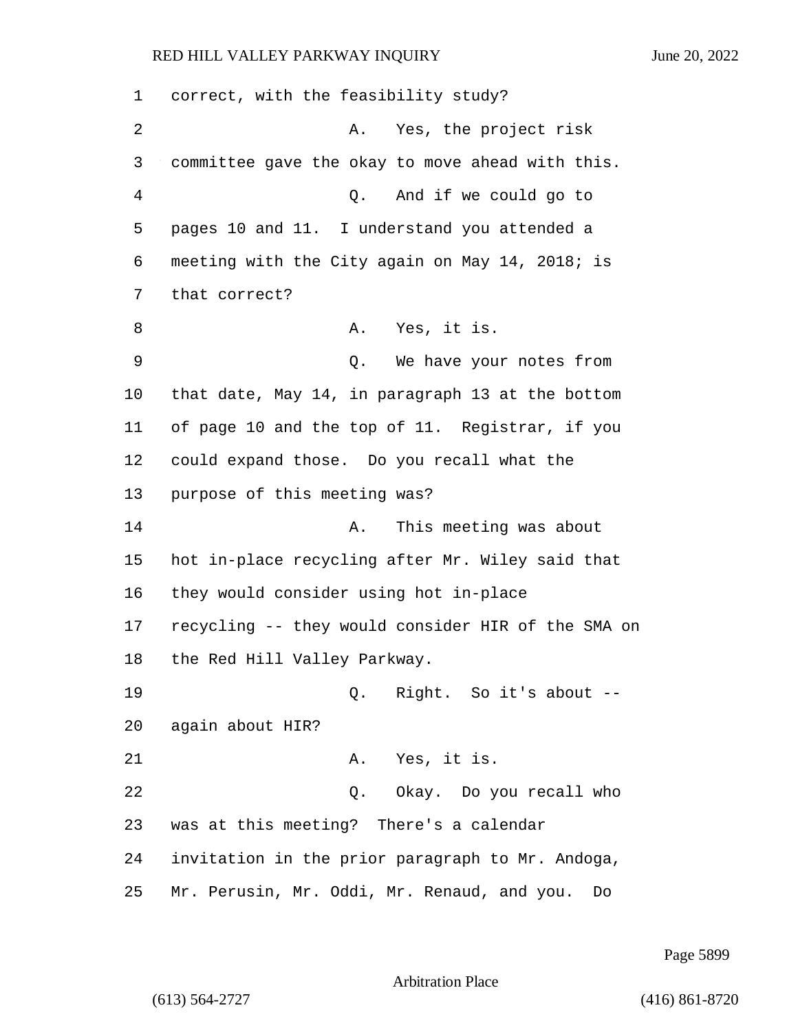1 correct, with the feasibility study?

2 A. Yes, the project risk

3 committee gave the okay to move ahead with this.

4 Q. And if we could go to

5 pages 10 and 11. I understand you attended a

6 meeting with the City again on May 14, 2018; is

7 that correct?

8 A. Yes, it is.

9 Q. We have your notes from

10 that date, May 14, in paragraph 13 at the bottom

11 of page 10 and the top of 11. Registrar, if you

12 could expand those. Do you recall what the

13 purpose of this meeting was?

14 A. This meeting was about

15 hot in-place recycling after Mr. Wiley said that

16 they would consider using hot in-place

17 recycling -- they would consider HIR of the SMA on

18 the Red Hill Valley Parkway.

19 Q. Right. So it's about --

20 again about HIR?

21 A. Yes, it is.

22 Q. Okay. Do you recall who

23 was at this meeting? There's a calendar

24 invitation in the prior paragraph to Mr. Andoga,

25 Mr. Perusin, Mr. Oddi, Mr. Renaud, and you. Do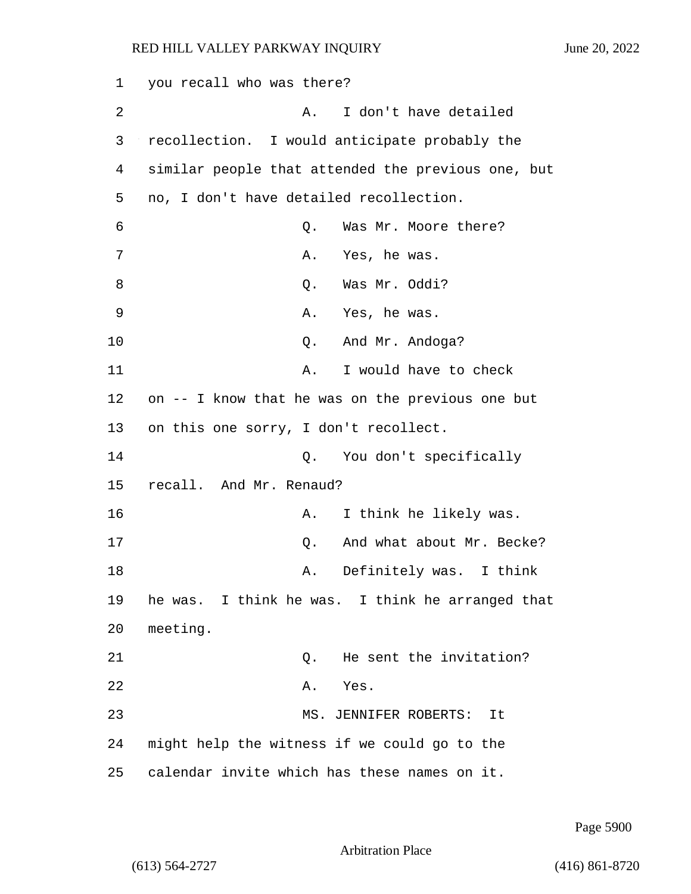you recall who was there?

A. I don't have detailed recollection. I would anticipate probably the similar people that attended the previous one, but no, I don't have detailed recollection.

Q. Was Mr. Moore there?

A. Yes, he was.

Q. Was Mr. Oddi?

A. Yes, he was.

Q. And Mr. Andoga?

A. I would have to check on -- I know that he was on the previous one but on this one sorry, I don't recollect.

Q. You don't specifically recall. And Mr. Renaud?

A. I think he likely was.

Q. And what about Mr. Becke?

A. Definitely was. I think he was. I think he was. I think he arranged that meeting.

Q. He sent the invitation?

A. Yes.

MS. JENNIFER ROBERTS: It might help the witness if we could go to the calendar invite which has these names on it.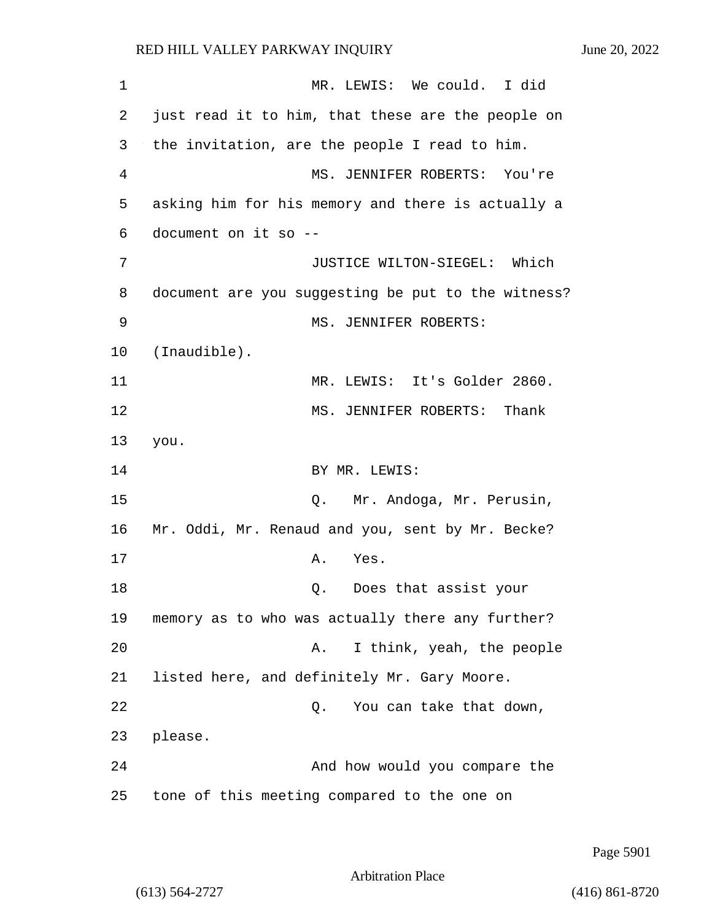MR. LEWIS: We could. I did just read it to him, that these are the people on the invitation, are the people I read to him.

MS. JENNIFER ROBERTS: You're asking him for his memory and there is actually a document on it so --

JUSTICE WILTON-SIEGEL: Which document are you suggesting be put to the witness?

MS. JENNIFER ROBERTS: (Inaudible).

MR. LEWIS: It's Golder 2860.

MS. JENNIFER ROBERTS: Thank you.

BY MR. LEWIS:

Q. Mr. Andoga, Mr. Perusin, Mr. Oddi, Mr. Renaud and you, sent by Mr. Becke?

A. Yes.

Q. Does that assist your memory as to who was actually there any further?

A. I think, yeah, the people listed here, and definitely Mr. Gary Moore.

Q. You can take that down, please.

And how would you compare the tone of this meeting compared to the one on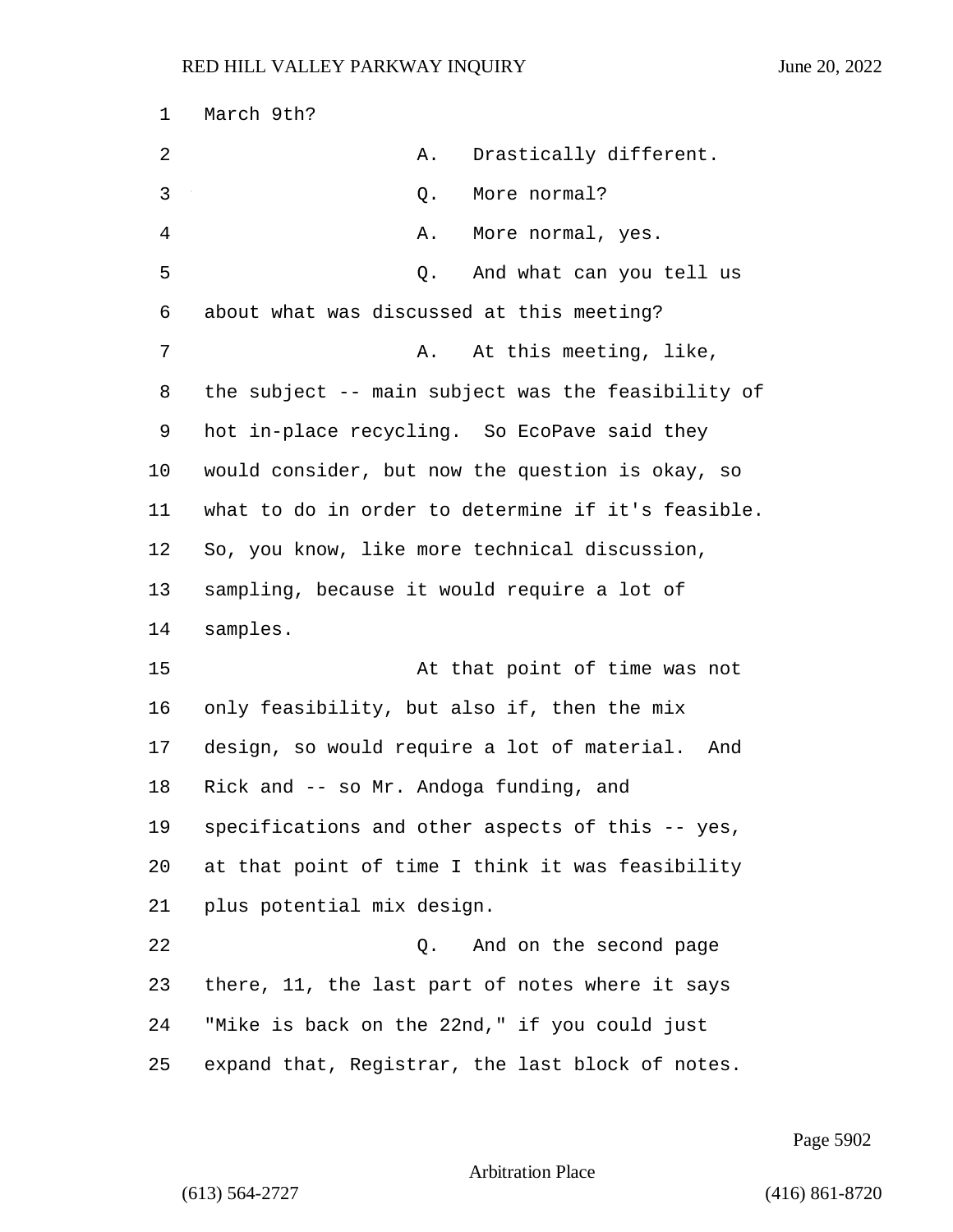March 9th?

A. Drastically different.

Q. More normal?

A. More normal, yes.

Q. And what can you tell us about what was discussed at this meeting?

A. At this meeting, like, the subject -- main subject was the feasibility of hot in-place recycling. So EcoPave said they would consider, but now the question is okay, so what to do in order to determine if it's feasible. So, you know, like more technical discussion, sampling, because it would require a lot of samples.

At that point of time was not only feasibility, but also if, then the mix design, so would require a lot of material. And Rick and -- so Mr. Andoga funding, and specifications and other aspects of this -- yes, at that point of time I think it was feasibility plus potential mix design.

Q. And on the second page there, 11, the last part of notes where it says "Mike is back on the 22nd," if you could just expand that, Registrar, the last block of notes.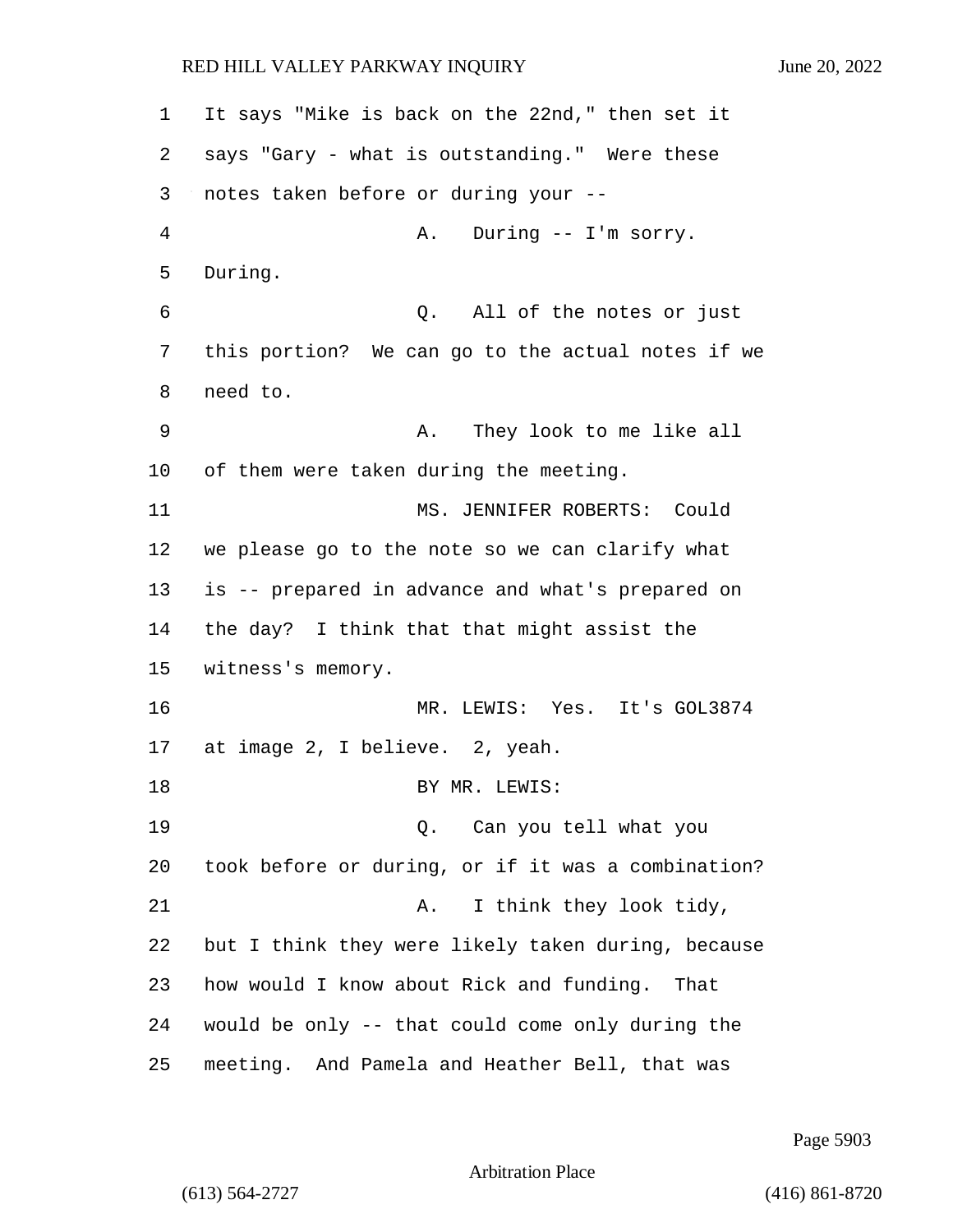It says "Mike is back on the 22nd," then set it says "Gary - what is outstanding." Were these notes taken before or during your --

A. During -- I'm sorry. During.

Q. All of the notes or just this portion? We can go to the actual notes if we need to.

A. They look to me like all of them were taken during the meeting.

MS. JENNIFER ROBERTS: Could we please go to the note so we can clarify what is -- prepared in advance and what's prepared on the day? I think that that might assist the witness's memory.

MR. LEWIS: Yes. It's GOL3874 at image 2, I believe. 2, yeah.

BY MR. LEWIS:

Q. Can you tell what you took before or during, or if it was a combination?

A. I think they look tidy, but I think they were likely taken during, because how would I know about Rick and funding. That would be only -- that could come only during the meeting. And Pamela and Heather Bell, that was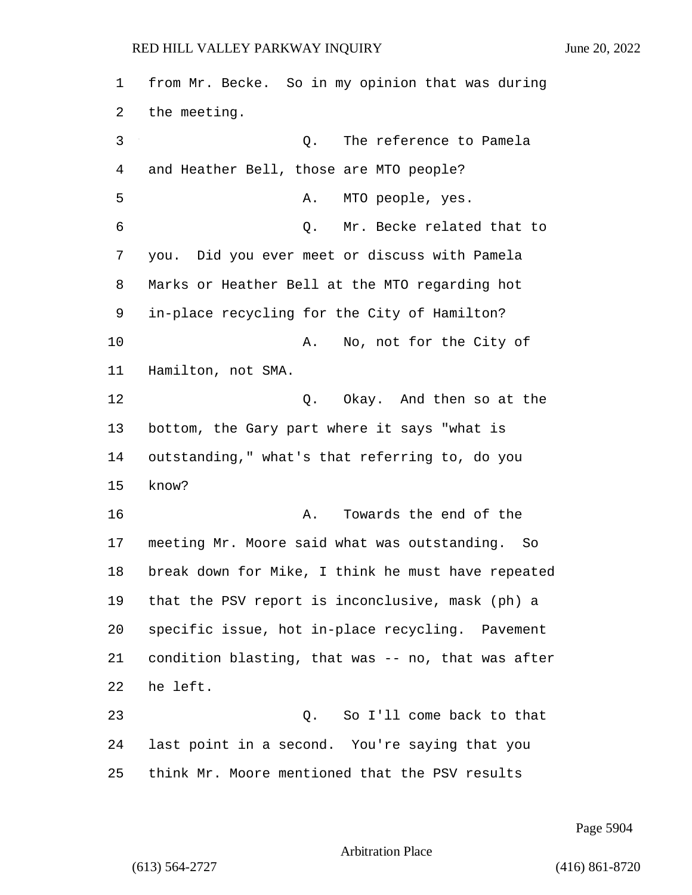from Mr. Becke. So in my opinion that was during the meeting.

Q. The reference to Pamela and Heather Bell, those are MTO people?

A. MTO people, yes.

Q. Mr. Becke related that to you. Did you ever meet or discuss with Pamela Marks or Heather Bell at the MTO regarding hot in-place recycling for the City of Hamilton?

A. No, not for the City of Hamilton, not SMA.

Q. Okay. And then so at the bottom, the Gary part where it says "what is outstanding," what's that referring to, do you know?

A. Towards the end of the meeting Mr. Moore said what was outstanding. So break down for Mike, I think he must have repeated that the PSV report is inconclusive, mask (ph) a specific issue, hot in-place recycling. Pavement condition blasting, that was -- no, that was after he left.

Q. So I'll come back to that last point in a second. You're saying that you think Mr. Moore mentioned that the PSV results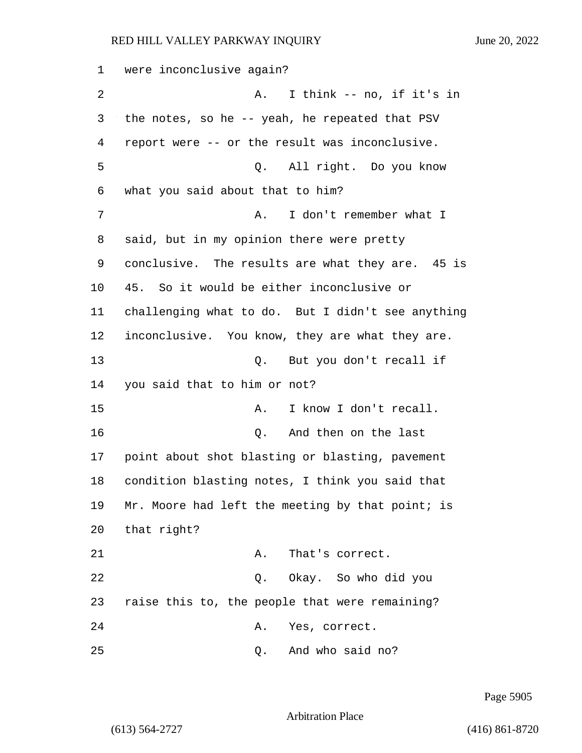were inconclusive again?

A. I think -- no, if it's in the notes, so he -- yeah, he repeated that PSV report were -- or the result was inconclusive.

Q. All right. Do you know what you said about that to him?

A. I don't remember what I said, but in my opinion there were pretty conclusive. The results are what they are. 45 is 45. So it would be either inconclusive or challenging what to do. But I didn't see anything inconclusive. You know, they are what they are.

Q. But you don't recall if you said that to him or not?

A. I know I don't recall.

Q. And then on the last point about shot blasting or blasting, pavement condition blasting notes, I think you said that Mr. Moore had left the meeting by that point; is that right?

A. That's correct.

Q. Okay. So who did you raise this to, the people that were remaining?

A. Yes, correct.

Q. And who said no?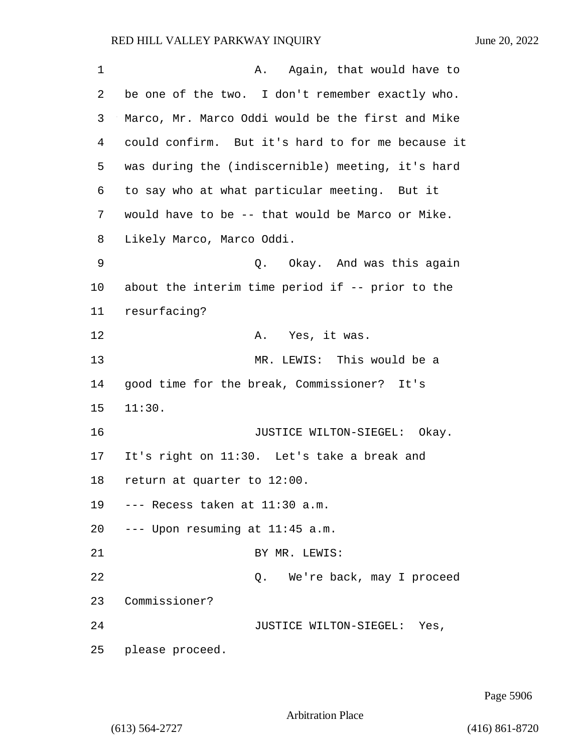A. Again, that would have to be one of the two. I don't remember exactly who. Marco, Mr. Marco Oddi would be the first and Mike could confirm. But it's hard to for me because it was during the (indiscernible) meeting, it's hard to say who at what particular meeting. But it would have to be -- that would be Marco or Mike. Likely Marco, Marco Oddi.

Q. Okay. And was this again about the interim time period if -- prior to the resurfacing?

A. Yes, it was.

MR. LEWIS: This would be a good time for the break, Commissioner? It's 11:30.

JUSTICE WILTON-SIEGEL: Okay. It's right on 11:30. Let's take a break and return at quarter to 12:00.

--- Recess taken at 11:30 a.m.

--- Upon resuming at 11:45 a.m.

BY MR. LEWIS:

Q. We're back, may I proceed Commissioner?

JUSTICE WILTON-SIEGEL: Yes, please proceed.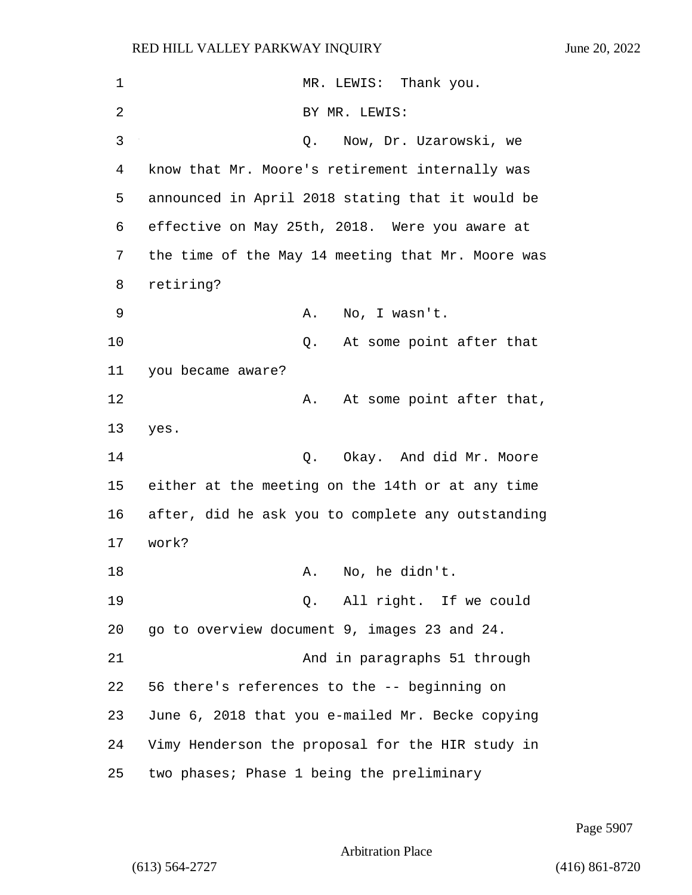MR. LEWIS: Thank you.

BY MR. LEWIS:

Q. Now, Dr. Uzarowski, we know that Mr. Moore's retirement internally was announced in April 2018 stating that it would be effective on May 25th, 2018. Were you aware at the time of the May 14 meeting that Mr. Moore was retiring?

A. No, I wasn't.

Q. At some point after that you became aware?

A. At some point after that, yes.

Q. Okay. And did Mr. Moore either at the meeting on the 14th or at any time after, did he ask you to complete any outstanding work?

A. No, he didn't.

Q. All right. If we could go to overview document 9, images 23 and 24.

And in paragraphs 51 through 56 there's references to the -- beginning on June 6, 2018 that you e-mailed Mr. Becke copying Vimy Henderson the proposal for the HIR study in two phases; Phase 1 being the preliminary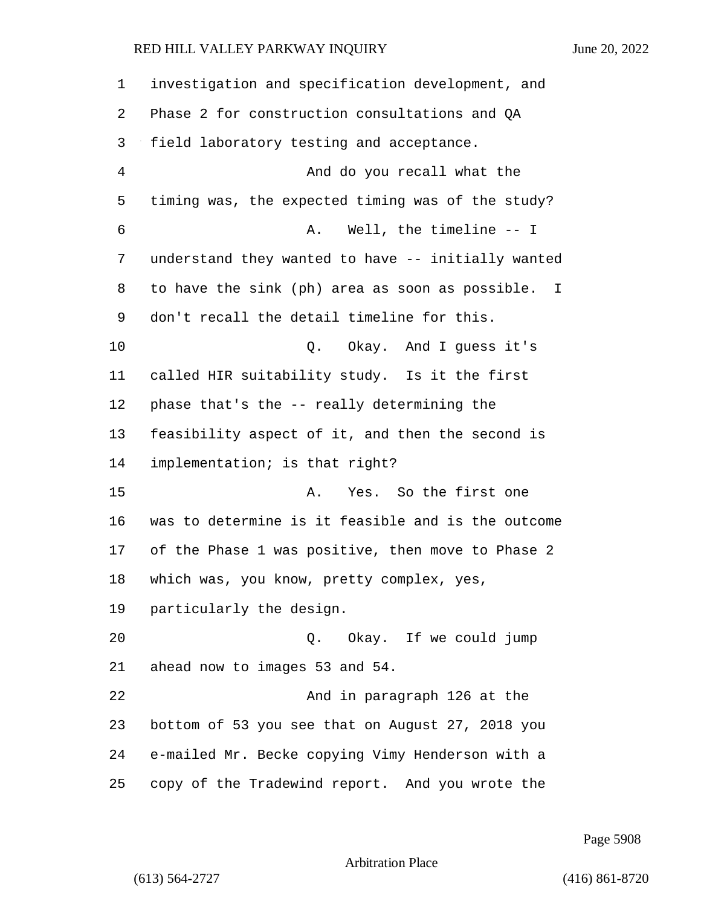investigation and specification development, and Phase 2 for construction consultations and QA field laboratory testing and acceptance.

And do you recall what the timing was, the expected timing was of the study?

A. Well, the timeline -- I understand they wanted to have -- initially wanted to have the sink (ph) area as soon as possible. I don't recall the detail timeline for this.

Q. Okay. And I guess it's called HIR suitability study. Is it the first phase that's the -- really determining the feasibility aspect of it, and then the second is implementation; is that right?

A. Yes. So the first one was to determine is it feasible and is the outcome of the Phase 1 was positive, then move to Phase 2 which was, you know, pretty complex, yes, particularly the design.

Q. Okay. If we could jump ahead now to images 53 and 54.

And in paragraph 126 at the bottom of 53 you see that on August 27, 2018 you e-mailed Mr. Becke copying Vimy Henderson with a copy of the Tradewind report. And you wrote the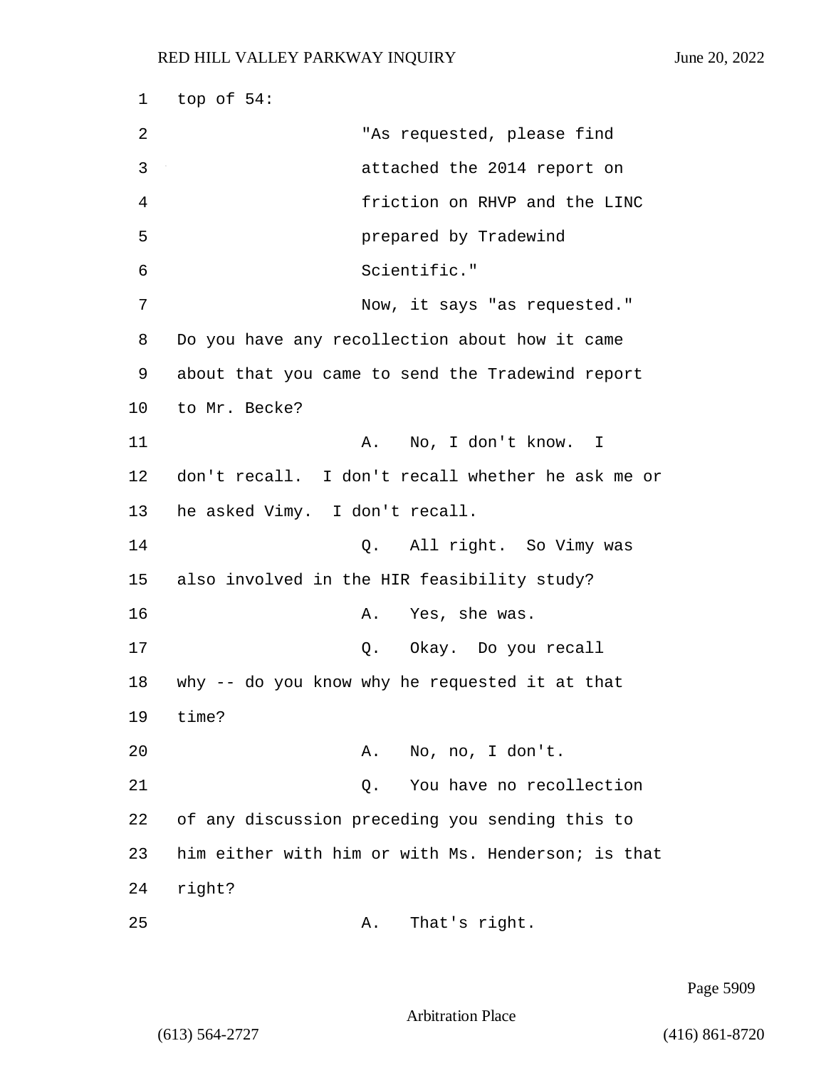top of 54:

"As requested, please find attached the 2014 report on friction on RHVP and the LINC prepared by Tradewind Scientific."

Now, it says "as requested." Do you have any recollection about how it came about that you came to send the Tradewind report to Mr. Becke?

A. No, I don't know. I don't recall. I don't recall whether he ask me or he asked Vimy. I don't recall.

Q. All right. So Vimy was also involved in the HIR feasibility study?

A. Yes, she was.

Q. Okay. Do you recall why -- do you know why he requested it at that time?

A. No, no, I don't.

Q. You have no recollection of any discussion preceding you sending this to him either with him or with Ms. Henderson; is that right?

A. That's right.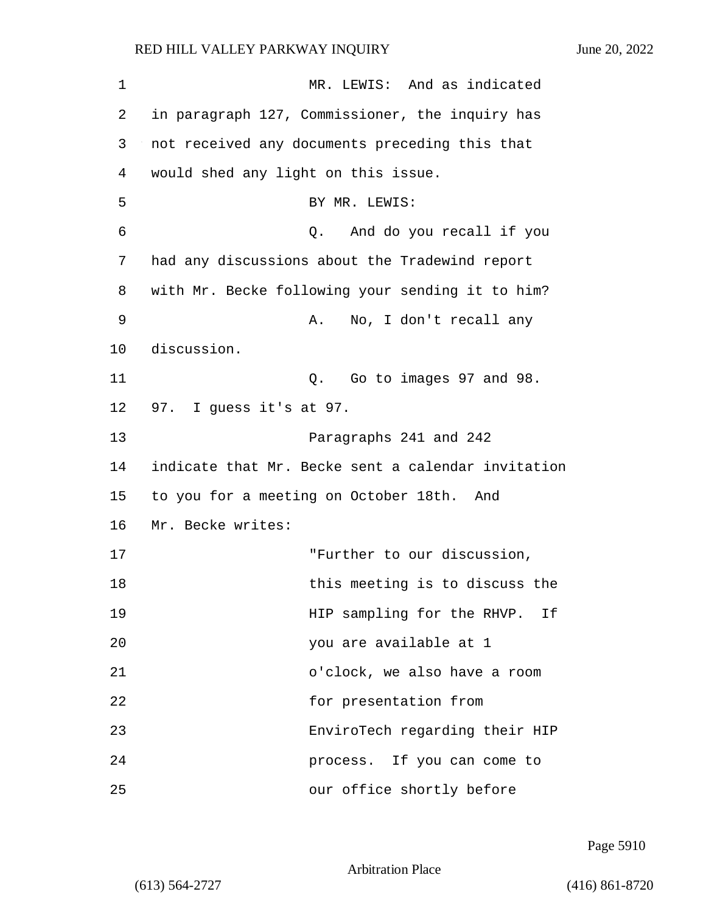MR. LEWIS: And as indicated in paragraph 127, Commissioner, the inquiry has not received any documents preceding this that would shed any light on this issue.

BY MR. LEWIS:

Q. And do you recall if you had any discussions about the Tradewind report with Mr. Becke following your sending it to him?

A. No, I don't recall any discussion.

Q. Go to images 97 and 98. 97. I guess it's at 97.

Paragraphs 241 and 242 indicate that Mr. Becke sent a calendar invitation to you for a meeting on October 18th. And Mr. Becke writes:

"Further to our discussion, this meeting is to discuss the HIP sampling for the RHVP. If you are available at 1 o'clock, we also have a room for presentation from EnviroTech regarding their HIP process. If you can come to our office shortly before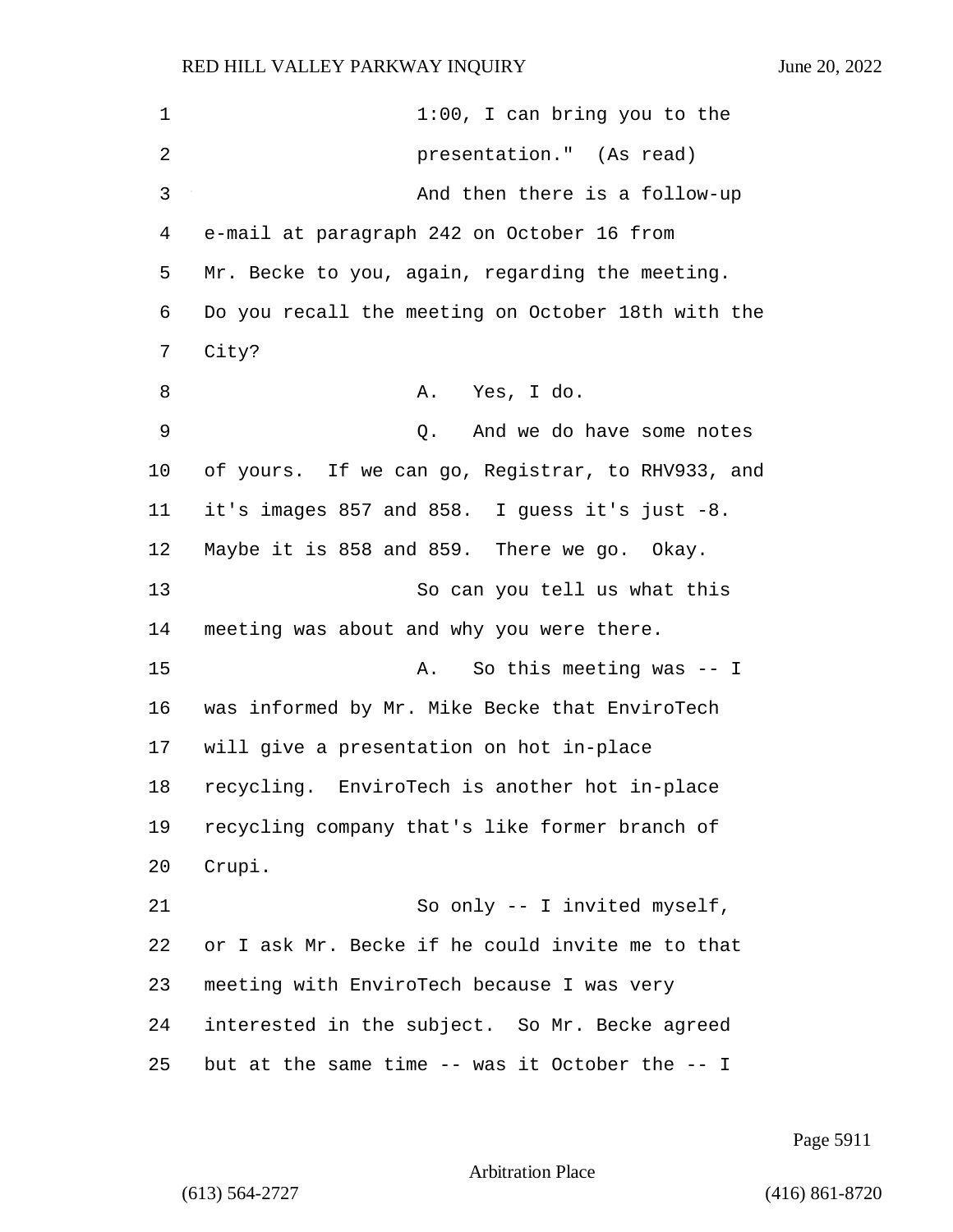1:00, I can bring you to the presentation." (As read)

And then there is a follow-up e-mail at paragraph 242 on October 16 from Mr. Becke to you, again, regarding the meeting. Do you recall the meeting on October 18th with the City?

A. Yes, I do.

Q. And we do have some notes of yours. If we can go, Registrar, to RHV933, and it's images 857 and 858. I guess it's just -8. Maybe it is 858 and 859. There we go. Okay.

So can you tell us what this meeting was about and why you were there.

A. So this meeting was -- I was informed by Mr. Mike Becke that EnviroTech will give a presentation on hot in-place recycling. EnviroTech is another hot in-place recycling company that's like former branch of Crupi.

So only -- I invited myself, or I ask Mr. Becke if he could invite me to that meeting with EnviroTech because I was very interested in the subject. So Mr. Becke agreed but at the same time -- was it October the -- I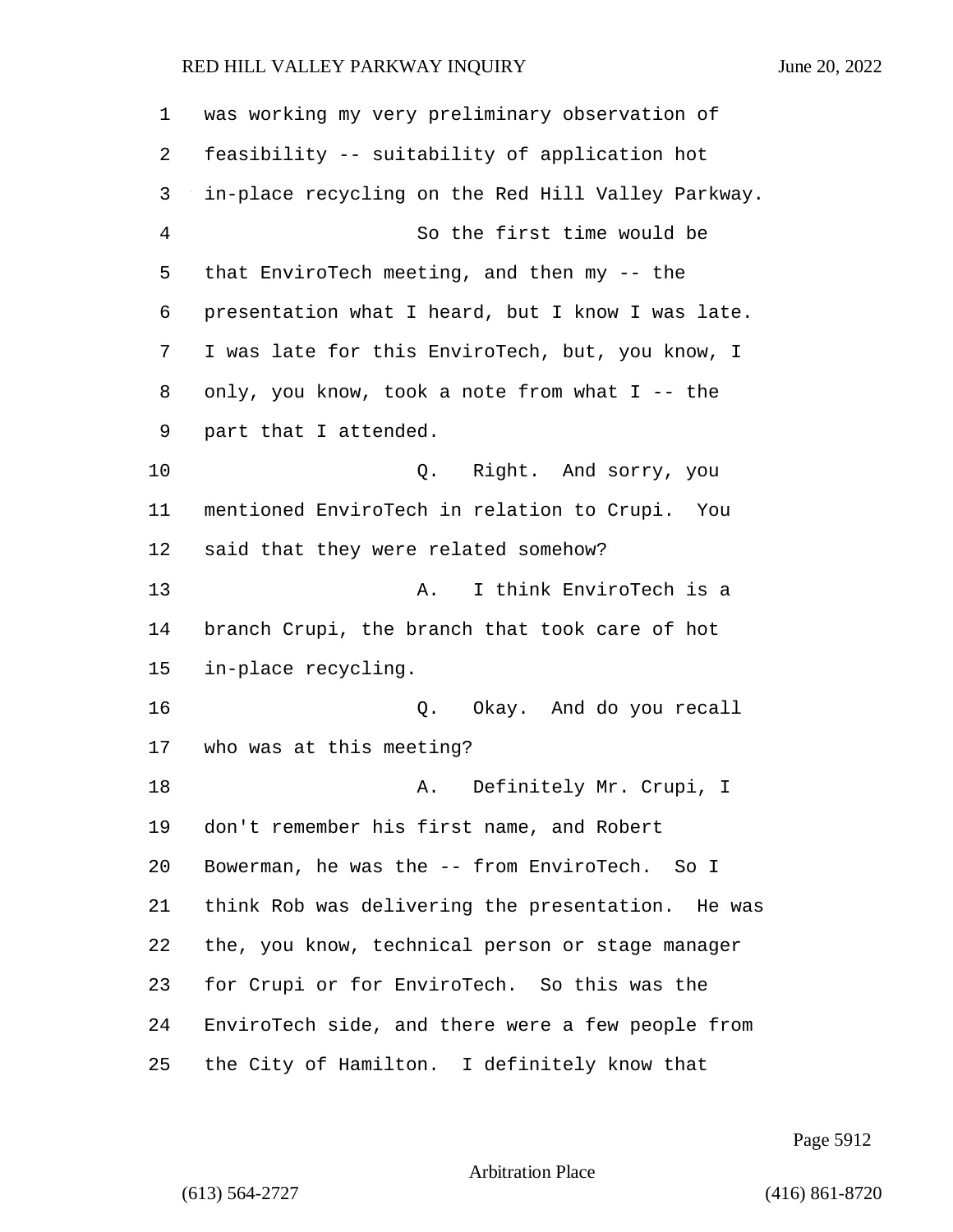was working my very preliminary observation of feasibility -- suitability of application hot in-place recycling on the Red Hill Valley Parkway.

So the first time would be that EnviroTech meeting, and then my -- the presentation what I heard, but I know I was late. I was late for this EnviroTech, but, you know, I only, you know, took a note from what I -- the part that I attended.

Q. Right. And sorry, you mentioned EnviroTech in relation to Crupi. You said that they were related somehow?

A. I think EnviroTech is a branch Crupi, the branch that took care of hot in-place recycling.

Q. Okay. And do you recall who was at this meeting?

A. Definitely Mr. Crupi, I don't remember his first name, and Robert Bowerman, he was the -- from EnviroTech. So I think Rob was delivering the presentation. He was the, you know, technical person or stage manager for Crupi or for EnviroTech. So this was the EnviroTech side, and there were a few people from the City of Hamilton. I definitely know that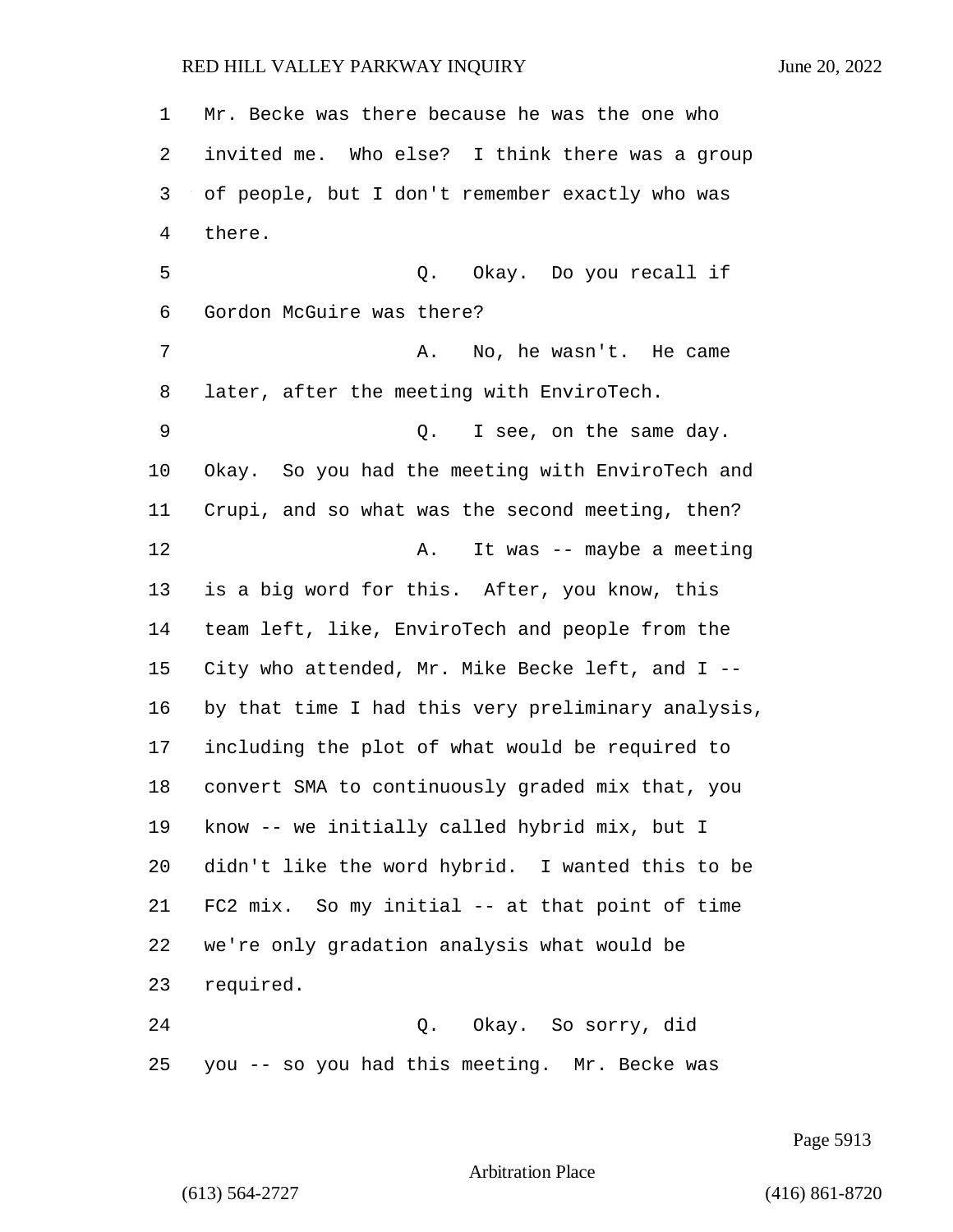Mr. Becke was there because he was the one who invited me. Who else? I think there was a group of people, but I don't remember exactly who was there.

Q. Okay. Do you recall if Gordon McGuire was there?

A. No, he wasn't. He came later, after the meeting with EnviroTech.

Q. I see, on the same day. Okay. So you had the meeting with EnviroTech and Crupi, and so what was the second meeting, then?

A. It was -- maybe a meeting is a big word for this. After, you know, this team left, like, EnviroTech and people from the City who attended, Mr. Mike Becke left, and I -- by that time I had this very preliminary analysis, including the plot of what would be required to convert SMA to continuously graded mix that, you know -- we initially called hybrid mix, but I didn't like the word hybrid. I wanted this to be FC2 mix. So my initial -- at that point of time we're only gradation analysis what would be required.

Q. Okay. So sorry, did you -- so you had this meeting. Mr. Becke was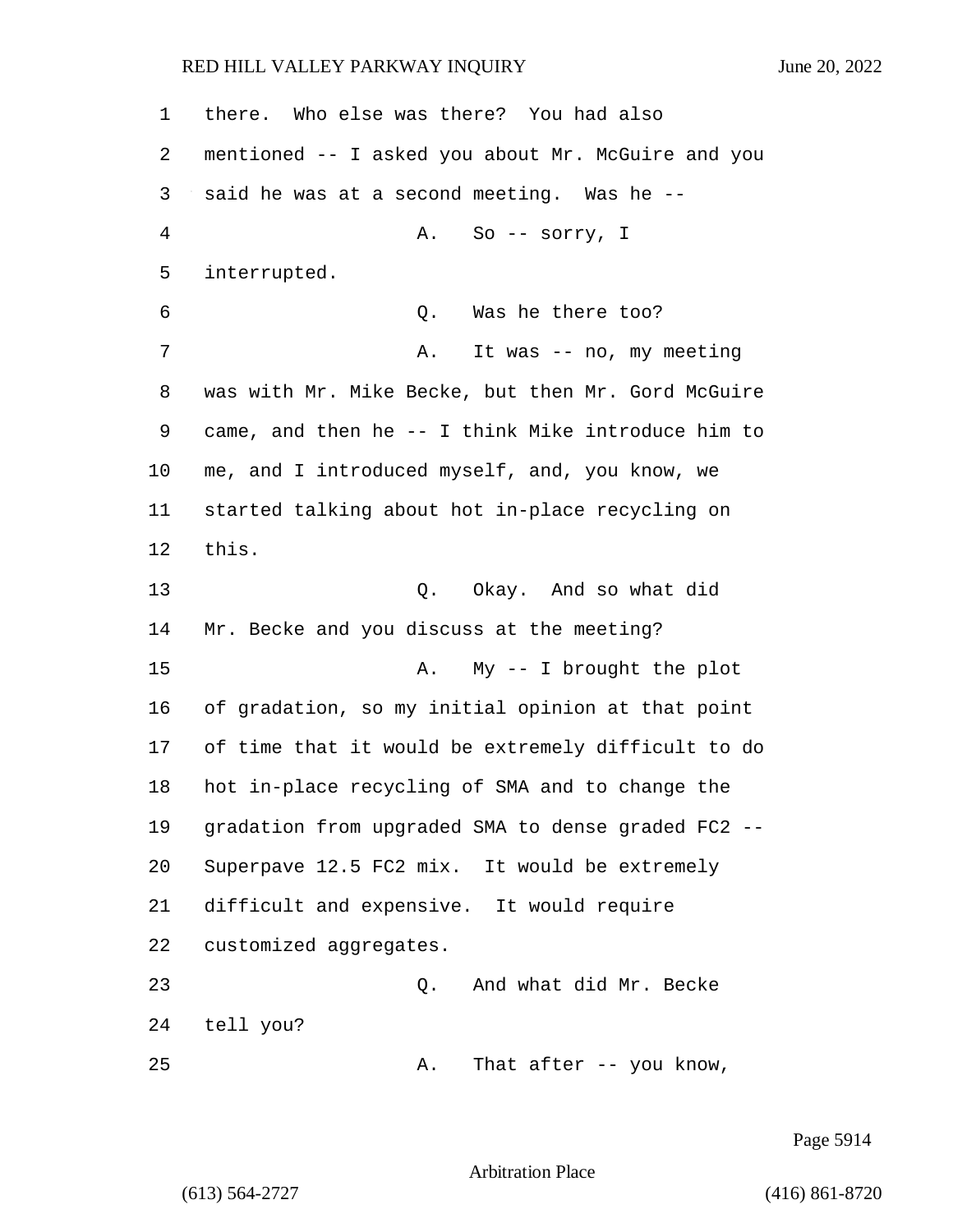there. Who else was there? You had also mentioned -- I asked you about Mr. McGuire and you said he was at a second meeting. Was he --

A. So -- sorry, I interrupted.

Q. Was he there too?

A. It was -- no, my meeting was with Mr. Mike Becke, but then Mr. Gord McGuire came, and then he -- I think Mike introduce him to me, and I introduced myself, and, you know, we started talking about hot in-place recycling on this.

Q. Okay. And so what did Mr. Becke and you discuss at the meeting?

A. My -- I brought the plot of gradation, so my initial opinion at that point of time that it would be extremely difficult to do hot in-place recycling of SMA and to change the gradation from upgraded SMA to dense graded FC2 -- Superpave 12.5 FC2 mix. It would be extremely difficult and expensive. It would require customized aggregates.

Q. And what did Mr. Becke tell you?

A. That after -- you know,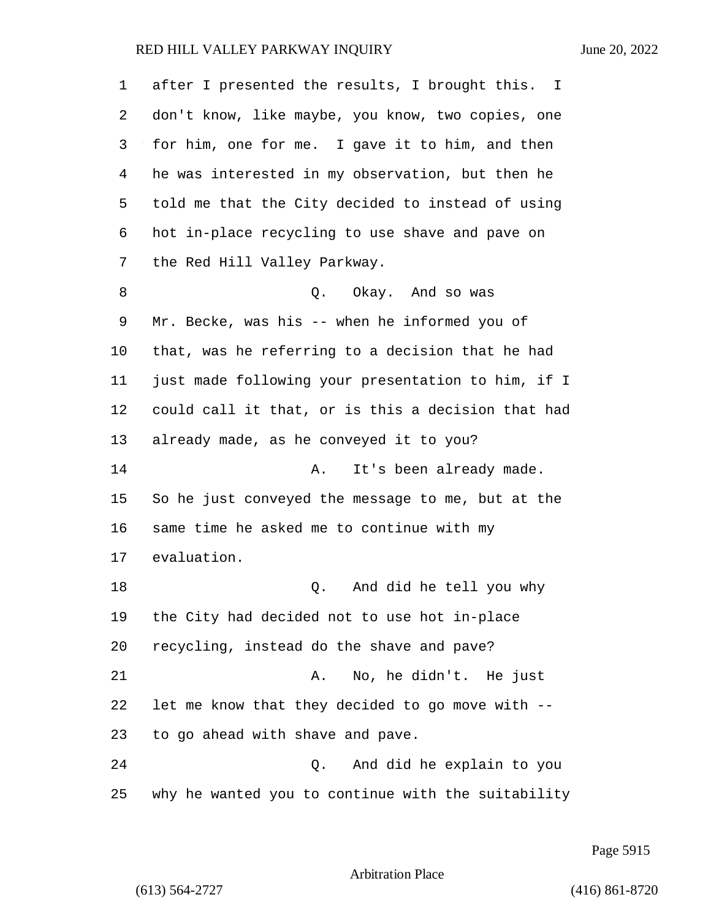after I presented the results, I brought this. I don't know, like maybe, you know, two copies, one for him, one for me. I gave it to him, and then he was interested in my observation, but then he told me that the City decided to instead of using hot in-place recycling to use shave and pave on the Red Hill Valley Parkway.

Q. Okay. And so was Mr. Becke, was his -- when he informed you of that, was he referring to a decision that he had just made following your presentation to him, if I could call it that, or is this a decision that had already made, as he conveyed it to you?

A. It's been already made. So he just conveyed the message to me, but at the same time he asked me to continue with my evaluation.

Q. And did he tell you why the City had decided not to use hot in-place recycling, instead do the shave and pave?

A. No, he didn't. He just let me know that they decided to go move with -- to go ahead with shave and pave.

Q. And did he explain to you why he wanted you to continue with the suitability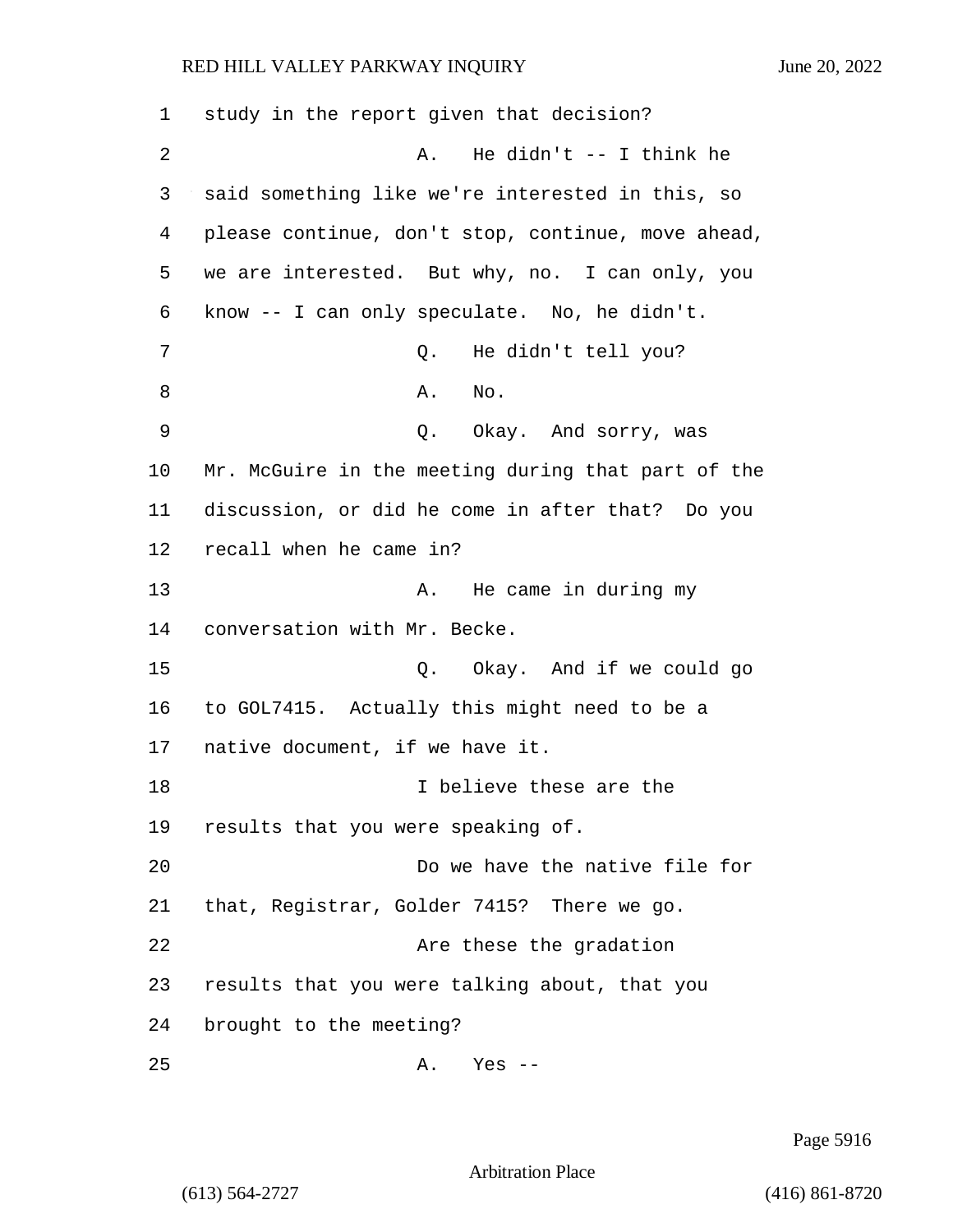1 study in the report given that decision?

2 A. He didn't -- I think he

3 said something like we're interested in this, so

4 please continue, don't stop, continue, move ahead,

5 we are interested. But why, no. I can only, you

6 know -- I can only speculate. No, he didn't.

7 Q. He didn't tell you?

8 A. No.

9 Q. Okay. And sorry, was

10 Mr. McGuire in the meeting during that part of the

11 discussion, or did he come in after that? Do you

12 recall when he came in?

13 A. He came in during my

14 conversation with Mr. Becke.

15 Q. Okay. And if we could go

16 to GOL7415. Actually this might need to be a

17 native document, if we have it.

18 I believe these are the

19 results that you were speaking of.

20 Do we have the native file for

21 that, Registrar, Golder 7415? There we go.

22 Are these the gradation

23 results that you were talking about, that you

24 brought to the meeting?

25 A. Yes --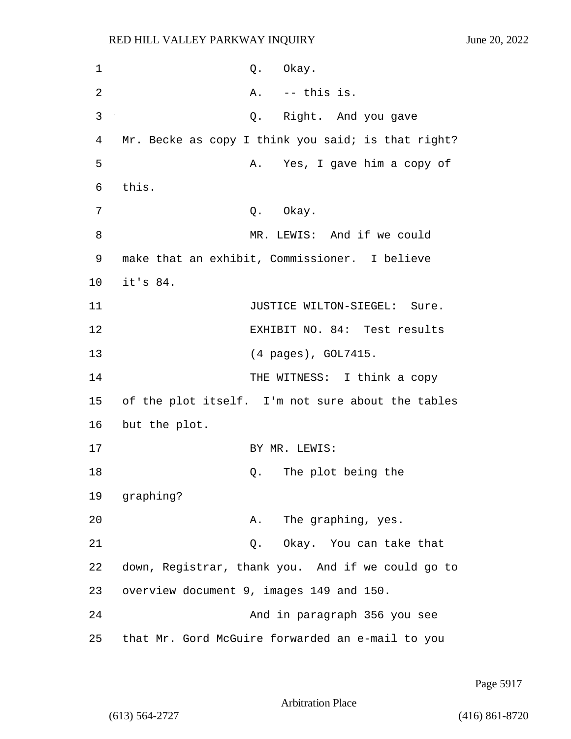Q. Okay.

A. -- this is.

Q. Right. And you gave Mr. Becke as copy I think you said; is that right?

A. Yes, I gave him a copy of this.

Q. Okay.

MR. LEWIS: And if we could make that an exhibit, Commissioner. I believe it's 84.

JUSTICE WILTON-SIEGEL: Sure.

EXHIBIT NO. 84: Test results (4 pages), GOL7415.

THE WITNESS: I think a copy of the plot itself. I'm not sure about the tables but the plot.

BY MR. LEWIS:

Q. The plot being the graphing?

A. The graphing, yes.

Q. Okay. You can take that down, Registrar, thank you. And if we could go to overview document 9, images 149 and 150.

And in paragraph 356 you see that Mr. Gord McGuire forwarded an e-mail to you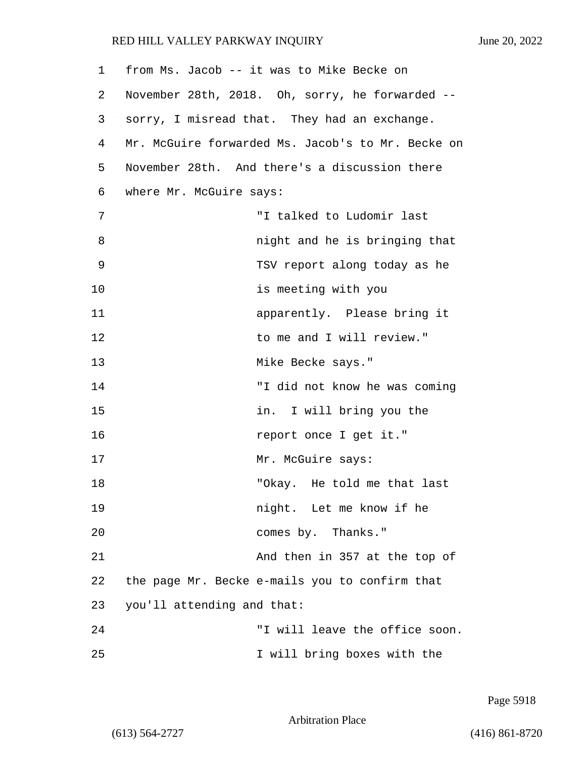from Ms. Jacob -- it was to Mike Becke on November 28th, 2018. Oh, sorry, he forwarded -- sorry, I misread that. They had an exchange. Mr. McGuire forwarded Ms. Jacob's to Mr. Becke on November 28th. And there's a discussion there where Mr. McGuire says:

> "I talked to Ludomir last night and he is bringing that TSV report along today as he is meeting with you apparently. Please bring it to me and I will review."

Mike Becke says."

> "I did not know he was coming in. I will bring you the report once I get it."

Mr. McGuire says:

> "Okay. He told me that last night. Let me know if he comes by. Thanks."

And then in 357 at the top of the page Mr. Becke e-mails you to confirm that you'll attending and that:

> "I will leave the office soon. I will bring boxes with the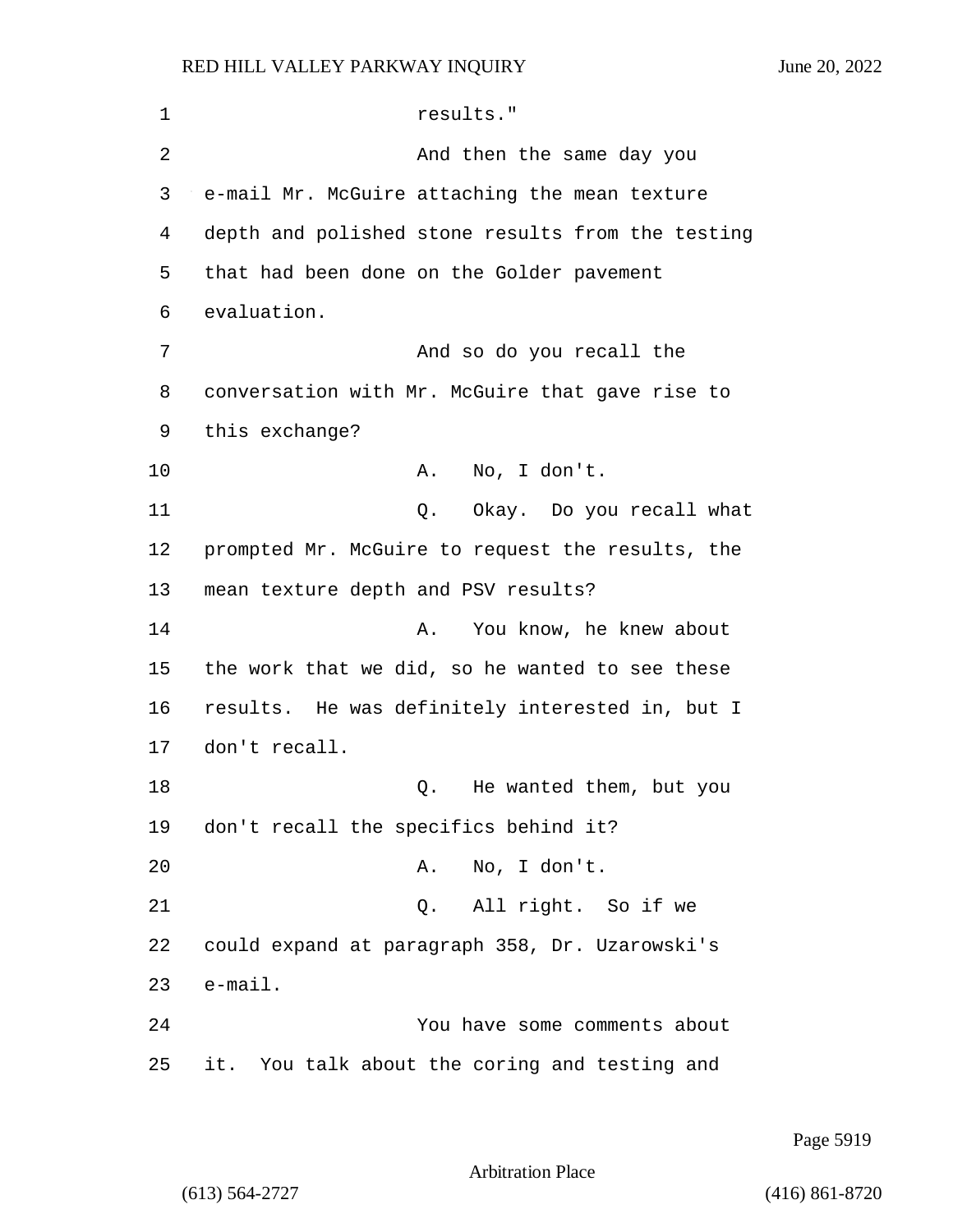results."

And then the same day you e-mail Mr. McGuire attaching the mean texture depth and polished stone results from the testing that had been done on the Golder pavement evaluation.

And so do you recall the conversation with Mr. McGuire that gave rise to this exchange?

A. No, I don't.

Q. Okay. Do you recall what prompted Mr. McGuire to request the results, the mean texture depth and PSV results?

A. You know, he knew about the work that we did, so he wanted to see these results. He was definitely interested in, but I don't recall.

Q. He wanted them, but you don't recall the specifics behind it?

A. No, I don't.

Q. All right. So if we could expand at paragraph 358, Dr. Uzarowski's e-mail.

You have some comments about it. You talk about the coring and testing and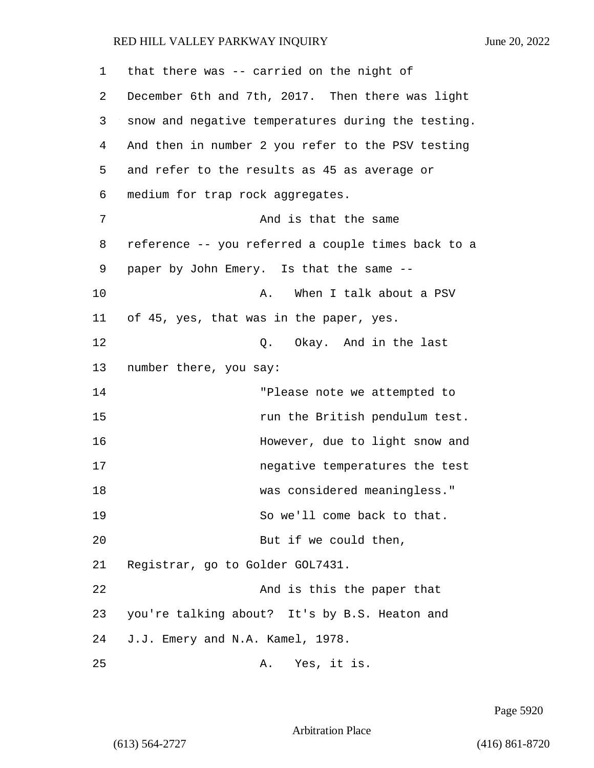1 that there was -- carried on the night of

2 December 6th and 7th, 2017. Then there was light

3 snow and negative temperatures during the testing.

4 And then in number 2 you refer to the PSV testing

5 and refer to the results as 45 as average or

6 medium for trap rock aggregates.

7 And is that the same

8 reference -- you referred a couple times back to a

9 paper by John Emery. Is that the same --

10 A. When I talk about a PSV

11 of 45, yes, that was in the paper, yes.

12 Q. Okay. And in the last

13 number there, you say:

14 "Please note we attempted to

15 run the British pendulum test.

16 However, due to light snow and

17 negative temperatures the test

18 was considered meaningless."

19 So we'll come back to that.

20 But if we could then,

21 Registrar, go to Golder GOL7431.

22 And is this the paper that

23 you're talking about? It's by B.S. Heaton and

24 J.J. Emery and N.A. Kamel, 1978.

25 A. Yes, it is.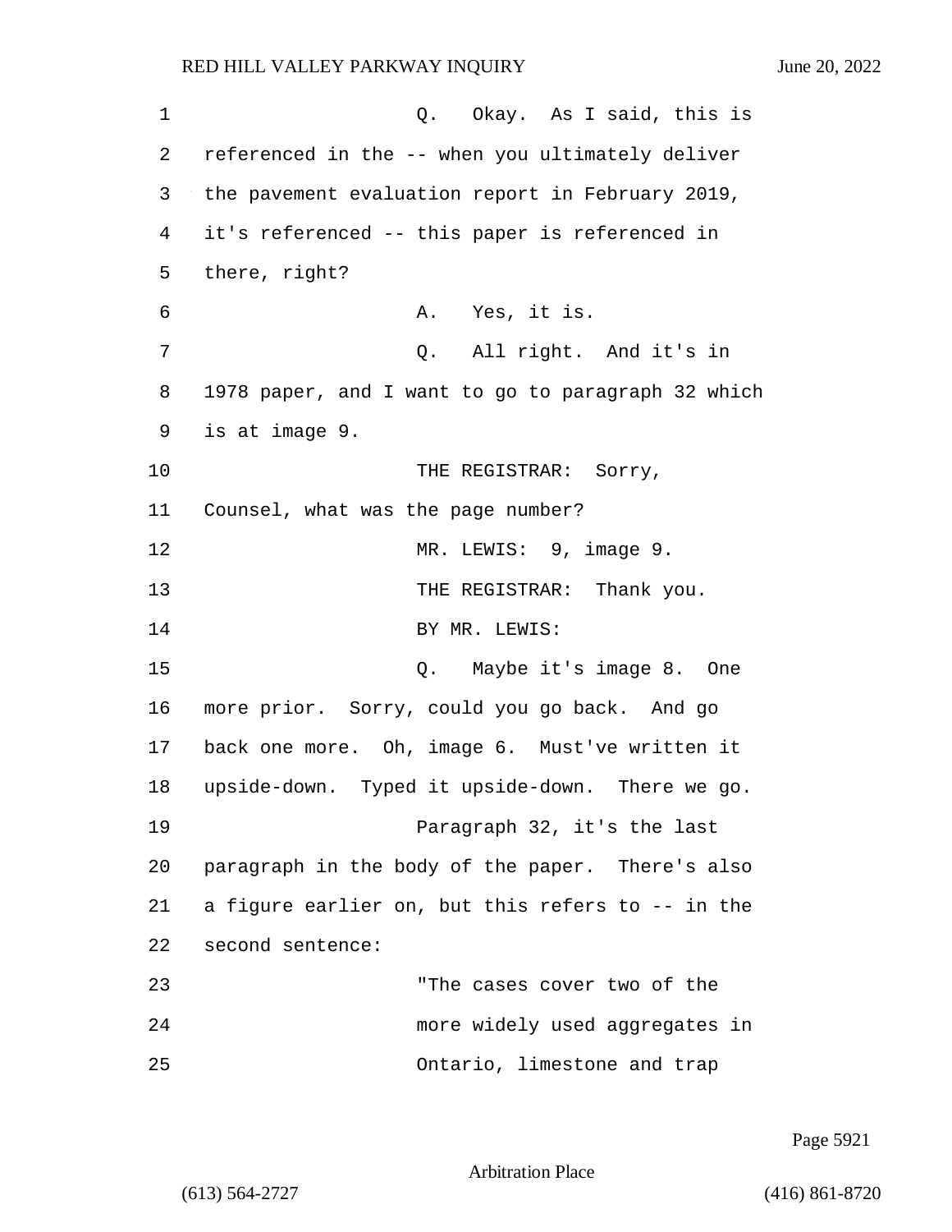Q. Okay. As I said, this is referenced in the -- when you ultimately deliver the pavement evaluation report in February 2019, it's referenced -- this paper is referenced in there, right?

A. Yes, it is.

Q. All right. And it's in 1978 paper, and I want to go to paragraph 32 which is at image 9.

THE REGISTRAR: Sorry, Counsel, what was the page number?

MR. LEWIS: 9, image 9.

THE REGISTRAR: Thank you.

BY MR. LEWIS:

Q. Maybe it's image 8. One more prior. Sorry, could you go back. And go back one more. Oh, image 6. Must've written it upside-down. Typed it upside-down. There we go.

Paragraph 32, it's the last paragraph in the body of the paper. There's also a figure earlier on, but this refers to -- in the second sentence:

"The cases cover two of the more widely used aggregates in Ontario, limestone and trap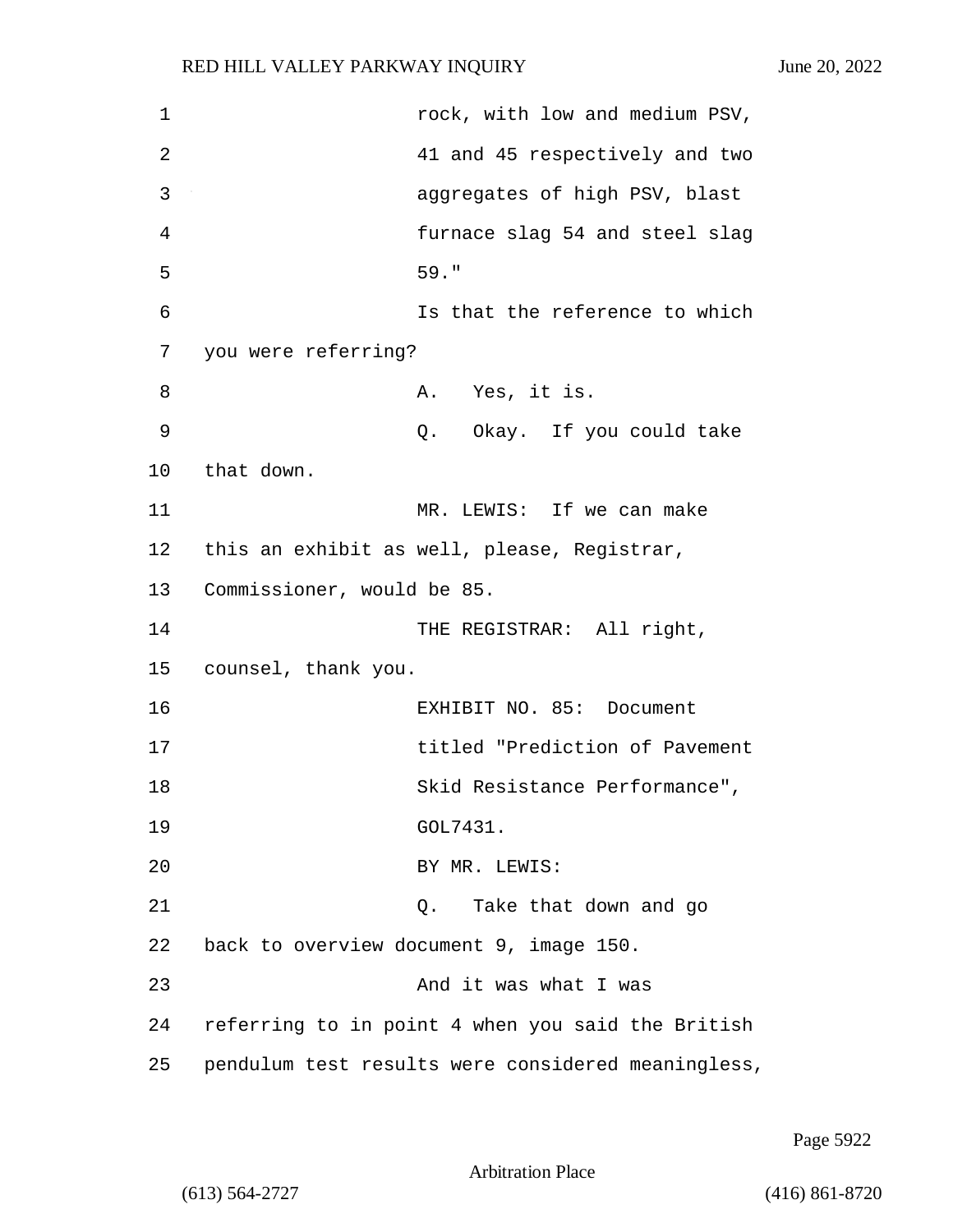rock, with low and medium PSV, 41 and 45 respectively and two aggregates of high PSV, blast furnace slag 54 and steel slag 59."

Is that the reference to which you were referring?

A. Yes, it is.

Q. Okay. If you could take that down.

MR. LEWIS: If we can make this an exhibit as well, please, Registrar, Commissioner, would be 85.

THE REGISTRAR: All right, counsel, thank you.

EXHIBIT NO. 85: Document titled "Prediction of Pavement Skid Resistance Performance", GOL7431.

BY MR. LEWIS:

Q. Take that down and go back to overview document 9, image 150.

And it was what I was referring to in point 4 when you said the British pendulum test results were considered meaningless,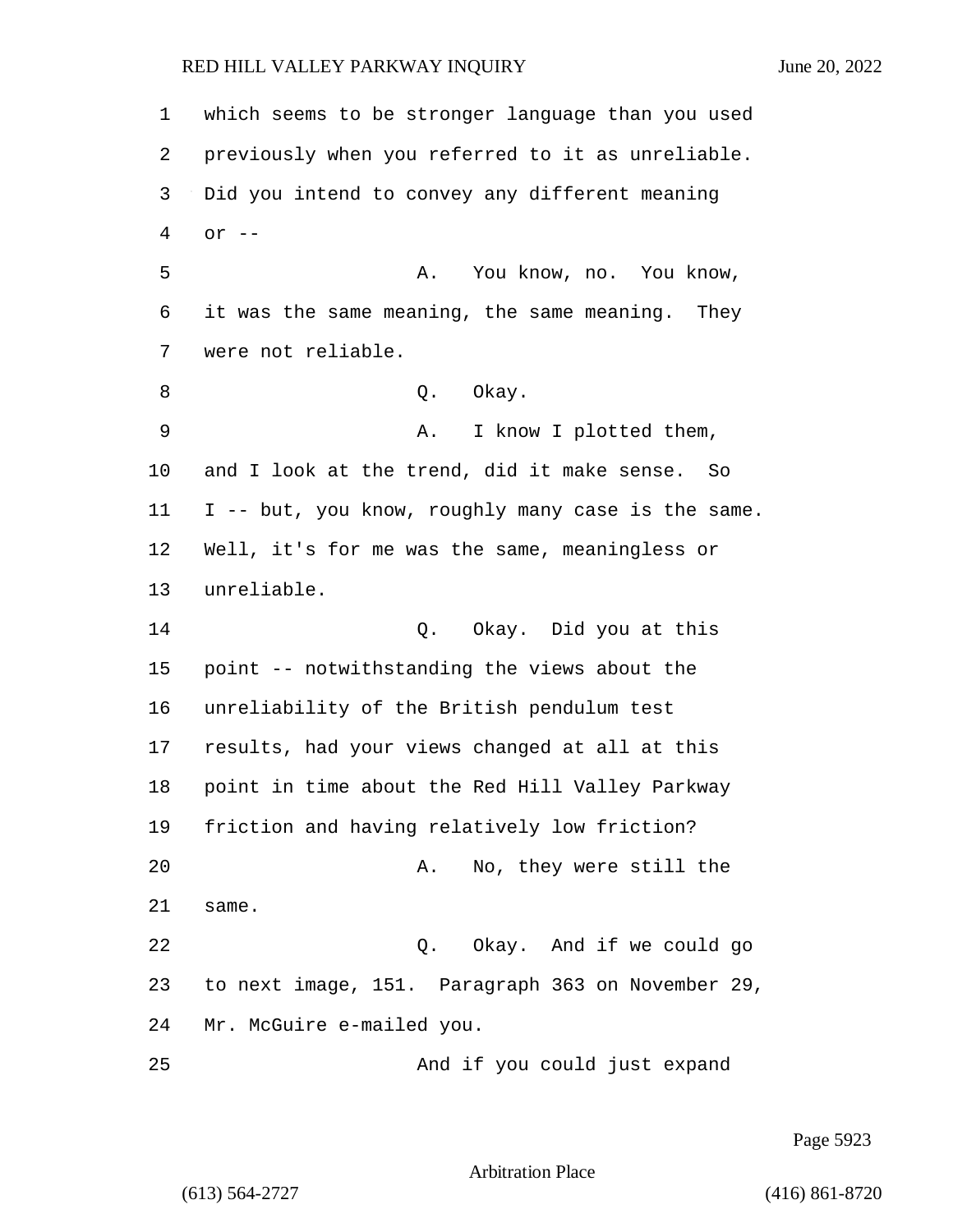which seems to be stronger language than you used previously when you referred to it as unreliable. Did you intend to convey any different meaning or --

A. You know, no. You know, it was the same meaning, the same meaning. They were not reliable.

Q. Okay.

A. I know I plotted them, and I look at the trend, did it make sense. So I -- but, you know, roughly many case is the same. Well, it's for me was the same, meaningless or unreliable.

Q. Okay. Did you at this point -- notwithstanding the views about the unreliability of the British pendulum test results, had your views changed at all at this point in time about the Red Hill Valley Parkway friction and having relatively low friction?

A. No, they were still the same.

Q. Okay. And if we could go to next image, 151. Paragraph 363 on November 29, Mr. McGuire e-mailed you.

And if you could just expand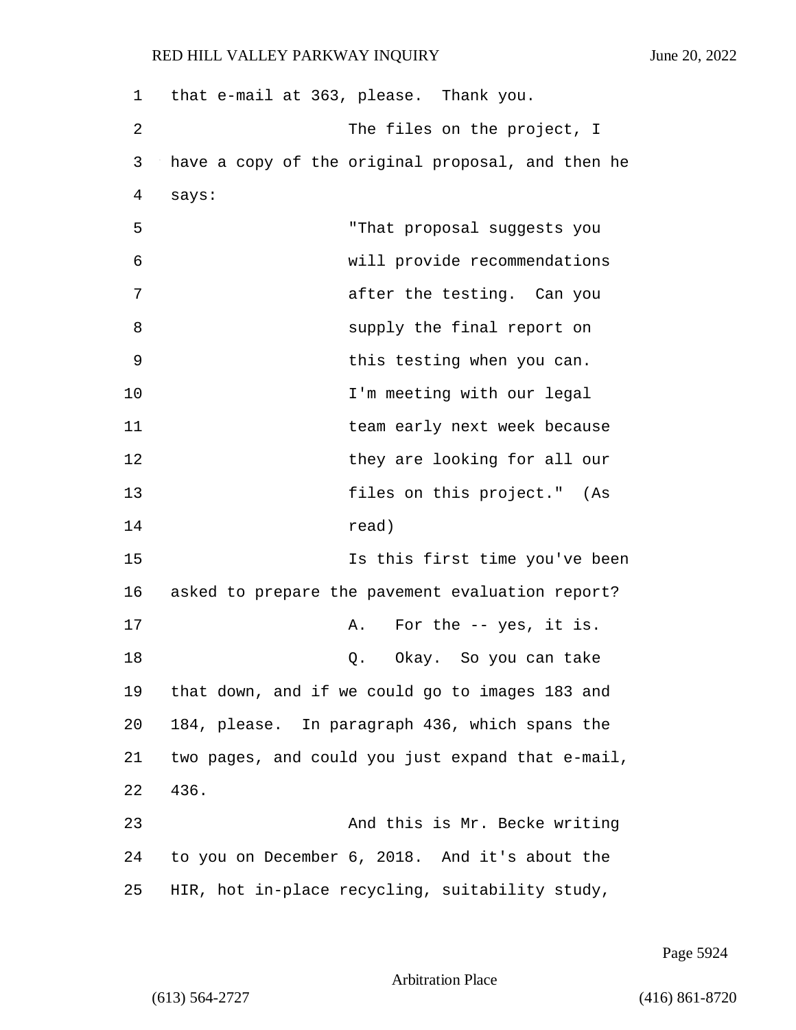that e-mail at 363, please. Thank you.

The files on the project, I have a copy of the original proposal, and then he says:

> "That proposal suggests you will provide recommendations after the testing. Can you supply the final report on this testing when you can. I'm meeting with our legal team early next week because they are looking for all our files on this project." (As read)

Is this first time you've been asked to prepare the pavement evaluation report?

A. For the -- yes, it is.

Q. Okay. So you can take that down, and if we could go to images 183 and 184, please. In paragraph 436, which spans the two pages, and could you just expand that e-mail, 436.

And this is Mr. Becke writing to you on December 6, 2018. And it's about the HIR, hot in-place recycling, suitability study,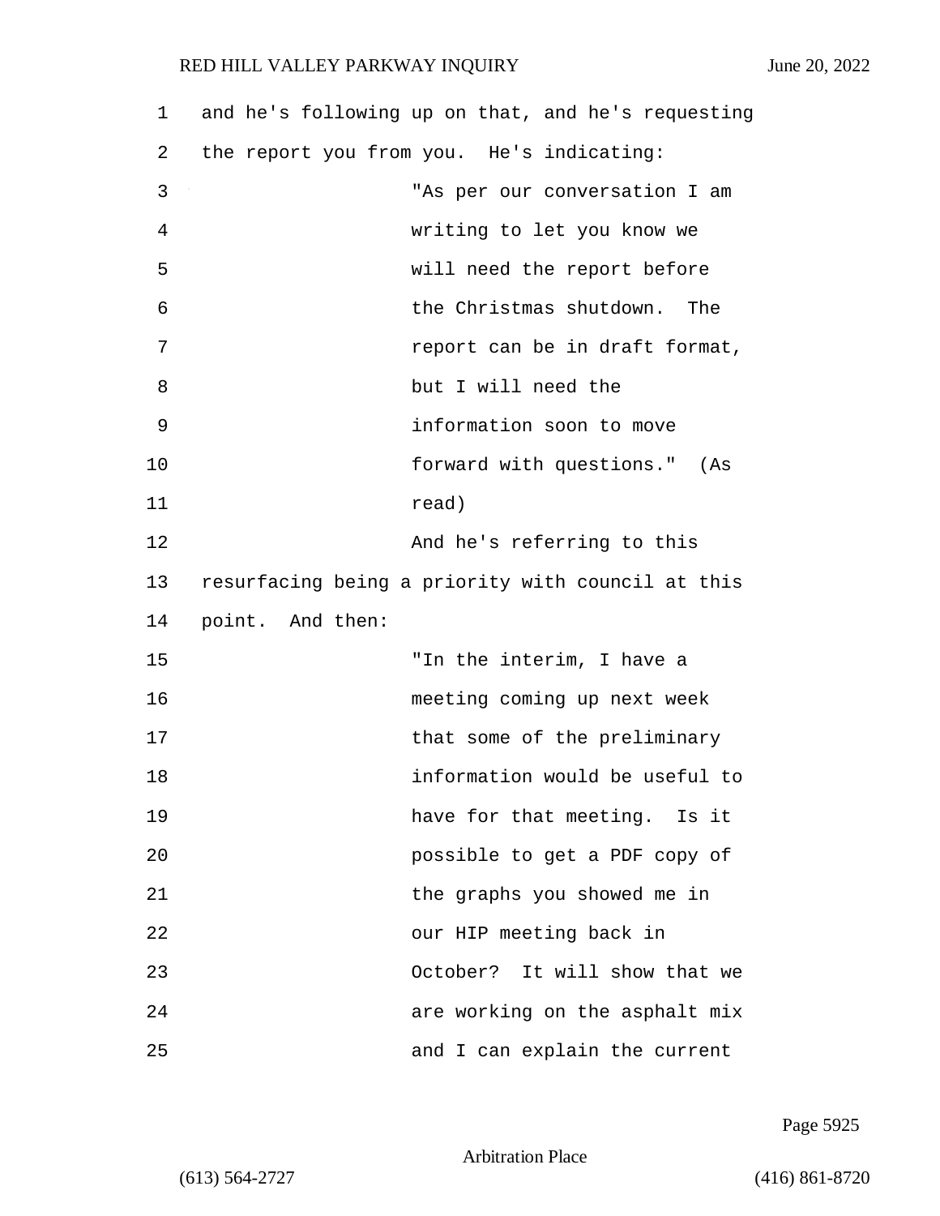and he's following up on that, and he's requesting the report you from you. He's indicating:

> "As per our conversation I am writing to let you know we will need the report before the Christmas shutdown. The report can be in draft format, but I will need the information soon to move forward with questions." (As read)

And he's referring to this resurfacing being a priority with council at this point. And then:

> "In the interim, I have a meeting coming up next week that some of the preliminary information would be useful to have for that meeting. Is it possible to get a PDF copy of the graphs you showed me in our HIP meeting back in October? It will show that we are working on the asphalt mix and I can explain the current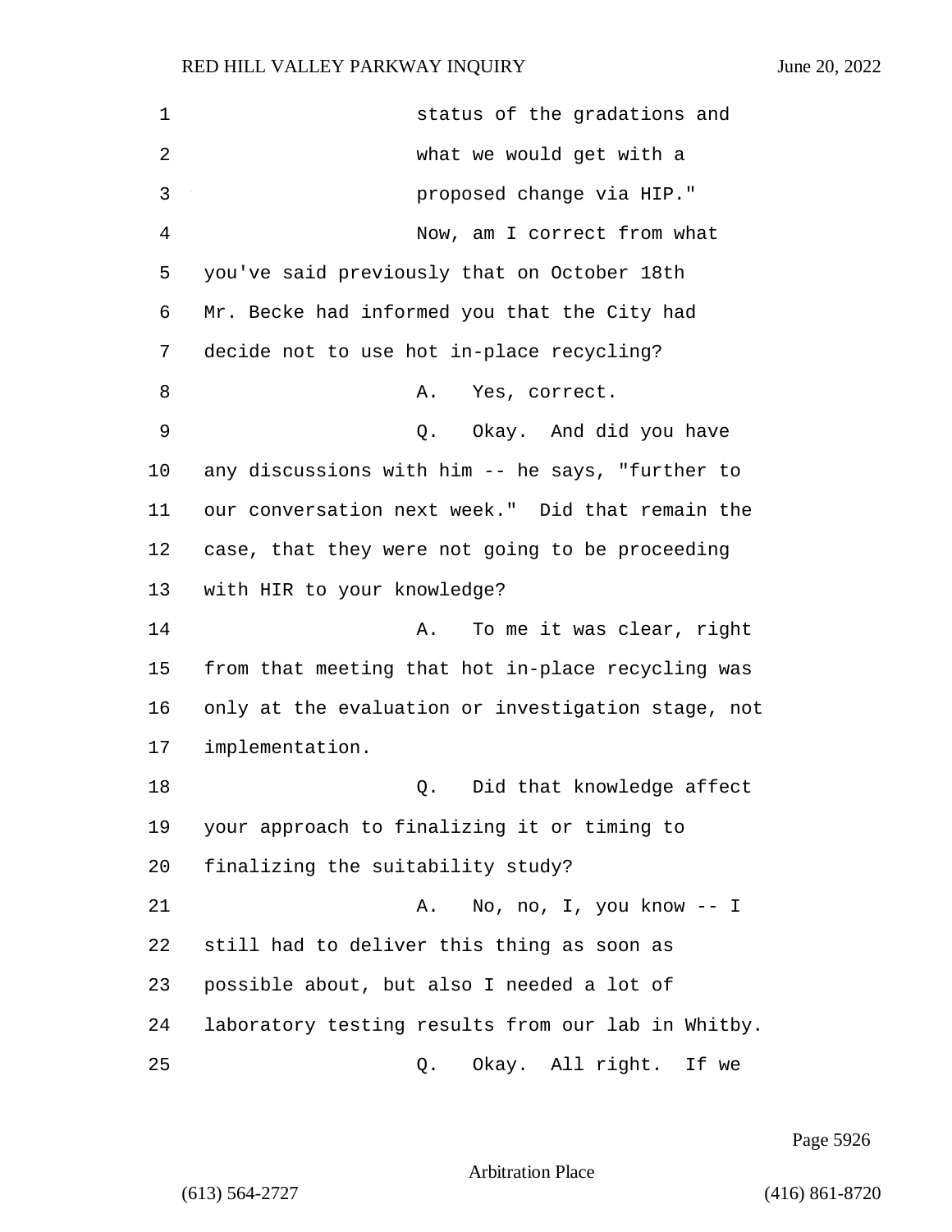status of the gradations and
what we would get with a
proposed change via HIP."

Now, am I correct from what you've said previously that on October 18th Mr. Becke had informed you that the City had decide not to use hot in-place recycling?

A. Yes, correct.

Q. Okay. And did you have any discussions with him -- he says, "further to our conversation next week." Did that remain the case, that they were not going to be proceeding with HIR to your knowledge?

A. To me it was clear, right from that meeting that hot in-place recycling was only at the evaluation or investigation stage, not implementation.

Q. Did that knowledge affect your approach to finalizing it or timing to finalizing the suitability study?

A. No, no, I, you know -- I still had to deliver this thing as soon as possible about, but also I needed a lot of laboratory testing results from our lab in Whitby.

Q. Okay. All right. If we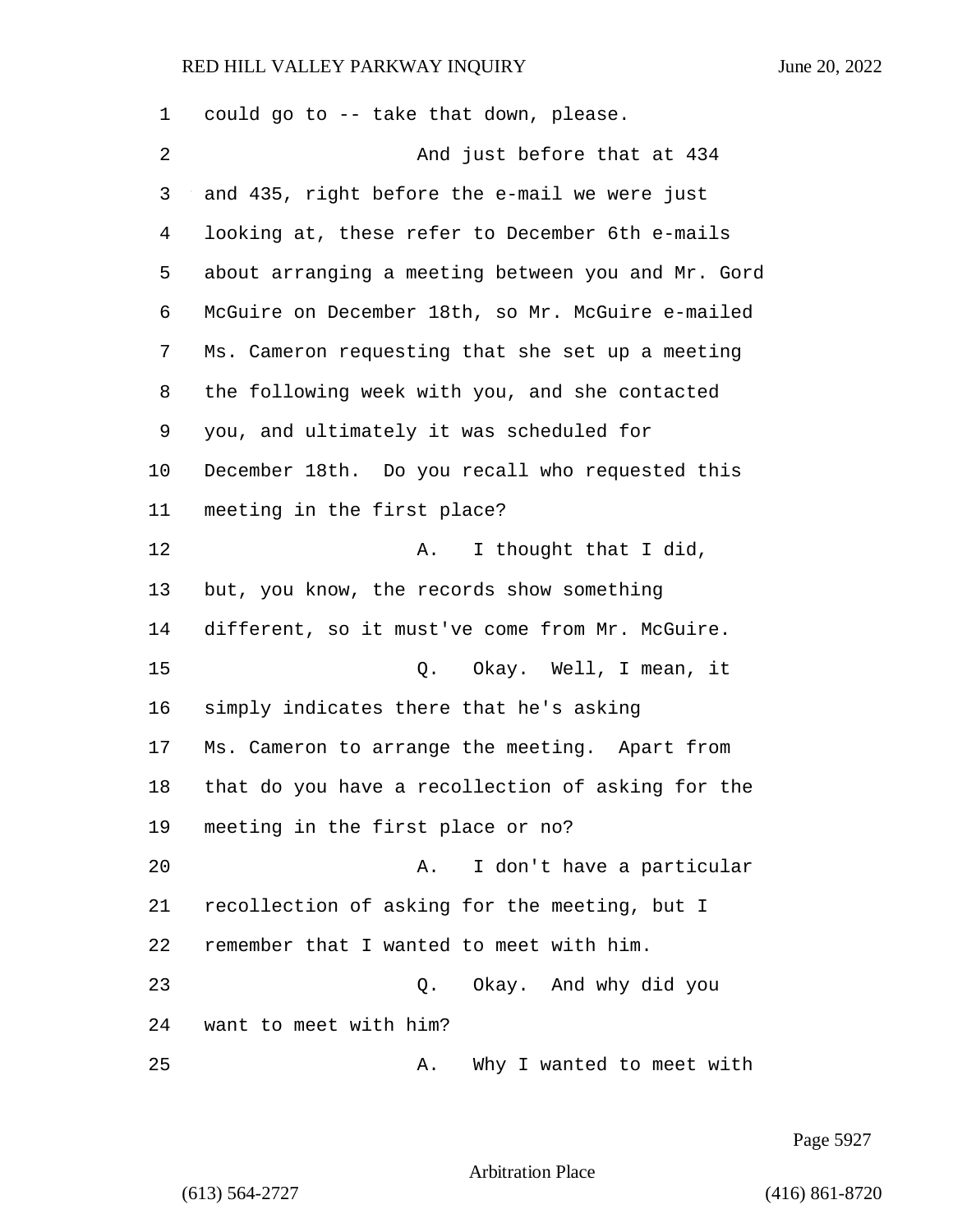could go to -- take that down, please.

And just before that at 434 and 435, right before the e-mail we were just looking at, these refer to December 6th e-mails about arranging a meeting between you and Mr. Gord McGuire on December 18th, so Mr. McGuire e-mailed Ms. Cameron requesting that she set up a meeting the following week with you, and she contacted you, and ultimately it was scheduled for December 18th. Do you recall who requested this meeting in the first place?

A. I thought that I did, but, you know, the records show something different, so it must've come from Mr. McGuire.

Q. Okay. Well, I mean, it simply indicates there that he's asking Ms. Cameron to arrange the meeting. Apart from that do you have a recollection of asking for the meeting in the first place or no?

A. I don't have a particular recollection of asking for the meeting, but I remember that I wanted to meet with him.

Q. Okay. And why did you want to meet with him?

A. Why I wanted to meet with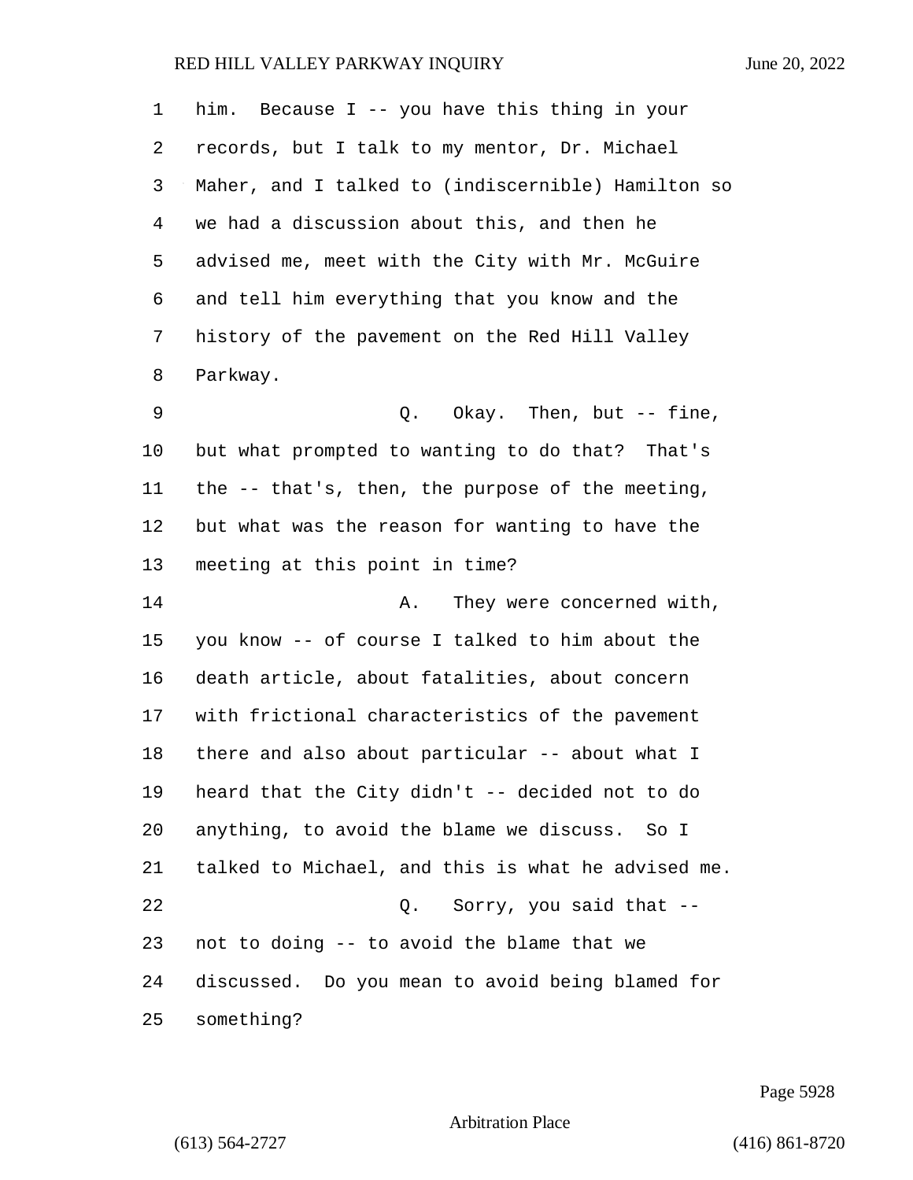him. Because I -- you have this thing in your records, but I talk to my mentor, Dr. Michael Maher, and I talked to (indiscernible) Hamilton so we had a discussion about this, and then he advised me, meet with the City with Mr. McGuire and tell him everything that you know and the history of the pavement on the Red Hill Valley Parkway.

Q. Okay. Then, but -- fine, but what prompted to wanting to do that? That's the -- that's, then, the purpose of the meeting, but what was the reason for wanting to have the meeting at this point in time?

A. They were concerned with, you know -- of course I talked to him about the death article, about fatalities, about concern with frictional characteristics of the pavement there and also about particular -- about what I heard that the City didn't -- decided not to do anything, to avoid the blame we discuss. So I talked to Michael, and this is what he advised me.

Q. Sorry, you said that -- not to doing -- to avoid the blame that we discussed. Do you mean to avoid being blamed for something?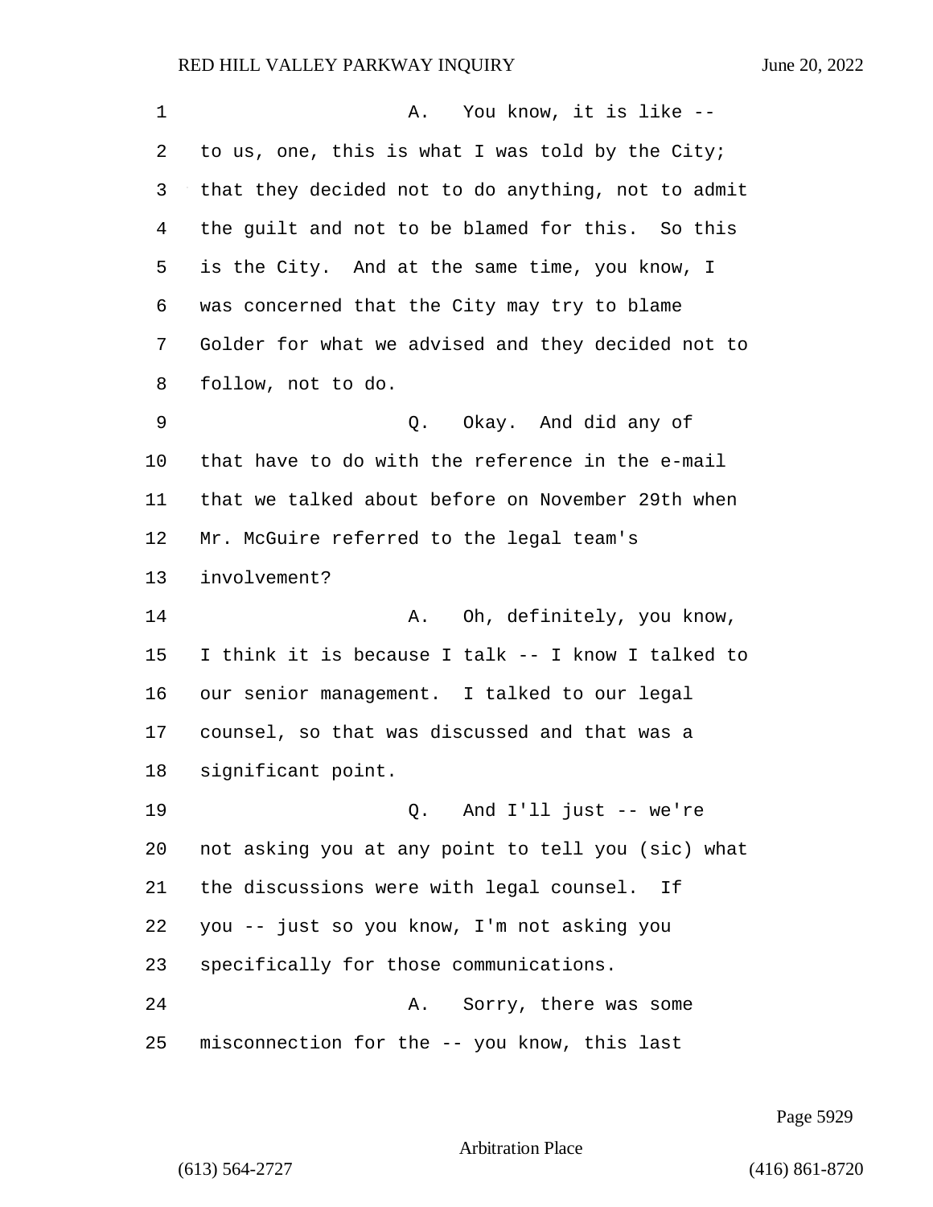A. You know, it is like -- to us, one, this is what I was told by the City; that they decided not to do anything, not to admit the guilt and not to be blamed for this. So this is the City. And at the same time, you know, I was concerned that the City may try to blame Golder for what we advised and they decided not to follow, not to do.

Q. Okay. And did any of that have to do with the reference in the e-mail that we talked about before on November 29th when Mr. McGuire referred to the legal team's involvement?

A. Oh, definitely, you know, I think it is because I talk -- I know I talked to our senior management. I talked to our legal counsel, so that was discussed and that was a significant point.

Q. And I'll just -- we're not asking you at any point to tell you (sic) what the discussions were with legal counsel. If you -- just so you know, I'm not asking you specifically for those communications.

A. Sorry, there was some misconnection for the -- you know, this last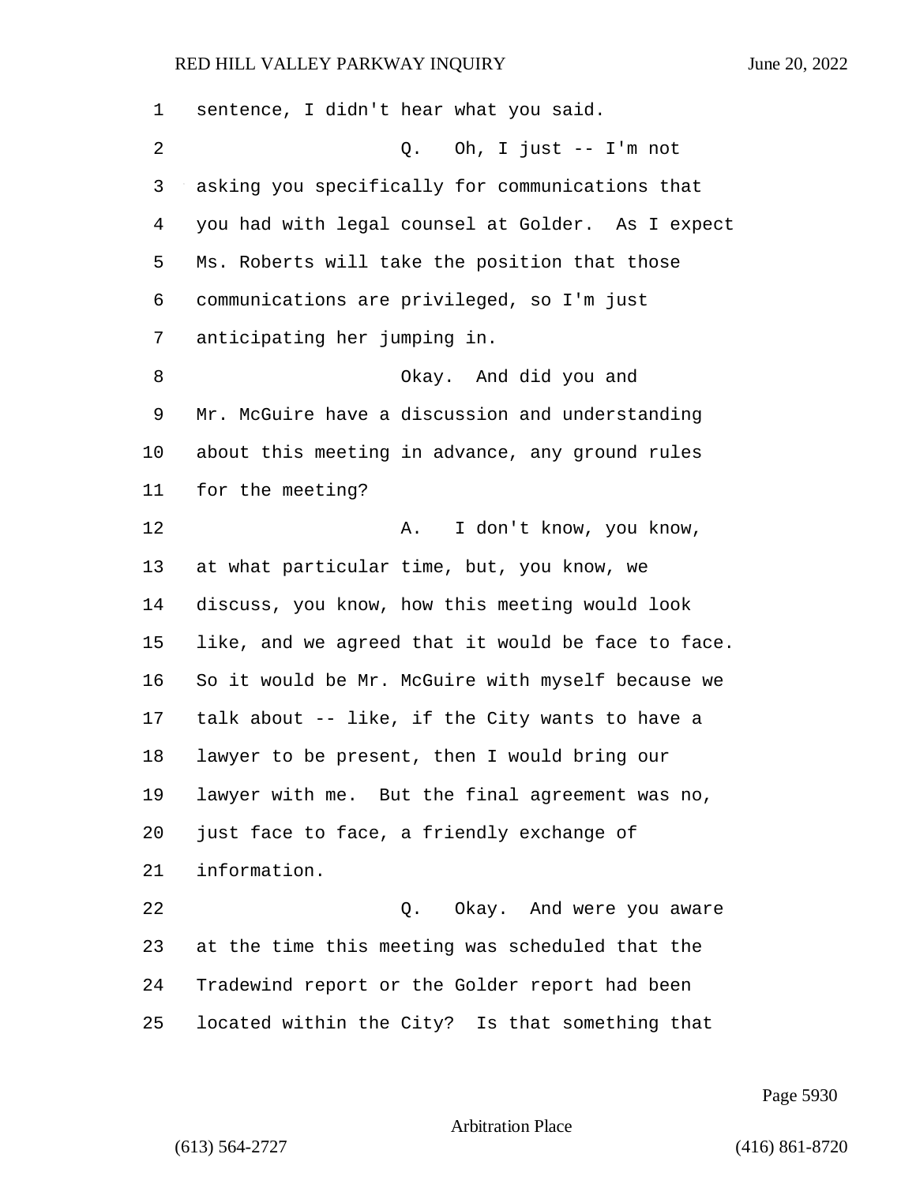sentence, I didn't hear what you said.

Q. Oh, I just -- I'm not asking you specifically for communications that you had with legal counsel at Golder. As I expect Ms. Roberts will take the position that those communications are privileged, so I'm just anticipating her jumping in.

Okay. And did you and Mr. McGuire have a discussion and understanding about this meeting in advance, any ground rules for the meeting?

A. I don't know, you know, at what particular time, but, you know, we discuss, you know, how this meeting would look like, and we agreed that it would be face to face. So it would be Mr. McGuire with myself because we talk about -- like, if the City wants to have a lawyer to be present, then I would bring our lawyer with me. But the final agreement was no, just face to face, a friendly exchange of information.

Q. Okay. And were you aware at the time this meeting was scheduled that the Tradewind report or the Golder report had been located within the City? Is that something that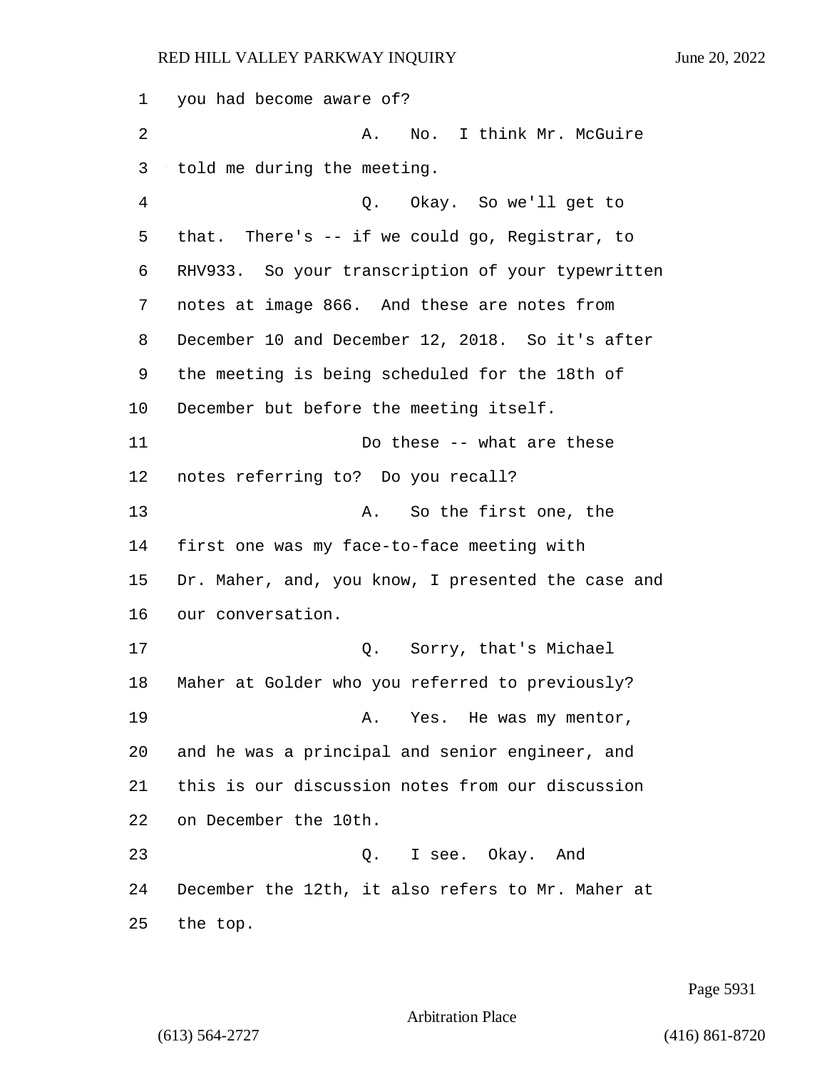you had become aware of?

A. No. I think Mr. McGuire told me during the meeting.

Q. Okay. So we'll get to that. There's -- if we could go, Registrar, to RHV933. So your transcription of your typewritten notes at image 866. And these are notes from December 10 and December 12, 2018. So it's after the meeting is being scheduled for the 18th of December but before the meeting itself.

Do these -- what are these notes referring to? Do you recall?

A. So the first one, the first one was my face-to-face meeting with Dr. Maher, and, you know, I presented the case and our conversation.

Q. Sorry, that's Michael Maher at Golder who you referred to previously?

A. Yes. He was my mentor, and he was a principal and senior engineer, and this is our discussion notes from our discussion on December the 10th.

Q. I see. Okay. And December the 12th, it also refers to Mr. Maher at the top.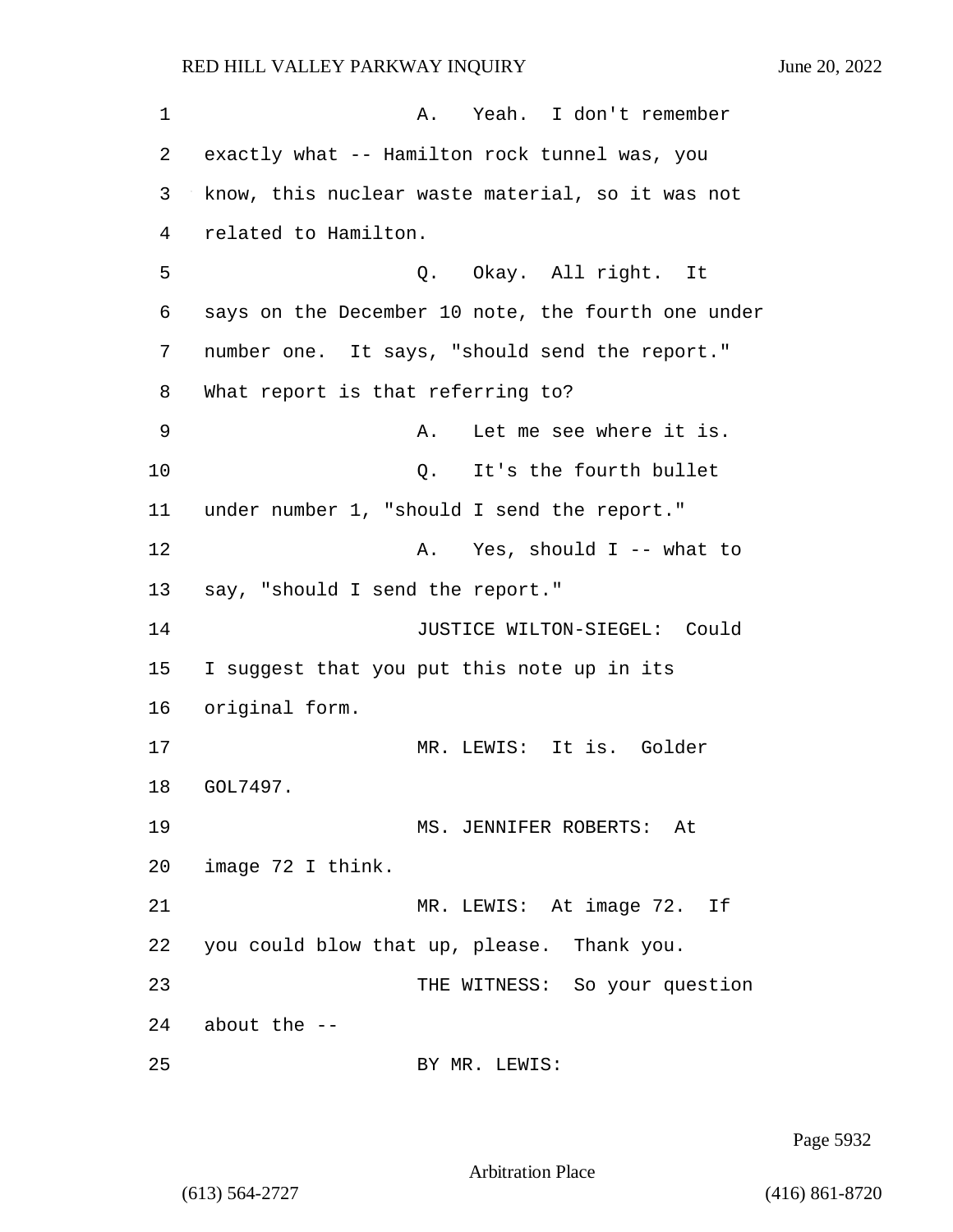A. Yeah. I don't remember exactly what -- Hamilton rock tunnel was, you know, this nuclear waste material, so it was not related to Hamilton.

Q. Okay. All right. It says on the December 10 note, the fourth one under number one. It says, "should send the report." What report is that referring to?

A. Let me see where it is.

Q. It's the fourth bullet under number 1, "should I send the report."

A. Yes, should I -- what to say, "should I send the report."

JUSTICE WILTON-SIEGEL: Could I suggest that you put this note up in its original form.

MR. LEWIS: It is. Golder GOL7497.

MS. JENNIFER ROBERTS: At image 72 I think.

MR. LEWIS: At image 72. If you could blow that up, please. Thank you.

THE WITNESS: So your question about the --

BY MR. LEWIS: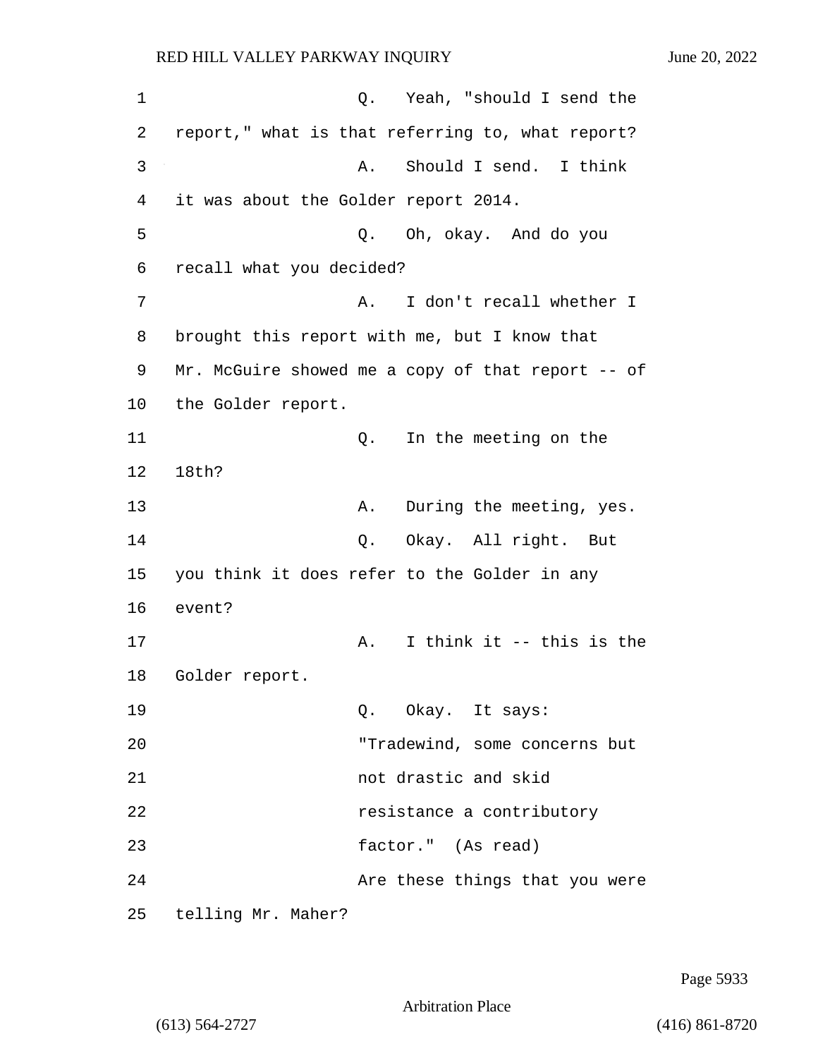Q. Yeah, "should I send the report," what is that referring to, what report?

A. Should I send. I think it was about the Golder report 2014.

Q. Oh, okay. And do you recall what you decided?

A. I don't recall whether I brought this report with me, but I know that Mr. McGuire showed me a copy of that report -- of the Golder report.

Q. In the meeting on the 18th?

A. During the meeting, yes.

Q. Okay. All right. But you think it does refer to the Golder in any event?

A. I think it -- this is the Golder report.

Q. Okay. It says:

> "Tradewind, some concerns but not drastic and skid resistance a contributory factor." (As read)

Are these things that you were telling Mr. Maher?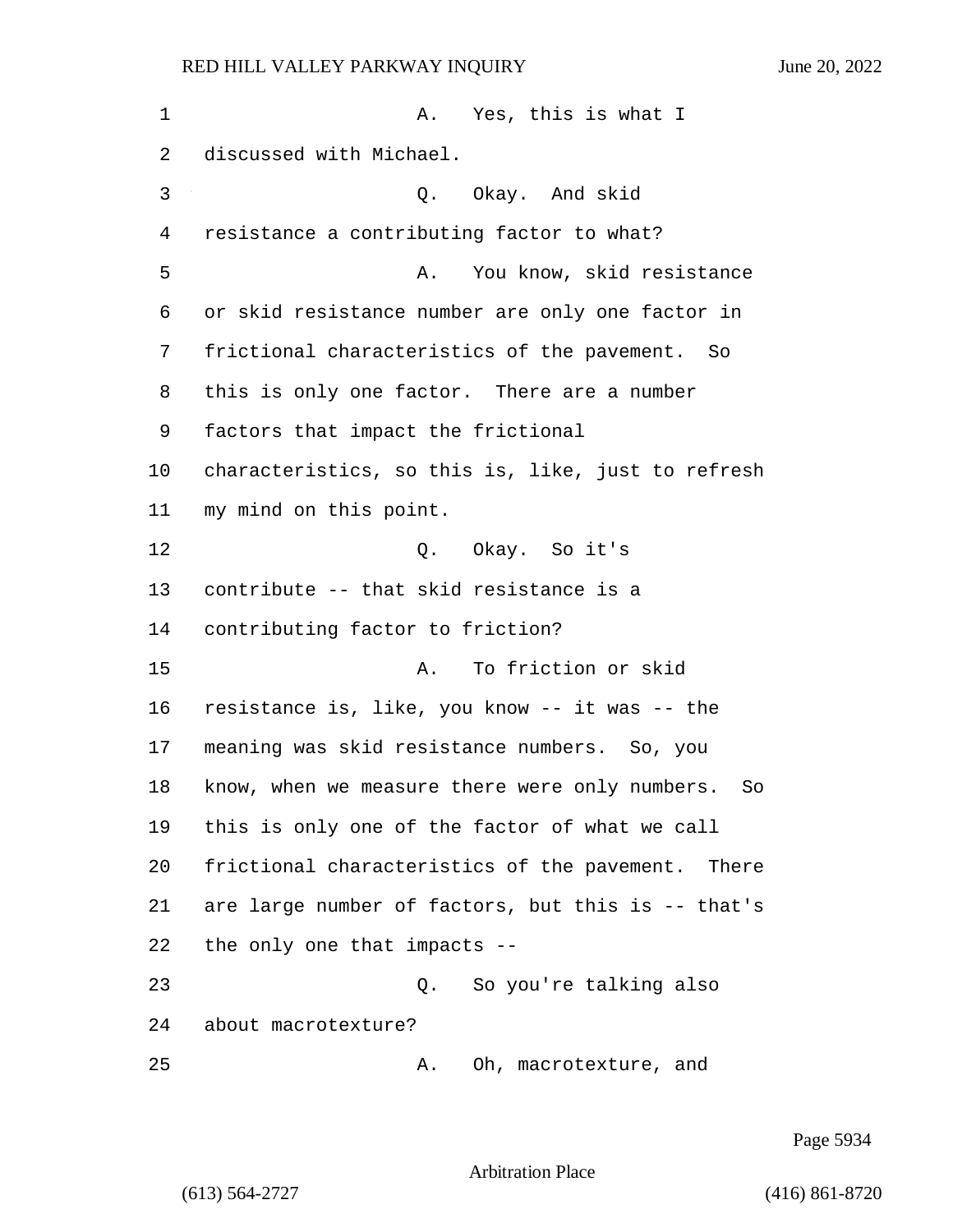A. Yes, this is what I discussed with Michael.

Q. Okay. And skid resistance a contributing factor to what?

A. You know, skid resistance or skid resistance number are only one factor in frictional characteristics of the pavement. So this is only one factor. There are a number factors that impact the frictional characteristics, so this is, like, just to refresh my mind on this point.

Q. Okay. So it's contribute -- that skid resistance is a contributing factor to friction?

A. To friction or skid resistance is, like, you know -- it was -- the meaning was skid resistance numbers. So, you know, when we measure there were only numbers. So this is only one of the factor of what we call frictional characteristics of the pavement. There are large number of factors, but this is -- that's the only one that impacts --

Q. So you're talking also about macrotexture?

A. Oh, macrotexture, and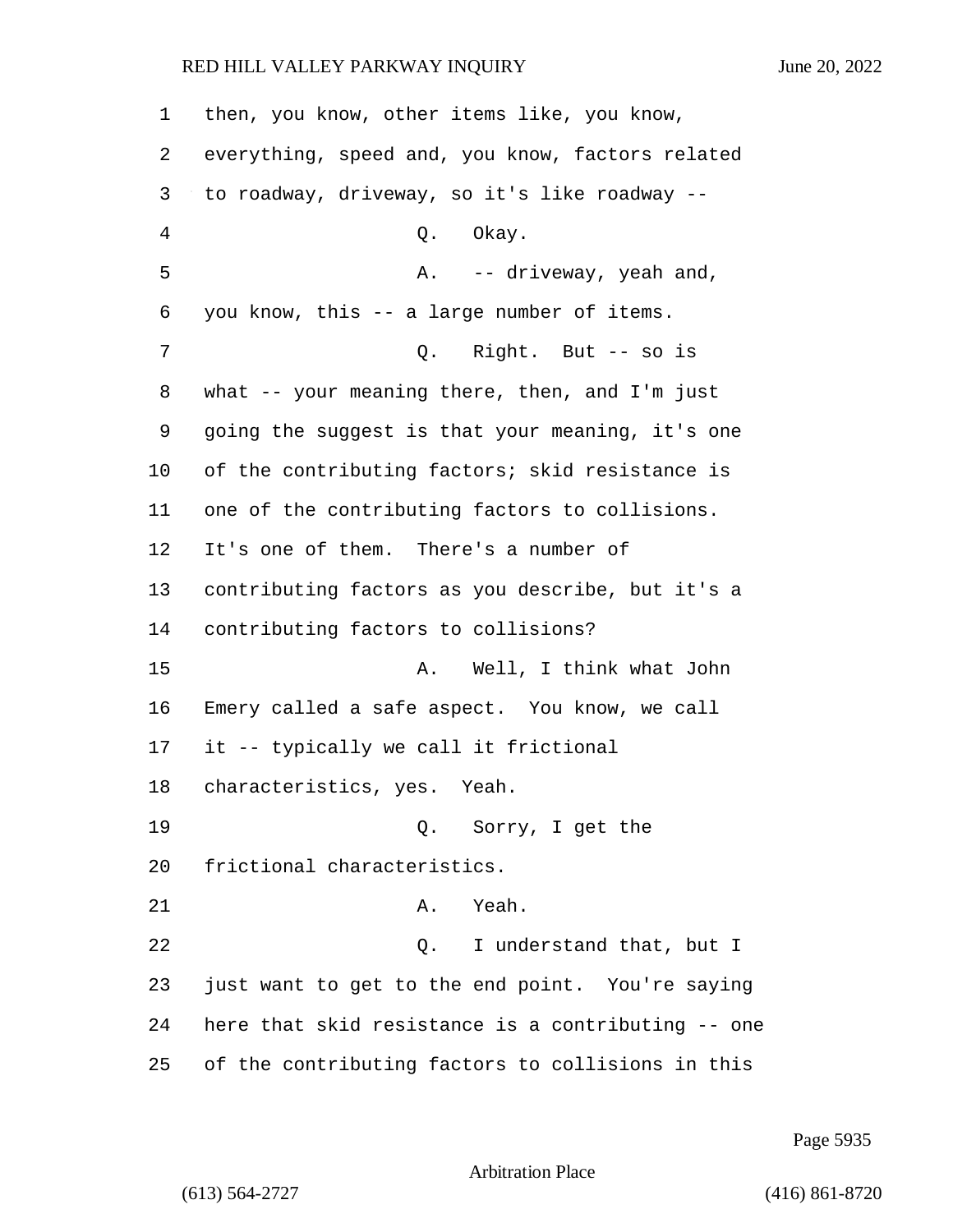1 then, you know, other items like, you know,

2 everything, speed and, you know, factors related

3 to roadway, driveway, so it's like roadway --

4 Q. Okay.

5 A. -- driveway, yeah and,

6 you know, this -- a large number of items.

7 Q. Right. But -- so is

8 what -- your meaning there, then, and I'm just

9 going the suggest is that your meaning, it's one

10 of the contributing factors; skid resistance is

11 one of the contributing factors to collisions.

12 It's one of them. There's a number of

13 contributing factors as you describe, but it's a

14 contributing factors to collisions?

15 A. Well, I think what John

16 Emery called a safe aspect. You know, we call

17 it -- typically we call it frictional

18 characteristics, yes. Yeah.

19 Q. Sorry, I get the

20 frictional characteristics.

21 A. Yeah.

22 Q. I understand that, but I

23 just want to get to the end point. You're saying

24 here that skid resistance is a contributing -- one

25 of the contributing factors to collisions in this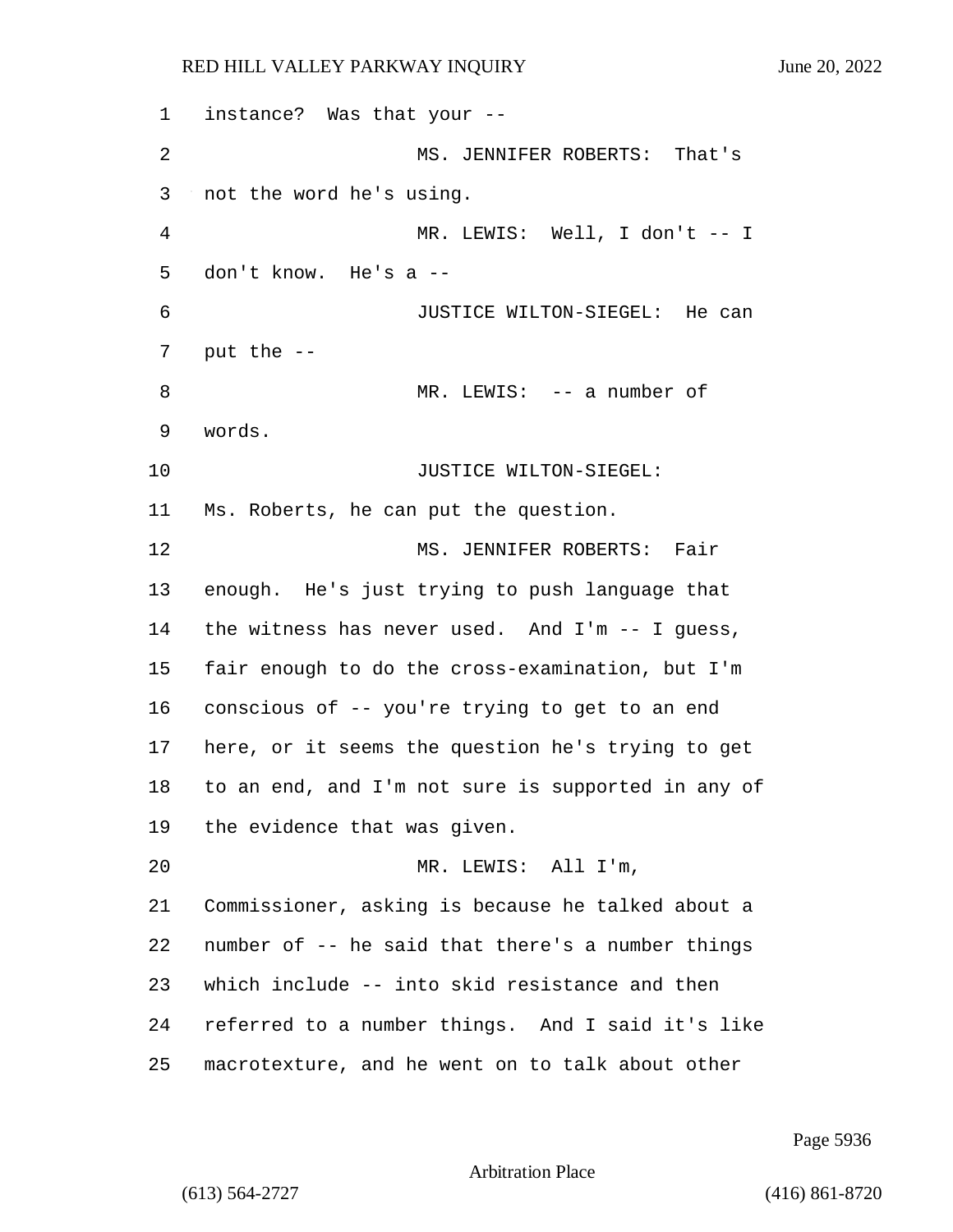instance? Was that your --

MS. JENNIFER ROBERTS: That's not the word he's using.

MR. LEWIS: Well, I don't -- I don't know. He's a --

JUSTICE WILTON-SIEGEL: He can put the --

MR. LEWIS: -- a number of words.

JUSTICE WILTON-SIEGEL: Ms. Roberts, he can put the question.

MS. JENNIFER ROBERTS: Fair enough. He's just trying to push language that the witness has never used. And I'm -- I guess, fair enough to do the cross-examination, but I'm conscious of -- you're trying to get to an end here, or it seems the question he's trying to get to an end, and I'm not sure is supported in any of the evidence that was given.

MR. LEWIS: All I'm, Commissioner, asking is because he talked about a number of -- he said that there's a number things which include -- into skid resistance and then referred to a number things. And I said it's like macrotexture, and he went on to talk about other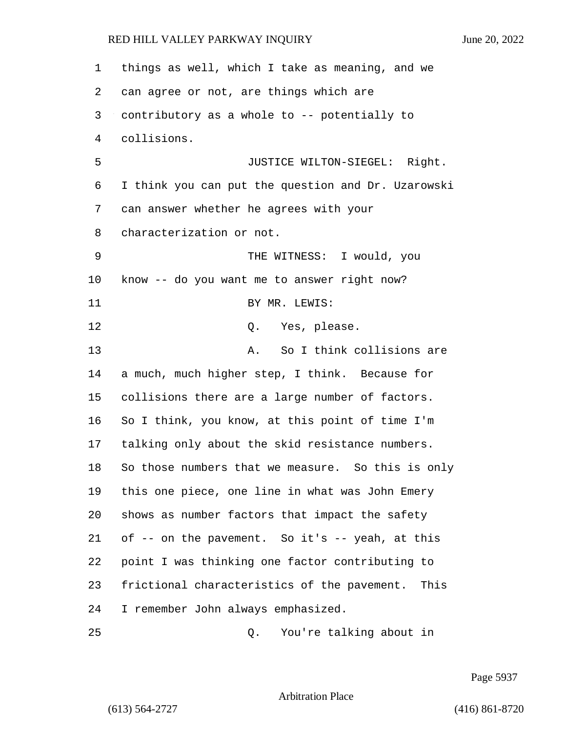things as well, which I take as meaning, and we can agree or not, are things which are contributory as a whole to -- potentially to collisions.

JUSTICE WILTON-SIEGEL: Right. I think you can put the question and Dr. Uzarowski can answer whether he agrees with your characterization or not.

THE WITNESS: I would, you know -- do you want me to answer right now?

BY MR. LEWIS:

Q. Yes, please.

A. So I think collisions are a much, much higher step, I think. Because for collisions there are a large number of factors. So I think, you know, at this point of time I'm talking only about the skid resistance numbers. So those numbers that we measure. So this is only this one piece, one line in what was John Emery shows as number factors that impact the safety of -- on the pavement. So it's -- yeah, at this point I was thinking one factor contributing to frictional characteristics of the pavement. This I remember John always emphasized.

Q. You're talking about in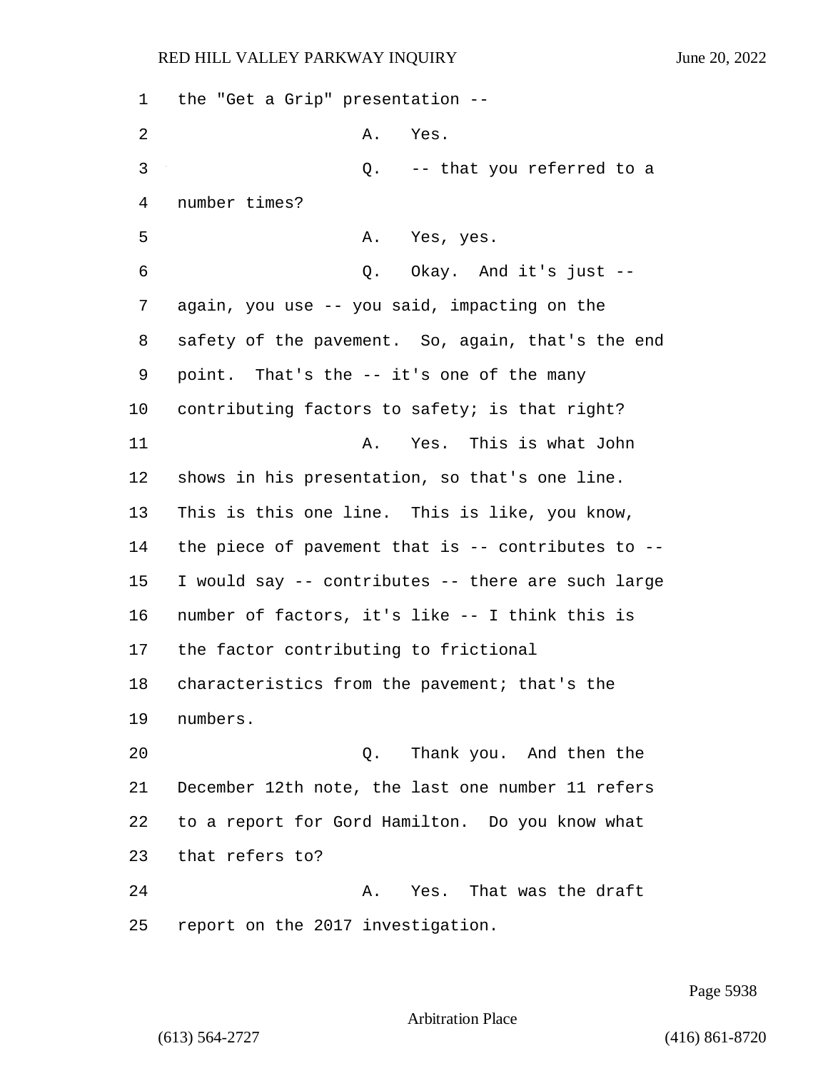the "Get a Grip" presentation --

A. Yes.

Q. -- that you referred to a number times?

A. Yes, yes.

Q. Okay. And it's just -- again, you use -- you said, impacting on the safety of the pavement. So, again, that's the end point. That's the -- it's one of the many contributing factors to safety; is that right?

A. Yes. This is what John shows in his presentation, so that's one line. This is this one line. This is like, you know, the piece of pavement that is -- contributes to -- I would say -- contributes -- there are such large number of factors, it's like -- I think this is the factor contributing to frictional characteristics from the pavement; that's the numbers.

Q. Thank you. And then the December 12th note, the last one number 11 refers to a report for Gord Hamilton. Do you know what that refers to?

A. Yes. That was the draft report on the 2017 investigation.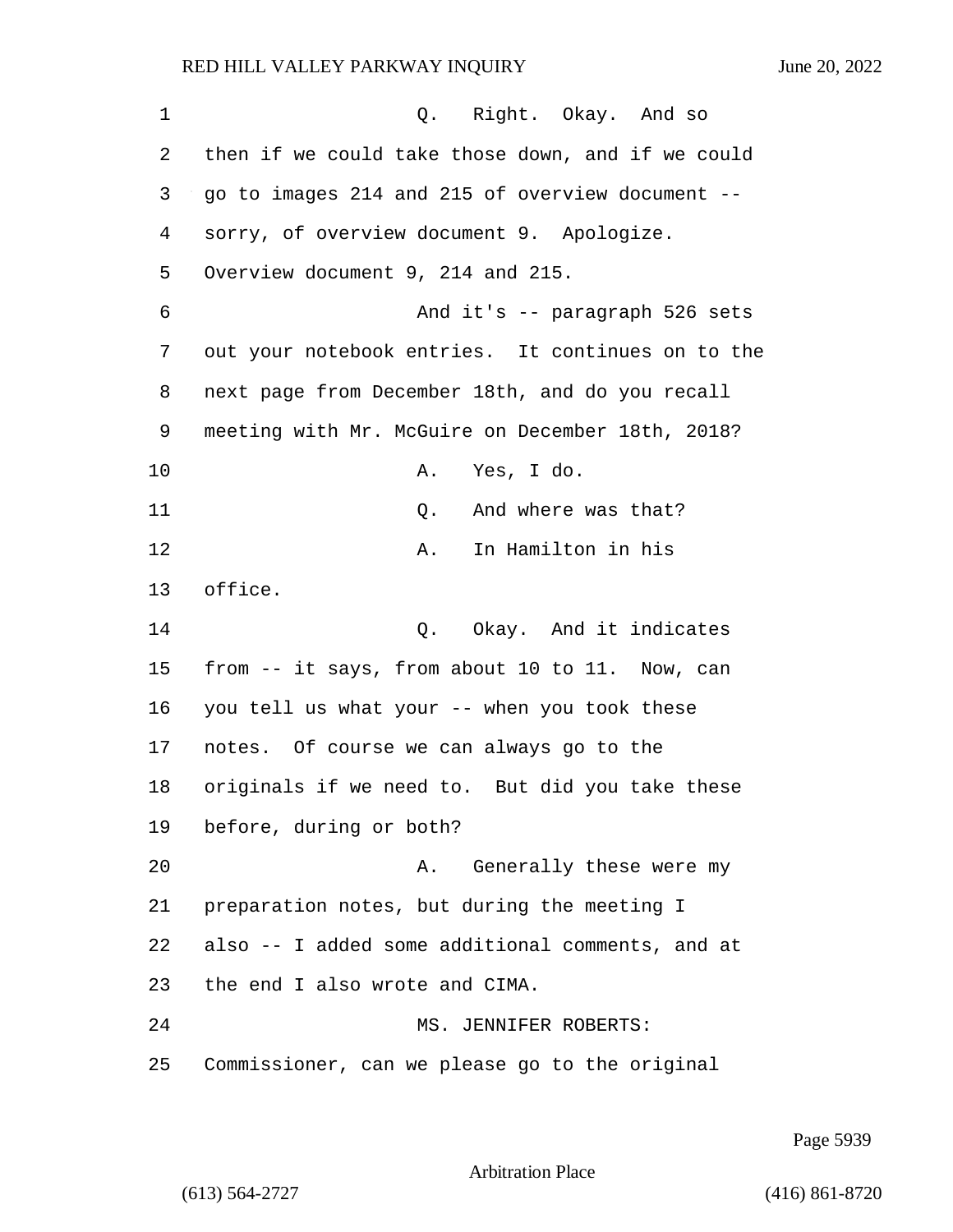Q. Right. Okay. And so then if we could take those down, and if we could go to images 214 and 215 of overview document -- sorry, of overview document 9. Apologize. Overview document 9, 214 and 215.

And it's -- paragraph 526 sets out your notebook entries. It continues on to the next page from December 18th, and do you recall meeting with Mr. McGuire on December 18th, 2018?

A. Yes, I do.

Q. And where was that?

A. In Hamilton in his office.

Q. Okay. And it indicates from -- it says, from about 10 to 11. Now, can you tell us what your -- when you took these notes. Of course we can always go to the originals if we need to. But did you take these before, during or both?

A. Generally these were my preparation notes, but during the meeting I also -- I added some additional comments, and at the end I also wrote and CIMA.

MS. JENNIFER ROBERTS: Commissioner, can we please go to the original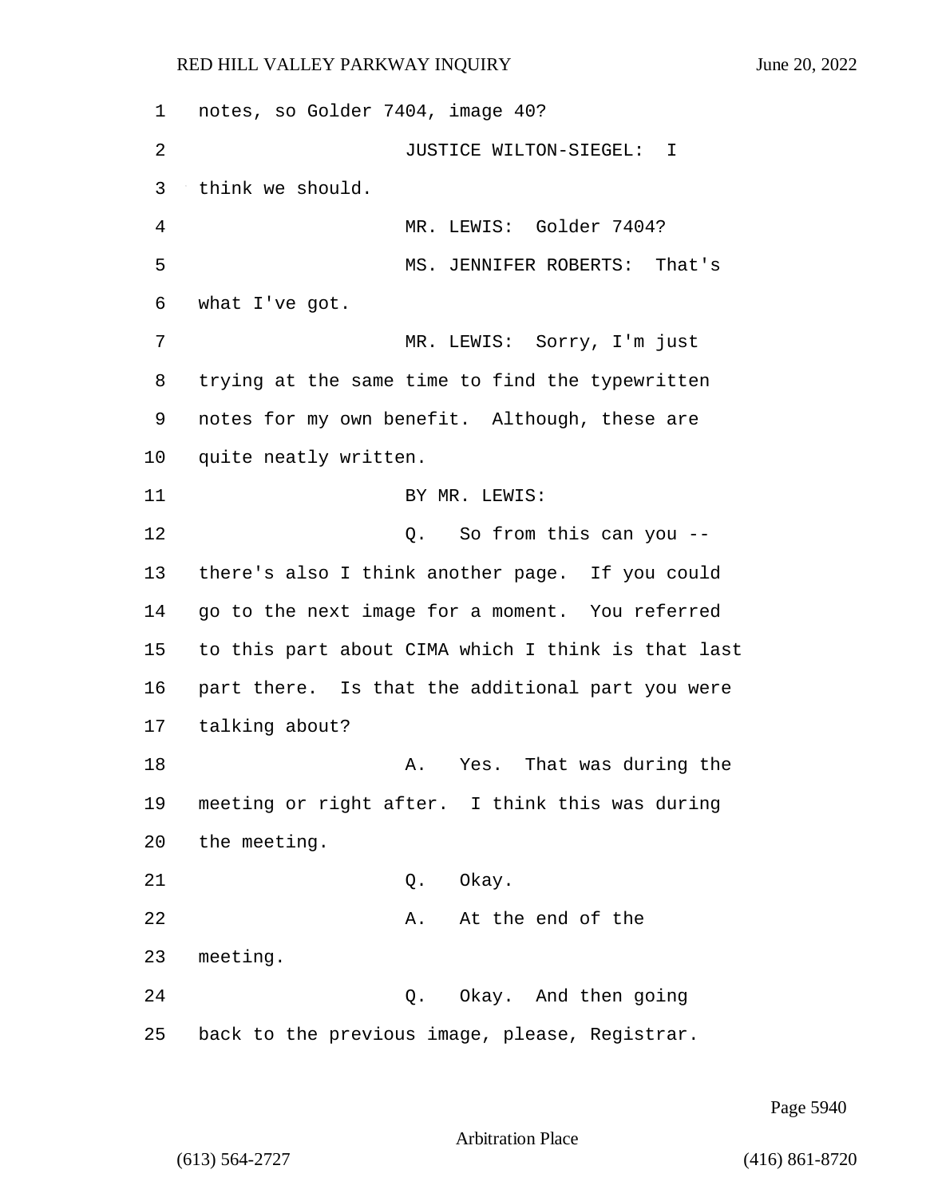notes, so Golder 7404, image 40?

JUSTICE WILTON-SIEGEL: I think we should.

MR. LEWIS: Golder 7404?

MS. JENNIFER ROBERTS: That's what I've got.

MR. LEWIS: Sorry, I'm just trying at the same time to find the typewritten notes for my own benefit. Although, these are quite neatly written.

BY MR. LEWIS:

Q. So from this can you -- there's also I think another page. If you could go to the next image for a moment. You referred to this part about CIMA which I think is that last part there. Is that the additional part you were talking about?

A. Yes. That was during the meeting or right after. I think this was during the meeting.

Q. Okay.

A. At the end of the meeting.

Q. Okay. And then going back to the previous image, please, Registrar.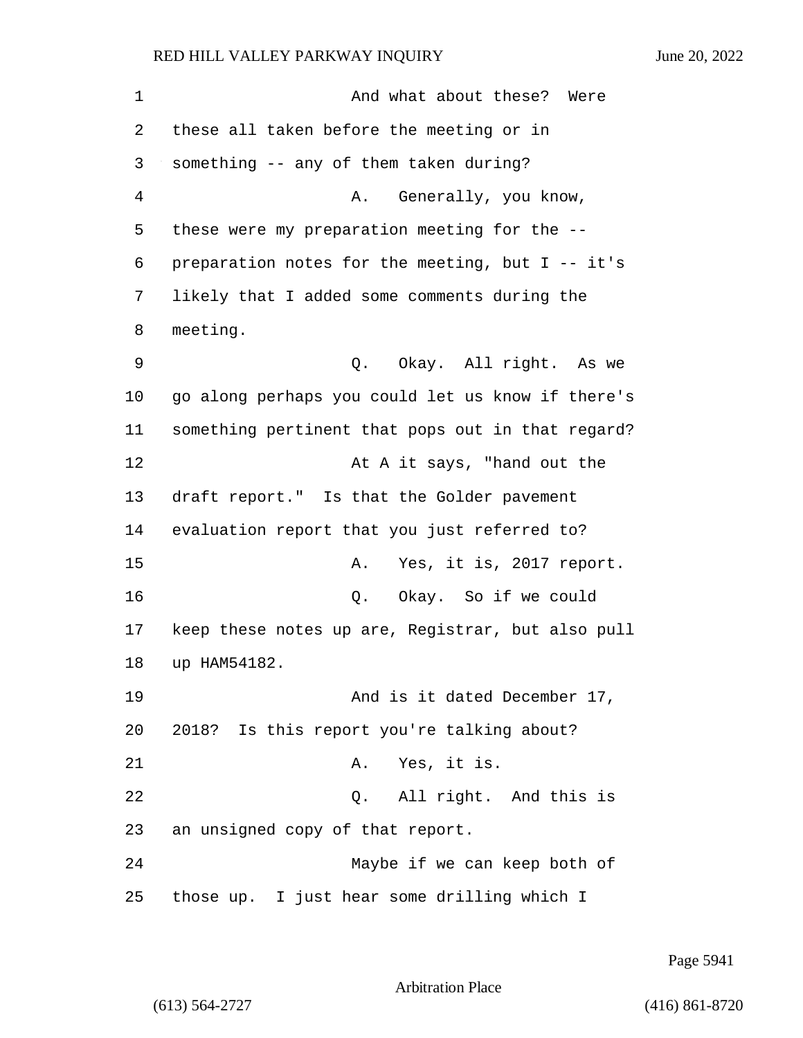And what about these? Were these all taken before the meeting or in something -- any of them taken during?

A. Generally, you know, these were my preparation meeting for the -- preparation notes for the meeting, but I -- it's likely that I added some comments during the meeting.

Q. Okay. All right. As we go along perhaps you could let us know if there's something pertinent that pops out in that regard?

At A it says, "hand out the draft report." Is that the Golder pavement evaluation report that you just referred to?

A. Yes, it is, 2017 report.

Q. Okay. So if we could keep these notes up are, Registrar, but also pull up HAM54182.

And is it dated December 17, 2018? Is this report you're talking about?

A. Yes, it is.

Q. All right. And this is an unsigned copy of that report.

Maybe if we can keep both of those up. I just hear some drilling which I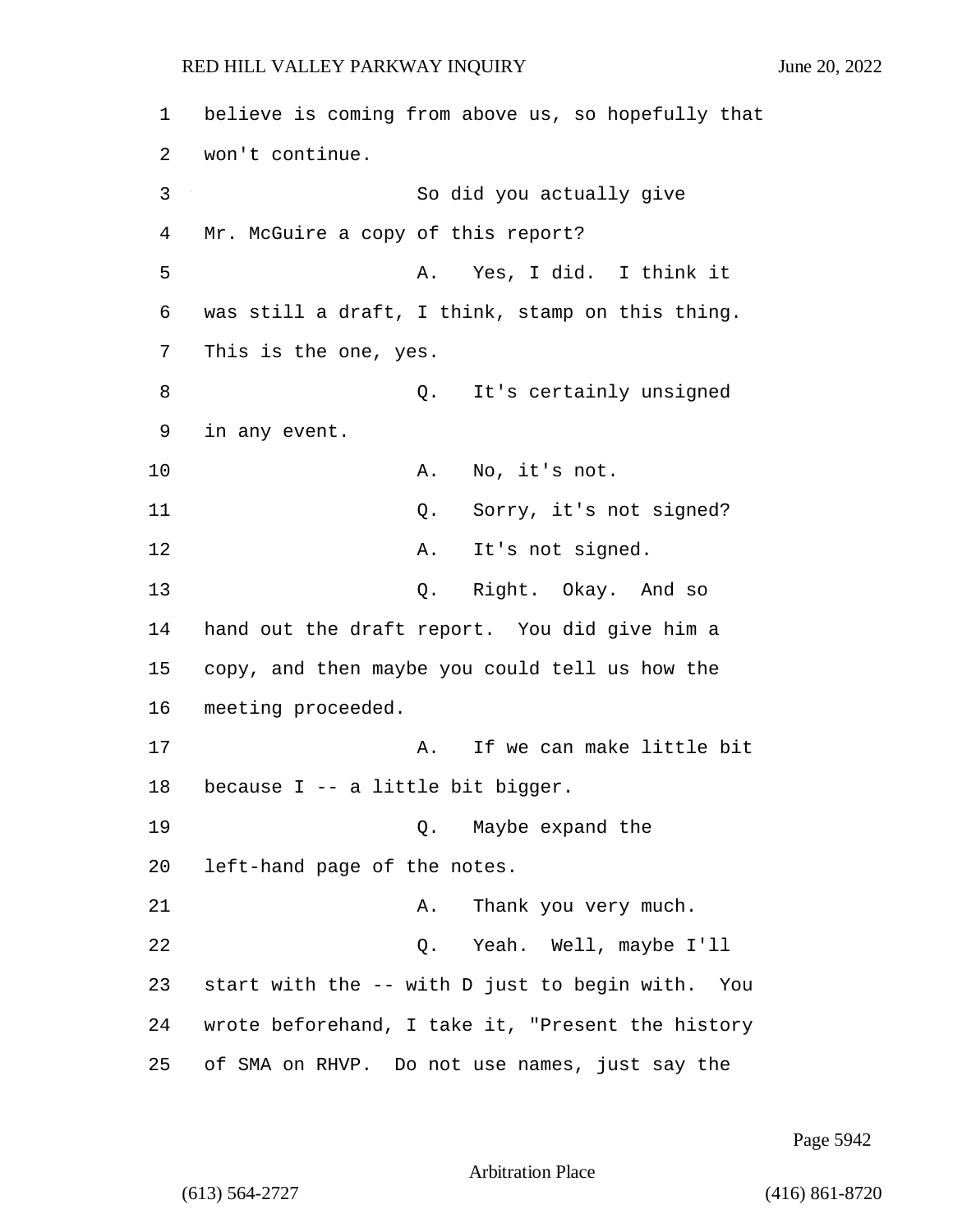1 believe is coming from above us, so hopefully that
2 won't continue.
3 So did you actually give
4 Mr. McGuire a copy of this report?
5 A. Yes, I did. I think it
6 was still a draft, I think, stamp on this thing.
7 This is the one, yes.
8 Q. It's certainly unsigned
9 in any event.
10 A. No, it's not.
11 Q. Sorry, it's not signed?
12 A. It's not signed.
13 Q. Right. Okay. And so
14 hand out the draft report. You did give him a
15 copy, and then maybe you could tell us how the
16 meeting proceeded.
17 A. If we can make little bit
18 because I -- a little bit bigger.
19 Q. Maybe expand the
20 left-hand page of the notes.
21 A. Thank you very much.
22 Q. Yeah. Well, maybe I'll
23 start with the -- with D just to begin with. You
24 wrote beforehand, I take it, "Present the history
25 of SMA on RHVP. Do not use names, just say the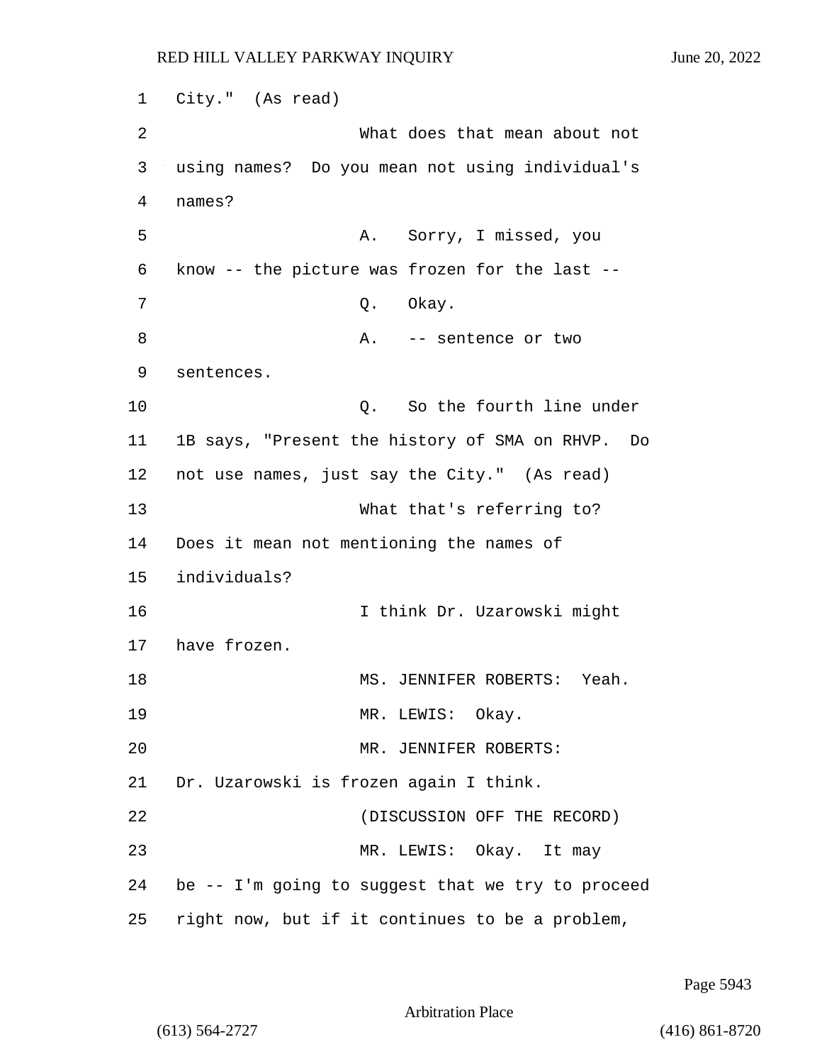City." (As read)

What does that mean about not using names? Do you mean not using individual's names?

A. Sorry, I missed, you know -- the picture was frozen for the last --

Q. Okay.

A. -- sentence or two sentences.

Q. So the fourth line under 1B says, "Present the history of SMA on RHVP. Do not use names, just say the City." (As read)

What that's referring to? Does it mean not mentioning the names of individuals?

I think Dr. Uzarowski might have frozen.

MS. JENNIFER ROBERTS: Yeah.

MR. LEWIS: Okay.

MR. JENNIFER ROBERTS: Dr. Uzarowski is frozen again I think.

(DISCUSSION OFF THE RECORD)

MR. LEWIS: Okay. It may be -- I'm going to suggest that we try to proceed right now, but if it continues to be a problem,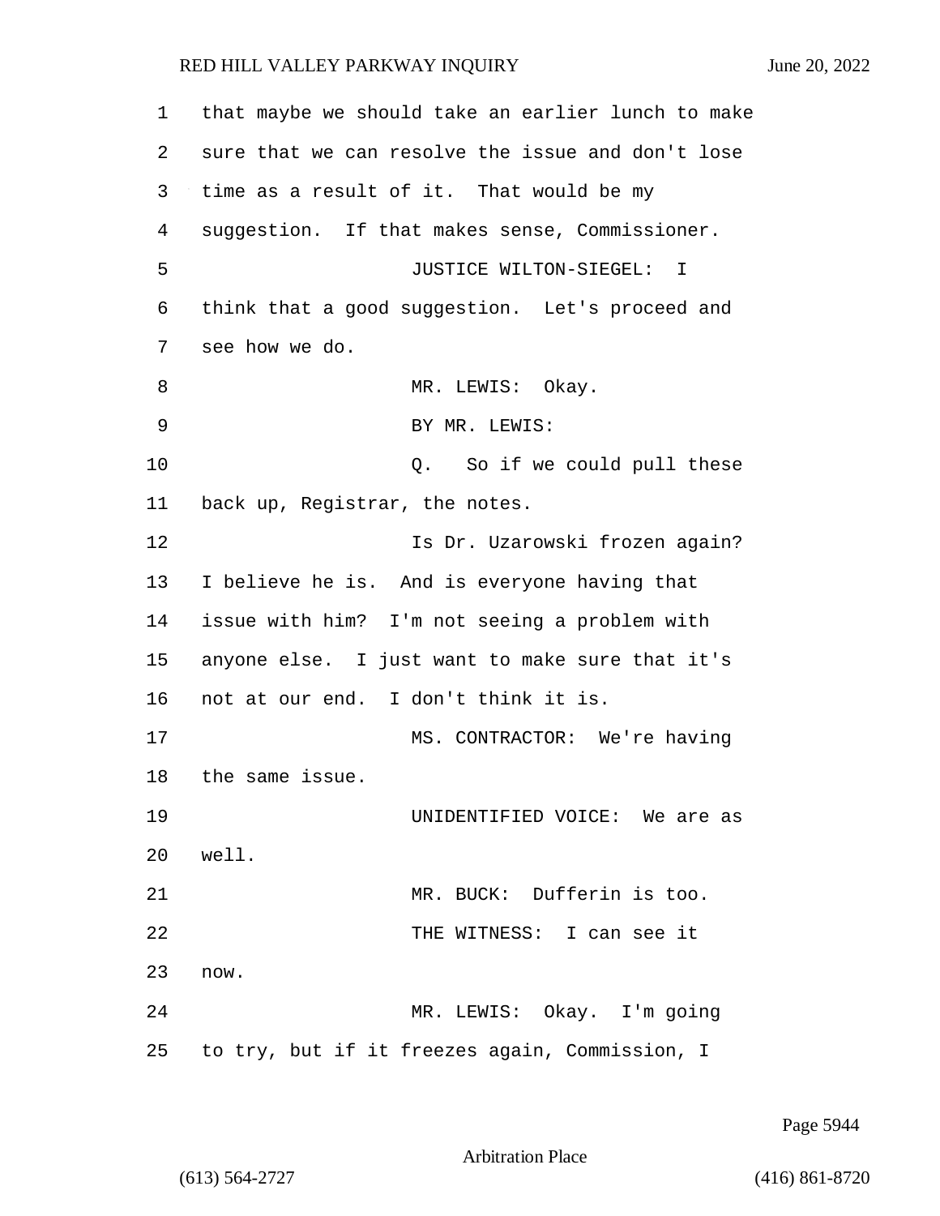that maybe we should take an earlier lunch to make sure that we can resolve the issue and don't lose time as a result of it. That would be my suggestion. If that makes sense, Commissioner.

JUSTICE WILTON-SIEGEL: I think that a good suggestion. Let's proceed and see how we do.

MR. LEWIS: Okay.

BY MR. LEWIS:

Q. So if we could pull these back up, Registrar, the notes.

Is Dr. Uzarowski frozen again? I believe he is. And is everyone having that issue with him? I'm not seeing a problem with anyone else. I just want to make sure that it's not at our end. I don't think it is.

MS. CONTRACTOR: We're having the same issue.

UNIDENTIFIED VOICE: We are as well.

MR. BUCK: Dufferin is too.

THE WITNESS: I can see it now.

MR. LEWIS: Okay. I'm going to try, but if it freezes again, Commission, I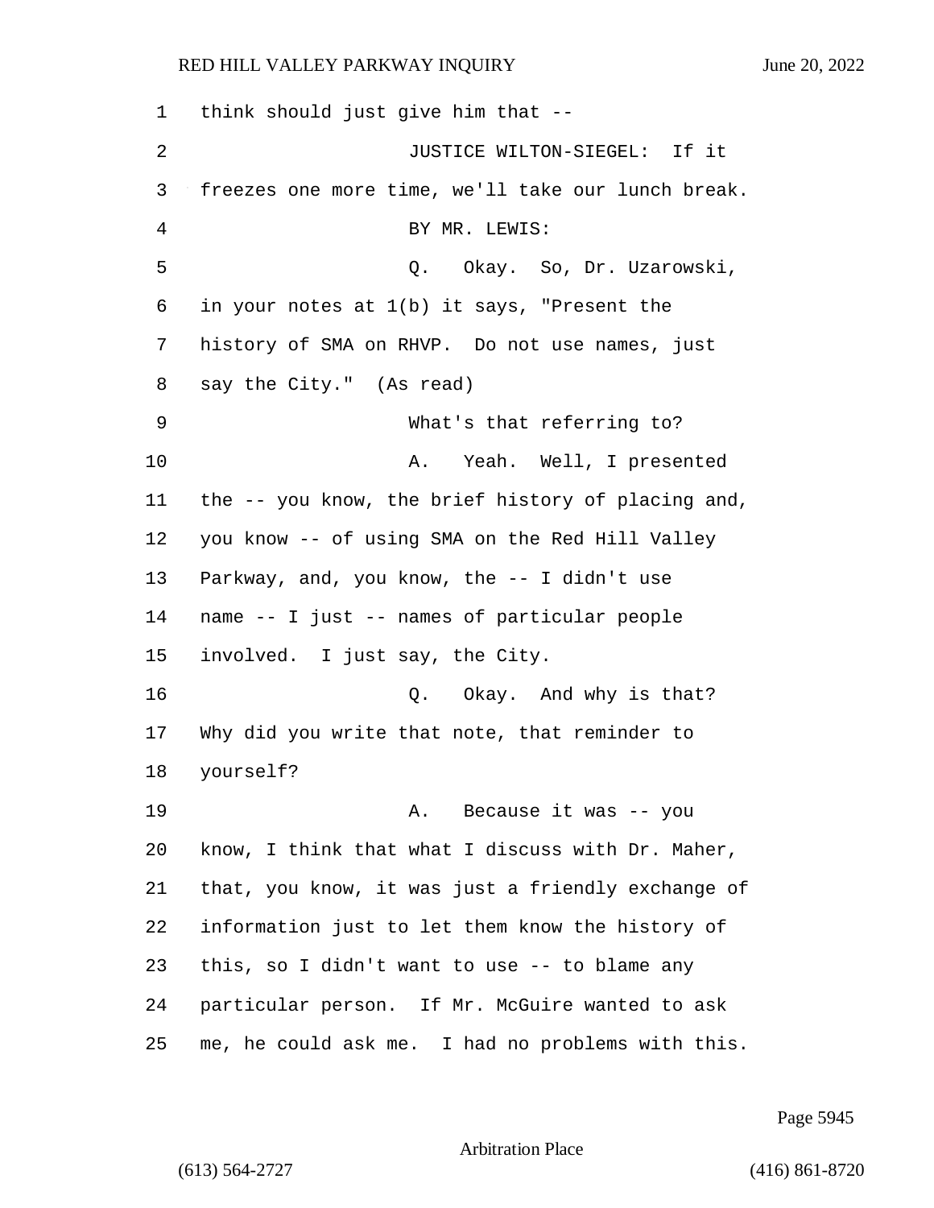think should just give him that --

JUSTICE WILTON-SIEGEL: If it freezes one more time, we'll take our lunch break.

BY MR. LEWIS:

Q. Okay. So, Dr. Uzarowski, in your notes at 1(b) it says, "Present the history of SMA on RHVP. Do not use names, just say the City." (As read)

What's that referring to?

A. Yeah. Well, I presented the -- you know, the brief history of placing and, you know -- of using SMA on the Red Hill Valley Parkway, and, you know, the -- I didn't use name -- I just -- names of particular people involved. I just say, the City.

Q. Okay. And why is that? Why did you write that note, that reminder to yourself?

A. Because it was -- you know, I think that what I discuss with Dr. Maher, that, you know, it was just a friendly exchange of information just to let them know the history of this, so I didn't want to use -- to blame any particular person. If Mr. McGuire wanted to ask me, he could ask me. I had no problems with this.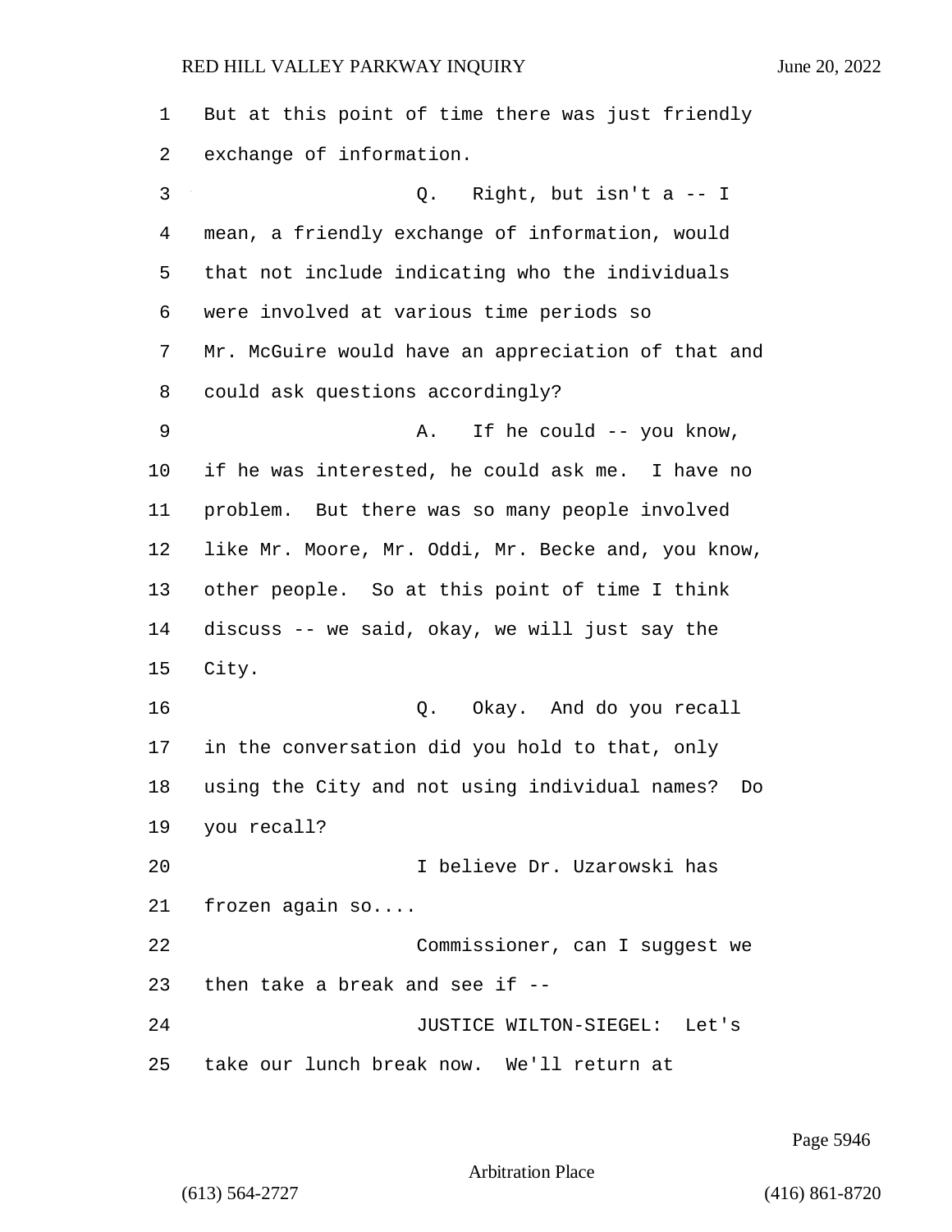But at this point of time there was just friendly exchange of information.

Q. Right, but isn't a -- I mean, a friendly exchange of information, would that not include indicating who the individuals were involved at various time periods so Mr. McGuire would have an appreciation of that and could ask questions accordingly?

A. If he could -- you know, if he was interested, he could ask me. I have no problem. But there was so many people involved like Mr. Moore, Mr. Oddi, Mr. Becke and, you know, other people. So at this point of time I think discuss -- we said, okay, we will just say the City.

Q. Okay. And do you recall in the conversation did you hold to that, only using the City and not using individual names? Do you recall?

I believe Dr. Uzarowski has frozen again so....

Commissioner, can I suggest we then take a break and see if --

JUSTICE WILTON-SIEGEL: Let's take our lunch break now. We'll return at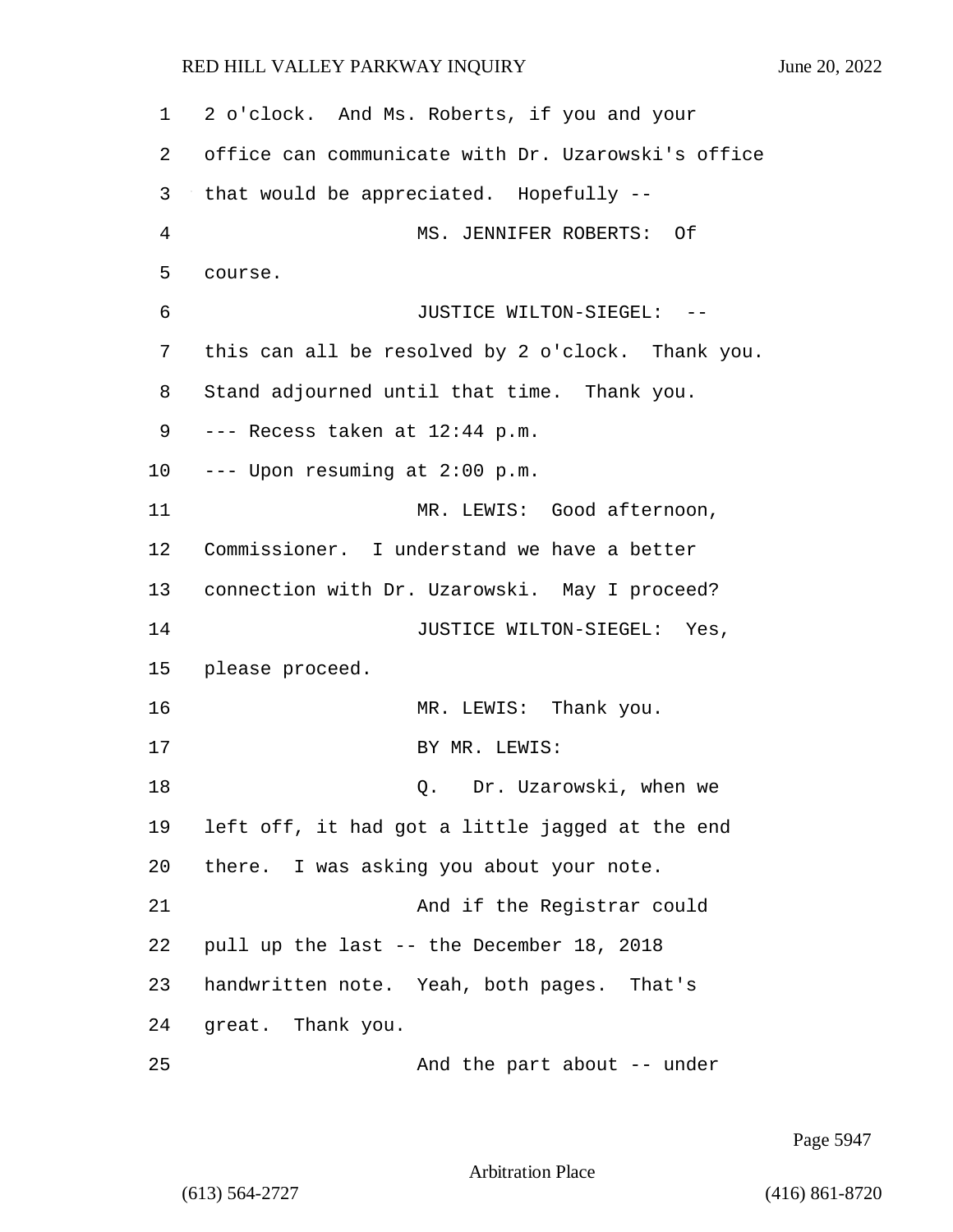2 o'clock. And Ms. Roberts, if you and your office can communicate with Dr. Uzarowski's office that would be appreciated. Hopefully --

MS. JENNIFER ROBERTS: Of course.

JUSTICE WILTON-SIEGEL: -- this can all be resolved by 2 o'clock. Thank you. Stand adjourned until that time. Thank you.

--- Recess taken at 12:44 p.m.

--- Upon resuming at 2:00 p.m.

MR. LEWIS: Good afternoon, Commissioner. I understand we have a better connection with Dr. Uzarowski. May I proceed?

JUSTICE WILTON-SIEGEL: Yes, please proceed.

MR. LEWIS: Thank you.

BY MR. LEWIS:

Q. Dr. Uzarowski, when we left off, it had got a little jagged at the end there. I was asking you about your note.

And if the Registrar could pull up the last -- the December 18, 2018 handwritten note. Yeah, both pages. That's great. Thank you.

And the part about -- under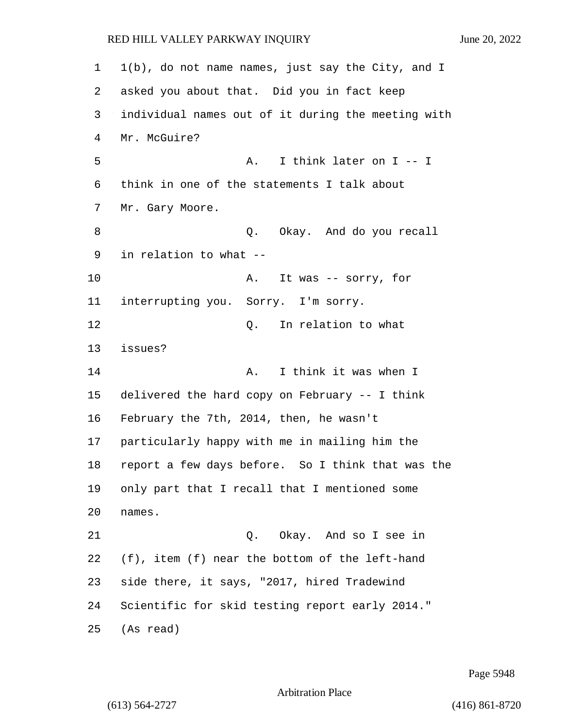1(b), do not name names, just say the City, and I asked you about that. Did you in fact keep individual names out of it during the meeting with Mr. McGuire?

A. I think later on I -- I think in one of the statements I talk about Mr. Gary Moore.

Q. Okay. And do you recall in relation to what --

A. It was -- sorry, for interrupting you. Sorry. I'm sorry.

Q. In relation to what issues?

A. I think it was when I delivered the hard copy on February -- I think February the 7th, 2014, then, he wasn't particularly happy with me in mailing him the report a few days before. So I think that was the only part that I recall that I mentioned some names.

Q. Okay. And so I see in (f), item (f) near the bottom of the left-hand side there, it says, "2017, hired Tradewind Scientific for skid testing report early 2014." (As read)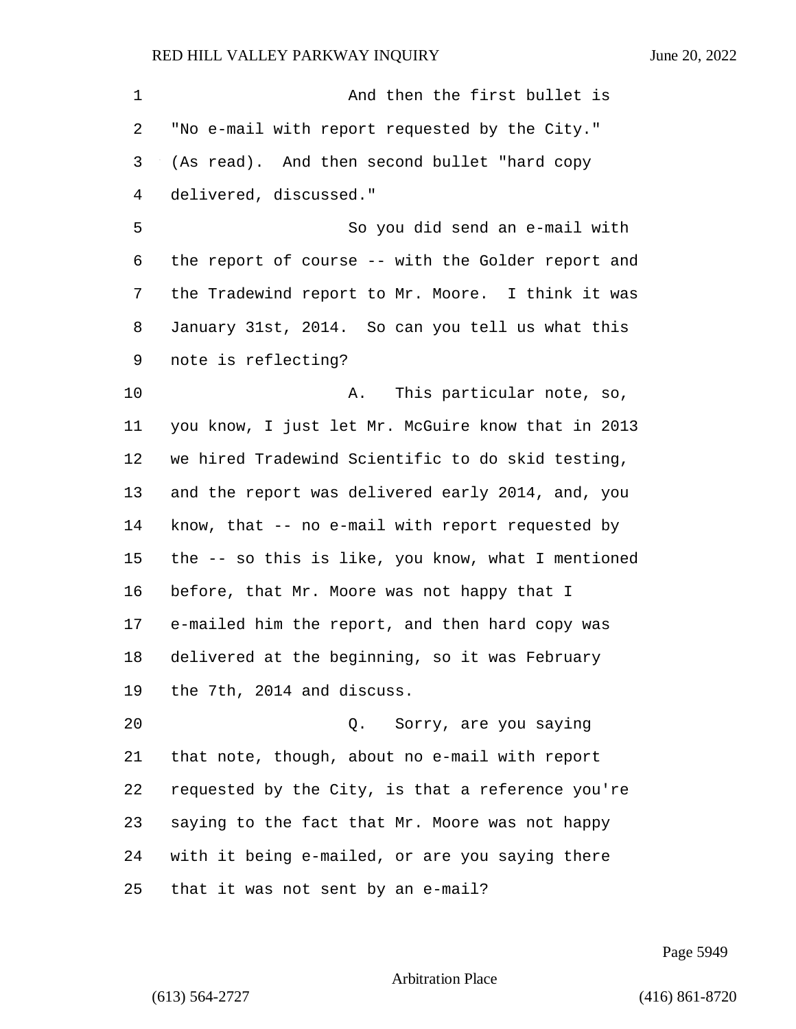And then the first bullet is "No e-mail with report requested by the City." (As read). And then second bullet "hard copy delivered, discussed."

So you did send an e-mail with the report of course -- with the Golder report and the Tradewind report to Mr. Moore. I think it was January 31st, 2014. So can you tell us what this note is reflecting?

A. This particular note, so, you know, I just let Mr. McGuire know that in 2013 we hired Tradewind Scientific to do skid testing, and the report was delivered early 2014, and, you know, that -- no e-mail with report requested by the -- so this is like, you know, what I mentioned before, that Mr. Moore was not happy that I e-mailed him the report, and then hard copy was delivered at the beginning, so it was February the 7th, 2014 and discuss.

Q. Sorry, are you saying that note, though, about no e-mail with report requested by the City, is that a reference you're saying to the fact that Mr. Moore was not happy with it being e-mailed, or are you saying there that it was not sent by an e-mail?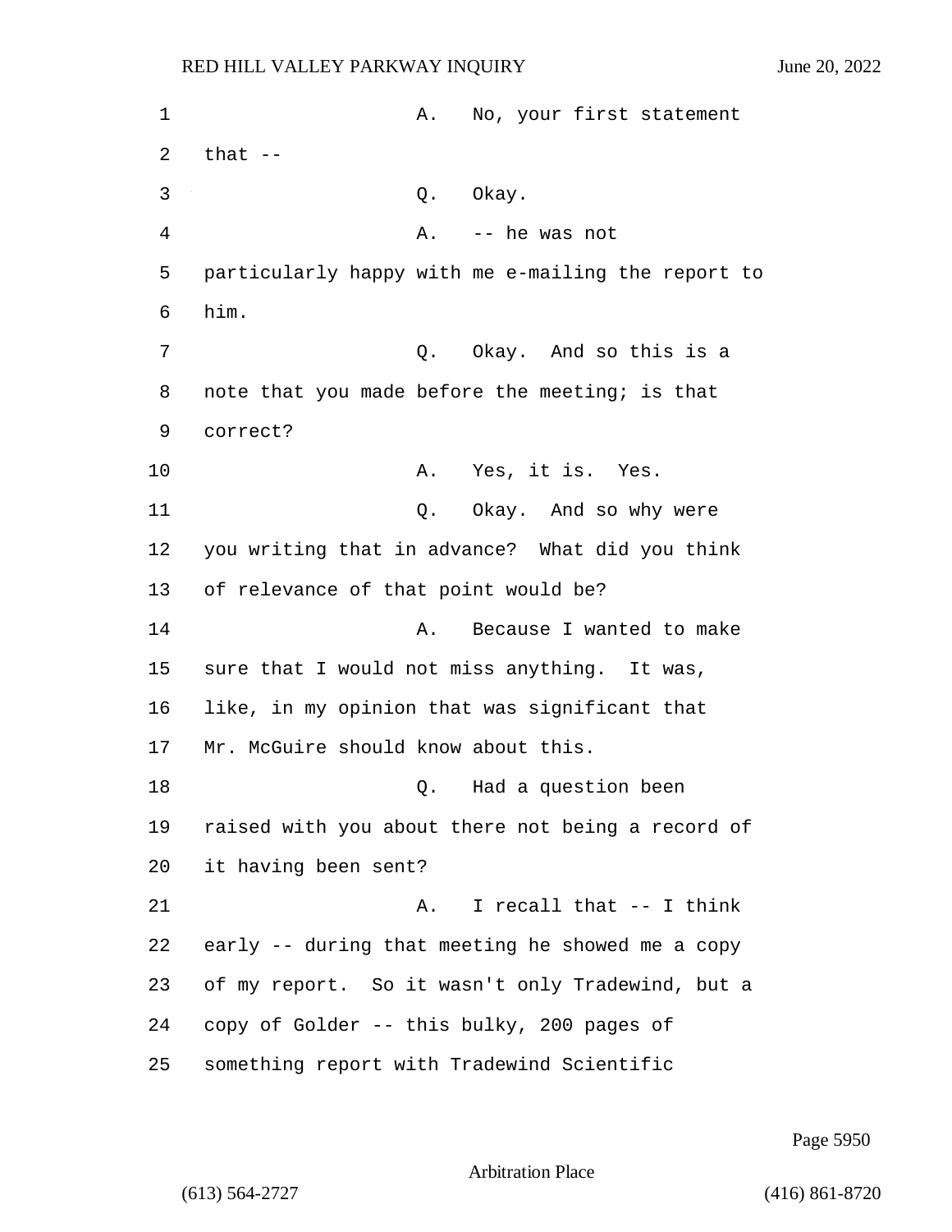A. No, your first statement that --

Q. Okay.

A. -- he was not particularly happy with me e-mailing the report to him.

Q. Okay. And so this is a note that you made before the meeting; is that correct?

A. Yes, it is. Yes.

Q. Okay. And so why were you writing that in advance? What did you think of relevance of that point would be?

A. Because I wanted to make sure that I would not miss anything. It was, like, in my opinion that was significant that Mr. McGuire should know about this.

Q. Had a question been raised with you about there not being a record of it having been sent?

A. I recall that -- I think early -- during that meeting he showed me a copy of my report. So it wasn't only Tradewind, but a copy of Golder -- this bulky, 200 pages of something report with Tradewind Scientific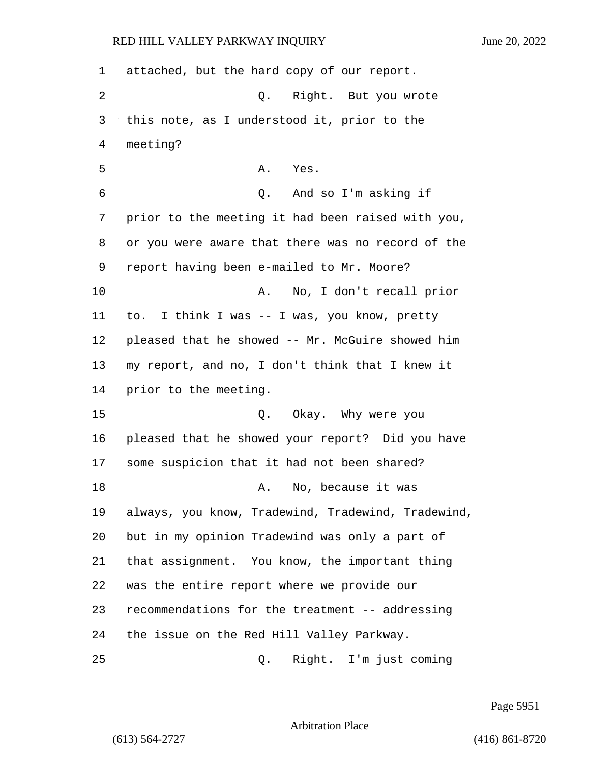attached, but the hard copy of our report.

Q. Right. But you wrote this note, as I understood it, prior to the meeting?

A. Yes.

Q. And so I'm asking if prior to the meeting it had been raised with you, or you were aware that there was no record of the report having been e-mailed to Mr. Moore?

A. No, I don't recall prior to. I think I was -- I was, you know, pretty pleased that he showed -- Mr. McGuire showed him my report, and no, I don't think that I knew it prior to the meeting.

Q. Okay. Why were you pleased that he showed your report? Did you have some suspicion that it had not been shared?

A. No, because it was always, you know, Tradewind, Tradewind, Tradewind, but in my opinion Tradewind was only a part of that assignment. You know, the important thing was the entire report where we provide our recommendations for the treatment -- addressing the issue on the Red Hill Valley Parkway.

Q. Right. I'm just coming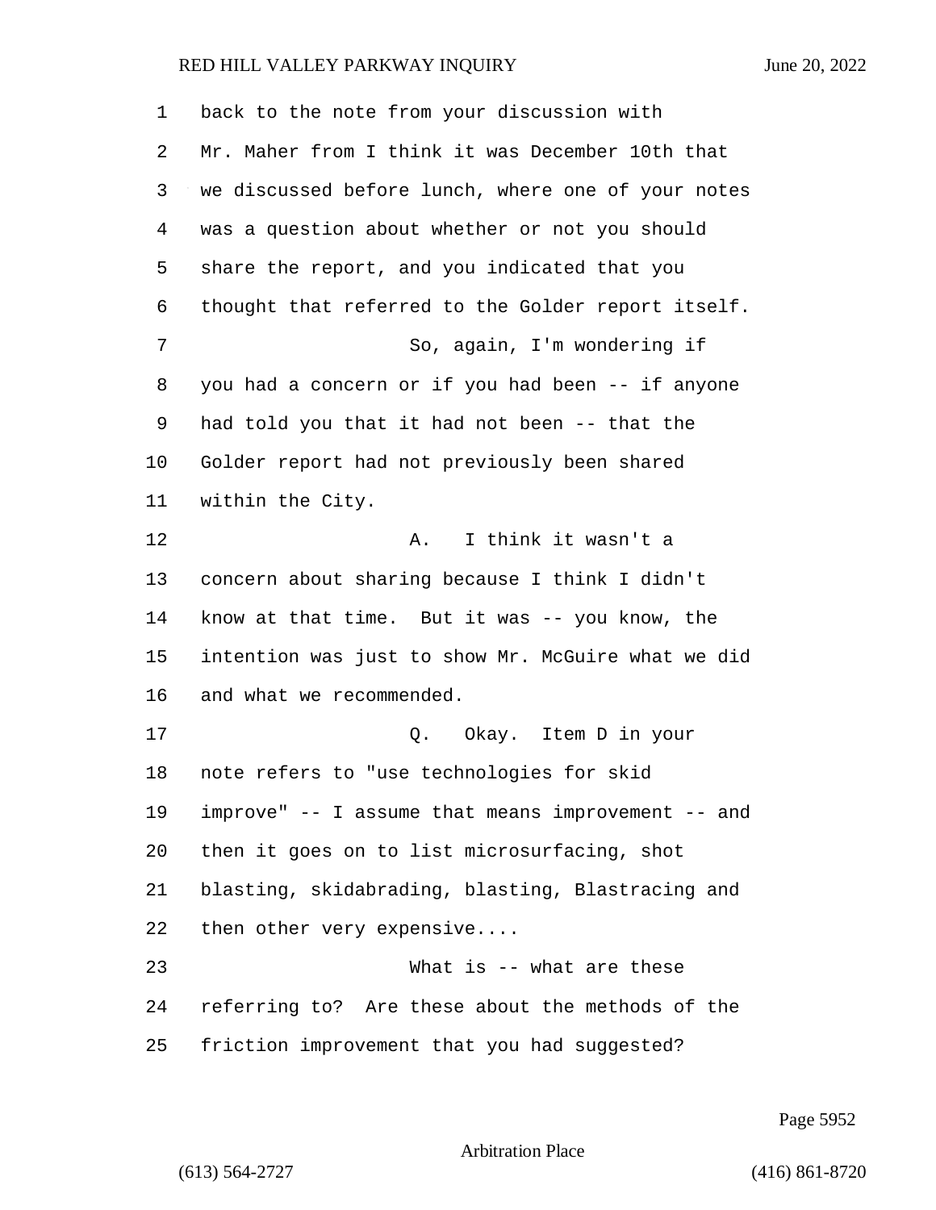back to the note from your discussion with Mr. Maher from I think it was December 10th that we discussed before lunch, where one of your notes was a question about whether or not you should share the report, and you indicated that you thought that referred to the Golder report itself.

So, again, I'm wondering if you had a concern or if you had been -- if anyone had told you that it had not been -- that the Golder report had not previously been shared within the City.

A. I think it wasn't a concern about sharing because I think I didn't know at that time. But it was -- you know, the intention was just to show Mr. McGuire what we did and what we recommended.

Q. Okay. Item D in your note refers to "use technologies for skid improve" -- I assume that means improvement -- and then it goes on to list microsurfacing, shot blasting, skidabrading, blasting, Blastracing and then other very expensive....

What is -- what are these referring to? Are these about the methods of the friction improvement that you had suggested?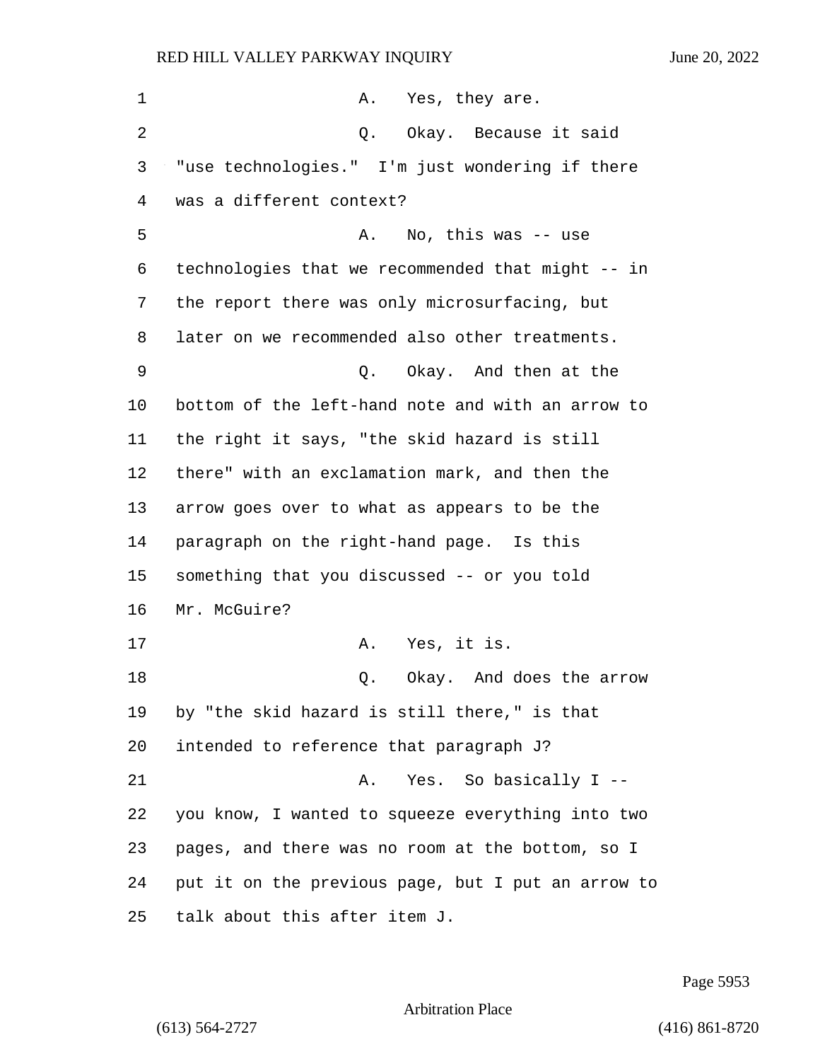A. Yes, they are.

Q. Okay. Because it said "use technologies." I'm just wondering if there was a different context?

A. No, this was -- use technologies that we recommended that might -- in the report there was only microsurfacing, but later on we recommended also other treatments.

Q. Okay. And then at the bottom of the left-hand note and with an arrow to the right it says, "the skid hazard is still there" with an exclamation mark, and then the arrow goes over to what as appears to be the paragraph on the right-hand page. Is this something that you discussed -- or you told Mr. McGuire?

A. Yes, it is.

Q. Okay. And does the arrow by "the skid hazard is still there," is that intended to reference that paragraph J?

A. Yes. So basically I -- you know, I wanted to squeeze everything into two pages, and there was no room at the bottom, so I put it on the previous page, but I put an arrow to talk about this after item J.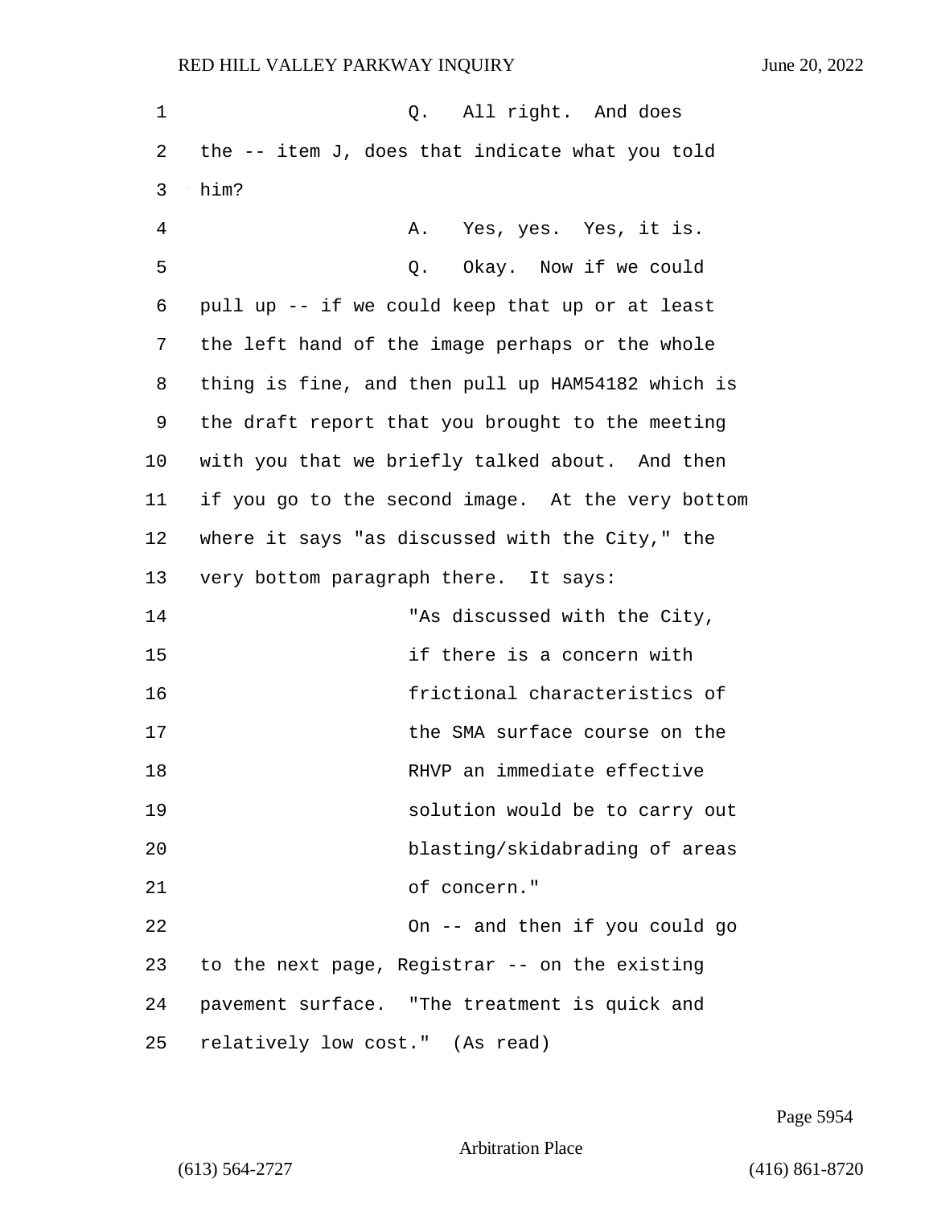Q. All right. And does the -- item J, does that indicate what you told him?

A. Yes, yes. Yes, it is.

Q. Okay. Now if we could pull up -- if we could keep that up or at least the left hand of the image perhaps or the whole thing is fine, and then pull up HAM54182 which is the draft report that you brought to the meeting with you that we briefly talked about. And then if you go to the second image. At the very bottom where it says "as discussed with the City," the very bottom paragraph there. It says:

"As discussed with the City, if there is a concern with frictional characteristics of the SMA surface course on the RHVP an immediate effective solution would be to carry out blasting/skidabrading of areas of concern."

On -- and then if you could go to the next page, Registrar -- on the existing pavement surface. "The treatment is quick and relatively low cost." (As read)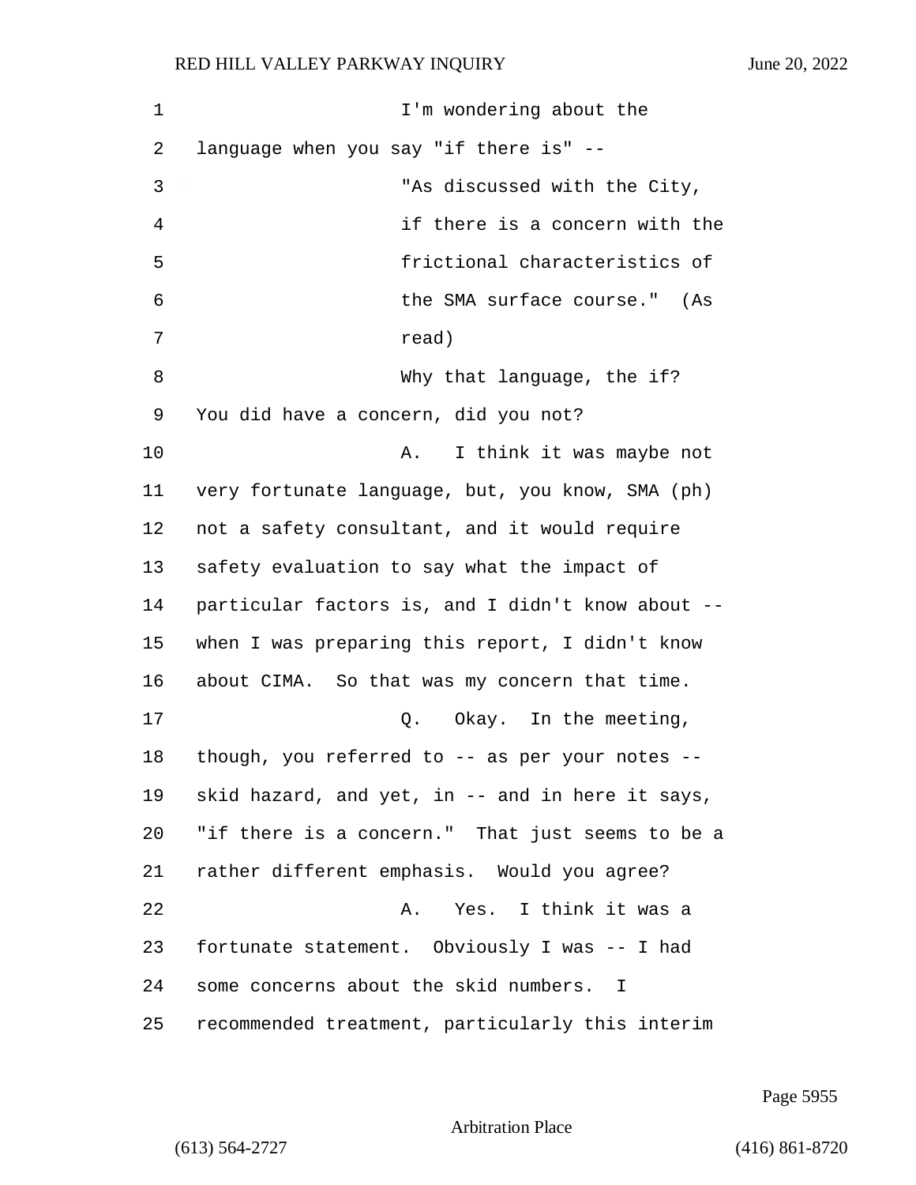I'm wondering about the language when you say "if there is" --

"As discussed with the City, if there is a concern with the frictional characteristics of the SMA surface course." (As read)

Why that language, the if? You did have a concern, did you not?

A. I think it was maybe not very fortunate language, but, you know, SMA (ph) not a safety consultant, and it would require safety evaluation to say what the impact of particular factors is, and I didn't know about -- when I was preparing this report, I didn't know about CIMA. So that was my concern that time.

Q. Okay. In the meeting, though, you referred to -- as per your notes -- skid hazard, and yet, in -- and in here it says, "if there is a concern." That just seems to be a rather different emphasis. Would you agree?

A. Yes. I think it was a fortunate statement. Obviously I was -- I had some concerns about the skid numbers. I recommended treatment, particularly this interim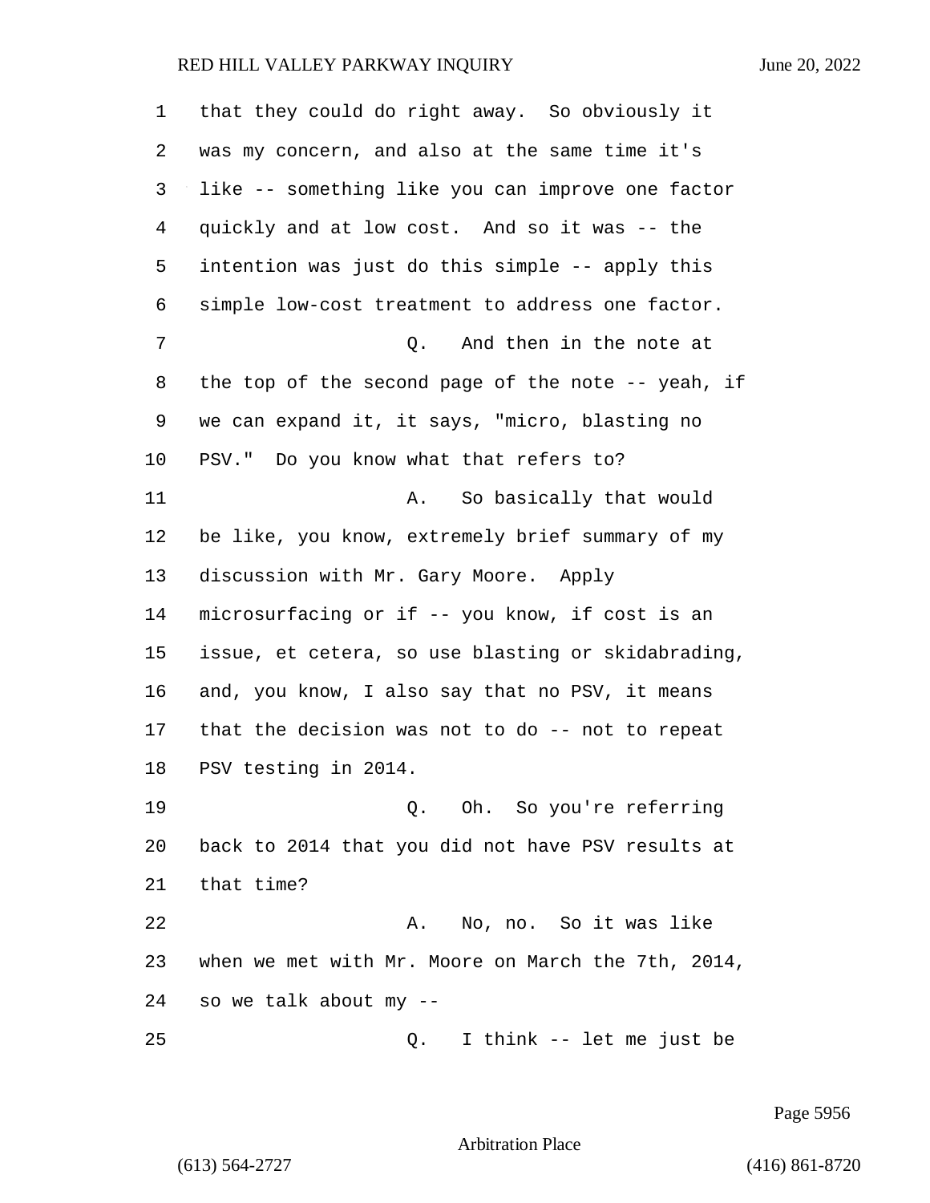that they could do right away. So obviously it was my concern, and also at the same time it's like -- something like you can improve one factor quickly and at low cost. And so it was -- the intention was just do this simple -- apply this simple low-cost treatment to address one factor.

Q. And then in the note at the top of the second page of the note -- yeah, if we can expand it, it says, "micro, blasting no PSV." Do you know what that refers to?

A. So basically that would be like, you know, extremely brief summary of my discussion with Mr. Gary Moore. Apply microsurfacing or if -- you know, if cost is an issue, et cetera, so use blasting or skidabrading, and, you know, I also say that no PSV, it means that the decision was not to do -- not to repeat PSV testing in 2014.

Q. Oh. So you're referring back to 2014 that you did not have PSV results at that time?

A. No, no. So it was like when we met with Mr. Moore on March the 7th, 2014, so we talk about my --

Q. I think -- let me just be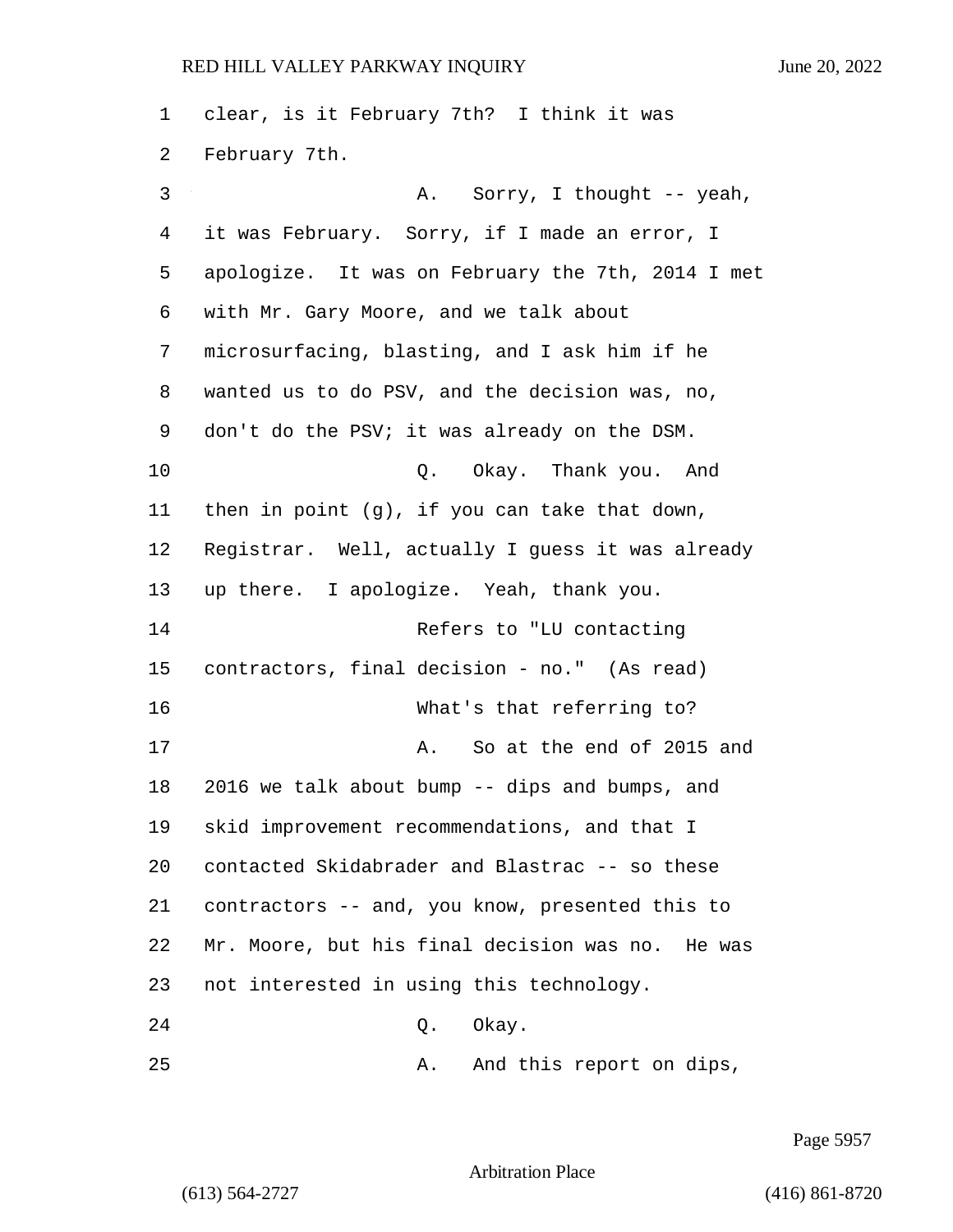clear, is it February 7th? I think it was February 7th.

A. Sorry, I thought -- yeah, it was February. Sorry, if I made an error, I apologize. It was on February the 7th, 2014 I met with Mr. Gary Moore, and we talk about microsurfacing, blasting, and I ask him if he wanted us to do PSV, and the decision was, no, don't do the PSV; it was already on the DSM.

Q. Okay. Thank you. And then in point (g), if you can take that down, Registrar. Well, actually I guess it was already up there. I apologize. Yeah, thank you.

Refers to "LU contacting contractors, final decision - no." (As read)

What's that referring to?

A. So at the end of 2015 and 2016 we talk about bump -- dips and bumps, and skid improvement recommendations, and that I contacted Skidabrader and Blastrac -- so these contractors -- and, you know, presented this to Mr. Moore, but his final decision was no. He was not interested in using this technology.

Q. Okay.

A. And this report on dips,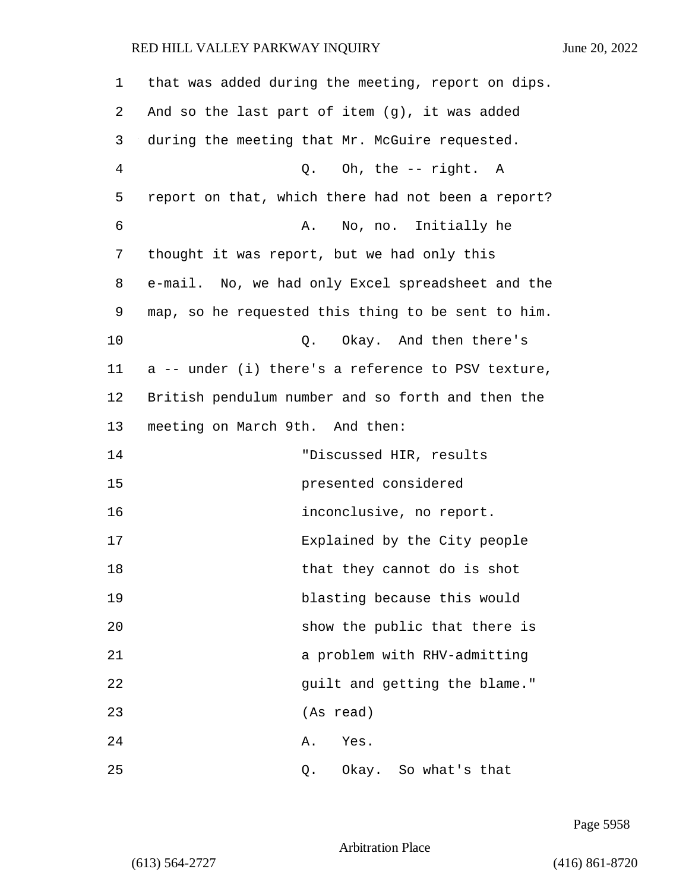1 that was added during the meeting, report on dips.
2 And so the last part of item (g), it was added
3 during the meeting that Mr. McGuire requested.
4 Q. Oh, the -- right. A
5 report on that, which there had not been a report?
6 A. No, no. Initially he
7 thought it was report, but we had only this
8 e-mail. No, we had only Excel spreadsheet and the
9 map, so he requested this thing to be sent to him.
10 Q. Okay. And then there's
11 a -- under (i) there's a reference to PSV texture,
12 British pendulum number and so forth and then the
13 meeting on March 9th. And then:
14 "Discussed HIR, results
15 presented considered
16 inconclusive, no report.
17 Explained by the City people
18 that they cannot do is shot
19 blasting because this would
20 show the public that there is
21 a problem with RHV-admitting
22 guilt and getting the blame."
23 (As read)
24 A. Yes.
25 Q. Okay. So what's that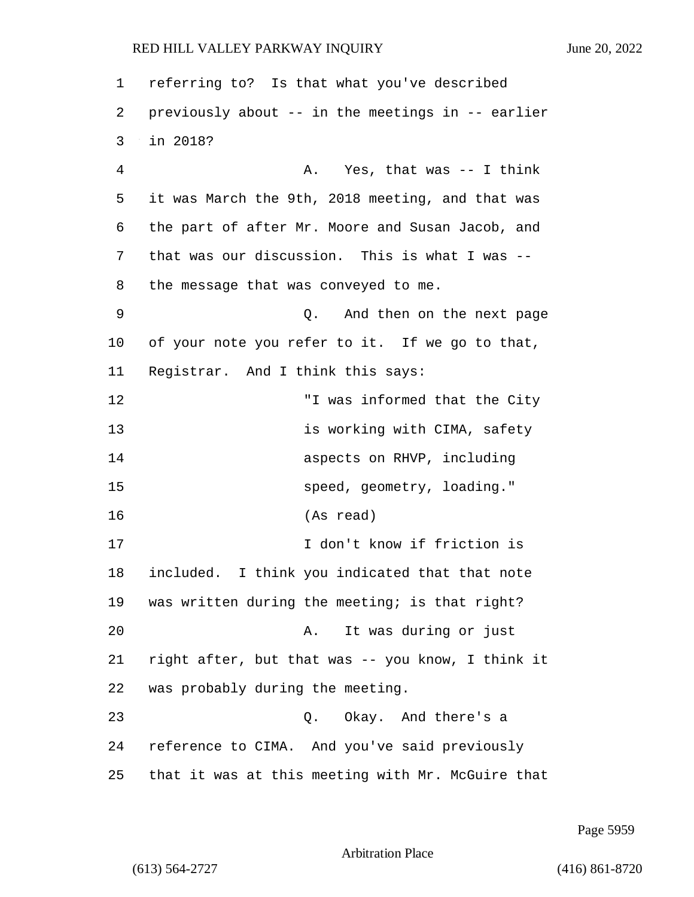referring to? Is that what you've described previously about -- in the meetings in -- earlier in 2018?

A. Yes, that was -- I think it was March the 9th, 2018 meeting, and that was the part of after Mr. Moore and Susan Jacob, and that was our discussion. This is what I was -- the message that was conveyed to me.

Q. And then on the next page of your note you refer to it. If we go to that, Registrar. And I think this says:

> "I was informed that the City is working with CIMA, safety aspects on RHVP, including speed, geometry, loading." (As read)

I don't know if friction is included. I think you indicated that that note was written during the meeting; is that right?

A. It was during or just right after, but that was -- you know, I think it was probably during the meeting.

Q. Okay. And there's a reference to CIMA. And you've said previously that it was at this meeting with Mr. McGuire that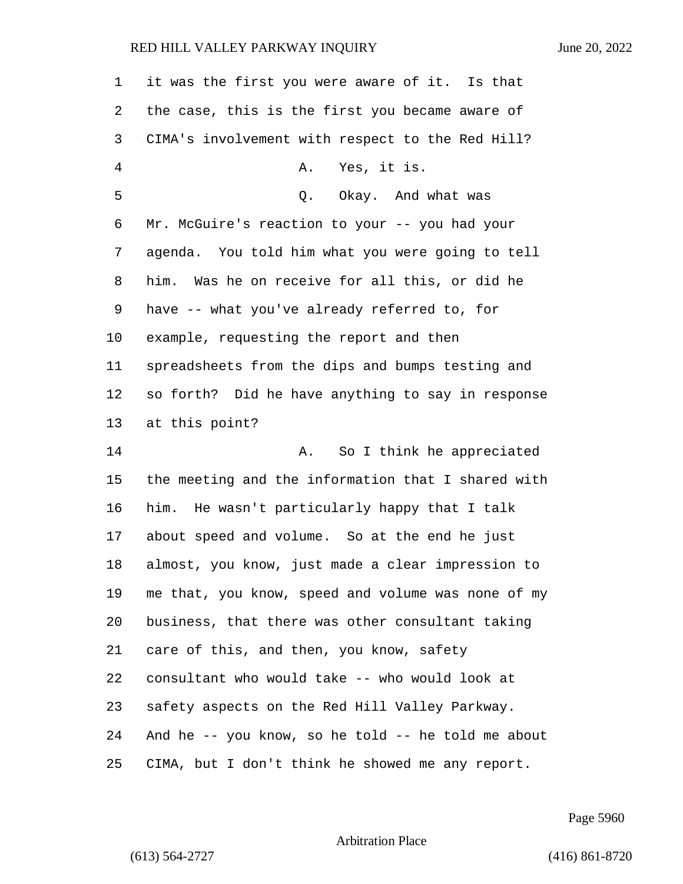it was the first you were aware of it. Is that the case, this is the first you became aware of CIMA's involvement with respect to the Red Hill?

A. Yes, it is.

Q. Okay. And what was Mr. McGuire's reaction to your -- you had your agenda. You told him what you were going to tell him. Was he on receive for all this, or did he have -- what you've already referred to, for example, requesting the report and then spreadsheets from the dips and bumps testing and so forth? Did he have anything to say in response at this point?

A. So I think he appreciated the meeting and the information that I shared with him. He wasn't particularly happy that I talk about speed and volume. So at the end he just almost, you know, just made a clear impression to me that, you know, speed and volume was none of my business, that there was other consultant taking care of this, and then, you know, safety consultant who would take -- who would look at safety aspects on the Red Hill Valley Parkway. And he -- you know, so he told -- he told me about CIMA, but I don't think he showed me any report.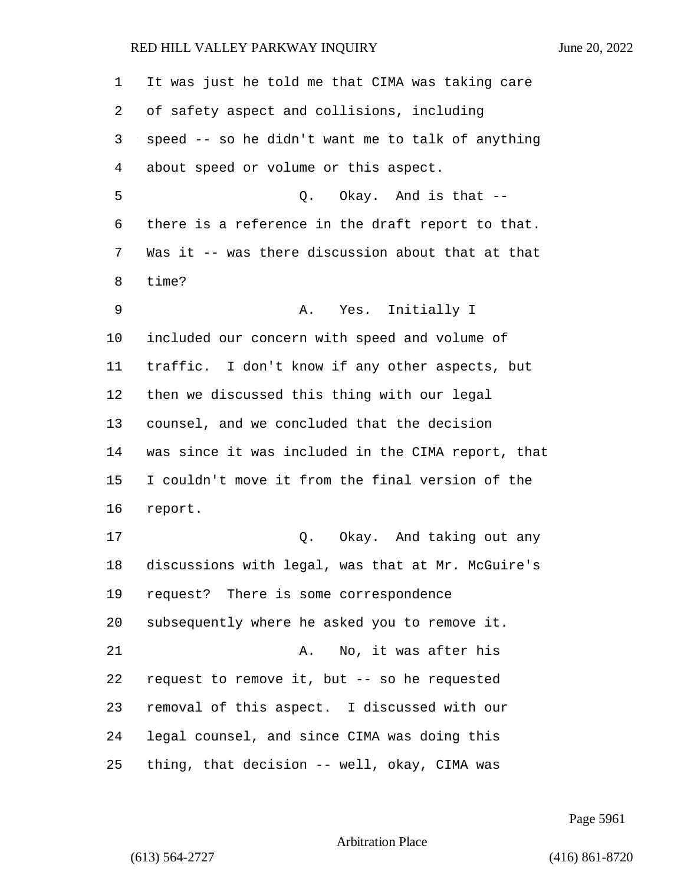It was just he told me that CIMA was taking care of safety aspect and collisions, including speed -- so he didn't want me to talk of anything about speed or volume or this aspect.

Q. Okay. And is that -- there is a reference in the draft report to that. Was it -- was there discussion about that at that time?

A. Yes. Initially I included our concern with speed and volume of traffic. I don't know if any other aspects, but then we discussed this thing with our legal counsel, and we concluded that the decision was since it was included in the CIMA report, that I couldn't move it from the final version of the report.

Q. Okay. And taking out any discussions with legal, was that at Mr. McGuire's request? There is some correspondence subsequently where he asked you to remove it.

A. No, it was after his request to remove it, but -- so he requested removal of this aspect. I discussed with our legal counsel, and since CIMA was doing this thing, that decision -- well, okay, CIMA was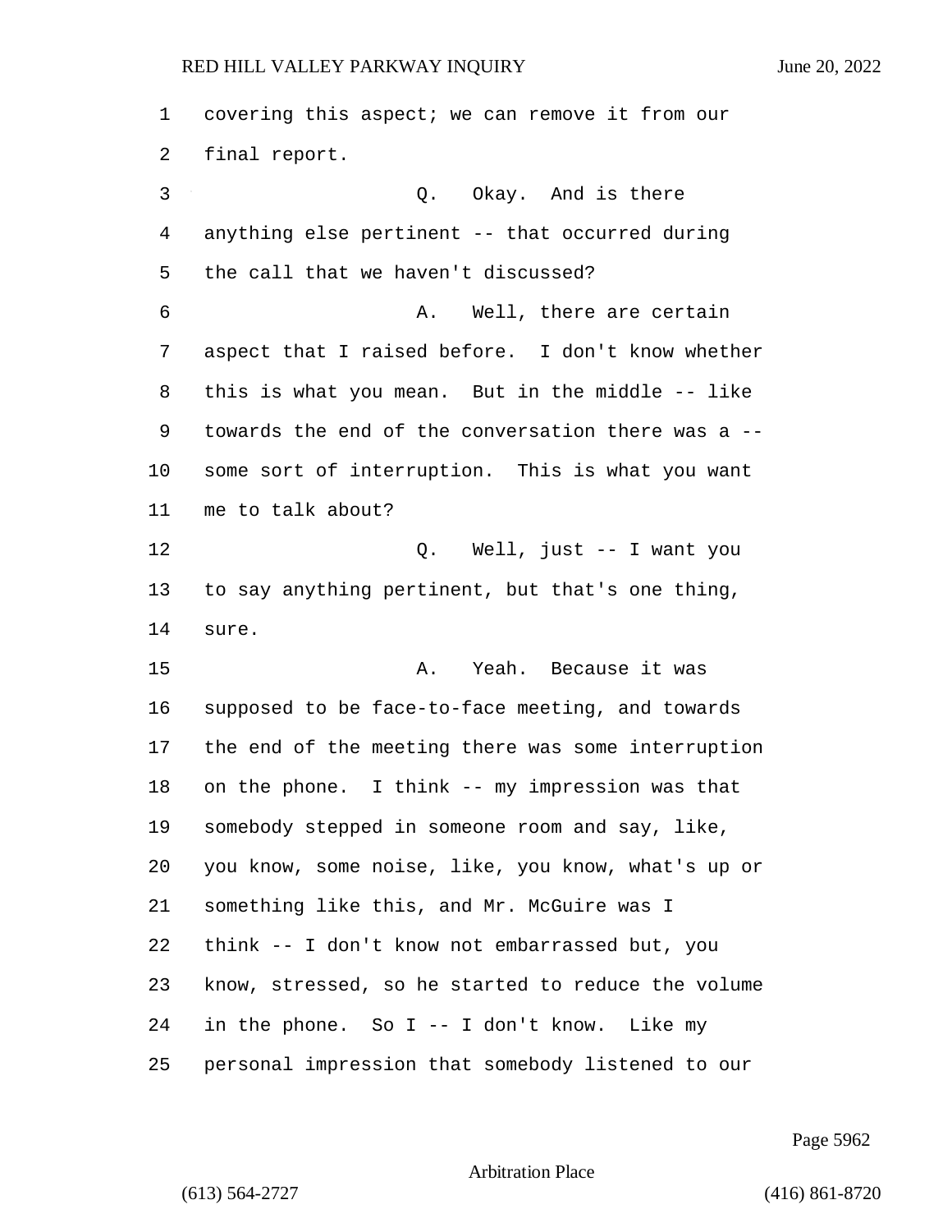covering this aspect; we can remove it from our final report.

Q. Okay. And is there anything else pertinent -- that occurred during the call that we haven't discussed?

A. Well, there are certain aspect that I raised before. I don't know whether this is what you mean. But in the middle -- like towards the end of the conversation there was a -- some sort of interruption. This is what you want me to talk about?

Q. Well, just -- I want you to say anything pertinent, but that's one thing, sure.

A. Yeah. Because it was supposed to be face-to-face meeting, and towards the end of the meeting there was some interruption on the phone. I think -- my impression was that somebody stepped in someone room and say, like, you know, some noise, like, you know, what's up or something like this, and Mr. McGuire was I think -- I don't know not embarrassed but, you know, stressed, so he started to reduce the volume in the phone. So I -- I don't know. Like my personal impression that somebody listened to our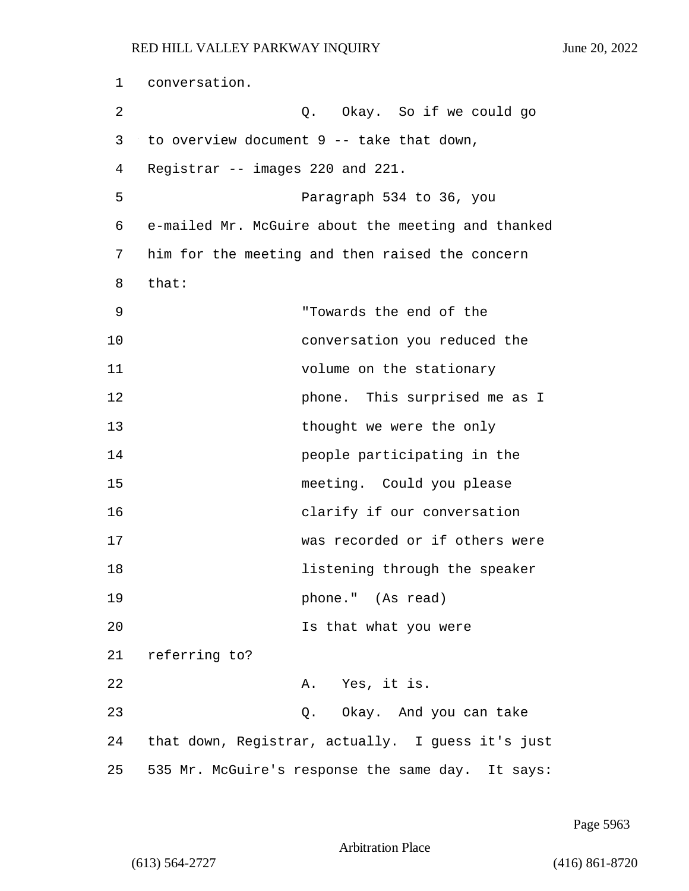conversation.

Q. Okay. So if we could go to overview document 9 -- take that down, Registrar -- images 220 and 221.

Paragraph 534 to 36, you e-mailed Mr. McGuire about the meeting and thanked him for the meeting and then raised the concern that:

> "Towards the end of the conversation you reduced the volume on the stationary phone. This surprised me as I thought we were the only people participating in the meeting. Could you please clarify if our conversation was recorded or if others were listening through the speaker phone." (As read)

Is that what you were referring to?

A. Yes, it is.

Q. Okay. And you can take that down, Registrar, actually. I guess it's just 535 Mr. McGuire's response the same day. It says: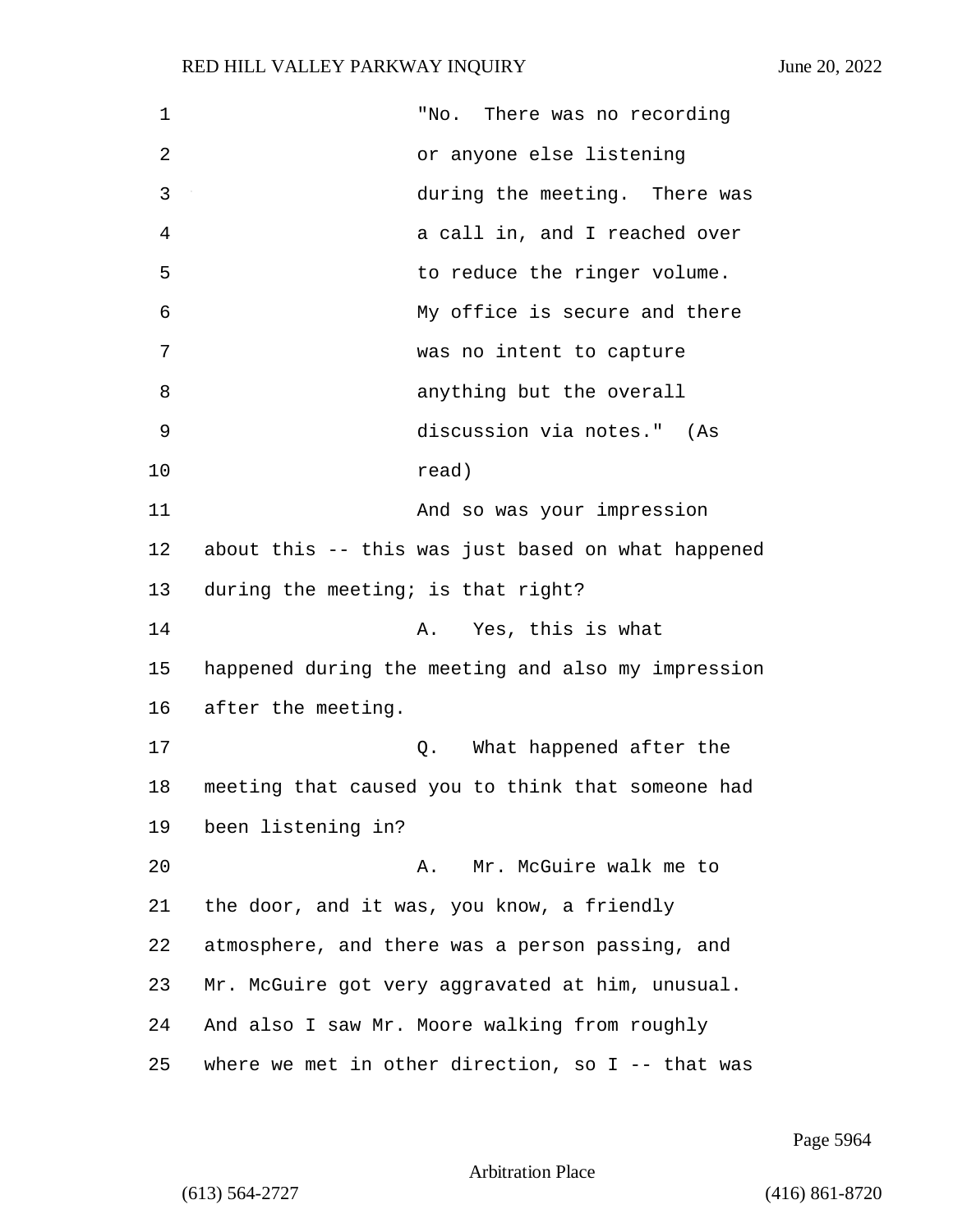"No. There was no recording or anyone else listening during the meeting. There was a call in, and I reached over to reduce the ringer volume. My office is secure and there was no intent to capture anything but the overall discussion via notes." (As read)

And so was your impression about this -- this was just based on what happened during the meeting; is that right?

A. Yes, this is what happened during the meeting and also my impression after the meeting.

Q. What happened after the meeting that caused you to think that someone had been listening in?

A. Mr. McGuire walk me to the door, and it was, you know, a friendly atmosphere, and there was a person passing, and Mr. McGuire got very aggravated at him, unusual. And also I saw Mr. Moore walking from roughly where we met in other direction, so I -- that was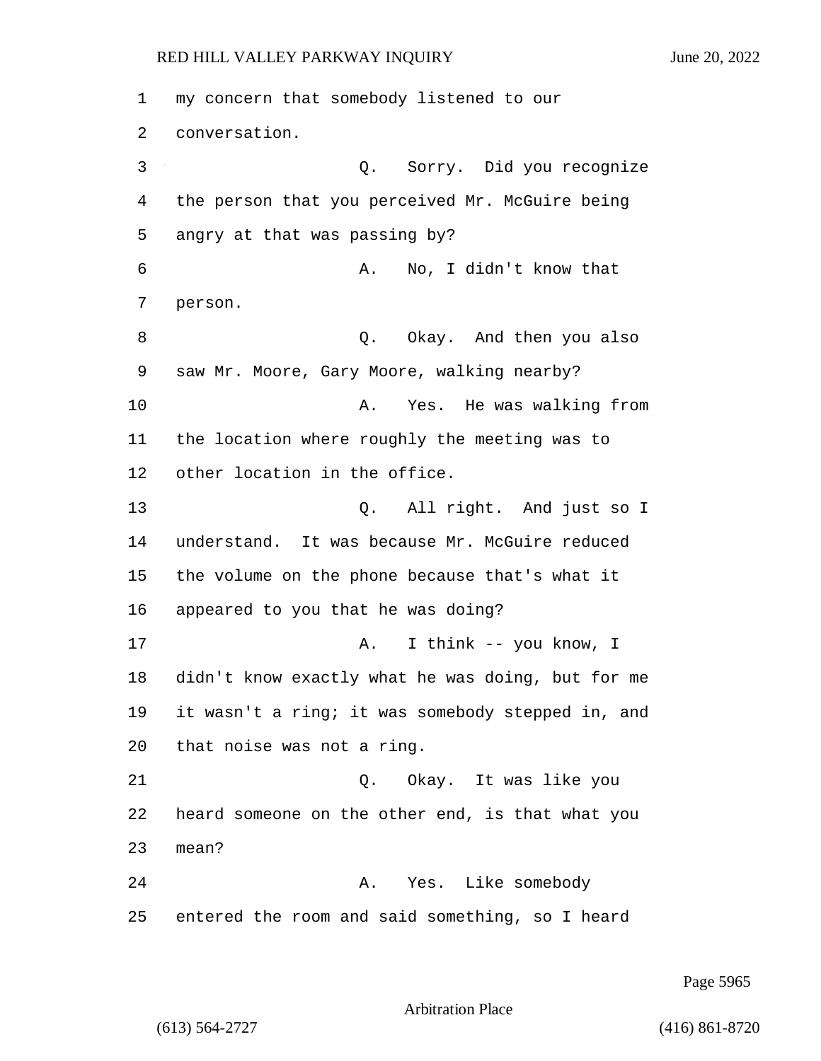my concern that somebody listened to our conversation.

Q. Sorry. Did you recognize the person that you perceived Mr. McGuire being angry at that was passing by?

A. No, I didn't know that person.

Q. Okay. And then you also saw Mr. Moore, Gary Moore, walking nearby?

A. Yes. He was walking from the location where roughly the meeting was to other location in the office.

Q. All right. And just so I understand. It was because Mr. McGuire reduced the volume on the phone because that's what it appeared to you that he was doing?

A. I think -- you know, I didn't know exactly what he was doing, but for me it wasn't a ring; it was somebody stepped in, and that noise was not a ring.

Q. Okay. It was like you heard someone on the other end, is that what you mean?

A. Yes. Like somebody entered the room and said something, so I heard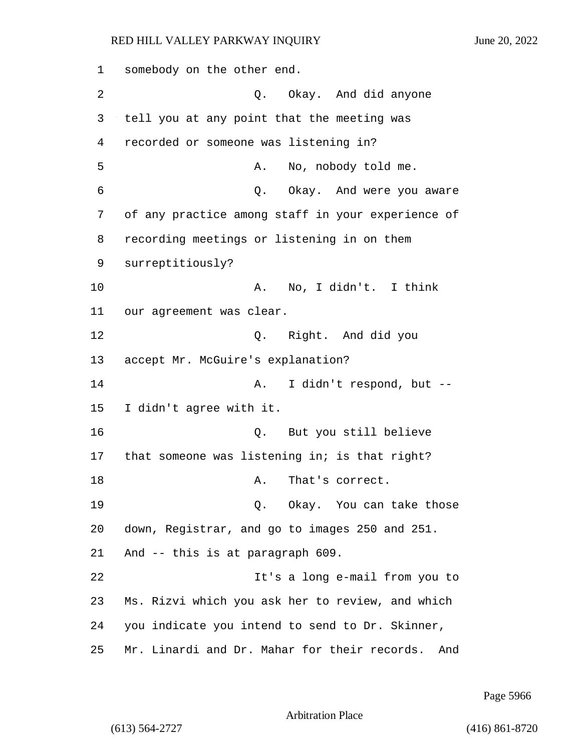somebody on the other end.

Q. Okay. And did anyone tell you at any point that the meeting was recorded or someone was listening in?

A. No, nobody told me.

Q. Okay. And were you aware of any practice among staff in your experience of recording meetings or listening in on them surreptitiously?

A. No, I didn't. I think our agreement was clear.

Q. Right. And did you accept Mr. McGuire's explanation?

A. I didn't respond, but -- I didn't agree with it.

Q. But you still believe that someone was listening in; is that right?

A. That's correct.

Q. Okay. You can take those down, Registrar, and go to images 250 and 251. And -- this is at paragraph 609.

It's a long e-mail from you to Ms. Rizvi which you ask her to review, and which you indicate you intend to send to Dr. Skinner, Mr. Linardi and Dr. Mahar for their records. And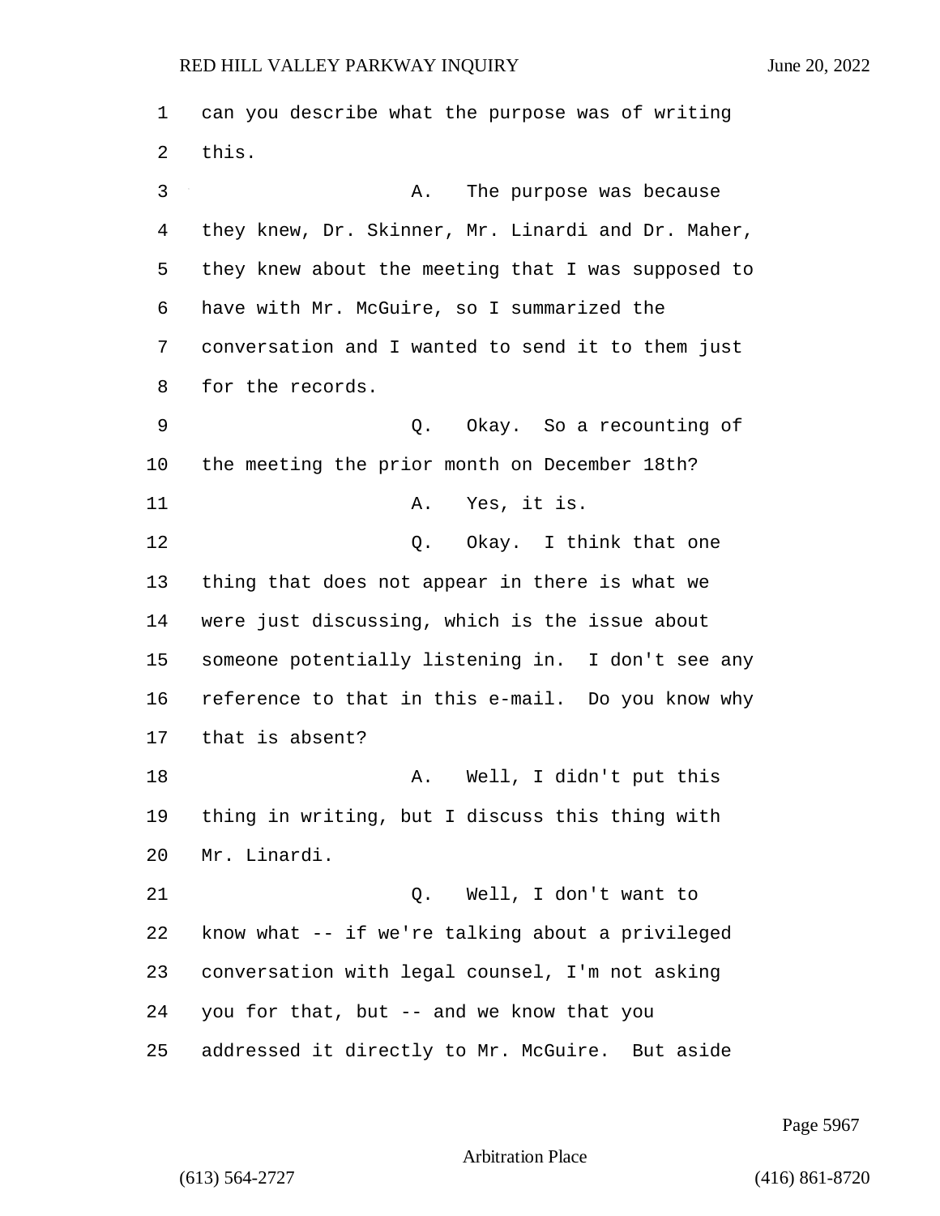can you describe what the purpose was of writing this.

A. The purpose was because they knew, Dr. Skinner, Mr. Linardi and Dr. Maher, they knew about the meeting that I was supposed to have with Mr. McGuire, so I summarized the conversation and I wanted to send it to them just for the records.

Q. Okay. So a recounting of the meeting the prior month on December 18th?

A. Yes, it is.

Q. Okay. I think that one thing that does not appear in there is what we were just discussing, which is the issue about someone potentially listening in. I don't see any reference to that in this e-mail. Do you know why that is absent?

A. Well, I didn't put this thing in writing, but I discuss this thing with Mr. Linardi.

Q. Well, I don't want to know what -- if we're talking about a privileged conversation with legal counsel, I'm not asking you for that, but -- and we know that you addressed it directly to Mr. McGuire. But aside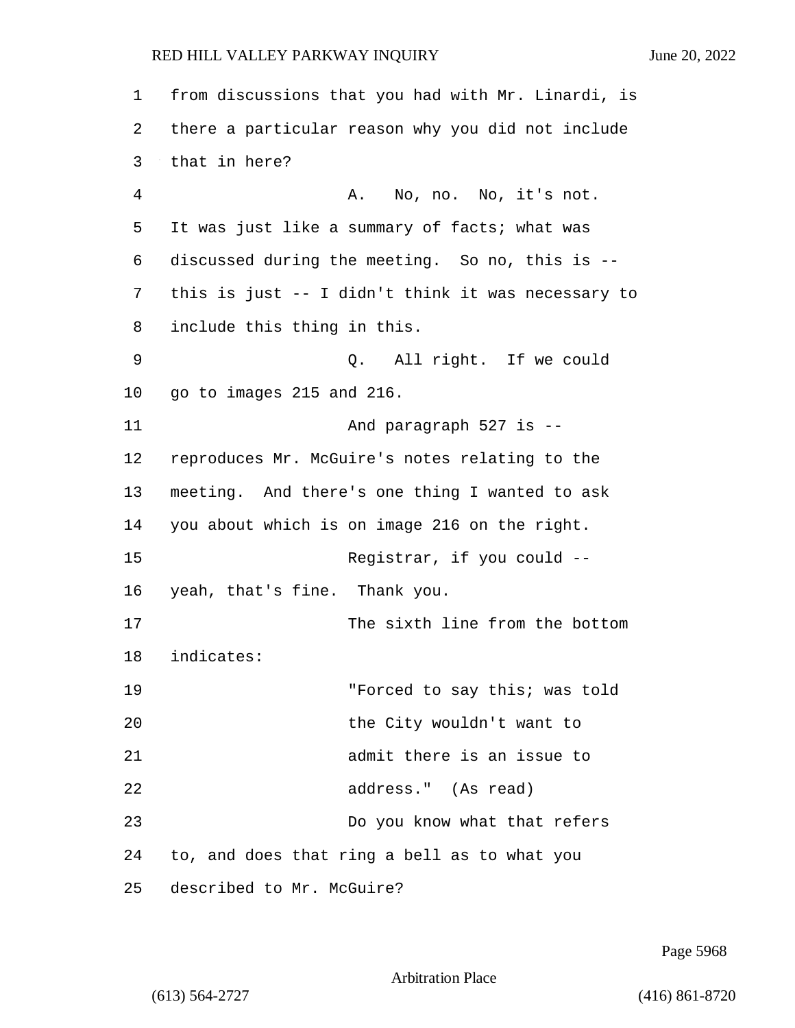from discussions that you had with Mr. Linardi, is there a particular reason why you did not include that in here?

A. No, no. No, it's not. It was just like a summary of facts; what was discussed during the meeting. So no, this is -- this is just -- I didn't think it was necessary to include this thing in this.

Q. All right. If we could go to images 215 and 216.

And paragraph 527 is -- reproduces Mr. McGuire's notes relating to the meeting. And there's one thing I wanted to ask you about which is on image 216 on the right.

Registrar, if you could -- yeah, that's fine. Thank you.

The sixth line from the bottom indicates:

"Forced to say this; was told the City wouldn't want to admit there is an issue to address." (As read)

Do you know what that refers to, and does that ring a bell as to what you described to Mr. McGuire?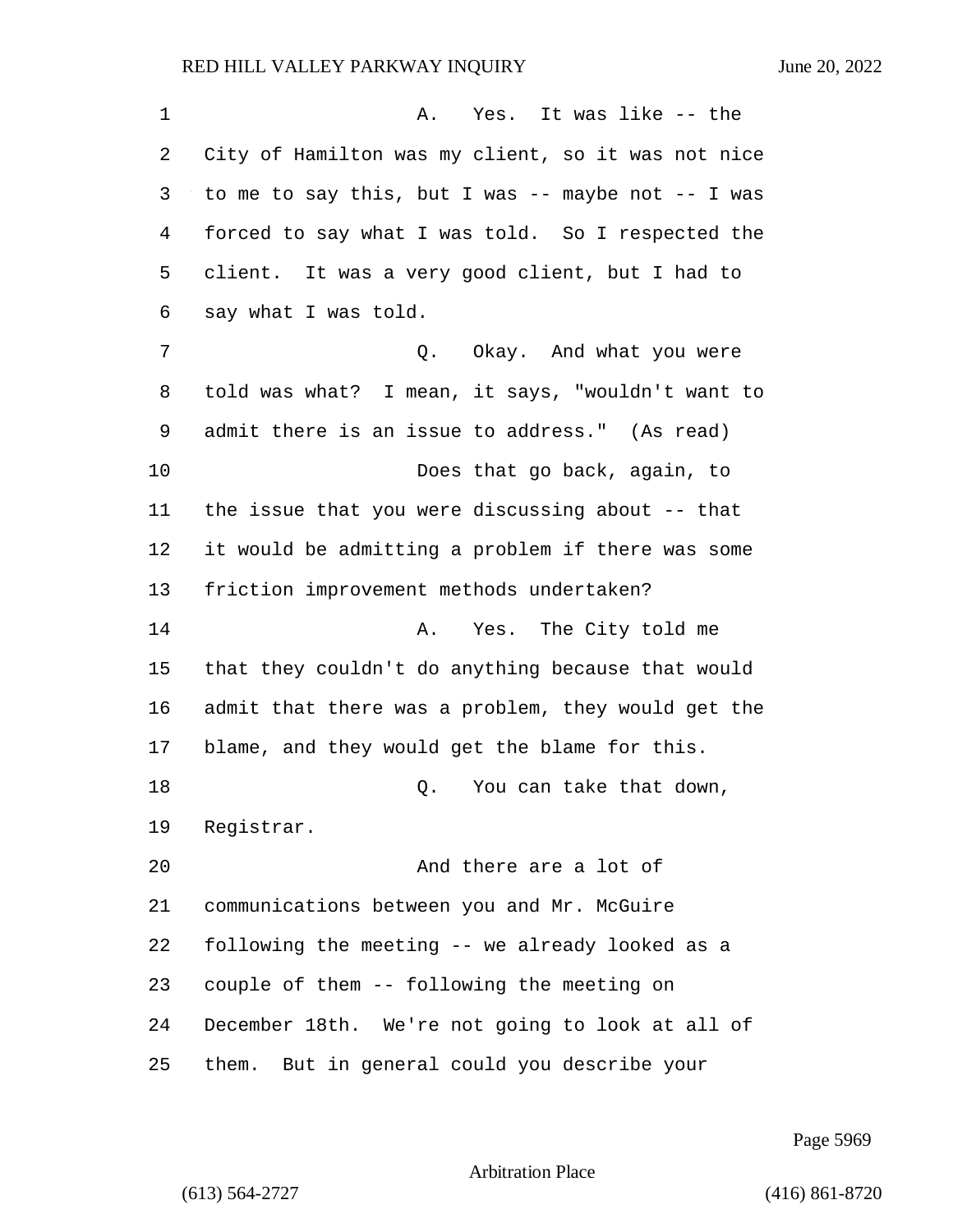A. Yes. It was like -- the City of Hamilton was my client, so it was not nice to me to say this, but I was -- maybe not -- I was forced to say what I was told. So I respected the client. It was a very good client, but I had to say what I was told.

Q. Okay. And what you were told was what? I mean, it says, "wouldn't want to admit there is an issue to address." (As read)

Does that go back, again, to the issue that you were discussing about -- that it would be admitting a problem if there was some friction improvement methods undertaken?

A. Yes. The City told me that they couldn't do anything because that would admit that there was a problem, they would get the blame, and they would get the blame for this.

Q. You can take that down, Registrar.

And there are a lot of communications between you and Mr. McGuire following the meeting -- we already looked as a couple of them -- following the meeting on December 18th. We're not going to look at all of them. But in general could you describe your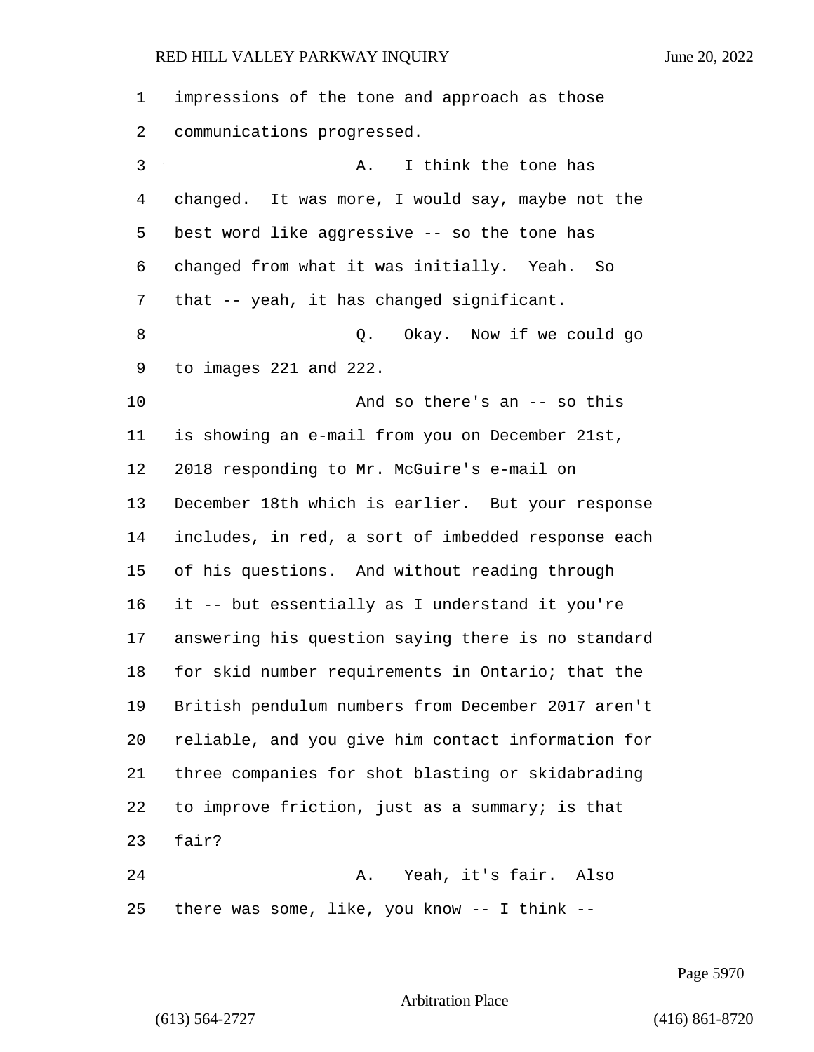impressions of the tone and approach as those communications progressed.

A. I think the tone has changed. It was more, I would say, maybe not the best word like aggressive -- so the tone has changed from what it was initially. Yeah. So that -- yeah, it has changed significant.

Q. Okay. Now if we could go to images 221 and 222.

And so there's an -- so this is showing an e-mail from you on December 21st, 2018 responding to Mr. McGuire's e-mail on December 18th which is earlier. But your response includes, in red, a sort of imbedded response each of his questions. And without reading through it -- but essentially as I understand it you're answering his question saying there is no standard for skid number requirements in Ontario; that the British pendulum numbers from December 2017 aren't reliable, and you give him contact information for three companies for shot blasting or skidabrading to improve friction, just as a summary; is that fair?

A. Yeah, it's fair. Also there was some, like, you know -- I think --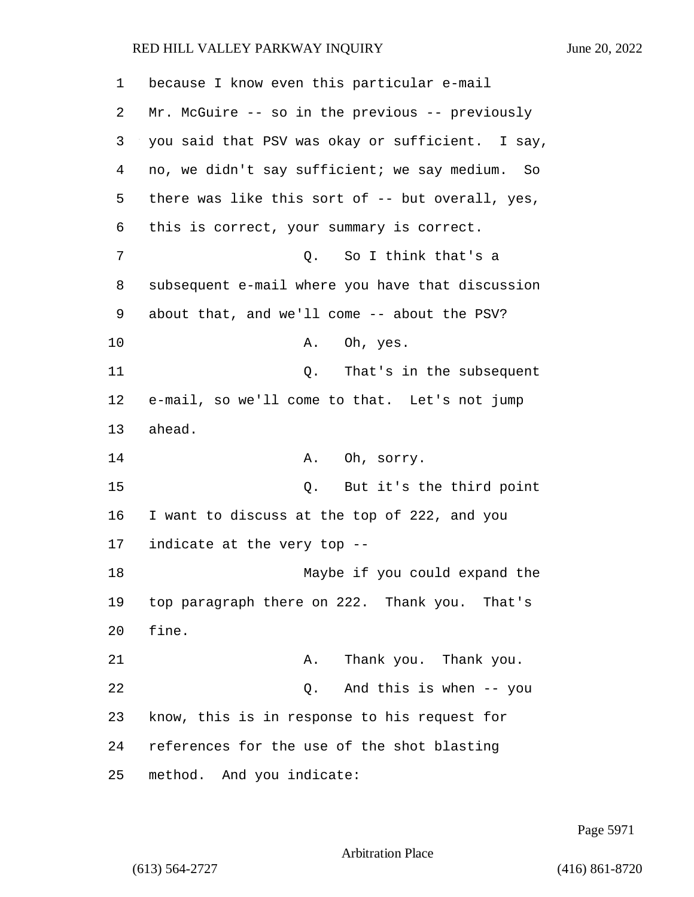because I know even this particular e-mail Mr. McGuire -- so in the previous -- previously you said that PSV was okay or sufficient. I say, no, we didn't say sufficient; we say medium. So there was like this sort of -- but overall, yes, this is correct, your summary is correct.

Q. So I think that's a subsequent e-mail where you have that discussion about that, and we'll come -- about the PSV?

A. Oh, yes.

Q. That's in the subsequent e-mail, so we'll come to that. Let's not jump ahead.

A. Oh, sorry.

Q. But it's the third point I want to discuss at the top of 222, and you indicate at the very top --

Maybe if you could expand the top paragraph there on 222. Thank you. That's fine.

A. Thank you. Thank you.

Q. And this is when -- you know, this is in response to his request for references for the use of the shot blasting method. And you indicate: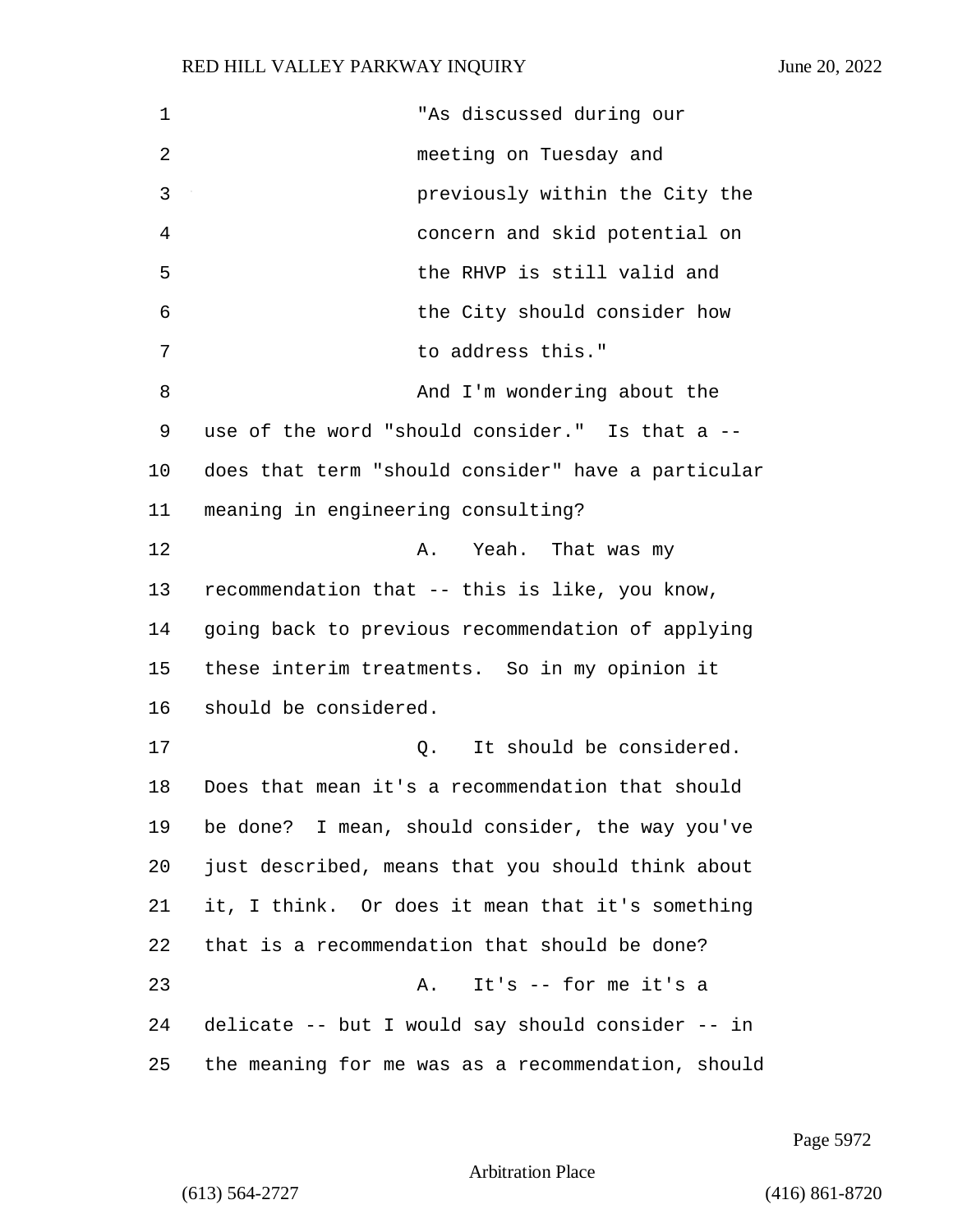"As discussed during our meeting on Tuesday and previously within the City the concern and skid potential on the RHVP is still valid and the City should consider how to address this."

And I'm wondering about the use of the word "should consider." Is that a -- does that term "should consider" have a particular meaning in engineering consulting?

A. Yeah. That was my recommendation that -- this is like, you know, going back to previous recommendation of applying these interim treatments. So in my opinion it should be considered.

Q. It should be considered. Does that mean it's a recommendation that should be done? I mean, should consider, the way you've just described, means that you should think about it, I think. Or does it mean that it's something that is a recommendation that should be done?

A. It's -- for me it's a delicate -- but I would say should consider -- in the meaning for me was as a recommendation, should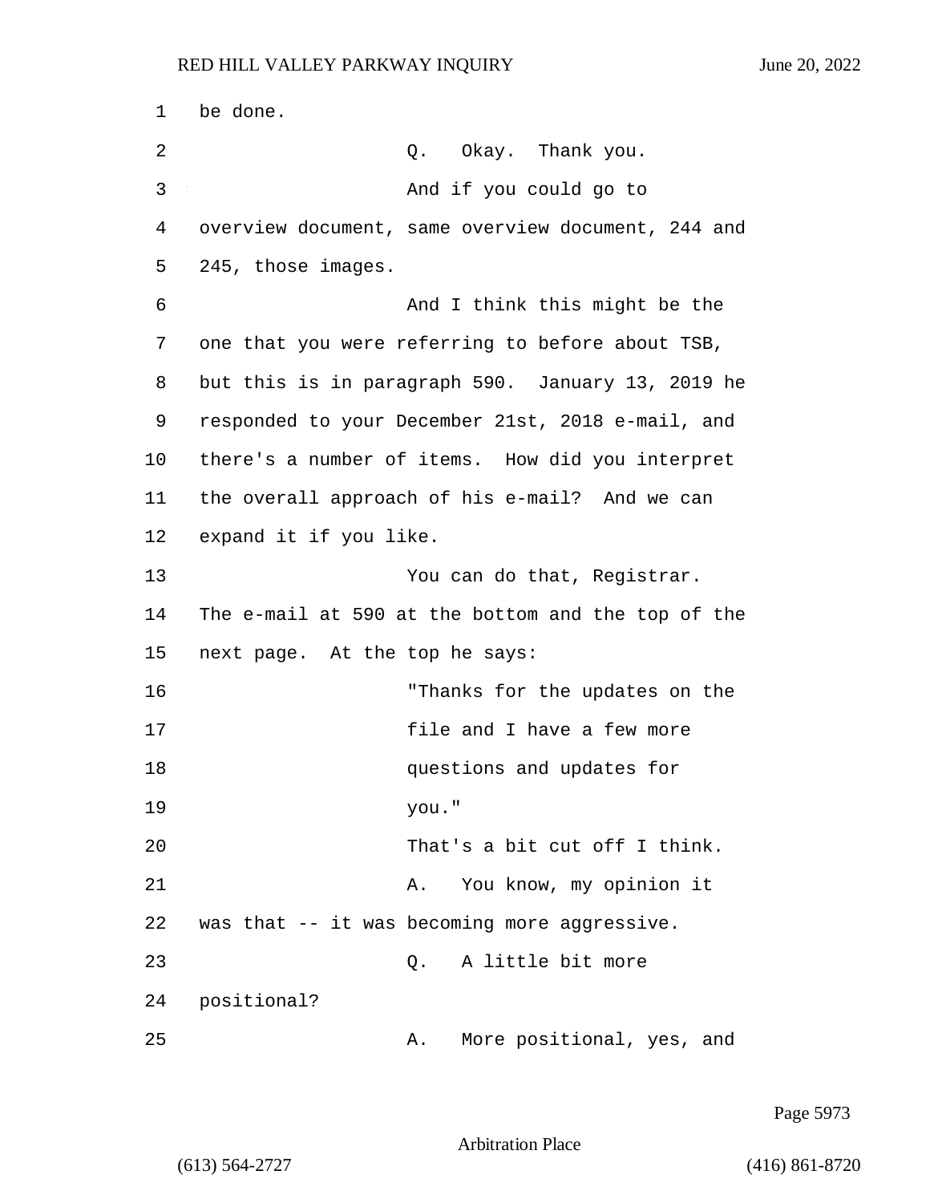be done.

Q. Okay. Thank you.

And if you could go to overview document, same overview document, 244 and 245, those images.

And I think this might be the one that you were referring to before about TSB, but this is in paragraph 590. January 13, 2019 he responded to your December 21st, 2018 e-mail, and there's a number of items. How did you interpret the overall approach of his e-mail? And we can expand it if you like.

You can do that, Registrar. The e-mail at 590 at the bottom and the top of the next page. At the top he says:

> "Thanks for the updates on the file and I have a few more questions and updates for you."

That's a bit cut off I think.

A. You know, my opinion it was that -- it was becoming more aggressive.

Q. A little bit more positional?

A. More positional, yes, and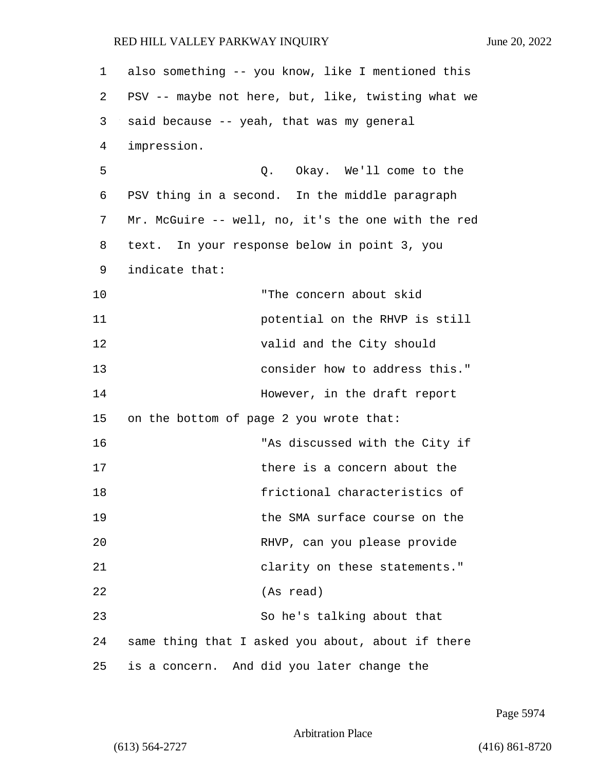also something -- you know, like I mentioned this PSV -- maybe not here, but, like, twisting what we said because -- yeah, that was my general impression.

Q. Okay. We'll come to the PSV thing in a second. In the middle paragraph Mr. McGuire -- well, no, it's the one with the red text. In your response below in point 3, you indicate that:

> "The concern about skid potential on the RHVP is still valid and the City should consider how to address this."

However, in the draft report on the bottom of page 2 you wrote that:

> "As discussed with the City if there is a concern about the frictional characteristics of the SMA surface course on the RHVP, can you please provide clarity on these statements."
>
> (As read)

So he's talking about that same thing that I asked you about, about if there is a concern. And did you later change the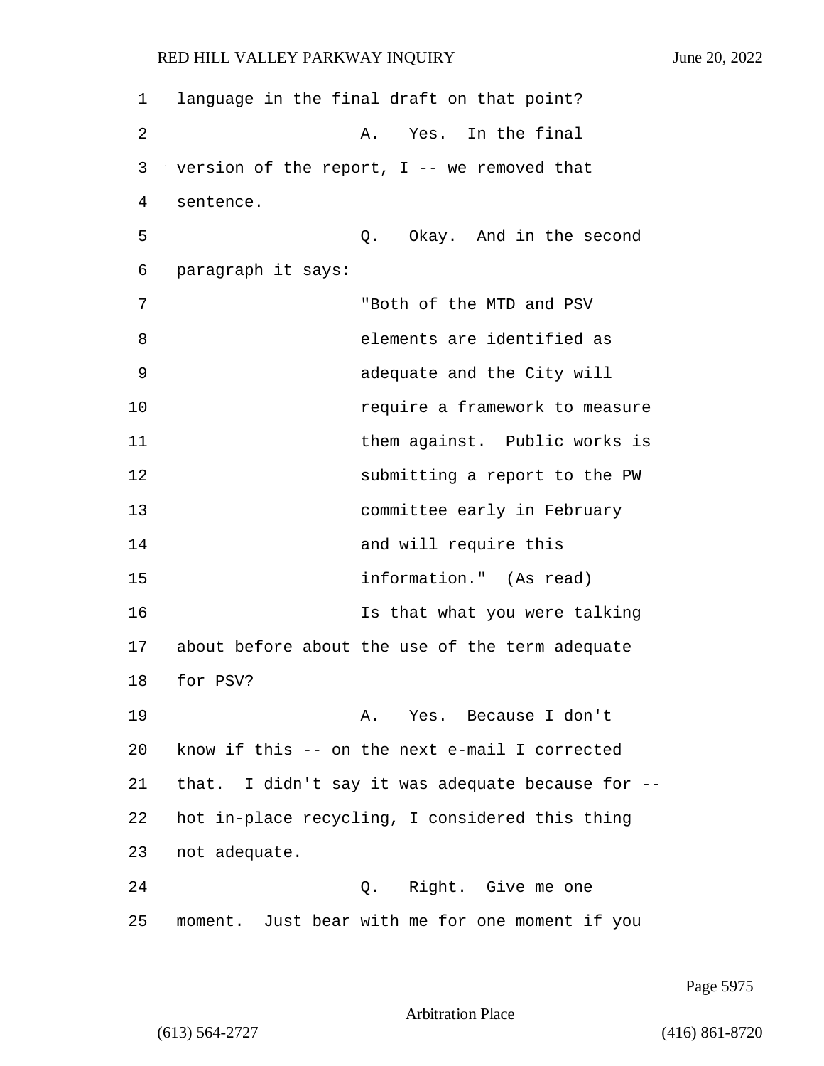language in the final draft on that point?

A. Yes. In the final version of the report, I -- we removed that sentence.

Q. Okay. And in the second paragraph it says:

> "Both of the MTD and PSV elements are identified as adequate and the City will require a framework to measure them against. Public works is submitting a report to the PW committee early in February and will require this information." (As read)

Is that what you were talking about before about the use of the term adequate for PSV?

A. Yes. Because I don't know if this -- on the next e-mail I corrected that. I didn't say it was adequate because for -- hot in-place recycling, I considered this thing not adequate.

Q. Right. Give me one moment. Just bear with me for one moment if you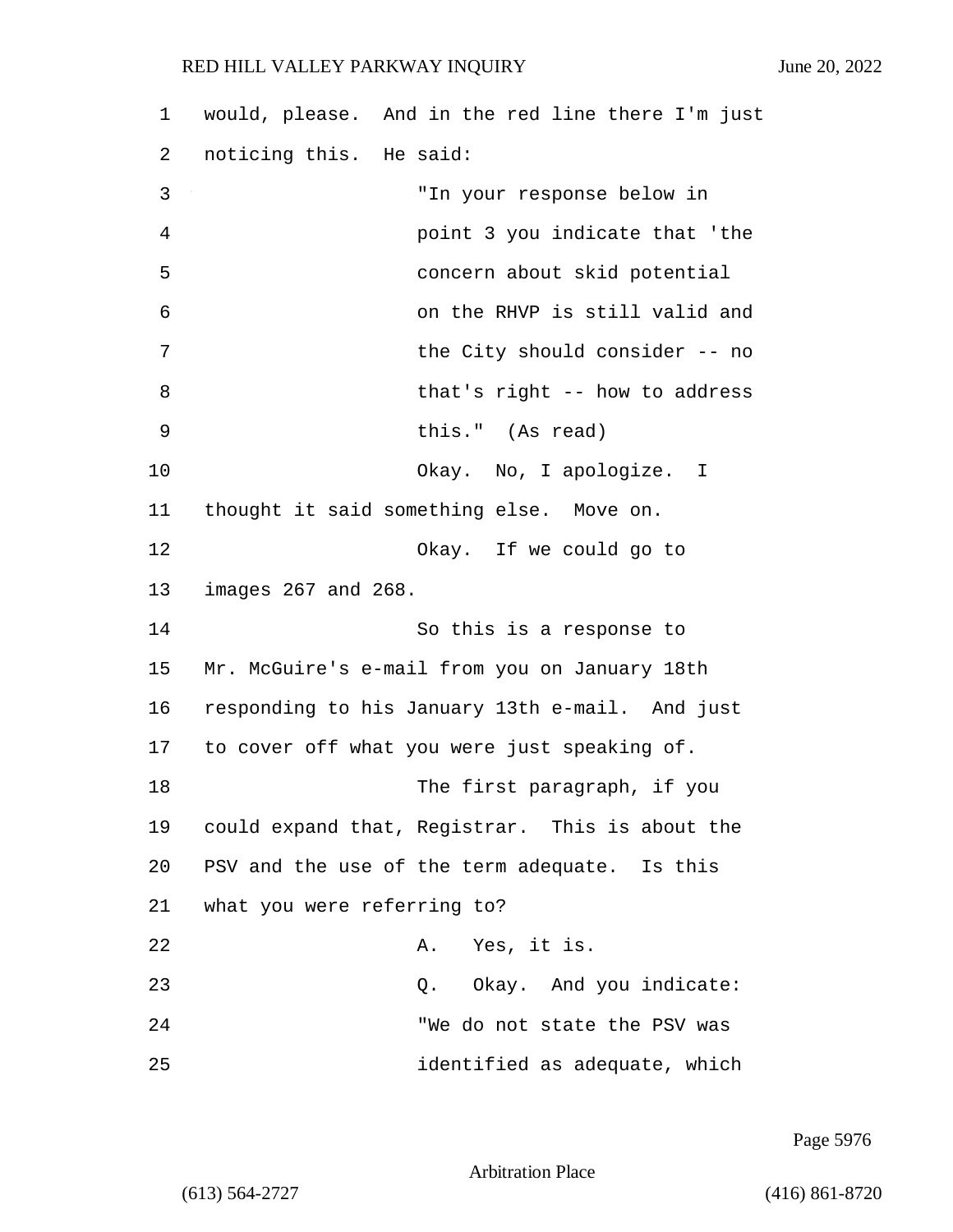would, please. And in the red line there I'm just noticing this. He said:

"In your response below in point 3 you indicate that 'the concern about skid potential on the RHVP is still valid and the City should consider -- no that's right -- how to address this." (As read)

Okay. No, I apologize. I thought it said something else. Move on.

Okay. If we could go to images 267 and 268.

So this is a response to Mr. McGuire's e-mail from you on January 18th responding to his January 13th e-mail. And just to cover off what you were just speaking of.

The first paragraph, if you could expand that, Registrar. This is about the PSV and the use of the term adequate. Is this what you were referring to?

A. Yes, it is.

Q. Okay. And you indicate:

"We do not state the PSV was identified as adequate, which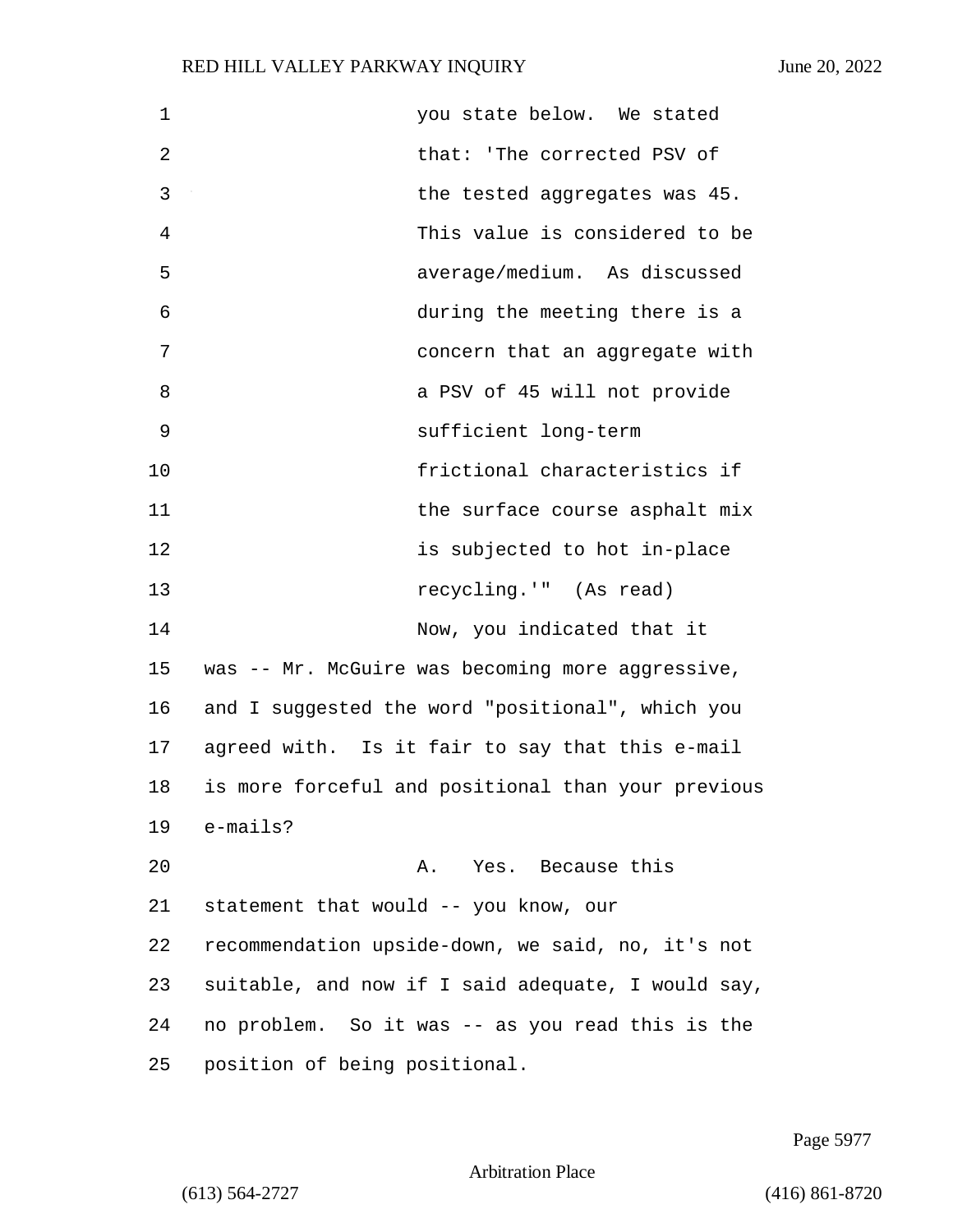you state below. We stated that: 'The corrected PSV of the tested aggregates was 45. This value is considered to be average/medium. As discussed during the meeting there is a concern that an aggregate with a PSV of 45 will not provide sufficient long-term frictional characteristics if the surface course asphalt mix is subjected to hot in-place recycling.'" (As read)

Now, you indicated that it was -- Mr. McGuire was becoming more aggressive, and I suggested the word "positional", which you agreed with. Is it fair to say that this e-mail is more forceful and positional than your previous e-mails?

A. Yes. Because this statement that would -- you know, our recommendation upside-down, we said, no, it's not suitable, and now if I said adequate, I would say, no problem. So it was -- as you read this is the position of being positional.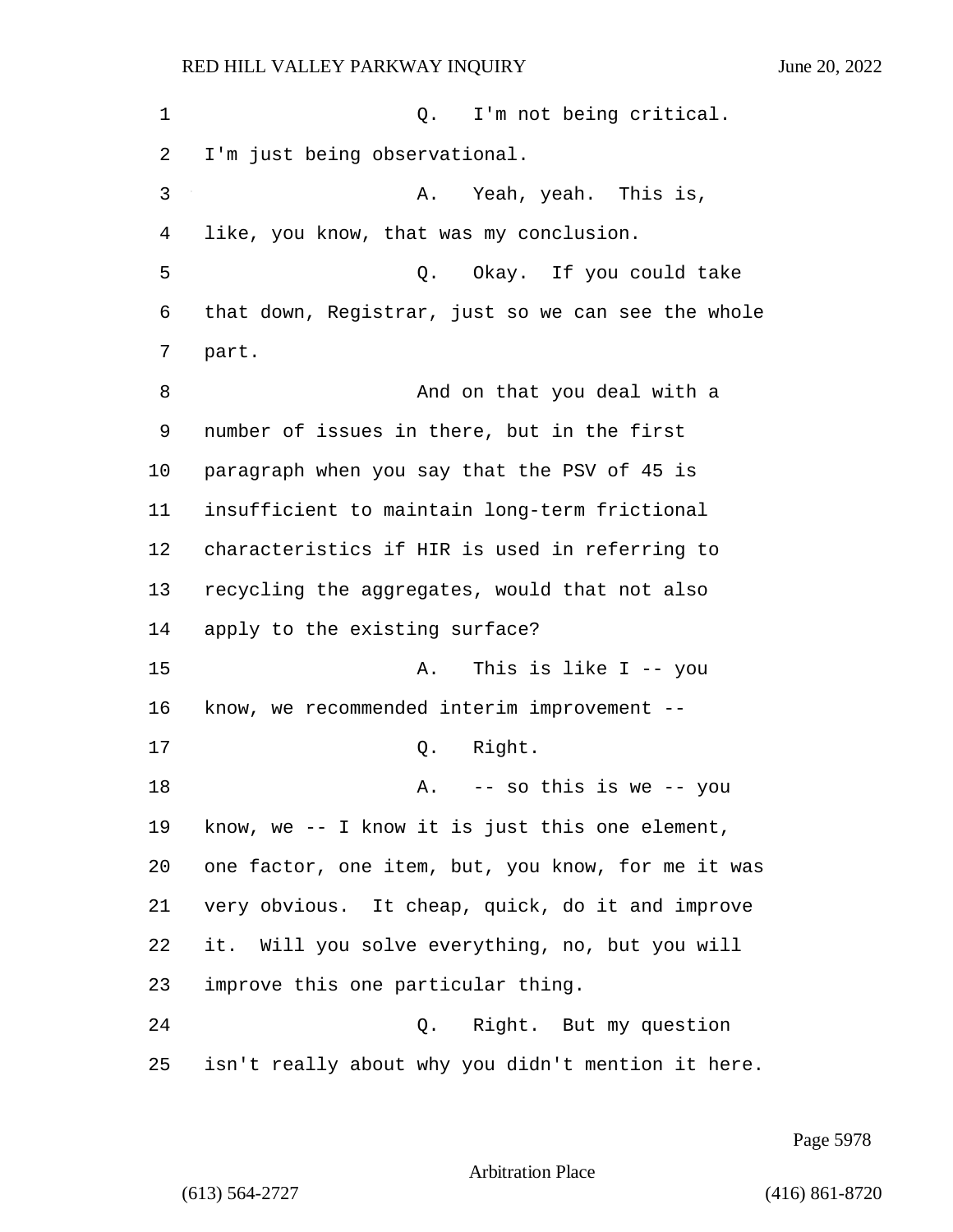Q. I'm not being critical. I'm just being observational.

A. Yeah, yeah. This is, like, you know, that was my conclusion.

Q. Okay. If you could take that down, Registrar, just so we can see the whole part.

And on that you deal with a number of issues in there, but in the first paragraph when you say that the PSV of 45 is insufficient to maintain long-term frictional characteristics if HIR is used in referring to recycling the aggregates, would that not also apply to the existing surface?

A. This is like I -- you know, we recommended interim improvement --

Q. Right.

A. -- so this is we -- you know, we -- I know it is just this one element, one factor, one item, but, you know, for me it was very obvious. It cheap, quick, do it and improve it. Will you solve everything, no, but you will improve this one particular thing.

Q. Right. But my question isn't really about why you didn't mention it here.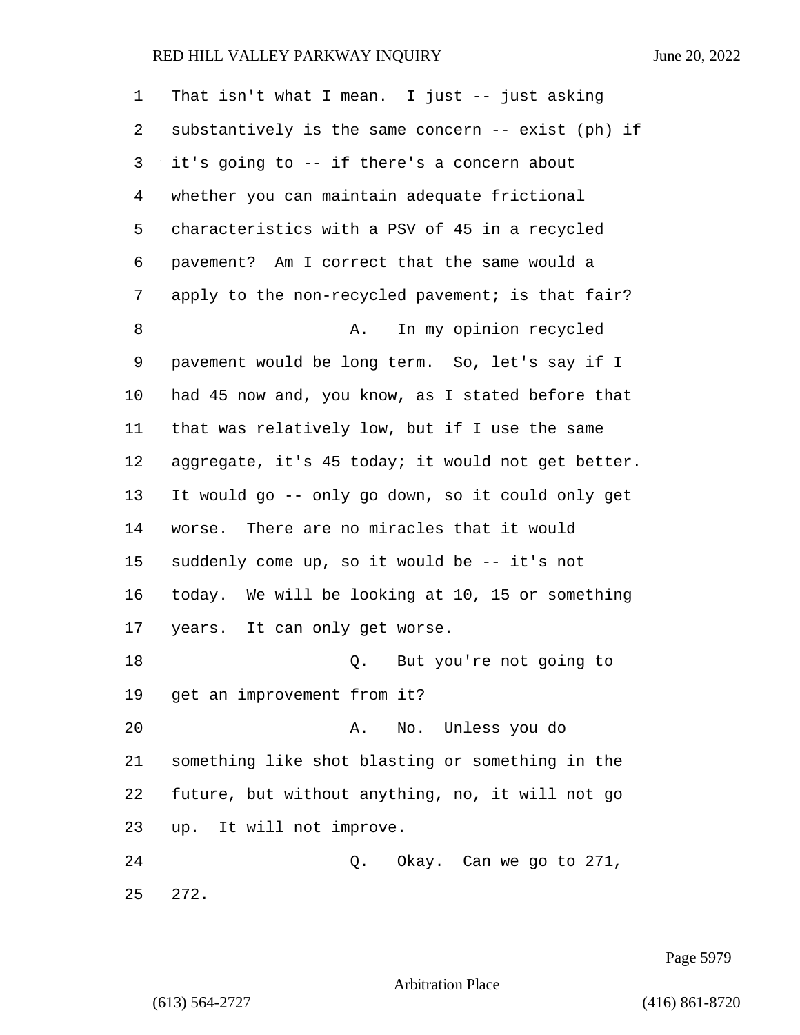That isn't what I mean. I just -- just asking substantively is the same concern -- exist (ph) if it's going to -- if there's a concern about whether you can maintain adequate frictional characteristics with a PSV of 45 in a recycled pavement? Am I correct that the same would a apply to the non-recycled pavement; is that fair?

A. In my opinion recycled pavement would be long term. So, let's say if I had 45 now and, you know, as I stated before that that was relatively low, but if I use the same aggregate, it's 45 today; it would not get better. It would go -- only go down, so it could only get worse. There are no miracles that it would suddenly come up, so it would be -- it's not today. We will be looking at 10, 15 or something years. It can only get worse.

Q. But you're not going to get an improvement from it?

A. No. Unless you do something like shot blasting or something in the future, but without anything, no, it will not go up. It will not improve.

Q. Okay. Can we go to 271, 272.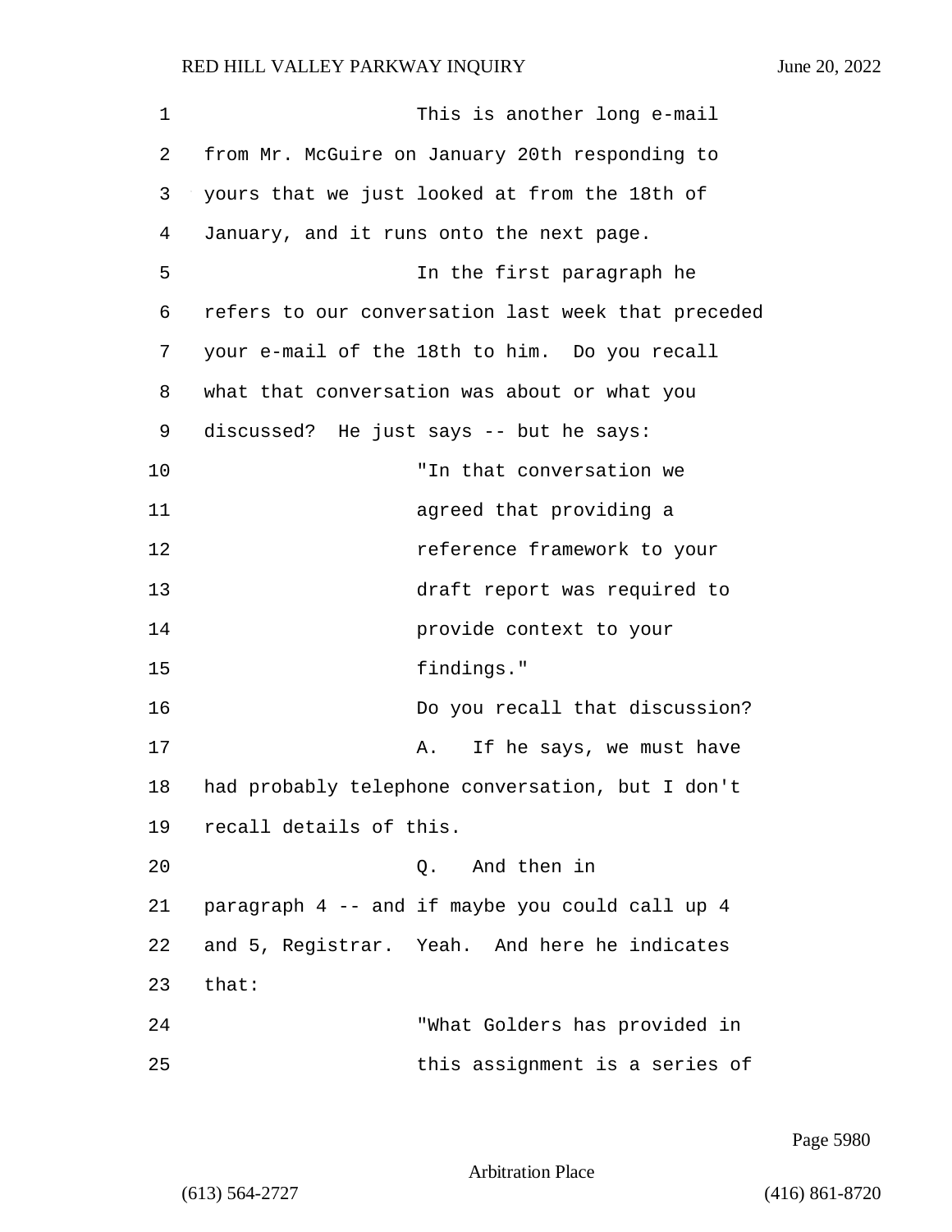This is another long e-mail from Mr. McGuire on January 20th responding to yours that we just looked at from the 18th of January, and it runs onto the next page.

In the first paragraph he refers to our conversation last week that preceded your e-mail of the 18th to him. Do you recall what that conversation was about or what you discussed? He just says -- but he says:

> "In that conversation we agreed that providing a reference framework to your draft report was required to provide context to your findings."

Do you recall that discussion?

A. If he says, we must have had probably telephone conversation, but I don't recall details of this.

Q. And then in paragraph 4 -- and if maybe you could call up 4 and 5, Registrar. Yeah. And here he indicates that:

> "What Golders has provided in this assignment is a series of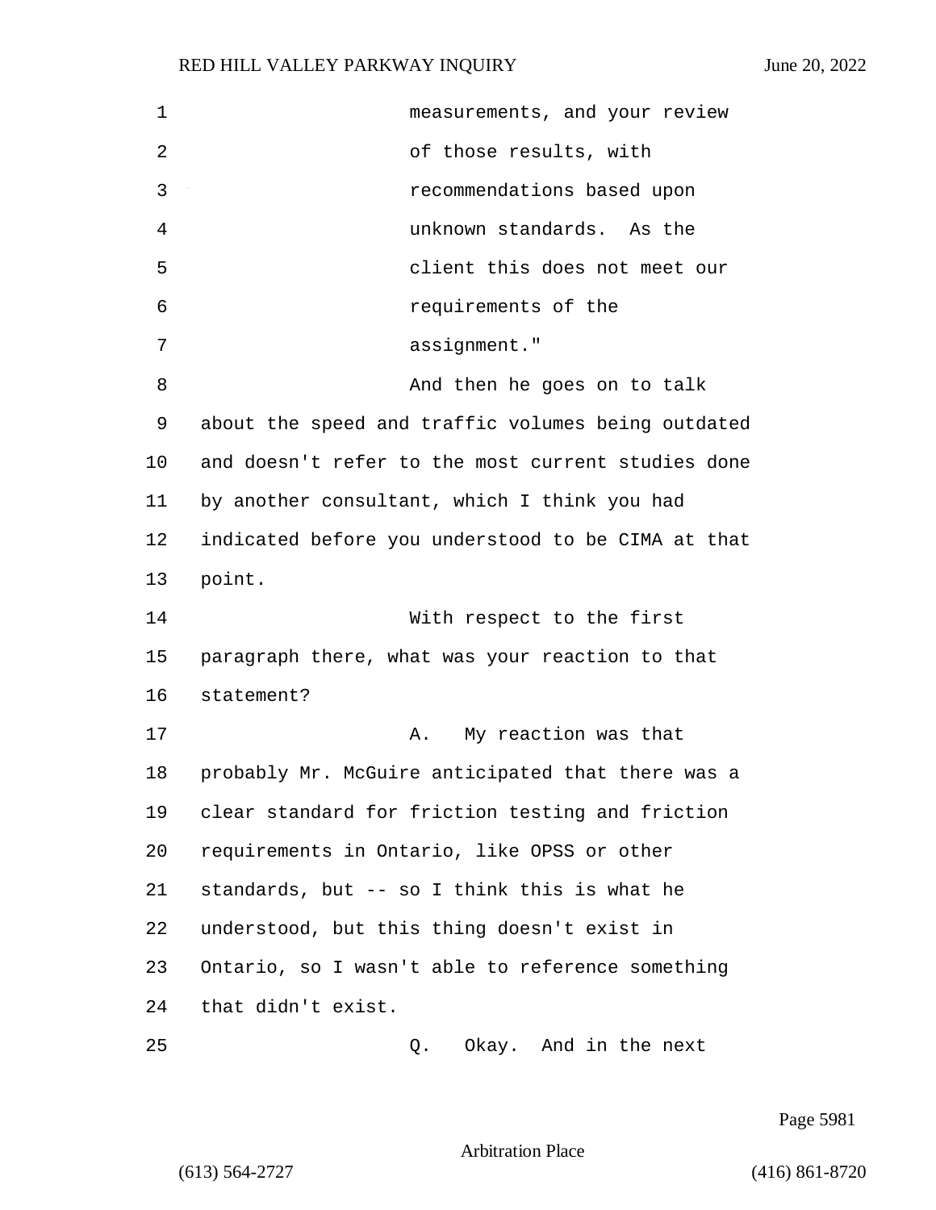measurements, and your review of those results, with recommendations based upon unknown standards. As the client this does not meet our requirements of the assignment."

And then he goes on to talk about the speed and traffic volumes being outdated and doesn't refer to the most current studies done by another consultant, which I think you had indicated before you understood to be CIMA at that point.

With respect to the first paragraph there, what was your reaction to that statement?

A. My reaction was that probably Mr. McGuire anticipated that there was a clear standard for friction testing and friction requirements in Ontario, like OPSS or other standards, but -- so I think this is what he understood, but this thing doesn't exist in Ontario, so I wasn't able to reference something that didn't exist.

Q. Okay. And in the next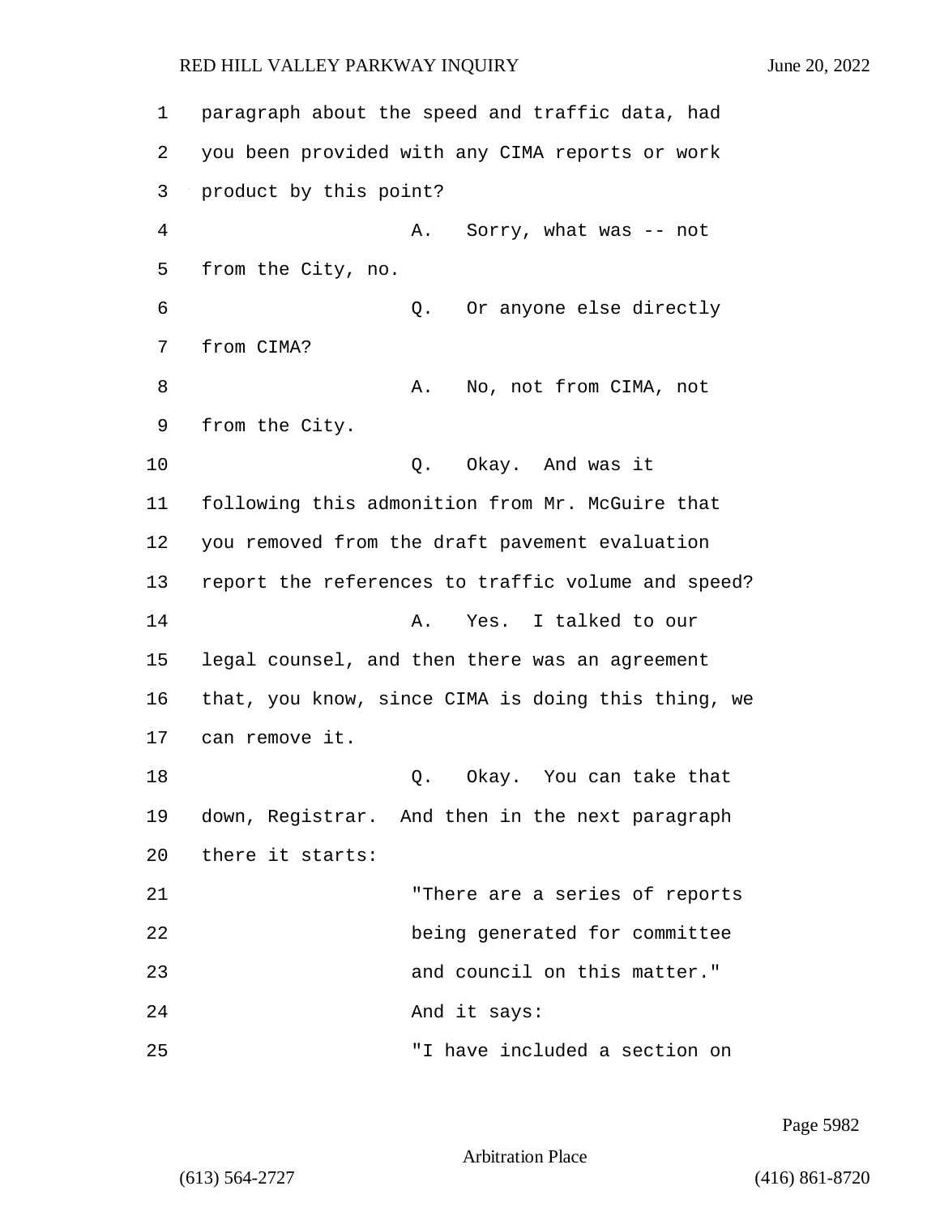paragraph about the speed and traffic data, had you been provided with any CIMA reports or work product by this point?

A. Sorry, what was -- not from the City, no.

Q. Or anyone else directly from CIMA?

A. No, not from CIMA, not from the City.

Q. Okay. And was it following this admonition from Mr. McGuire that you removed from the draft pavement evaluation report the references to traffic volume and speed?

A. Yes. I talked to our legal counsel, and then there was an agreement that, you know, since CIMA is doing this thing, we can remove it.

Q. Okay. You can take that down, Registrar. And then in the next paragraph there it starts:

"There are a series of reports being generated for committee and council on this matter."

And it says:

"I have included a section on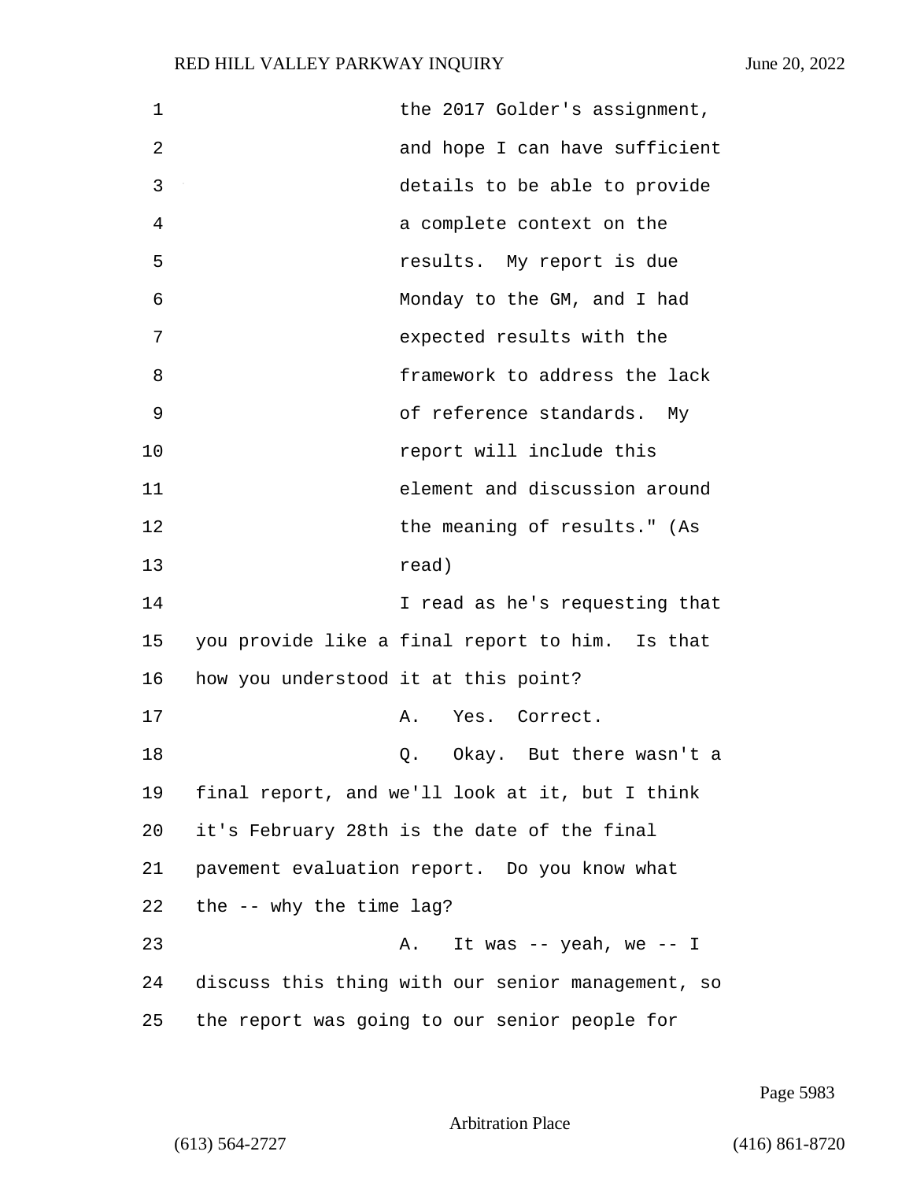the 2017 Golder's assignment, and hope I can have sufficient details to be able to provide a complete context on the results. My report is due Monday to the GM, and I had expected results with the framework to address the lack of reference standards. My report will include this element and discussion around the meaning of results." (As read)

I read as he's requesting that you provide like a final report to him. Is that how you understood it at this point?

A. Yes. Correct.

Q. Okay. But there wasn't a final report, and we'll look at it, but I think it's February 28th is the date of the final pavement evaluation report. Do you know what the -- why the time lag?

A. It was -- yeah, we -- I discuss this thing with our senior management, so the report was going to our senior people for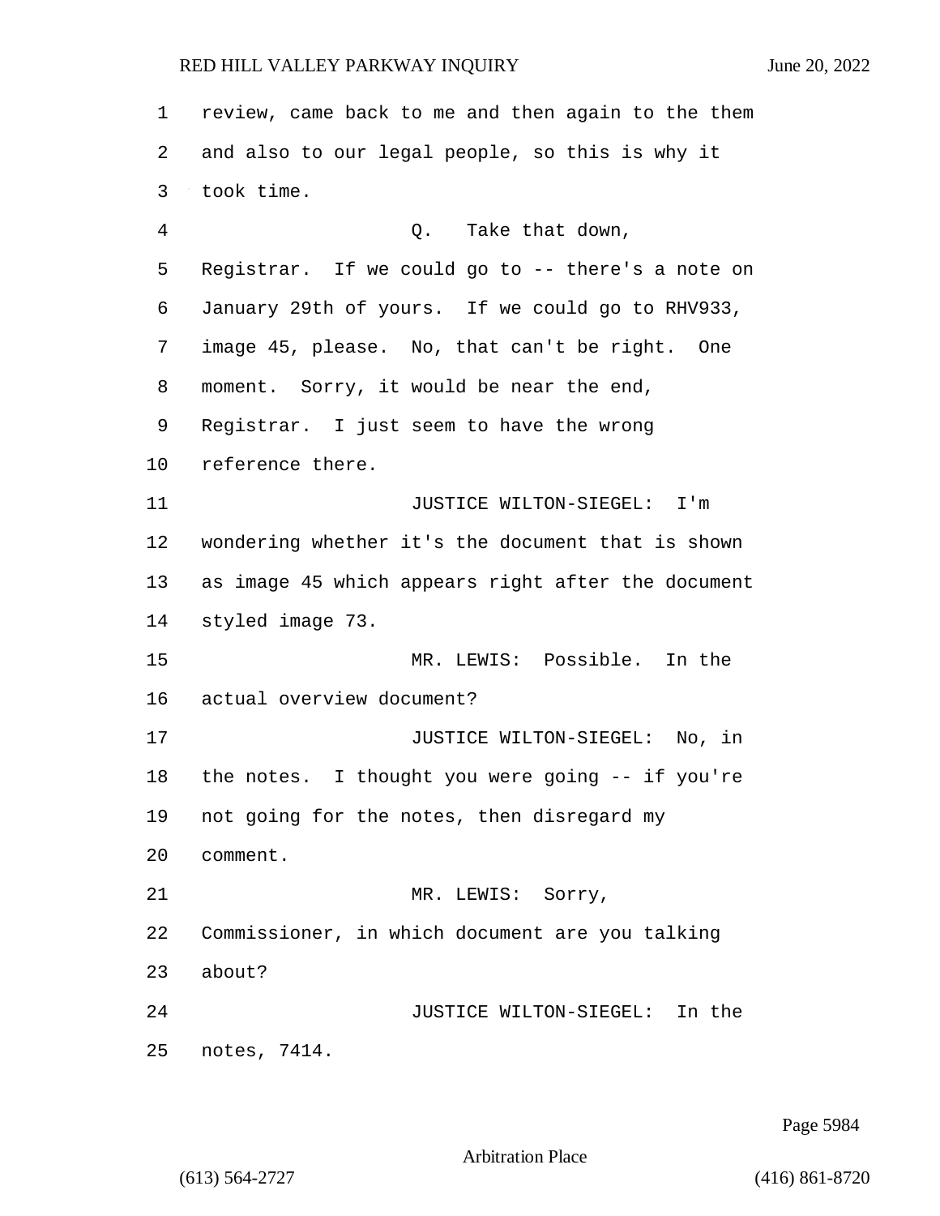review, came back to me and then again to the them and also to our legal people, so this is why it took time.

Q. Take that down, Registrar. If we could go to -- there's a note on January 29th of yours. If we could go to RHV933, image 45, please. No, that can't be right. One moment. Sorry, it would be near the end, Registrar. I just seem to have the wrong reference there.

JUSTICE WILTON-SIEGEL: I'm wondering whether it's the document that is shown as image 45 which appears right after the document styled image 73.

MR. LEWIS: Possible. In the actual overview document?

JUSTICE WILTON-SIEGEL: No, in the notes. I thought you were going -- if you're not going for the notes, then disregard my comment.

MR. LEWIS: Sorry, Commissioner, in which document are you talking about?

JUSTICE WILTON-SIEGEL: In the notes, 7414.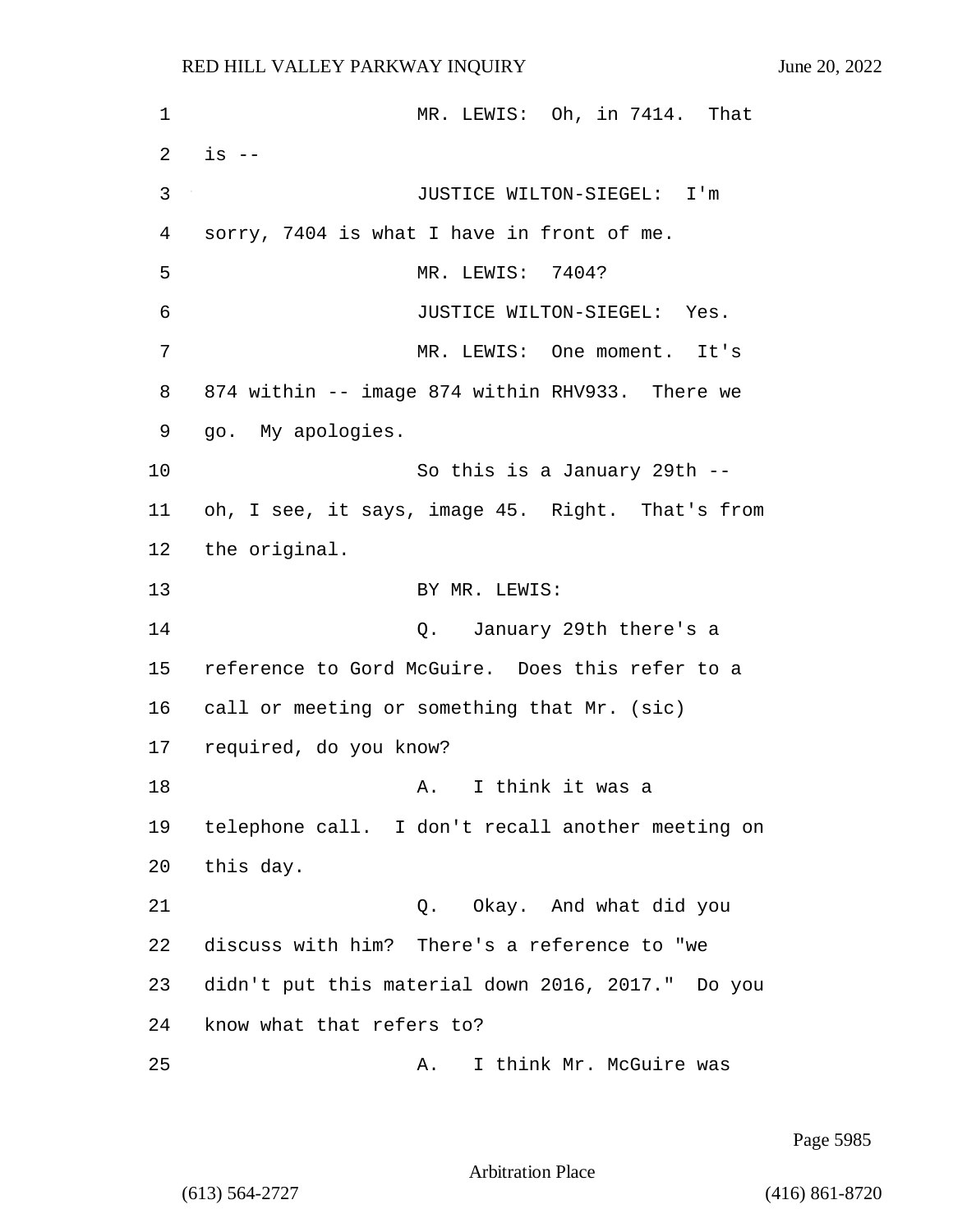MR. LEWIS: Oh, in 7414. That is --

JUSTICE WILTON-SIEGEL: I'm sorry, 7404 is what I have in front of me.

MR. LEWIS: 7404?

JUSTICE WILTON-SIEGEL: Yes.

MR. LEWIS: One moment. It's 874 within -- image 874 within RHV933. There we go. My apologies.

So this is a January 29th -- oh, I see, it says, image 45. Right. That's from the original.

BY MR. LEWIS:

Q. January 29th there's a reference to Gord McGuire. Does this refer to a call or meeting or something that Mr. (sic) required, do you know?

A. I think it was a telephone call. I don't recall another meeting on this day.

Q. Okay. And what did you discuss with him? There's a reference to "we didn't put this material down 2016, 2017." Do you know what that refers to?

A. I think Mr. McGuire was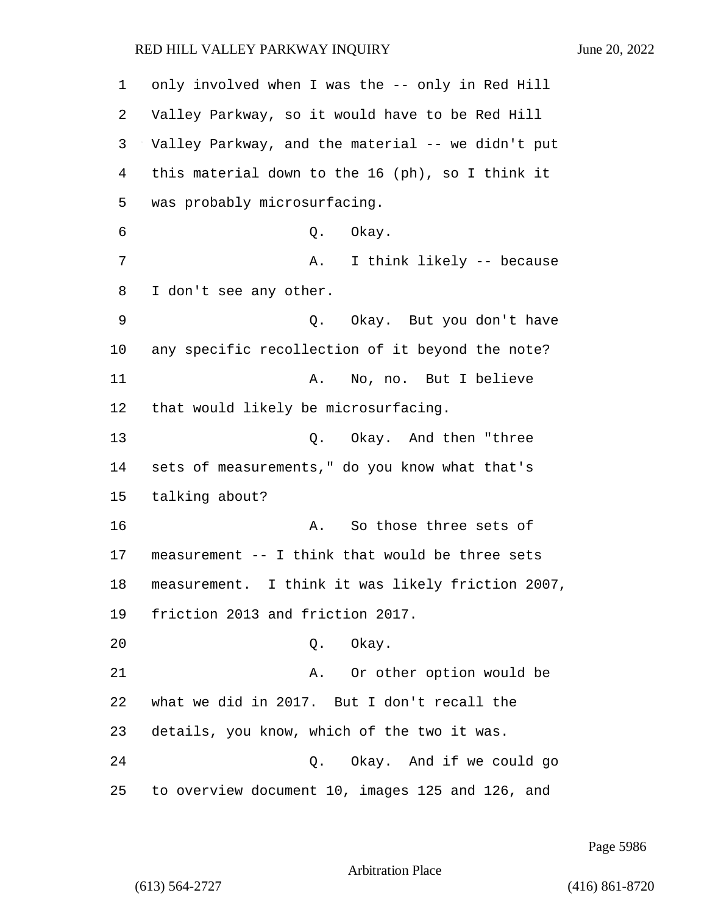only involved when I was the -- only in Red Hill Valley Parkway, so it would have to be Red Hill Valley Parkway, and the material -- we didn't put this material down to the 16 (ph), so I think it was probably microsurfacing.

Q. Okay.

A. I think likely -- because I don't see any other.

Q. Okay. But you don't have any specific recollection of it beyond the note?

A. No, no. But I believe that would likely be microsurfacing.

Q. Okay. And then "three sets of measurements," do you know what that's talking about?

A. So those three sets of measurement -- I think that would be three sets measurement. I think it was likely friction 2007, friction 2013 and friction 2017.

Q. Okay.

A. Or other option would be what we did in 2017. But I don't recall the details, you know, which of the two it was.

Q. Okay. And if we could go to overview document 10, images 125 and 126, and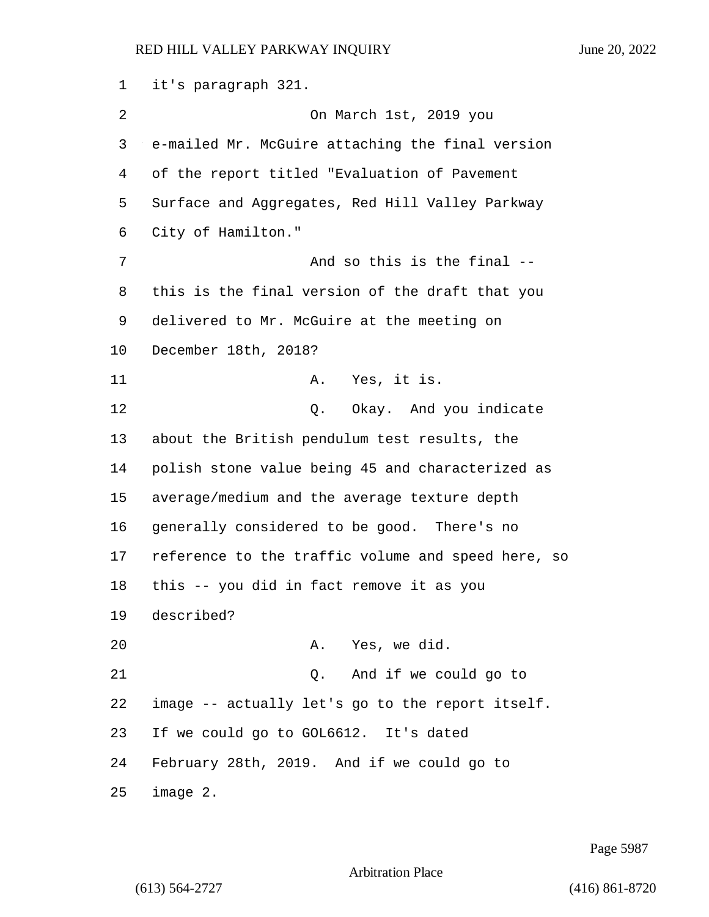it's paragraph 321.

On March 1st, 2019 you e-mailed Mr. McGuire attaching the final version of the report titled "Evaluation of Pavement Surface and Aggregates, Red Hill Valley Parkway City of Hamilton."

And so this is the final -- this is the final version of the draft that you delivered to Mr. McGuire at the meeting on December 18th, 2018?

A. Yes, it is.

Q. Okay. And you indicate about the British pendulum test results, the polish stone value being 45 and characterized as average/medium and the average texture depth generally considered to be good. There's no reference to the traffic volume and speed here, so this -- you did in fact remove it as you described?

A. Yes, we did.

Q. And if we could go to image -- actually let's go to the report itself. If we could go to GOL6612. It's dated February 28th, 2019. And if we could go to image 2.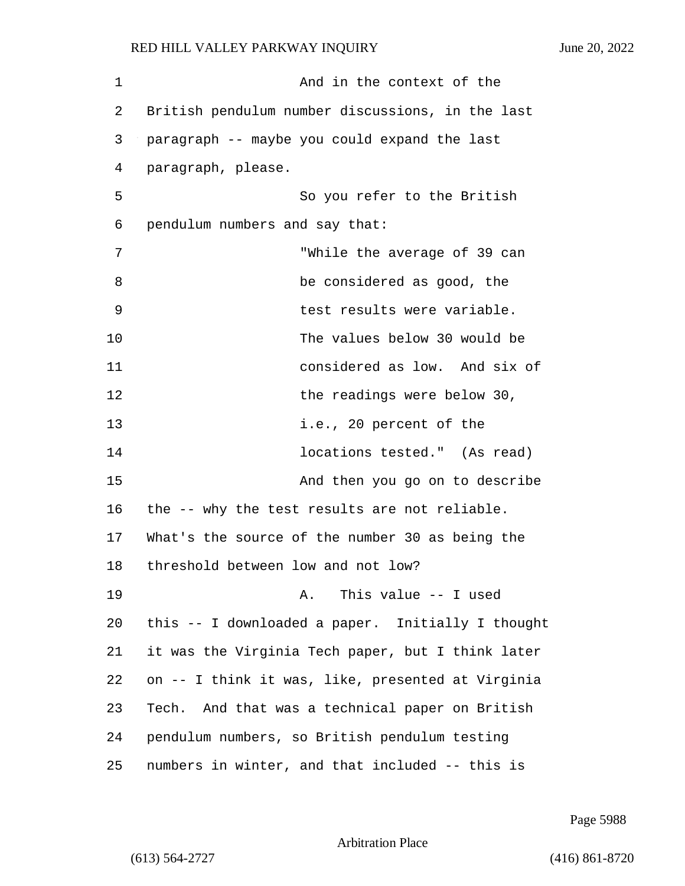And in the context of the British pendulum number discussions, in the last paragraph -- maybe you could expand the last paragraph, please.

So you refer to the British pendulum numbers and say that:

> "While the average of 39 can be considered as good, the test results were variable. The values below 30 would be considered as low. And six of the readings were below 30, i.e., 20 percent of the locations tested." (As read)

And then you go on to describe the -- why the test results are not reliable. What's the source of the number 30 as being the threshold between low and not low?

A. This value -- I used this -- I downloaded a paper. Initially I thought it was the Virginia Tech paper, but I think later on -- I think it was, like, presented at Virginia Tech. And that was a technical paper on British pendulum numbers, so British pendulum testing numbers in winter, and that included -- this is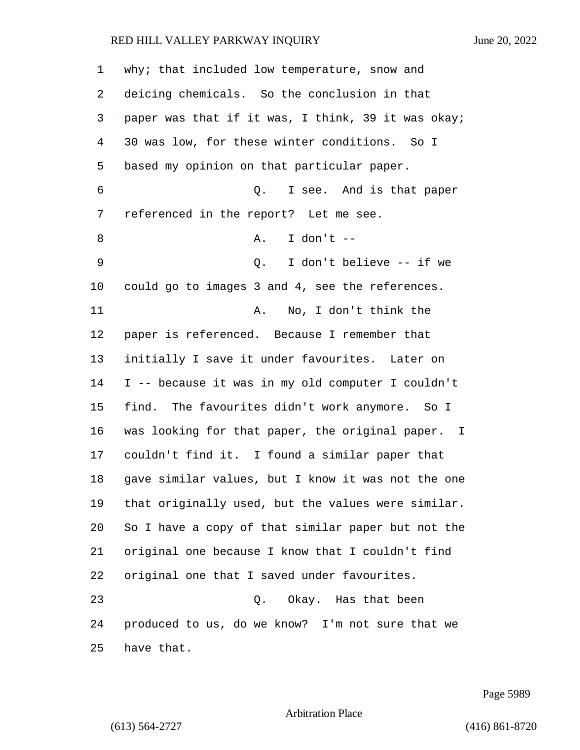why; that included low temperature, snow and deicing chemicals. So the conclusion in that paper was that if it was, I think, 39 it was okay; 30 was low, for these winter conditions. So I based my opinion on that particular paper.

Q. I see. And is that paper referenced in the report? Let me see.

A. I don't --

Q. I don't believe -- if we could go to images 3 and 4, see the references.

A. No, I don't think the paper is referenced. Because I remember that initially I save it under favourites. Later on I -- because it was in my old computer I couldn't find. The favourites didn't work anymore. So I was looking for that paper, the original paper. I couldn't find it. I found a similar paper that gave similar values, but I know it was not the one that originally used, but the values were similar. So I have a copy of that similar paper but not the original one because I know that I couldn't find original one that I saved under favourites.

Q. Okay. Has that been produced to us, do we know? I'm not sure that we have that.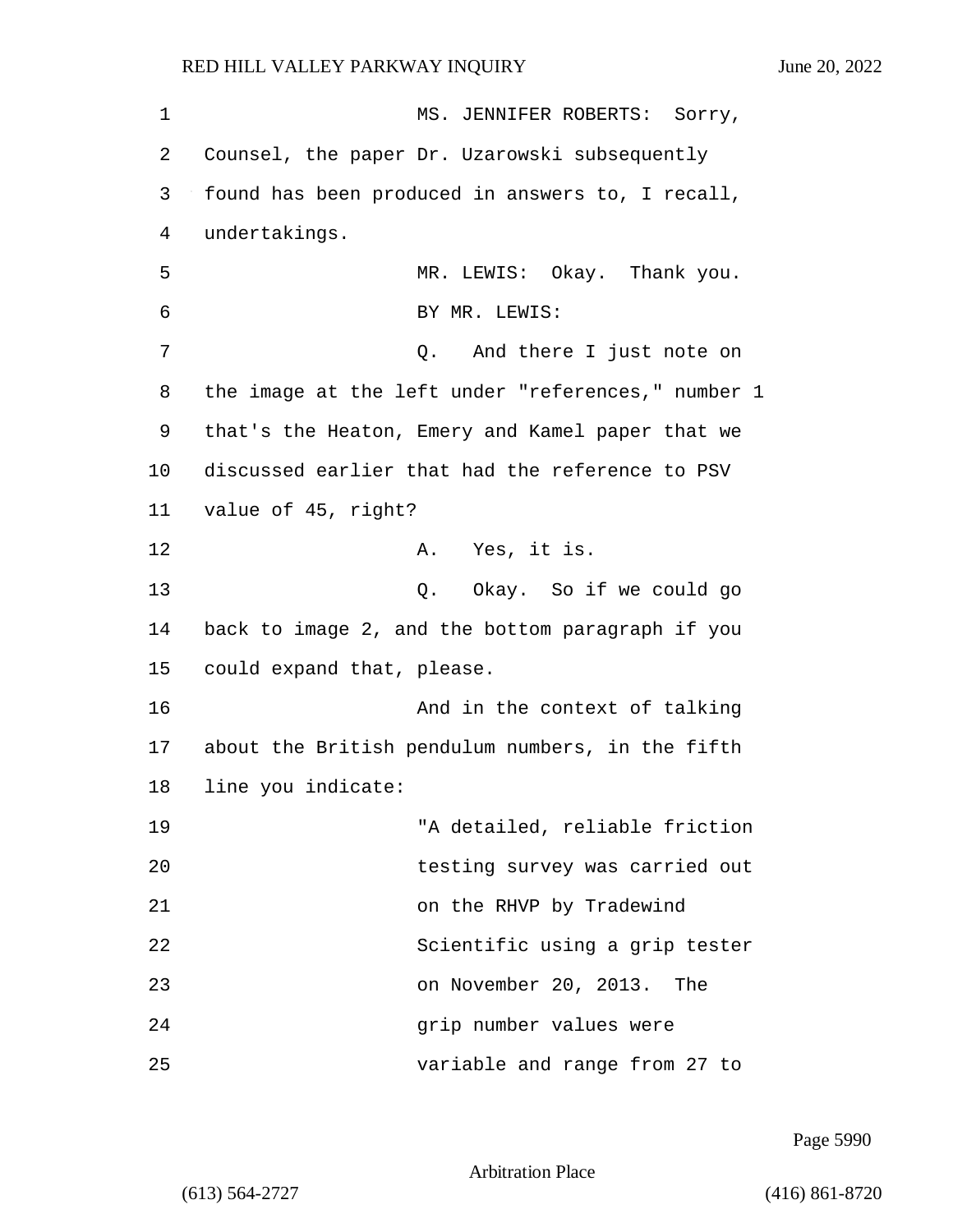MS. JENNIFER ROBERTS: Sorry, Counsel, the paper Dr. Uzarowski subsequently found has been produced in answers to, I recall, undertakings.

MR. LEWIS: Okay. Thank you.

BY MR. LEWIS:

Q. And there I just note on the image at the left under "references," number 1 that's the Heaton, Emery and Kamel paper that we discussed earlier that had the reference to PSV value of 45, right?

A. Yes, it is.

Q. Okay. So if we could go back to image 2, and the bottom paragraph if you could expand that, please.

And in the context of talking about the British pendulum numbers, in the fifth line you indicate:

"A detailed, reliable friction testing survey was carried out on the RHVP by Tradewind Scientific using a grip tester on November 20, 2013. The grip number values were variable and range from 27 to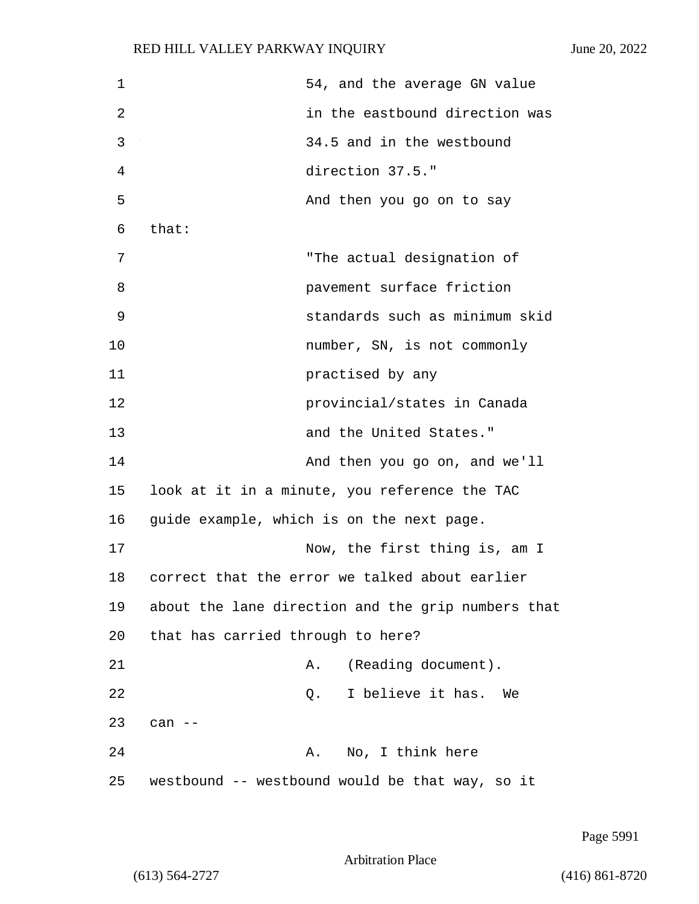54, and the average GN value in the eastbound direction was 34.5 and in the westbound direction 37.5."

And then you go on to say that:

"The actual designation of pavement surface friction standards such as minimum skid number, SN, is not commonly practised by any provincial/states in Canada and the United States."

And then you go on, and we'll look at it in a minute, you reference the TAC guide example, which is on the next page.

Now, the first thing is, am I correct that the error we talked about earlier about the lane direction and the grip numbers that that has carried through to here?

A. (Reading document).

Q. I believe it has. We can --

A. No, I think here westbound -- westbound would be that way, so it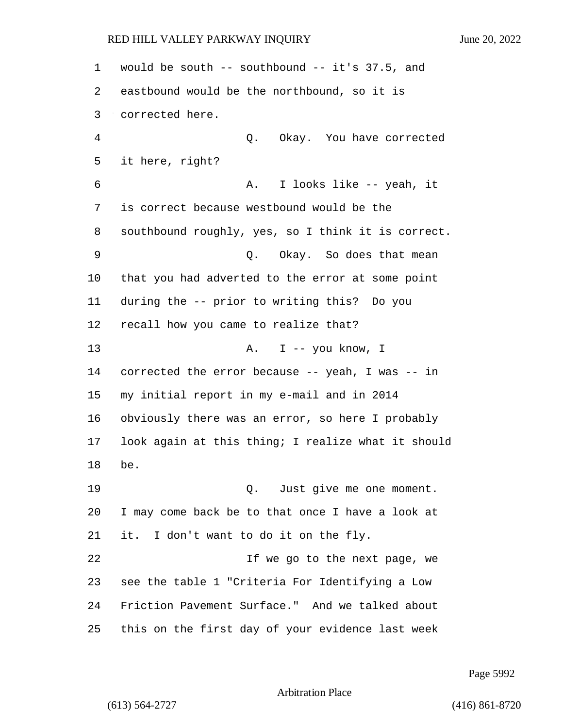would be south -- southbound -- it's 37.5, and eastbound would be the northbound, so it is corrected here.

Q. Okay. You have corrected it here, right?

A. I looks like -- yeah, it is correct because westbound would be the southbound roughly, yes, so I think it is correct.

Q. Okay. So does that mean that you had adverted to the error at some point during the -- prior to writing this? Do you recall how you came to realize that?

A. I -- you know, I corrected the error because -- yeah, I was -- in my initial report in my e-mail and in 2014 obviously there was an error, so here I probably look again at this thing; I realize what it should be.

Q. Just give me one moment. I may come back be to that once I have a look at it. I don't want to do it on the fly.

If we go to the next page, we see the table 1 "Criteria For Identifying a Low Friction Pavement Surface." And we talked about this on the first day of your evidence last week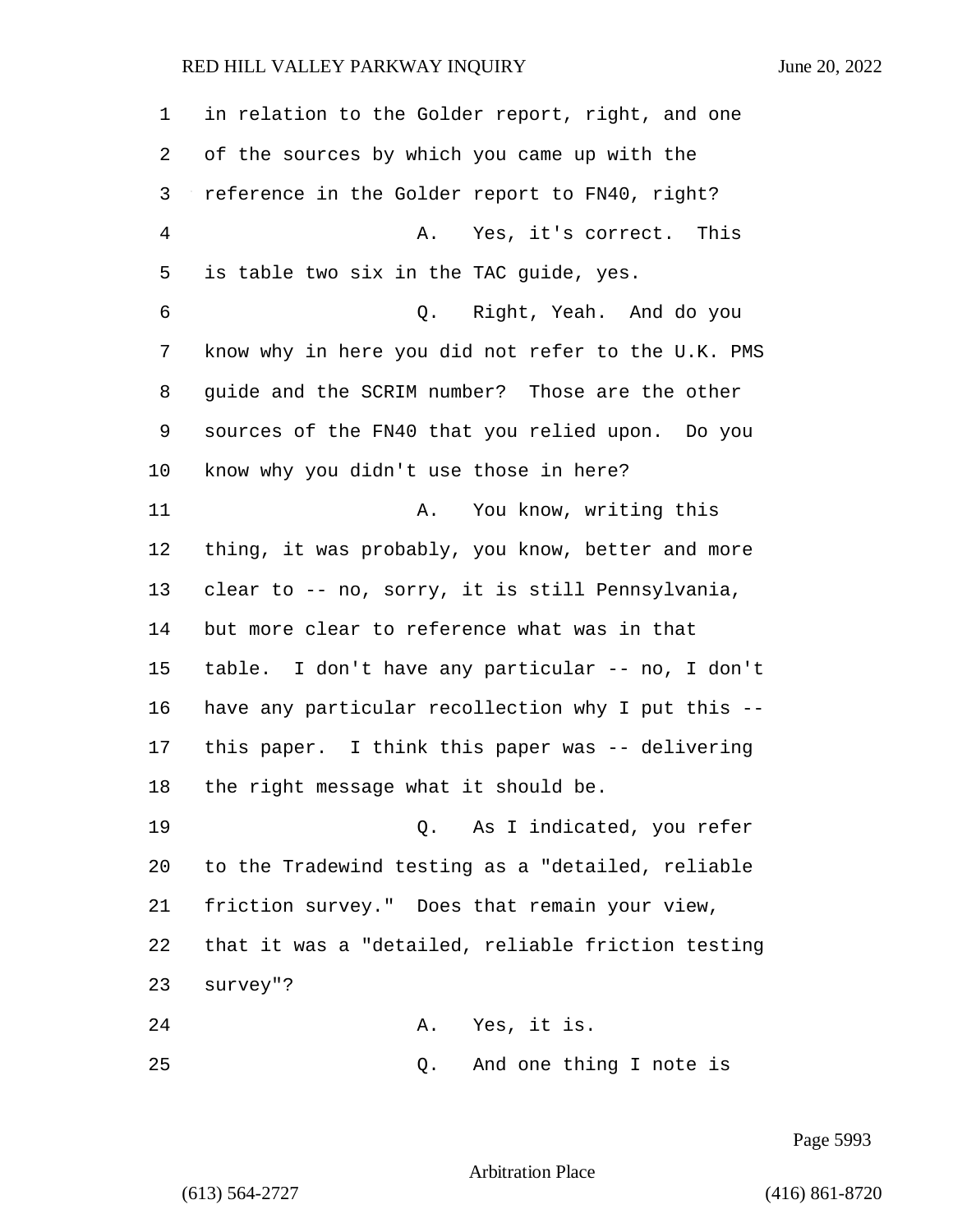in relation to the Golder report, right, and one of the sources by which you came up with the reference in the Golder report to FN40, right?

A. Yes, it's correct. This is table two six in the TAC guide, yes.

Q. Right, Yeah. And do you know why in here you did not refer to the U.K. PMS guide and the SCRIM number? Those are the other sources of the FN40 that you relied upon. Do you know why you didn't use those in here?

A. You know, writing this thing, it was probably, you know, better and more clear to -- no, sorry, it is still Pennsylvania, but more clear to reference what was in that table. I don't have any particular -- no, I don't have any particular recollection why I put this -- this paper. I think this paper was -- delivering the right message what it should be.

Q. As I indicated, you refer to the Tradewind testing as a "detailed, reliable friction survey." Does that remain your view, that it was a "detailed, reliable friction testing survey"?

A. Yes, it is.

Q. And one thing I note is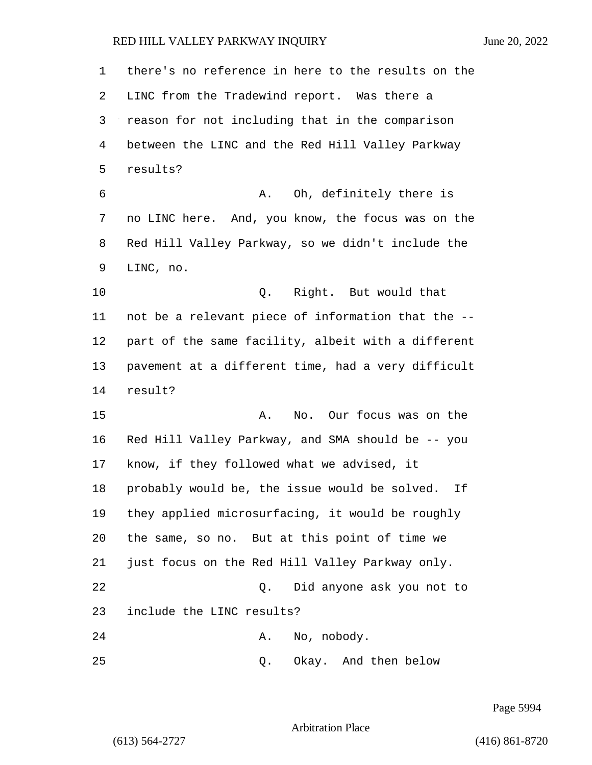there's no reference in here to the results on the LINC from the Tradewind report. Was there a reason for not including that in the comparison between the LINC and the Red Hill Valley Parkway results?

A. Oh, definitely there is no LINC here. And, you know, the focus was on the Red Hill Valley Parkway, so we didn't include the LINC, no.

Q. Right. But would that not be a relevant piece of information that the -- part of the same facility, albeit with a different pavement at a different time, had a very difficult result?

A. No. Our focus was on the Red Hill Valley Parkway, and SMA should be -- you know, if they followed what we advised, it probably would be, the issue would be solved. If they applied microsurfacing, it would be roughly the same, so no. But at this point of time we just focus on the Red Hill Valley Parkway only.

Q. Did anyone ask you not to include the LINC results?

A. No, nobody.

Q. Okay. And then below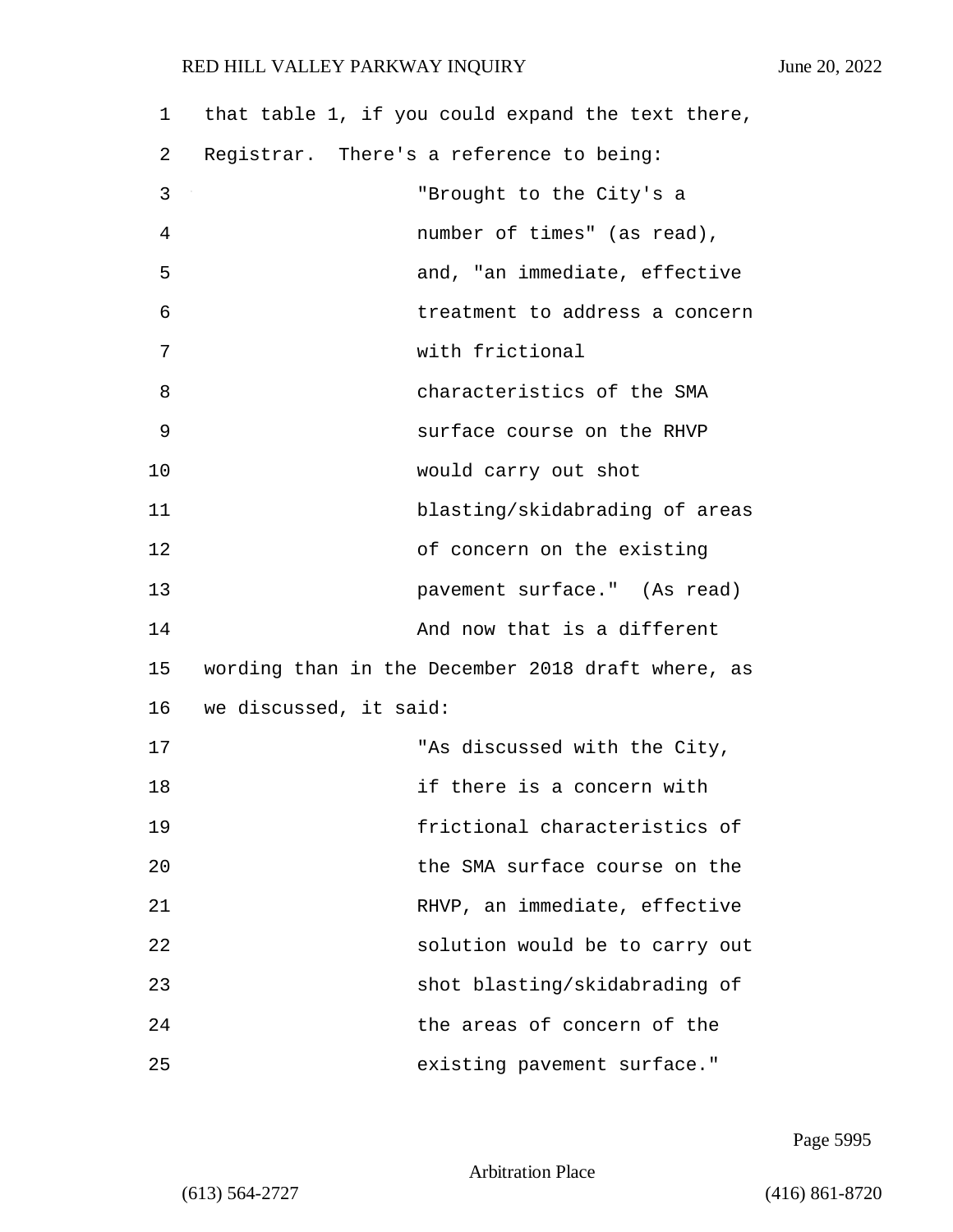that table 1, if you could expand the text there, Registrar. There's a reference to being:

> "Brought to the City's a number of times" (as read), and, "an immediate, effective treatment to address a concern with frictional characteristics of the SMA surface course on the RHVP would carry out shot blasting/skidabrading of areas of concern on the existing pavement surface." (As read)

And now that is a different wording than in the December 2018 draft where, as we discussed, it said:

> "As discussed with the City, if there is a concern with frictional characteristics of the SMA surface course on the RHVP, an immediate, effective solution would be to carry out shot blasting/skidabrading of the areas of concern of the existing pavement surface."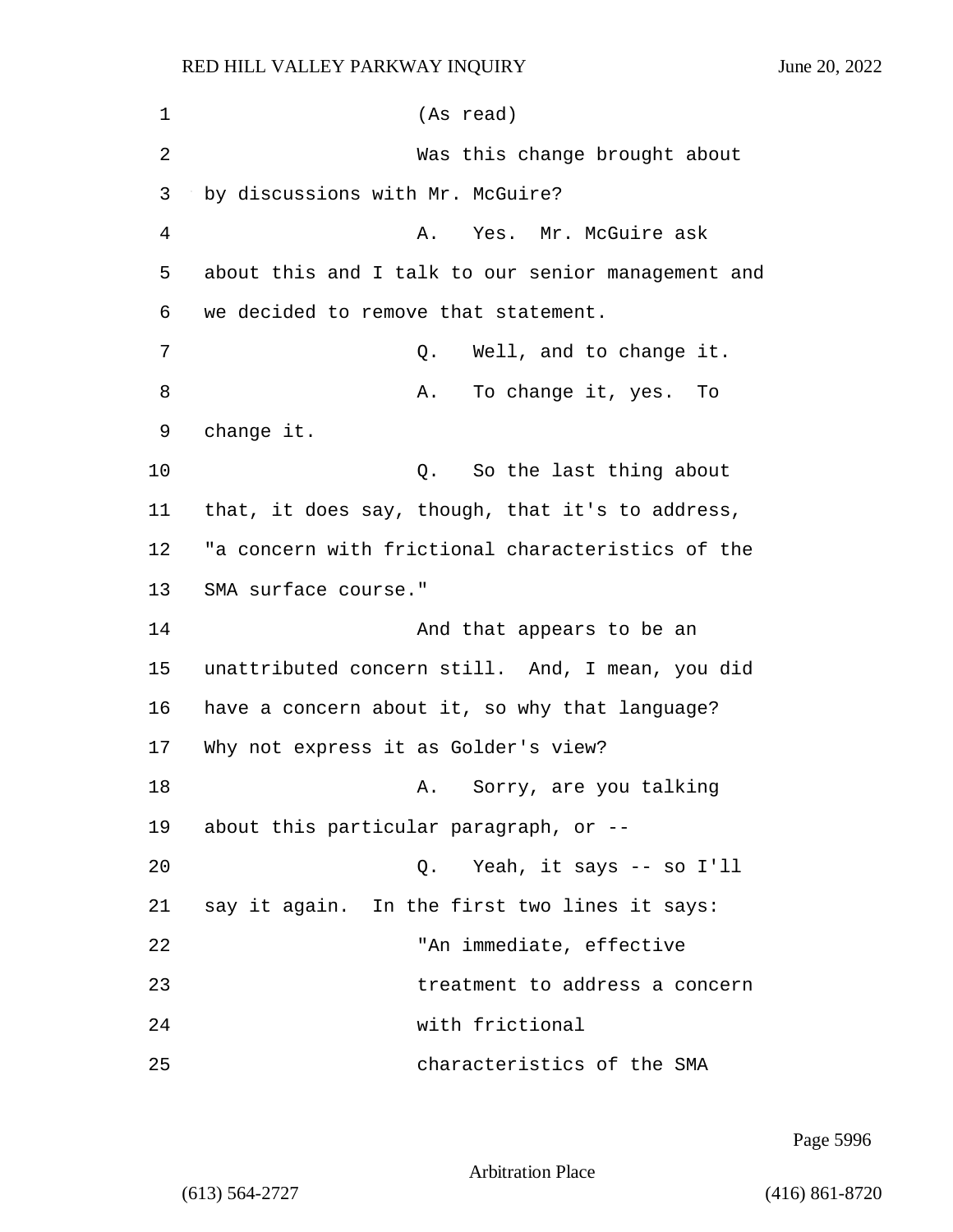(As read)

Was this change brought about by discussions with Mr. McGuire?

A. Yes. Mr. McGuire ask about this and I talk to our senior management and we decided to remove that statement.

Q. Well, and to change it.

A. To change it, yes. To change it.

Q. So the last thing about that, it does say, though, that it's to address, "a concern with frictional characteristics of the SMA surface course."

And that appears to be an unattributed concern still. And, I mean, you did have a concern about it, so why that language? Why not express it as Golder's view?

A. Sorry, are you talking about this particular paragraph, or --

Q. Yeah, it says -- so I'll say it again. In the first two lines it says:

"An immediate, effective treatment to address a concern with frictional characteristics of the SMA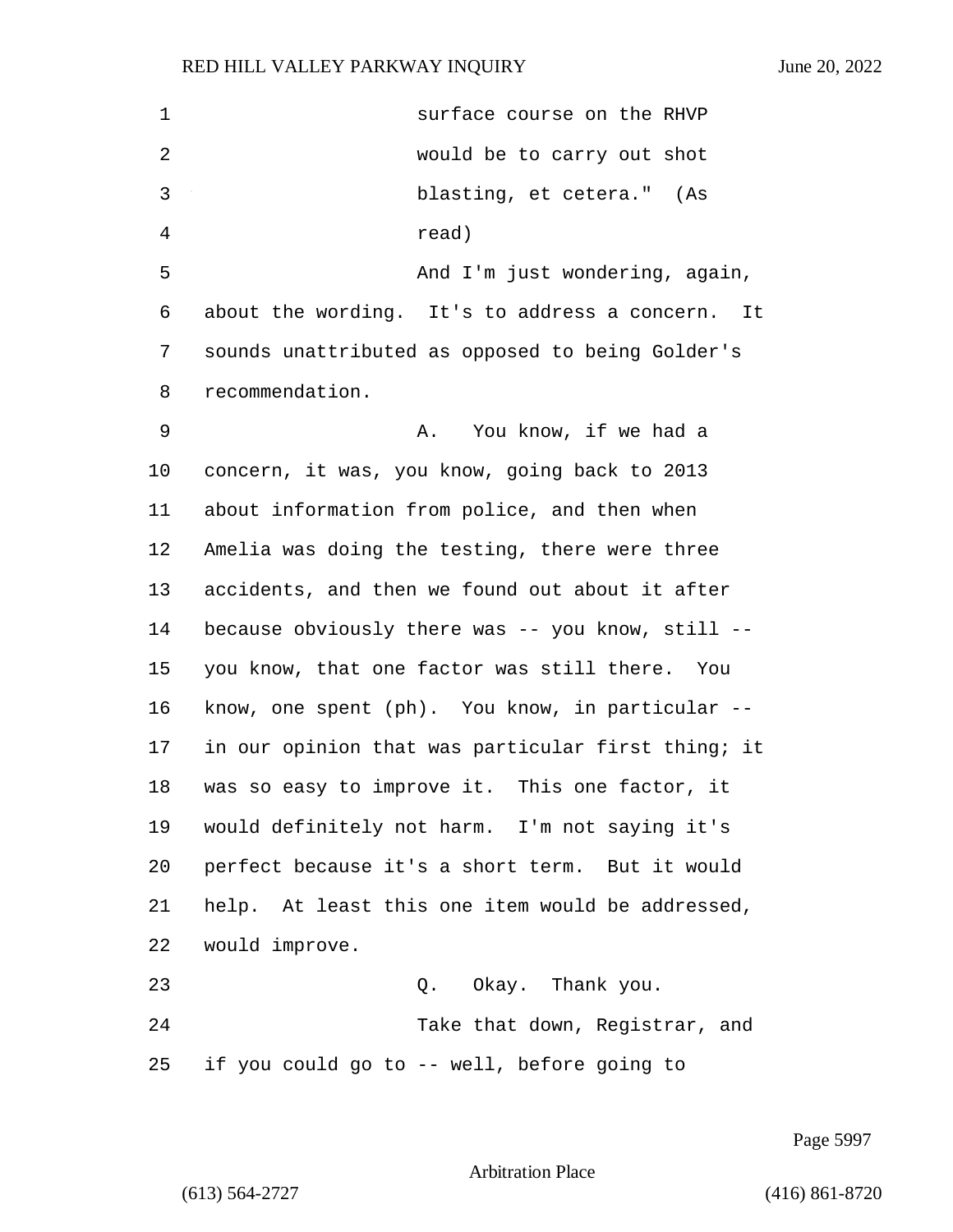surface course on the RHVP would be to carry out shot blasting, et cetera." (As read)

And I'm just wondering, again, about the wording. It's to address a concern. It sounds unattributed as opposed to being Golder's recommendation.

A. You know, if we had a concern, it was, you know, going back to 2013 about information from police, and then when Amelia was doing the testing, there were three accidents, and then we found out about it after because obviously there was -- you know, still -- you know, that one factor was still there. You know, one spent (ph). You know, in particular -- in our opinion that was particular first thing; it was so easy to improve it. This one factor, it would definitely not harm. I'm not saying it's perfect because it's a short term. But it would help. At least this one item would be addressed, would improve.

Q. Okay. Thank you.

Take that down, Registrar, and if you could go to -- well, before going to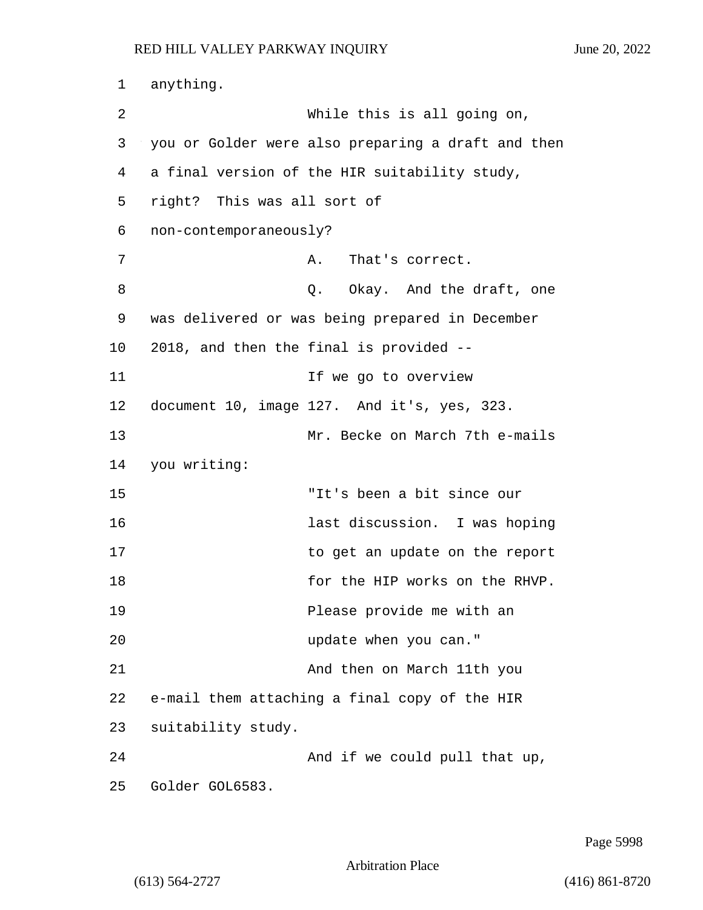anything.

While this is all going on, you or Golder were also preparing a draft and then a final version of the HIR suitability study, right? This was all sort of non-contemporaneously?

A. That's correct.

Q. Okay. And the draft, one was delivered or was being prepared in December 2018, and then the final is provided --

If we go to overview document 10, image 127. And it's, yes, 323.

Mr. Becke on March 7th e-mails you writing:

"It's been a bit since our last discussion. I was hoping to get an update on the report for the HIP works on the RHVP. Please provide me with an update when you can."

And then on March 11th you e-mail them attaching a final copy of the HIR suitability study.

And if we could pull that up, Golder GOL6583.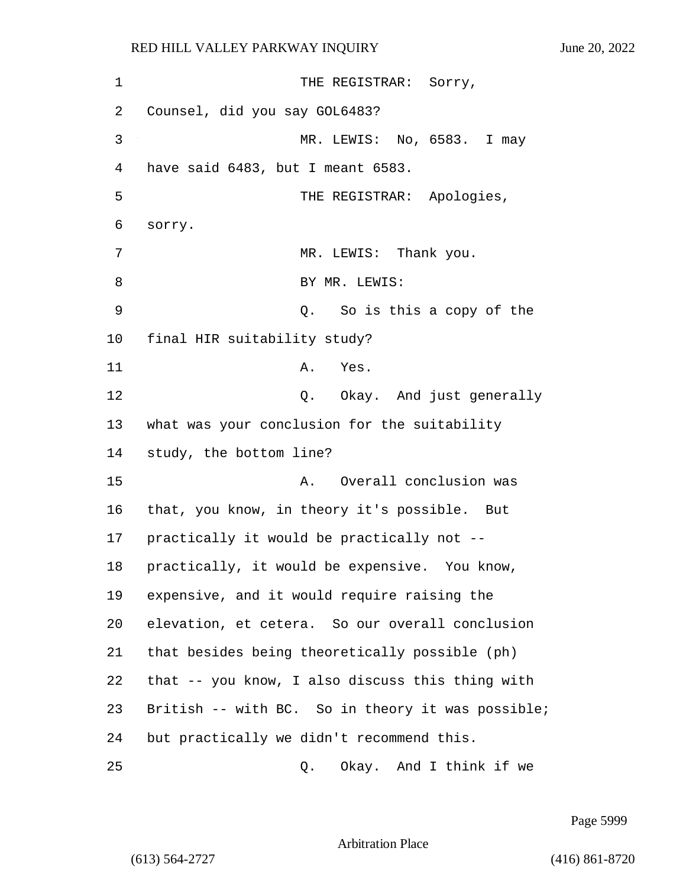THE REGISTRAR: Sorry, Counsel, did you say GOL6483?

MR. LEWIS: No, 6583. I may have said 6483, but I meant 6583.

THE REGISTRAR: Apologies, sorry.

MR. LEWIS: Thank you.

BY MR. LEWIS:

Q. So is this a copy of the final HIR suitability study?

A. Yes.

Q. Okay. And just generally what was your conclusion for the suitability study, the bottom line?

A. Overall conclusion was that, you know, in theory it's possible. But practically it would be practically not -- practically, it would be expensive. You know, expensive, and it would require raising the elevation, et cetera. So our overall conclusion that besides being theoretically possible (ph) that -- you know, I also discuss this thing with British -- with BC. So in theory it was possible; but practically we didn't recommend this.

Q. Okay. And I think if we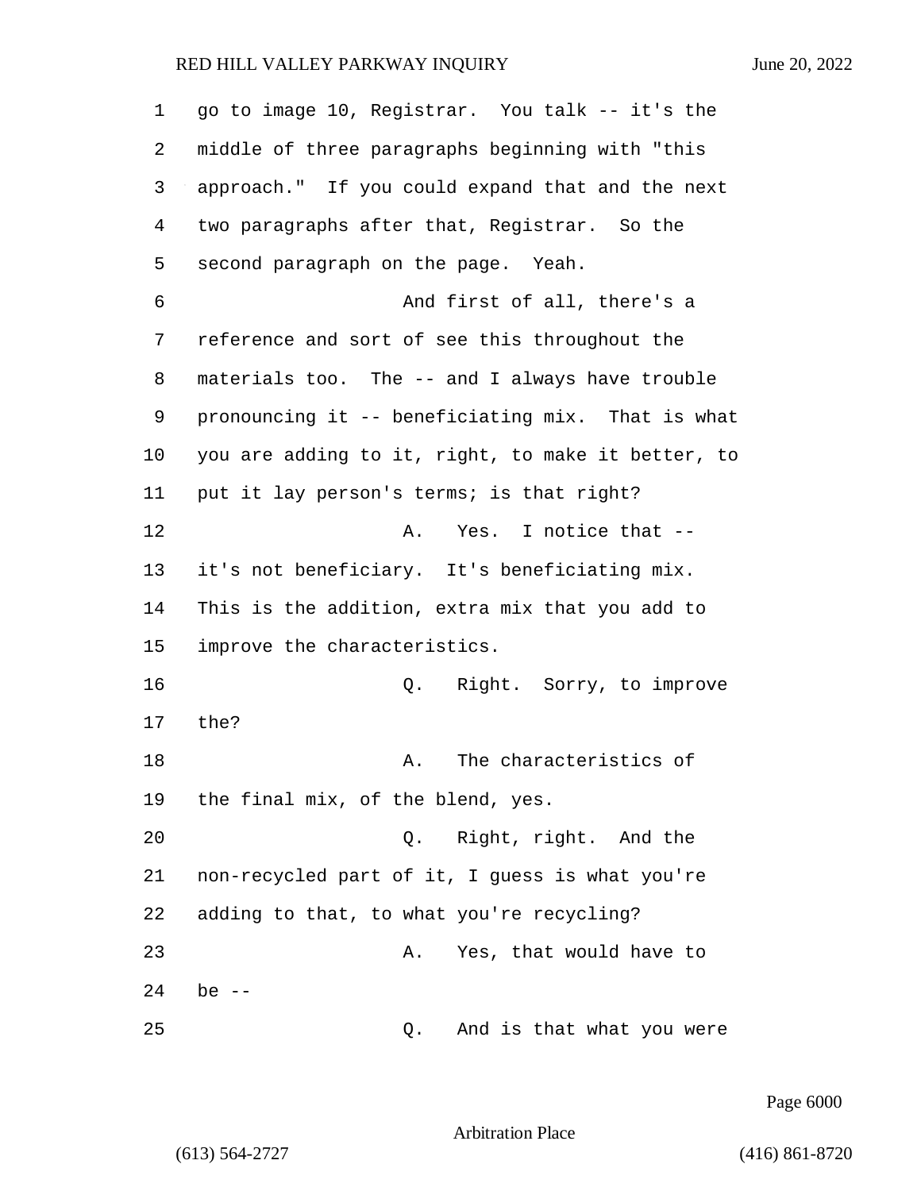go to image 10, Registrar. You talk -- it's the middle of three paragraphs beginning with "this approach." If you could expand that and the next two paragraphs after that, Registrar. So the second paragraph on the page. Yeah.

And first of all, there's a reference and sort of see this throughout the materials too. The -- and I always have trouble pronouncing it -- beneficiating mix. That is what you are adding to it, right, to make it better, to put it lay person's terms; is that right?

A. Yes. I notice that -- it's not beneficiary. It's beneficiating mix. This is the addition, extra mix that you add to improve the characteristics.

Q. Right. Sorry, to improve the?

A. The characteristics of the final mix, of the blend, yes.

Q. Right, right. And the non-recycled part of it, I guess is what you're adding to that, to what you're recycling?

A. Yes, that would have to be --

Q. And is that what you were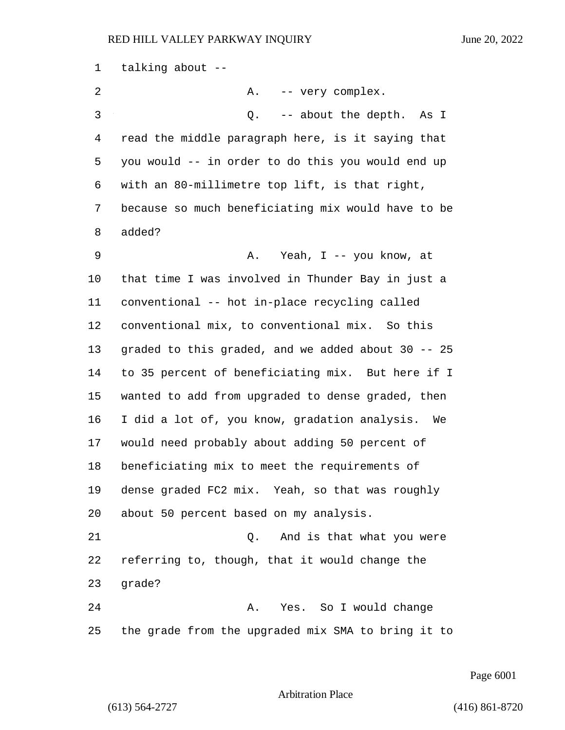1 talking about --

2 A. -- very complex.

3 Q. -- about the depth. As I

4 read the middle paragraph here, is it saying that

5 you would -- in order to do this you would end up

6 with an 80-millimetre top lift, is that right,

7 because so much beneficiating mix would have to be

8 added?

9 A. Yeah, I -- you know, at

10 that time I was involved in Thunder Bay in just a

11 conventional -- hot in-place recycling called

12 conventional mix, to conventional mix. So this

13 graded to this graded, and we added about 30 -- 25

14 to 35 percent of beneficiating mix. But here if I

15 wanted to add from upgraded to dense graded, then

16 I did a lot of, you know, gradation analysis. We

17 would need probably about adding 50 percent of

18 beneficiating mix to meet the requirements of

19 dense graded FC2 mix. Yeah, so that was roughly

20 about 50 percent based on my analysis.

21 Q. And is that what you were

22 referring to, though, that it would change the

23 grade?

24 A. Yes. So I would change

25 the grade from the upgraded mix SMA to bring it to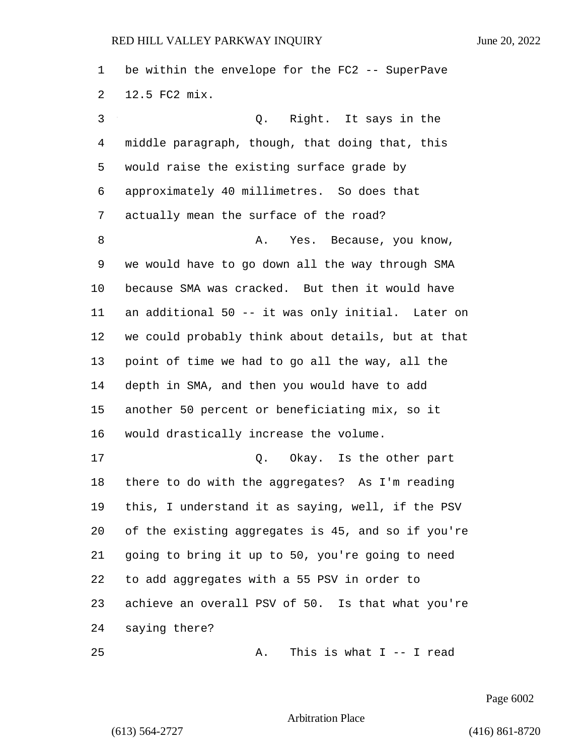1 be within the envelope for the FC2 -- SuperPave
2 12.5 FC2 mix.
3 Q. Right. It says in the
4 middle paragraph, though, that doing that, this
5 would raise the existing surface grade by
6 approximately 40 millimetres. So does that
7 actually mean the surface of the road?
8 A. Yes. Because, you know,
9 we would have to go down all the way through SMA
10 because SMA was cracked. But then it would have
11 an additional 50 -- it was only initial. Later on
12 we could probably think about details, but at that
13 point of time we had to go all the way, all the
14 depth in SMA, and then you would have to add
15 another 50 percent or beneficiating mix, so it
16 would drastically increase the volume.
17 Q. Okay. Is the other part
18 there to do with the aggregates? As I'm reading
19 this, I understand it as saying, well, if the PSV
20 of the existing aggregates is 45, and so if you're
21 going to bring it up to 50, you're going to need
22 to add aggregates with a 55 PSV in order to
23 achieve an overall PSV of 50. Is that what you're
24 saying there?
25 A. This is what I -- I read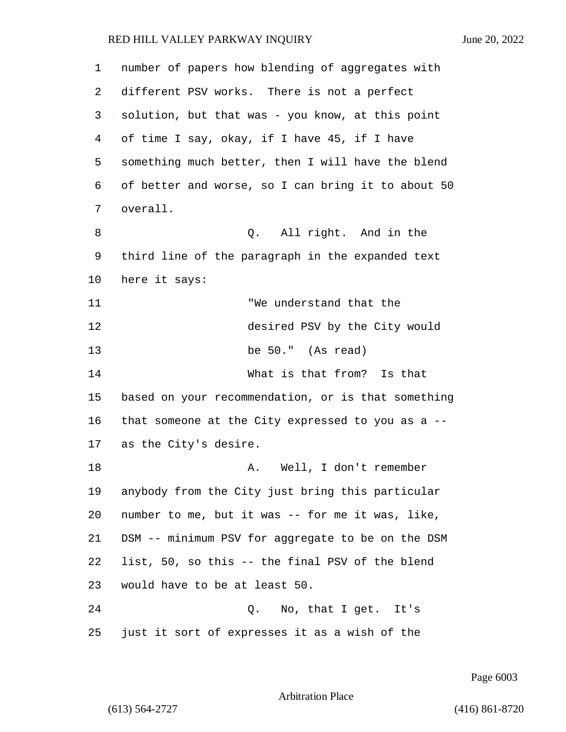number of papers how blending of aggregates with different PSV works. There is not a perfect solution, but that was - you know, at this point of time I say, okay, if I have 45, if I have something much better, then I will have the blend of better and worse, so I can bring it to about 50 overall.

Q. All right. And in the third line of the paragraph in the expanded text here it says:

> "We understand that the desired PSV by the City would be 50." (As read)

What is that from? Is that based on your recommendation, or is that something that someone at the City expressed to you as a -- as the City's desire.

A. Well, I don't remember anybody from the City just bring this particular number to me, but it was -- for me it was, like, DSM -- minimum PSV for aggregate to be on the DSM list, 50, so this -- the final PSV of the blend would have to be at least 50.

Q. No, that I get. It's just it sort of expresses it as a wish of the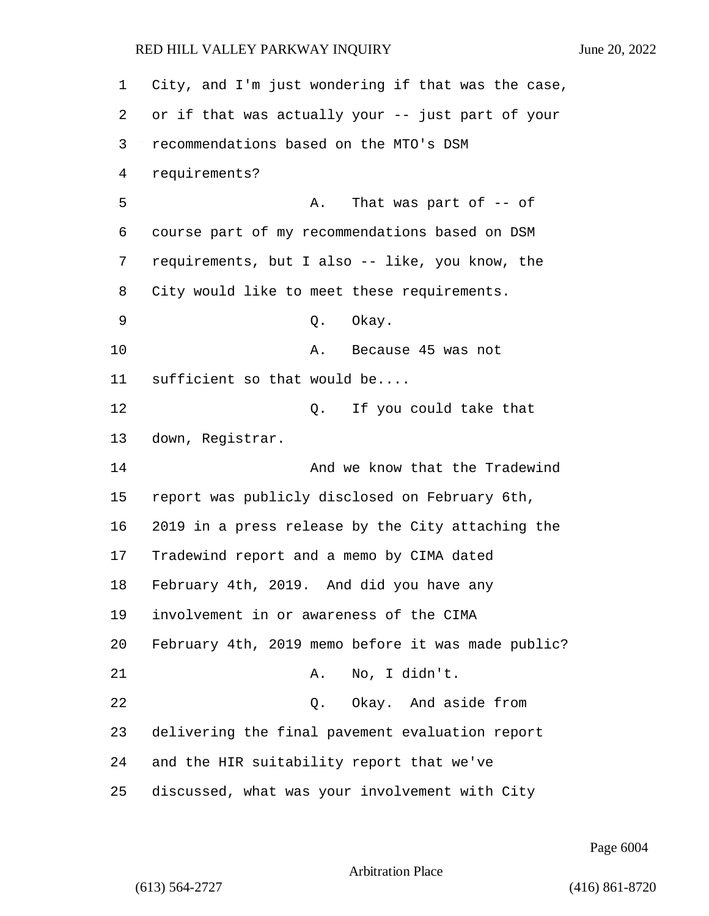City, and I'm just wondering if that was the case, or if that was actually your -- just part of your recommendations based on the MTO's DSM requirements?

A. That was part of -- of course part of my recommendations based on DSM requirements, but I also -- like, you know, the City would like to meet these requirements.

Q. Okay.

A. Because 45 was not sufficient so that would be....

Q. If you could take that down, Registrar.

And we know that the Tradewind report was publicly disclosed on February 6th, 2019 in a press release by the City attaching the Tradewind report and a memo by CIMA dated February 4th, 2019. And did you have any involvement in or awareness of the CIMA February 4th, 2019 memo before it was made public?

A. No, I didn't.

Q. Okay. And aside from delivering the final pavement evaluation report and the HIR suitability report that we've discussed, what was your involvement with City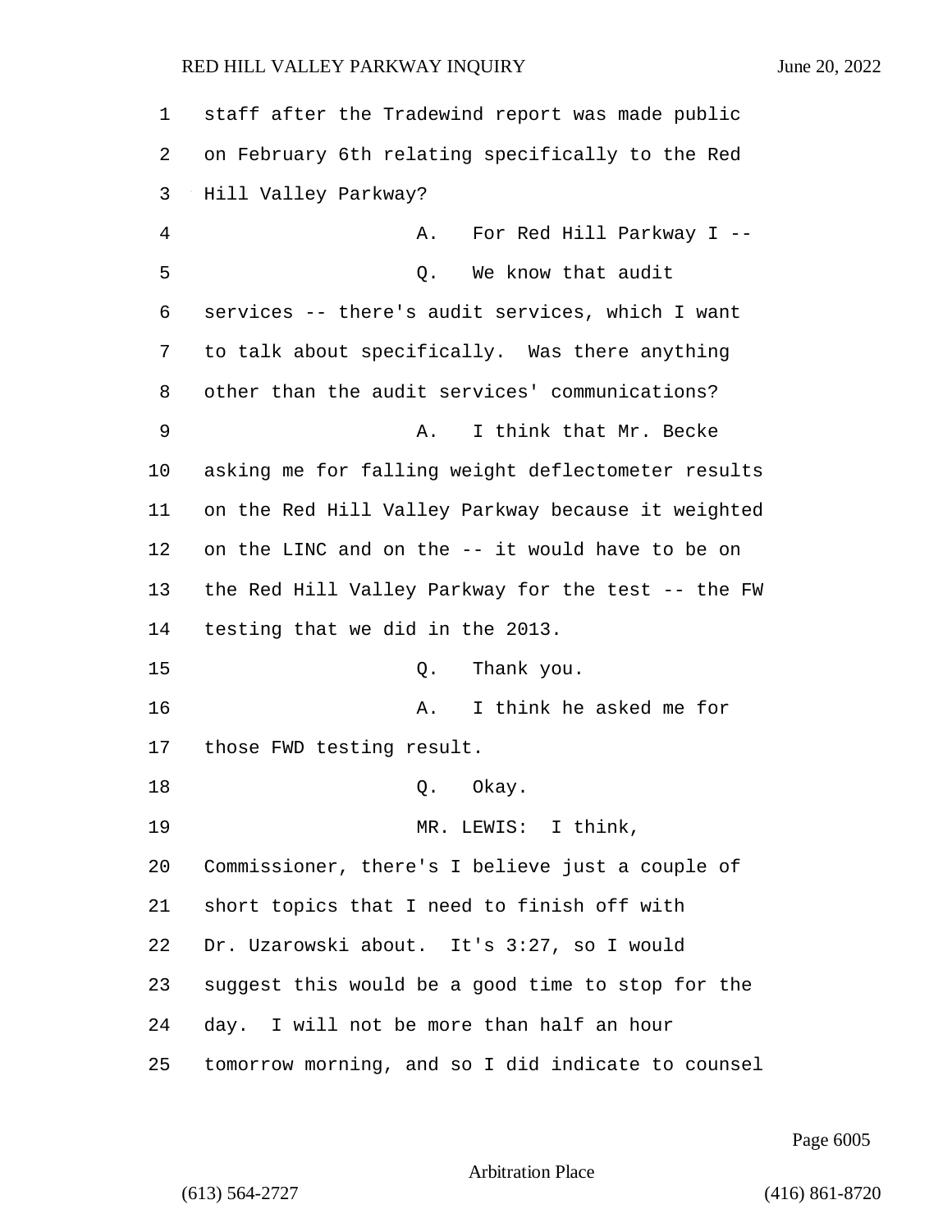staff after the Tradewind report was made public on February 6th relating specifically to the Red Hill Valley Parkway?

A. For Red Hill Parkway I --

Q. We know that audit services -- there's audit services, which I want to talk about specifically. Was there anything other than the audit services' communications?

A. I think that Mr. Becke asking me for falling weight deflectometer results on the Red Hill Valley Parkway because it weighted on the LINC and on the -- it would have to be on the Red Hill Valley Parkway for the test -- the FW testing that we did in the 2013.

Q. Thank you.

A. I think he asked me for those FWD testing result.

Q. Okay.

MR. LEWIS: I think, Commissioner, there's I believe just a couple of short topics that I need to finish off with Dr. Uzarowski about. It's 3:27, so I would suggest this would be a good time to stop for the day. I will not be more than half an hour tomorrow morning, and so I did indicate to counsel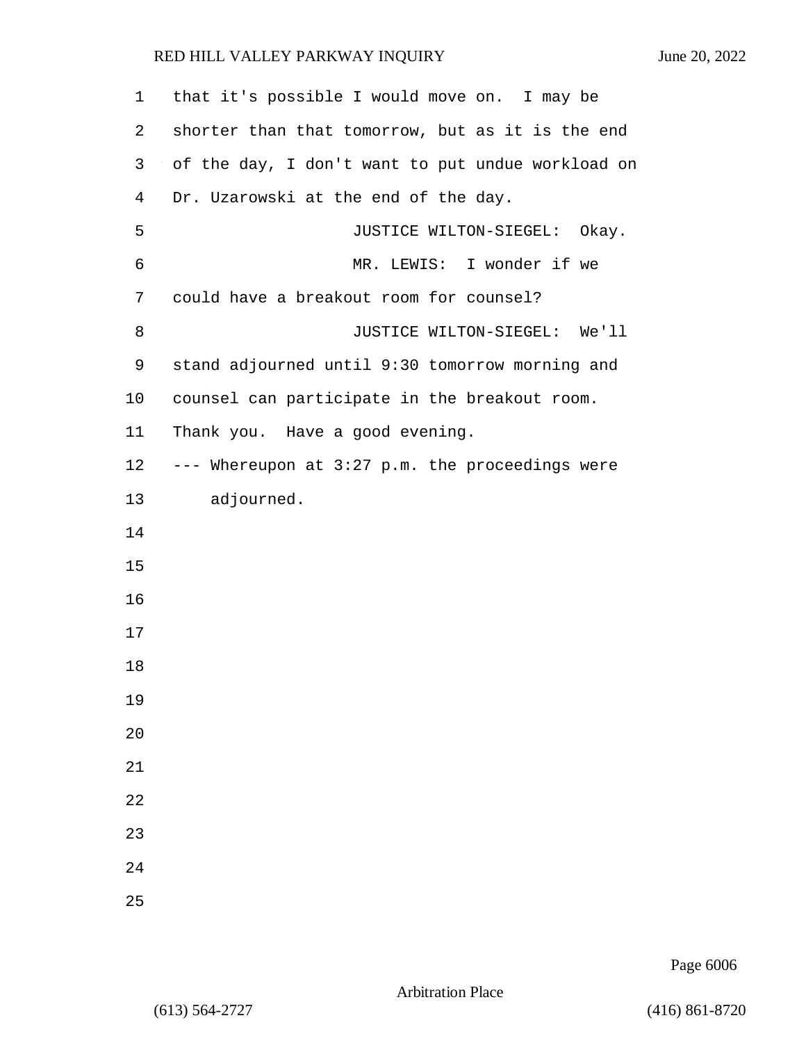that it's possible I would move on. I may be shorter than that tomorrow, but as it is the end of the day, I don't want to put undue workload on Dr. Uzarowski at the end of the day.

JUSTICE WILTON-SIEGEL: Okay.

MR. LEWIS: I wonder if we could have a breakout room for counsel?

JUSTICE WILTON-SIEGEL: We'll stand adjourned until 9:30 tomorrow morning and counsel can participate in the breakout room. Thank you. Have a good evening.

--- Whereupon at 3:27 p.m. the proceedings were adjourned.